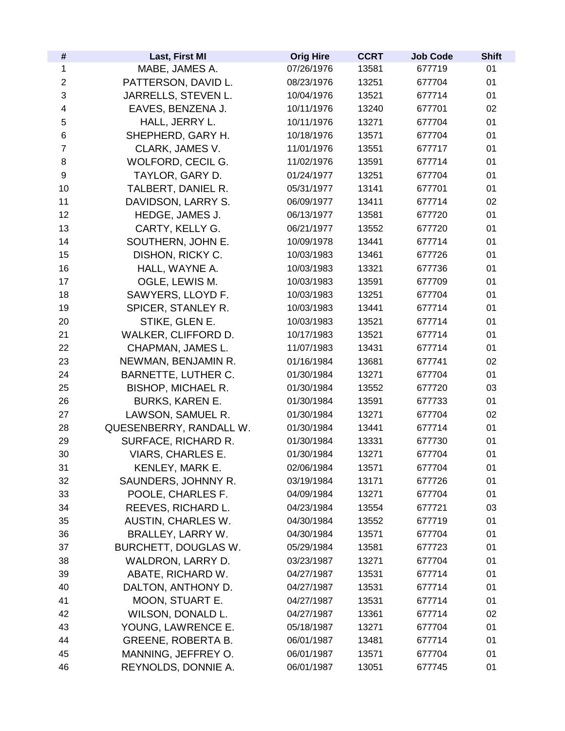| # | Last, First MI | Orig Hire | CCRT | Job Code | Shift |
|---|---|---|---|---|---|
| 1 | MABE, JAMES A. | 07/26/1976 | 13581 | 677719 | 01 |
| 2 | PATTERSON, DAVID L. | 08/23/1976 | 13251 | 677704 | 01 |
| 3 | JARRELLS, STEVEN L. | 10/04/1976 | 13521 | 677714 | 01 |
| 4 | EAVES, BENZENA J. | 10/11/1976 | 13240 | 677701 | 02 |
| 5 | HALL, JERRY L. | 10/11/1976 | 13271 | 677704 | 01 |
| 6 | SHEPHERD, GARY H. | 10/18/1976 | 13571 | 677704 | 01 |
| 7 | CLARK, JAMES V. | 11/01/1976 | 13551 | 677717 | 01 |
| 8 | WOLFORD, CECIL G. | 11/02/1976 | 13591 | 677714 | 01 |
| 9 | TAYLOR, GARY D. | 01/24/1977 | 13251 | 677704 | 01 |
| 10 | TALBERT, DANIEL R. | 05/31/1977 | 13141 | 677701 | 01 |
| 11 | DAVIDSON, LARRY S. | 06/09/1977 | 13411 | 677714 | 02 |
| 12 | HEDGE, JAMES J. | 06/13/1977 | 13581 | 677720 | 01 |
| 13 | CARTY, KELLY G. | 06/21/1977 | 13552 | 677720 | 01 |
| 14 | SOUTHERN, JOHN E. | 10/09/1978 | 13441 | 677714 | 01 |
| 15 | DISHON, RICKY C. | 10/03/1983 | 13461 | 677726 | 01 |
| 16 | HALL, WAYNE A. | 10/03/1983 | 13321 | 677736 | 01 |
| 17 | OGLE, LEWIS M. | 10/03/1983 | 13591 | 677709 | 01 |
| 18 | SAWYERS, LLOYD F. | 10/03/1983 | 13251 | 677704 | 01 |
| 19 | SPICER, STANLEY R. | 10/03/1983 | 13441 | 677714 | 01 |
| 20 | STIKE, GLEN E. | 10/03/1983 | 13521 | 677714 | 01 |
| 21 | WALKER, CLIFFORD D. | 10/17/1983 | 13521 | 677714 | 01 |
| 22 | CHAPMAN, JAMES L. | 11/07/1983 | 13431 | 677714 | 01 |
| 23 | NEWMAN, BENJAMIN R. | 01/16/1984 | 13681 | 677741 | 02 |
| 24 | BARNETTE, LUTHER C. | 01/30/1984 | 13271 | 677704 | 01 |
| 25 | BISHOP, MICHAEL R. | 01/30/1984 | 13552 | 677720 | 03 |
| 26 | BURKS, KAREN E. | 01/30/1984 | 13591 | 677733 | 01 |
| 27 | LAWSON, SAMUEL R. | 01/30/1984 | 13271 | 677704 | 02 |
| 28 | QUESENBERRY, RANDALL W. | 01/30/1984 | 13441 | 677714 | 01 |
| 29 | SURFACE, RICHARD R. | 01/30/1984 | 13331 | 677730 | 01 |
| 30 | VIARS, CHARLES E. | 01/30/1984 | 13271 | 677704 | 01 |
| 31 | KENLEY, MARK E. | 02/06/1984 | 13571 | 677704 | 01 |
| 32 | SAUNDERS, JOHNNY R. | 03/19/1984 | 13171 | 677726 | 01 |
| 33 | POOLE, CHARLES F. | 04/09/1984 | 13271 | 677704 | 01 |
| 34 | REEVES, RICHARD L. | 04/23/1984 | 13554 | 677721 | 03 |
| 35 | AUSTIN, CHARLES W. | 04/30/1984 | 13552 | 677719 | 01 |
| 36 | BRALLEY, LARRY W. | 04/30/1984 | 13571 | 677704 | 01 |
| 37 | BURCHETT, DOUGLAS W. | 05/29/1984 | 13581 | 677723 | 01 |
| 38 | WALDRON, LARRY D. | 03/23/1987 | 13271 | 677704 | 01 |
| 39 | ABATE, RICHARD W. | 04/27/1987 | 13531 | 677714 | 01 |
| 40 | DALTON, ANTHONY D. | 04/27/1987 | 13531 | 677714 | 01 |
| 41 | MOON, STUART E. | 04/27/1987 | 13531 | 677714 | 01 |
| 42 | WILSON, DONALD L. | 04/27/1987 | 13361 | 677714 | 02 |
| 43 | YOUNG, LAWRENCE E. | 05/18/1987 | 13271 | 677704 | 01 |
| 44 | GREENE, ROBERTA B. | 06/01/1987 | 13481 | 677714 | 01 |
| 45 | MANNING, JEFFREY O. | 06/01/1987 | 13571 | 677704 | 01 |
| 46 | REYNOLDS, DONNIE A. | 06/01/1987 | 13051 | 677745 | 01 |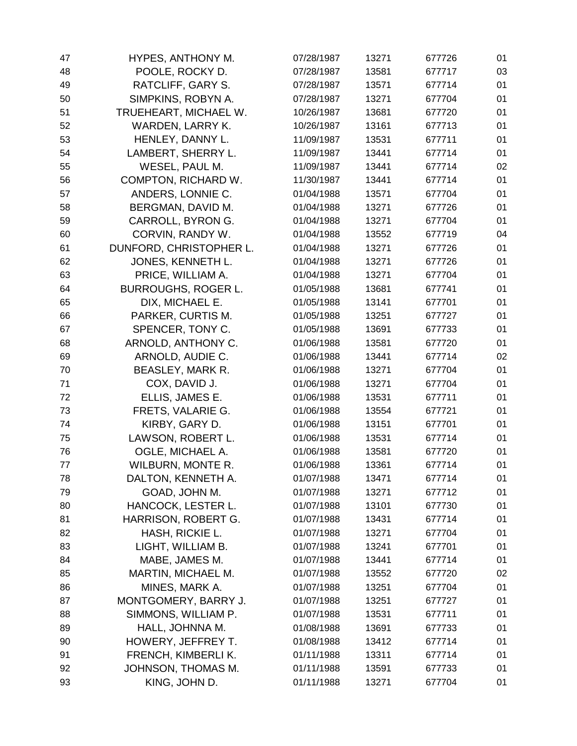| | | | | | |
|---|---|---|---|---|---|
| 47 | HYPES, ANTHONY M. | 07/28/1987 | 13271 | 677726 | 01 |
| 48 | POOLE, ROCKY D. | 07/28/1987 | 13581 | 677717 | 03 |
| 49 | RATCLIFF, GARY S. | 07/28/1987 | 13571 | 677714 | 01 |
| 50 | SIMPKINS, ROBYN A. | 07/28/1987 | 13271 | 677704 | 01 |
| 51 | TRUEHEART, MICHAEL W. | 10/26/1987 | 13681 | 677720 | 01 |
| 52 | WARDEN, LARRY K. | 10/26/1987 | 13161 | 677713 | 01 |
| 53 | HENLEY, DANNY L. | 11/09/1987 | 13531 | 677711 | 01 |
| 54 | LAMBERT, SHERRY L. | 11/09/1987 | 13441 | 677714 | 01 |
| 55 | WESEL, PAUL M. | 11/09/1987 | 13441 | 677714 | 02 |
| 56 | COMPTON, RICHARD W. | 11/30/1987 | 13441 | 677714 | 01 |
| 57 | ANDERS, LONNIE C. | 01/04/1988 | 13571 | 677704 | 01 |
| 58 | BERGMAN, DAVID M. | 01/04/1988 | 13271 | 677726 | 01 |
| 59 | CARROLL, BYRON G. | 01/04/1988 | 13271 | 677704 | 01 |
| 60 | CORVIN, RANDY W. | 01/04/1988 | 13552 | 677719 | 04 |
| 61 | DUNFORD, CHRISTOPHER L. | 01/04/1988 | 13271 | 677726 | 01 |
| 62 | JONES, KENNETH L. | 01/04/1988 | 13271 | 677726 | 01 |
| 63 | PRICE, WILLIAM A. | 01/04/1988 | 13271 | 677704 | 01 |
| 64 | BURROUGHS, ROGER L. | 01/05/1988 | 13681 | 677741 | 01 |
| 65 | DIX, MICHAEL E. | 01/05/1988 | 13141 | 677701 | 01 |
| 66 | PARKER, CURTIS M. | 01/05/1988 | 13251 | 677727 | 01 |
| 67 | SPENCER, TONY C. | 01/05/1988 | 13691 | 677733 | 01 |
| 68 | ARNOLD, ANTHONY C. | 01/06/1988 | 13581 | 677720 | 01 |
| 69 | ARNOLD, AUDIE C. | 01/06/1988 | 13441 | 677714 | 02 |
| 70 | BEASLEY, MARK R. | 01/06/1988 | 13271 | 677704 | 01 |
| 71 | COX, DAVID J. | 01/06/1988 | 13271 | 677704 | 01 |
| 72 | ELLIS, JAMES E. | 01/06/1988 | 13531 | 677711 | 01 |
| 73 | FRETS, VALARIE G. | 01/06/1988 | 13554 | 677721 | 01 |
| 74 | KIRBY, GARY D. | 01/06/1988 | 13151 | 677701 | 01 |
| 75 | LAWSON, ROBERT L. | 01/06/1988 | 13531 | 677714 | 01 |
| 76 | OGLE, MICHAEL A. | 01/06/1988 | 13581 | 677720 | 01 |
| 77 | WILBURN, MONTE R. | 01/06/1988 | 13361 | 677714 | 01 |
| 78 | DALTON, KENNETH A. | 01/07/1988 | 13471 | 677714 | 01 |
| 79 | GOAD, JOHN M. | 01/07/1988 | 13271 | 677712 | 01 |
| 80 | HANCOCK, LESTER L. | 01/07/1988 | 13101 | 677730 | 01 |
| 81 | HARRISON, ROBERT G. | 01/07/1988 | 13431 | 677714 | 01 |
| 82 | HASH, RICKIE L. | 01/07/1988 | 13271 | 677704 | 01 |
| 83 | LIGHT, WILLIAM B. | 01/07/1988 | 13241 | 677701 | 01 |
| 84 | MABE, JAMES M. | 01/07/1988 | 13441 | 677714 | 01 |
| 85 | MARTIN, MICHAEL M. | 01/07/1988 | 13552 | 677720 | 02 |
| 86 | MINES, MARK A. | 01/07/1988 | 13251 | 677704 | 01 |
| 87 | MONTGOMERY, BARRY J. | 01/07/1988 | 13251 | 677727 | 01 |
| 88 | SIMMONS, WILLIAM P. | 01/07/1988 | 13531 | 677711 | 01 |
| 89 | HALL, JOHNNA M. | 01/08/1988 | 13691 | 677733 | 01 |
| 90 | HOWERY, JEFFREY T. | 01/08/1988 | 13412 | 677714 | 01 |
| 91 | FRENCH, KIMBERLI K. | 01/11/1988 | 13311 | 677714 | 01 |
| 92 | JOHNSON, THOMAS M. | 01/11/1988 | 13591 | 677733 | 01 |
| 93 | KING, JOHN D. | 01/11/1988 | 13271 | 677704 | 01 |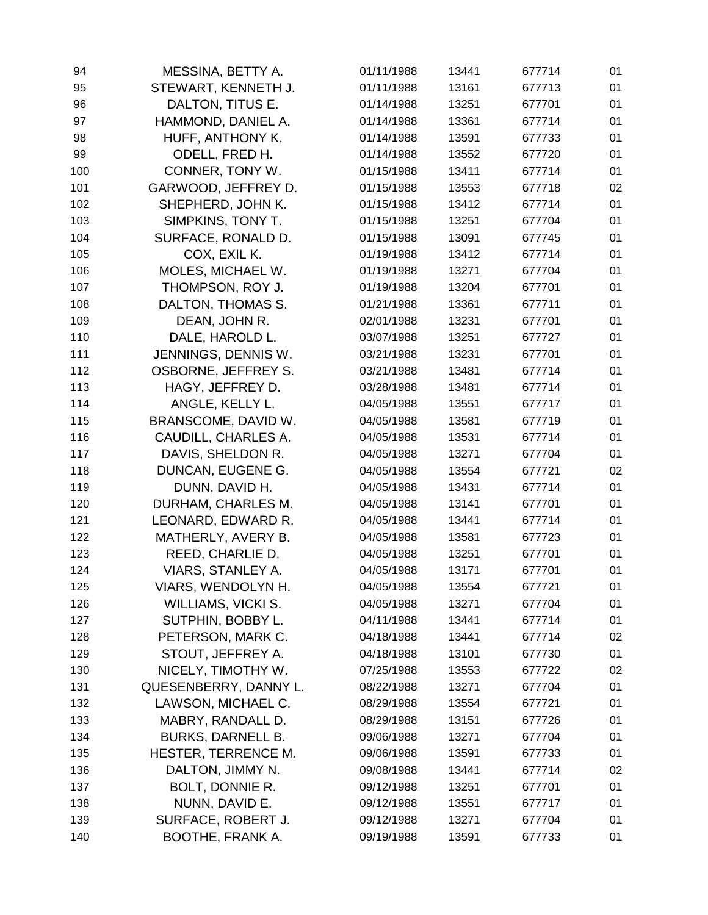| | | | | | |
|---|---|---|---|---|---|
| 94 | MESSINA, BETTY A. | 01/11/1988 | 13441 | 677714 | 01 |
| 95 | STEWART, KENNETH J. | 01/11/1988 | 13161 | 677713 | 01 |
| 96 | DALTON, TITUS E. | 01/14/1988 | 13251 | 677701 | 01 |
| 97 | HAMMOND, DANIEL A. | 01/14/1988 | 13361 | 677714 | 01 |
| 98 | HUFF, ANTHONY K. | 01/14/1988 | 13591 | 677733 | 01 |
| 99 | ODELL, FRED H. | 01/14/1988 | 13552 | 677720 | 01 |
| 100 | CONNER, TONY W. | 01/15/1988 | 13411 | 677714 | 01 |
| 101 | GARWOOD, JEFFREY D. | 01/15/1988 | 13553 | 677718 | 02 |
| 102 | SHEPHERD, JOHN K. | 01/15/1988 | 13412 | 677714 | 01 |
| 103 | SIMPKINS, TONY T. | 01/15/1988 | 13251 | 677704 | 01 |
| 104 | SURFACE, RONALD D. | 01/15/1988 | 13091 | 677745 | 01 |
| 105 | COX, EXIL K. | 01/19/1988 | 13412 | 677714 | 01 |
| 106 | MOLES, MICHAEL W. | 01/19/1988 | 13271 | 677704 | 01 |
| 107 | THOMPSON, ROY J. | 01/19/1988 | 13204 | 677701 | 01 |
| 108 | DALTON, THOMAS S. | 01/21/1988 | 13361 | 677711 | 01 |
| 109 | DEAN, JOHN R. | 02/01/1988 | 13231 | 677701 | 01 |
| 110 | DALE, HAROLD L. | 03/07/1988 | 13251 | 677727 | 01 |
| 111 | JENNINGS, DENNIS W. | 03/21/1988 | 13231 | 677701 | 01 |
| 112 | OSBORNE, JEFFREY S. | 03/21/1988 | 13481 | 677714 | 01 |
| 113 | HAGY, JEFFREY D. | 03/28/1988 | 13481 | 677714 | 01 |
| 114 | ANGLE, KELLY L. | 04/05/1988 | 13551 | 677717 | 01 |
| 115 | BRANSCOME, DAVID W. | 04/05/1988 | 13581 | 677719 | 01 |
| 116 | CAUDILL, CHARLES A. | 04/05/1988 | 13531 | 677714 | 01 |
| 117 | DAVIS, SHELDON R. | 04/05/1988 | 13271 | 677704 | 01 |
| 118 | DUNCAN, EUGENE G. | 04/05/1988 | 13554 | 677721 | 02 |
| 119 | DUNN, DAVID H. | 04/05/1988 | 13431 | 677714 | 01 |
| 120 | DURHAM, CHARLES M. | 04/05/1988 | 13141 | 677701 | 01 |
| 121 | LEONARD, EDWARD R. | 04/05/1988 | 13441 | 677714 | 01 |
| 122 | MATHERLY, AVERY B. | 04/05/1988 | 13581 | 677723 | 01 |
| 123 | REED, CHARLIE D. | 04/05/1988 | 13251 | 677701 | 01 |
| 124 | VIARS, STANLEY A. | 04/05/1988 | 13171 | 677701 | 01 |
| 125 | VIARS, WENDOLYN H. | 04/05/1988 | 13554 | 677721 | 01 |
| 126 | WILLIAMS, VICKI S. | 04/05/1988 | 13271 | 677704 | 01 |
| 127 | SUTPHIN, BOBBY L. | 04/11/1988 | 13441 | 677714 | 01 |
| 128 | PETERSON, MARK C. | 04/18/1988 | 13441 | 677714 | 02 |
| 129 | STOUT, JEFFREY A. | 04/18/1988 | 13101 | 677730 | 01 |
| 130 | NICELY, TIMOTHY W. | 07/25/1988 | 13553 | 677722 | 02 |
| 131 | QUESENBERRY, DANNY L. | 08/22/1988 | 13271 | 677704 | 01 |
| 132 | LAWSON, MICHAEL C. | 08/29/1988 | 13554 | 677721 | 01 |
| 133 | MABRY, RANDALL D. | 08/29/1988 | 13151 | 677726 | 01 |
| 134 | BURKS, DARNELL B. | 09/06/1988 | 13271 | 677704 | 01 |
| 135 | HESTER, TERRENCE M. | 09/06/1988 | 13591 | 677733 | 01 |
| 136 | DALTON, JIMMY N. | 09/08/1988 | 13441 | 677714 | 02 |
| 137 | BOLT, DONNIE R. | 09/12/1988 | 13251 | 677701 | 01 |
| 138 | NUNN, DAVID E. | 09/12/1988 | 13551 | 677717 | 01 |
| 139 | SURFACE, ROBERT J. | 09/12/1988 | 13271 | 677704 | 01 |
| 140 | BOOTHE, FRANK A. | 09/19/1988 | 13591 | 677733 | 01 |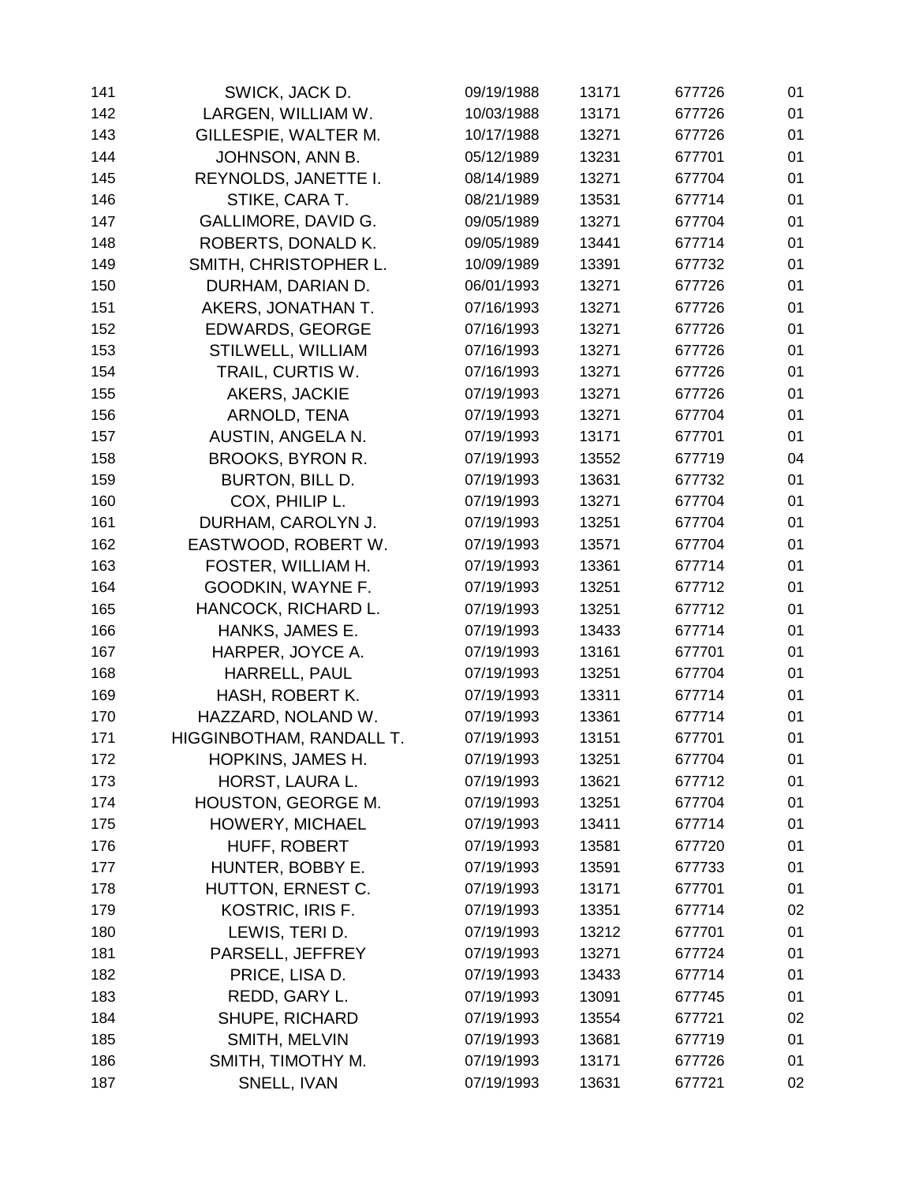| | | | | | |
|---|---|---|---|---|---|
| 141 | SWICK, JACK D. | 09/19/1988 | 13171 | 677726 | 01 |
| 142 | LARGEN, WILLIAM W. | 10/03/1988 | 13171 | 677726 | 01 |
| 143 | GILLESPIE, WALTER M. | 10/17/1988 | 13271 | 677726 | 01 |
| 144 | JOHNSON, ANN B. | 05/12/1989 | 13231 | 677701 | 01 |
| 145 | REYNOLDS, JANETTE I. | 08/14/1989 | 13271 | 677704 | 01 |
| 146 | STIKE, CARA T. | 08/21/1989 | 13531 | 677714 | 01 |
| 147 | GALLIMORE, DAVID G. | 09/05/1989 | 13271 | 677704 | 01 |
| 148 | ROBERTS, DONALD K. | 09/05/1989 | 13441 | 677714 | 01 |
| 149 | SMITH, CHRISTOPHER L. | 10/09/1989 | 13391 | 677732 | 01 |
| 150 | DURHAM, DARIAN D. | 06/01/1993 | 13271 | 677726 | 01 |
| 151 | AKERS, JONATHAN T. | 07/16/1993 | 13271 | 677726 | 01 |
| 152 | EDWARDS, GEORGE | 07/16/1993 | 13271 | 677726 | 01 |
| 153 | STILWELL, WILLIAM | 07/16/1993 | 13271 | 677726 | 01 |
| 154 | TRAIL, CURTIS W. | 07/16/1993 | 13271 | 677726 | 01 |
| 155 | AKERS, JACKIE | 07/19/1993 | 13271 | 677726 | 01 |
| 156 | ARNOLD, TENA | 07/19/1993 | 13271 | 677704 | 01 |
| 157 | AUSTIN, ANGELA N. | 07/19/1993 | 13171 | 677701 | 01 |
| 158 | BROOKS, BYRON R. | 07/19/1993 | 13552 | 677719 | 04 |
| 159 | BURTON, BILL D. | 07/19/1993 | 13631 | 677732 | 01 |
| 160 | COX, PHILIP L. | 07/19/1993 | 13271 | 677704 | 01 |
| 161 | DURHAM, CAROLYN J. | 07/19/1993 | 13251 | 677704 | 01 |
| 162 | EASTWOOD, ROBERT W. | 07/19/1993 | 13571 | 677704 | 01 |
| 163 | FOSTER, WILLIAM H. | 07/19/1993 | 13361 | 677714 | 01 |
| 164 | GOODKIN, WAYNE F. | 07/19/1993 | 13251 | 677712 | 01 |
| 165 | HANCOCK, RICHARD L. | 07/19/1993 | 13251 | 677712 | 01 |
| 166 | HANKS, JAMES E. | 07/19/1993 | 13433 | 677714 | 01 |
| 167 | HARPER, JOYCE A. | 07/19/1993 | 13161 | 677701 | 01 |
| 168 | HARRELL, PAUL | 07/19/1993 | 13251 | 677704 | 01 |
| 169 | HASH, ROBERT K. | 07/19/1993 | 13311 | 677714 | 01 |
| 170 | HAZZARD, NOLAND W. | 07/19/1993 | 13361 | 677714 | 01 |
| 171 | HIGGINBOTHAM, RANDALL T. | 07/19/1993 | 13151 | 677701 | 01 |
| 172 | HOPKINS, JAMES H. | 07/19/1993 | 13251 | 677704 | 01 |
| 173 | HORST, LAURA L. | 07/19/1993 | 13621 | 677712 | 01 |
| 174 | HOUSTON, GEORGE M. | 07/19/1993 | 13251 | 677704 | 01 |
| 175 | HOWERY, MICHAEL | 07/19/1993 | 13411 | 677714 | 01 |
| 176 | HUFF, ROBERT | 07/19/1993 | 13581 | 677720 | 01 |
| 177 | HUNTER, BOBBY E. | 07/19/1993 | 13591 | 677733 | 01 |
| 178 | HUTTON, ERNEST C. | 07/19/1993 | 13171 | 677701 | 01 |
| 179 | KOSTRIC, IRIS F. | 07/19/1993 | 13351 | 677714 | 02 |
| 180 | LEWIS, TERI D. | 07/19/1993 | 13212 | 677701 | 01 |
| 181 | PARSELL, JEFFREY | 07/19/1993 | 13271 | 677724 | 01 |
| 182 | PRICE, LISA D. | 07/19/1993 | 13433 | 677714 | 01 |
| 183 | REDD, GARY L. | 07/19/1993 | 13091 | 677745 | 01 |
| 184 | SHUPE, RICHARD | 07/19/1993 | 13554 | 677721 | 02 |
| 185 | SMITH, MELVIN | 07/19/1993 | 13681 | 677719 | 01 |
| 186 | SMITH, TIMOTHY M. | 07/19/1993 | 13171 | 677726 | 01 |
| 187 | SNELL, IVAN | 07/19/1993 | 13631 | 677721 | 02 |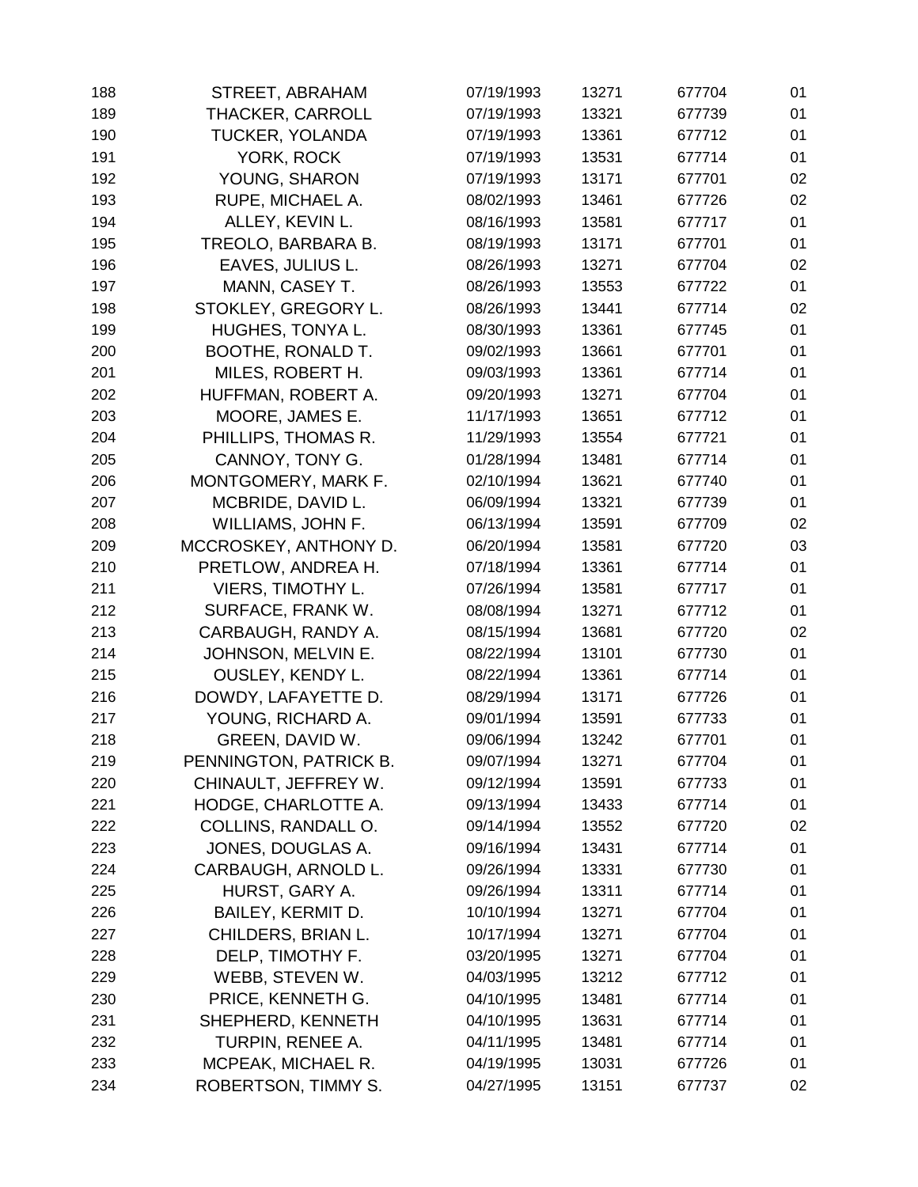| | | | | | |
|---|---|---|---|---|---|
| 188 | STREET, ABRAHAM | 07/19/1993 | 13271 | 677704 | 01 |
| 189 | THACKER, CARROLL | 07/19/1993 | 13321 | 677739 | 01 |
| 190 | TUCKER, YOLANDA | 07/19/1993 | 13361 | 677712 | 01 |
| 191 | YORK, ROCK | 07/19/1993 | 13531 | 677714 | 01 |
| 192 | YOUNG, SHARON | 07/19/1993 | 13171 | 677701 | 02 |
| 193 | RUPE, MICHAEL A. | 08/02/1993 | 13461 | 677726 | 02 |
| 194 | ALLEY, KEVIN L. | 08/16/1993 | 13581 | 677717 | 01 |
| 195 | TREOLO, BARBARA B. | 08/19/1993 | 13171 | 677701 | 01 |
| 196 | EAVES, JULIUS L. | 08/26/1993 | 13271 | 677704 | 02 |
| 197 | MANN, CASEY T. | 08/26/1993 | 13553 | 677722 | 01 |
| 198 | STOKLEY, GREGORY L. | 08/26/1993 | 13441 | 677714 | 02 |
| 199 | HUGHES, TONYA L. | 08/30/1993 | 13361 | 677745 | 01 |
| 200 | BOOTHE, RONALD T. | 09/02/1993 | 13661 | 677701 | 01 |
| 201 | MILES, ROBERT H. | 09/03/1993 | 13361 | 677714 | 01 |
| 202 | HUFFMAN, ROBERT A. | 09/20/1993 | 13271 | 677704 | 01 |
| 203 | MOORE, JAMES E. | 11/17/1993 | 13651 | 677712 | 01 |
| 204 | PHILLIPS, THOMAS R. | 11/29/1993 | 13554 | 677721 | 01 |
| 205 | CANNOY, TONY G. | 01/28/1994 | 13481 | 677714 | 01 |
| 206 | MONTGOMERY, MARK F. | 02/10/1994 | 13621 | 677740 | 01 |
| 207 | MCBRIDE, DAVID L. | 06/09/1994 | 13321 | 677739 | 01 |
| 208 | WILLIAMS, JOHN F. | 06/13/1994 | 13591 | 677709 | 02 |
| 209 | MCCROSKEY, ANTHONY D. | 06/20/1994 | 13581 | 677720 | 03 |
| 210 | PRETLOW, ANDREA H. | 07/18/1994 | 13361 | 677714 | 01 |
| 211 | VIERS, TIMOTHY L. | 07/26/1994 | 13581 | 677717 | 01 |
| 212 | SURFACE, FRANK W. | 08/08/1994 | 13271 | 677712 | 01 |
| 213 | CARBAUGH, RANDY A. | 08/15/1994 | 13681 | 677720 | 02 |
| 214 | JOHNSON, MELVIN E. | 08/22/1994 | 13101 | 677730 | 01 |
| 215 | OUSLEY, KENDY L. | 08/22/1994 | 13361 | 677714 | 01 |
| 216 | DOWDY, LAFAYETTE D. | 08/29/1994 | 13171 | 677726 | 01 |
| 217 | YOUNG, RICHARD A. | 09/01/1994 | 13591 | 677733 | 01 |
| 218 | GREEN, DAVID W. | 09/06/1994 | 13242 | 677701 | 01 |
| 219 | PENNINGTON, PATRICK B. | 09/07/1994 | 13271 | 677704 | 01 |
| 220 | CHINAULT, JEFFREY W. | 09/12/1994 | 13591 | 677733 | 01 |
| 221 | HODGE, CHARLOTTE A. | 09/13/1994 | 13433 | 677714 | 01 |
| 222 | COLLINS, RANDALL O. | 09/14/1994 | 13552 | 677720 | 02 |
| 223 | JONES, DOUGLAS A. | 09/16/1994 | 13431 | 677714 | 01 |
| 224 | CARBAUGH, ARNOLD L. | 09/26/1994 | 13331 | 677730 | 01 |
| 225 | HURST, GARY A. | 09/26/1994 | 13311 | 677714 | 01 |
| 226 | BAILEY, KERMIT D. | 10/10/1994 | 13271 | 677704 | 01 |
| 227 | CHILDERS, BRIAN L. | 10/17/1994 | 13271 | 677704 | 01 |
| 228 | DELP, TIMOTHY F. | 03/20/1995 | 13271 | 677704 | 01 |
| 229 | WEBB, STEVEN W. | 04/03/1995 | 13212 | 677712 | 01 |
| 230 | PRICE, KENNETH G. | 04/10/1995 | 13481 | 677714 | 01 |
| 231 | SHEPHERD, KENNETH | 04/10/1995 | 13631 | 677714 | 01 |
| 232 | TURPIN, RENEE A. | 04/11/1995 | 13481 | 677714 | 01 |
| 233 | MCPEAK, MICHAEL R. | 04/19/1995 | 13031 | 677726 | 01 |
| 234 | ROBERTSON, TIMMY S. | 04/27/1995 | 13151 | 677737 | 02 |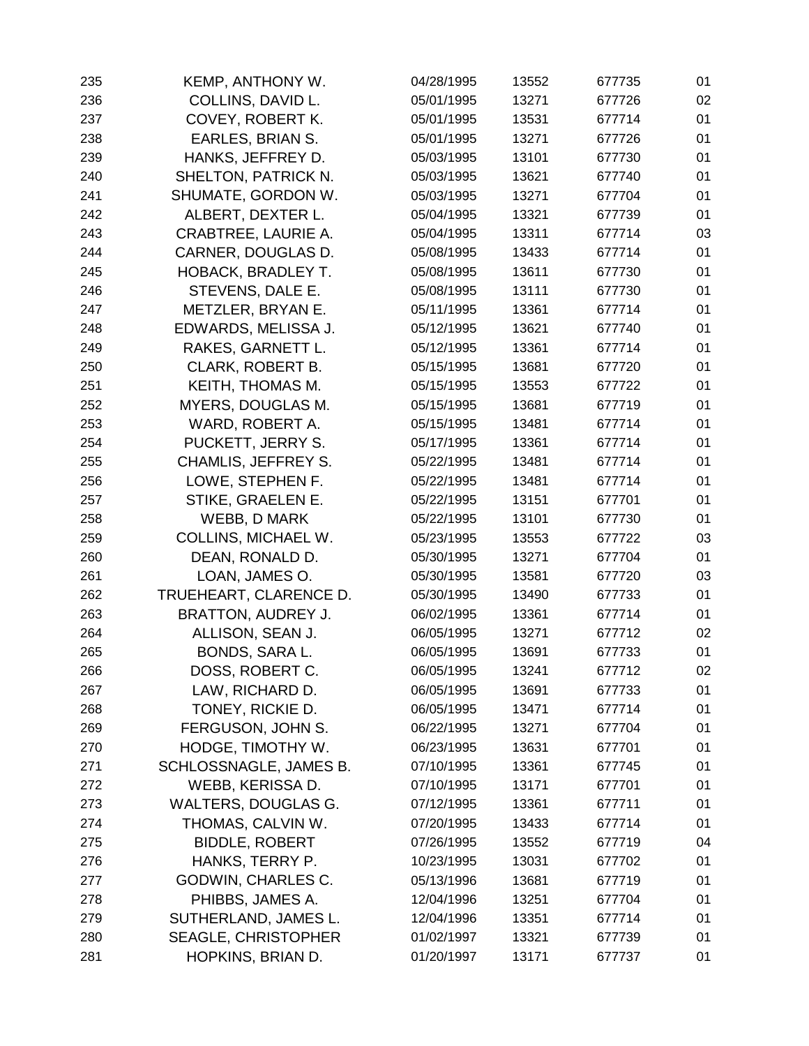| | | | | | |
|---|---|---|---|---|---|
| 235 | KEMP, ANTHONY W. | 04/28/1995 | 13552 | 677735 | 01 |
| 236 | COLLINS, DAVID L. | 05/01/1995 | 13271 | 677726 | 02 |
| 237 | COVEY, ROBERT K. | 05/01/1995 | 13531 | 677714 | 01 |
| 238 | EARLES, BRIAN S. | 05/01/1995 | 13271 | 677726 | 01 |
| 239 | HANKS, JEFFREY D. | 05/03/1995 | 13101 | 677730 | 01 |
| 240 | SHELTON, PATRICK N. | 05/03/1995 | 13621 | 677740 | 01 |
| 241 | SHUMATE, GORDON W. | 05/03/1995 | 13271 | 677704 | 01 |
| 242 | ALBERT, DEXTER L. | 05/04/1995 | 13321 | 677739 | 01 |
| 243 | CRABTREE, LAURIE A. | 05/04/1995 | 13311 | 677714 | 03 |
| 244 | CARNER, DOUGLAS D. | 05/08/1995 | 13433 | 677714 | 01 |
| 245 | HOBACK, BRADLEY T. | 05/08/1995 | 13611 | 677730 | 01 |
| 246 | STEVENS, DALE E. | 05/08/1995 | 13111 | 677730 | 01 |
| 247 | METZLER, BRYAN E. | 05/11/1995 | 13361 | 677714 | 01 |
| 248 | EDWARDS, MELISSA J. | 05/12/1995 | 13621 | 677740 | 01 |
| 249 | RAKES, GARNETT L. | 05/12/1995 | 13361 | 677714 | 01 |
| 250 | CLARK, ROBERT B. | 05/15/1995 | 13681 | 677720 | 01 |
| 251 | KEITH, THOMAS M. | 05/15/1995 | 13553 | 677722 | 01 |
| 252 | MYERS, DOUGLAS M. | 05/15/1995 | 13681 | 677719 | 01 |
| 253 | WARD, ROBERT A. | 05/15/1995 | 13481 | 677714 | 01 |
| 254 | PUCKETT, JERRY S. | 05/17/1995 | 13361 | 677714 | 01 |
| 255 | CHAMLIS, JEFFREY S. | 05/22/1995 | 13481 | 677714 | 01 |
| 256 | LOWE, STEPHEN F. | 05/22/1995 | 13481 | 677714 | 01 |
| 257 | STIKE, GRAELEN E. | 05/22/1995 | 13151 | 677701 | 01 |
| 258 | WEBB, D MARK | 05/22/1995 | 13101 | 677730 | 01 |
| 259 | COLLINS, MICHAEL W. | 05/23/1995 | 13553 | 677722 | 03 |
| 260 | DEAN, RONALD D. | 05/30/1995 | 13271 | 677704 | 01 |
| 261 | LOAN, JAMES O. | 05/30/1995 | 13581 | 677720 | 03 |
| 262 | TRUEHEART, CLARENCE D. | 05/30/1995 | 13490 | 677733 | 01 |
| 263 | BRATTON, AUDREY J. | 06/02/1995 | 13361 | 677714 | 01 |
| 264 | ALLISON, SEAN J. | 06/05/1995 | 13271 | 677712 | 02 |
| 265 | BONDS, SARA L. | 06/05/1995 | 13691 | 677733 | 01 |
| 266 | DOSS, ROBERT C. | 06/05/1995 | 13241 | 677712 | 02 |
| 267 | LAW, RICHARD D. | 06/05/1995 | 13691 | 677733 | 01 |
| 268 | TONEY, RICKIE D. | 06/05/1995 | 13471 | 677714 | 01 |
| 269 | FERGUSON, JOHN S. | 06/22/1995 | 13271 | 677704 | 01 |
| 270 | HODGE, TIMOTHY W. | 06/23/1995 | 13631 | 677701 | 01 |
| 271 | SCHLOSSNAGLE, JAMES B. | 07/10/1995 | 13361 | 677745 | 01 |
| 272 | WEBB, KERISSA D. | 07/10/1995 | 13171 | 677701 | 01 |
| 273 | WALTERS, DOUGLAS G. | 07/12/1995 | 13361 | 677711 | 01 |
| 274 | THOMAS, CALVIN W. | 07/20/1995 | 13433 | 677714 | 01 |
| 275 | BIDDLE, ROBERT | 07/26/1995 | 13552 | 677719 | 04 |
| 276 | HANKS, TERRY P. | 10/23/1995 | 13031 | 677702 | 01 |
| 277 | GODWIN, CHARLES C. | 05/13/1996 | 13681 | 677719 | 01 |
| 278 | PHIBBS, JAMES A. | 12/04/1996 | 13251 | 677704 | 01 |
| 279 | SUTHERLAND, JAMES L. | 12/04/1996 | 13351 | 677714 | 01 |
| 280 | SEAGLE, CHRISTOPHER | 01/02/1997 | 13321 | 677739 | 01 |
| 281 | HOPKINS, BRIAN D. | 01/20/1997 | 13171 | 677737 | 01 |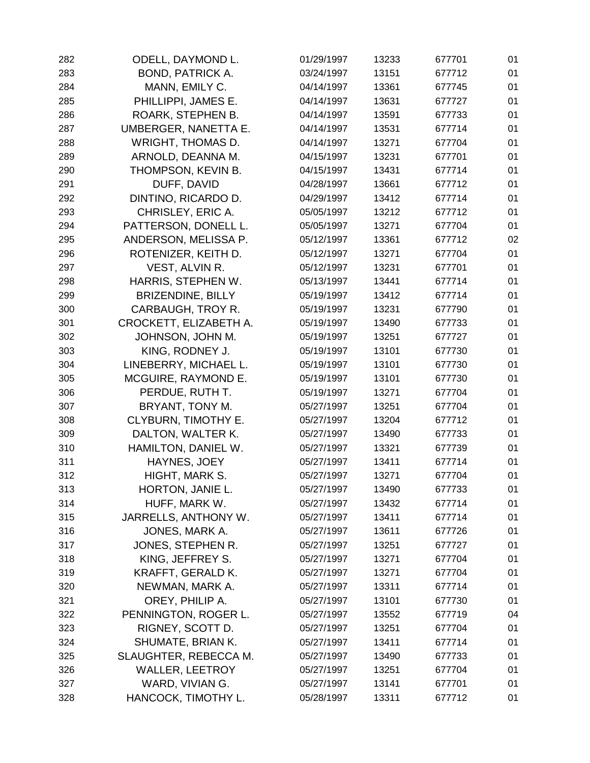| | | | | | |
|---|---|---|---|---|---|
| 282 | ODELL, DAYMOND L. | 01/29/1997 | 13233 | 677701 | 01 |
| 283 | BOND, PATRICK A. | 03/24/1997 | 13151 | 677712 | 01 |
| 284 | MANN, EMILY C. | 04/14/1997 | 13361 | 677745 | 01 |
| 285 | PHILLIPPI, JAMES E. | 04/14/1997 | 13631 | 677727 | 01 |
| 286 | ROARK, STEPHEN B. | 04/14/1997 | 13591 | 677733 | 01 |
| 287 | UMBERGER, NANETTA E. | 04/14/1997 | 13531 | 677714 | 01 |
| 288 | WRIGHT, THOMAS D. | 04/14/1997 | 13271 | 677704 | 01 |
| 289 | ARNOLD, DEANNA M. | 04/15/1997 | 13231 | 677701 | 01 |
| 290 | THOMPSON, KEVIN B. | 04/15/1997 | 13431 | 677714 | 01 |
| 291 | DUFF, DAVID | 04/28/1997 | 13661 | 677712 | 01 |
| 292 | DINTINO, RICARDO D. | 04/29/1997 | 13412 | 677714 | 01 |
| 293 | CHRISLEY, ERIC A. | 05/05/1997 | 13212 | 677712 | 01 |
| 294 | PATTERSON, DONELL L. | 05/05/1997 | 13271 | 677704 | 01 |
| 295 | ANDERSON, MELISSA P. | 05/12/1997 | 13361 | 677712 | 02 |
| 296 | ROTENIZER, KEITH D. | 05/12/1997 | 13271 | 677704 | 01 |
| 297 | VEST, ALVIN R. | 05/12/1997 | 13231 | 677701 | 01 |
| 298 | HARRIS, STEPHEN W. | 05/13/1997 | 13441 | 677714 | 01 |
| 299 | BRIZENDINE, BILLY | 05/19/1997 | 13412 | 677714 | 01 |
| 300 | CARBAUGH, TROY R. | 05/19/1997 | 13231 | 677790 | 01 |
| 301 | CROCKETT, ELIZABETH A. | 05/19/1997 | 13490 | 677733 | 01 |
| 302 | JOHNSON, JOHN M. | 05/19/1997 | 13251 | 677727 | 01 |
| 303 | KING, RODNEY J. | 05/19/1997 | 13101 | 677730 | 01 |
| 304 | LINEBERRY, MICHAEL L. | 05/19/1997 | 13101 | 677730 | 01 |
| 305 | MCGUIRE, RAYMOND E. | 05/19/1997 | 13101 | 677730 | 01 |
| 306 | PERDUE, RUTH T. | 05/19/1997 | 13271 | 677704 | 01 |
| 307 | BRYANT, TONY M. | 05/27/1997 | 13251 | 677704 | 01 |
| 308 | CLYBURN, TIMOTHY E. | 05/27/1997 | 13204 | 677712 | 01 |
| 309 | DALTON, WALTER K. | 05/27/1997 | 13490 | 677733 | 01 |
| 310 | HAMILTON, DANIEL W. | 05/27/1997 | 13321 | 677739 | 01 |
| 311 | HAYNES, JOEY | 05/27/1997 | 13411 | 677714 | 01 |
| 312 | HIGHT, MARK S. | 05/27/1997 | 13271 | 677704 | 01 |
| 313 | HORTON, JANIE L. | 05/27/1997 | 13490 | 677733 | 01 |
| 314 | HUFF, MARK W. | 05/27/1997 | 13432 | 677714 | 01 |
| 315 | JARRELLS, ANTHONY W. | 05/27/1997 | 13411 | 677714 | 01 |
| 316 | JONES, MARK A. | 05/27/1997 | 13611 | 677726 | 01 |
| 317 | JONES, STEPHEN R. | 05/27/1997 | 13251 | 677727 | 01 |
| 318 | KING, JEFFREY S. | 05/27/1997 | 13271 | 677704 | 01 |
| 319 | KRAFFT, GERALD K. | 05/27/1997 | 13271 | 677704 | 01 |
| 320 | NEWMAN, MARK A. | 05/27/1997 | 13311 | 677714 | 01 |
| 321 | OREY, PHILIP A. | 05/27/1997 | 13101 | 677730 | 01 |
| 322 | PENNINGTON, ROGER L. | 05/27/1997 | 13552 | 677719 | 04 |
| 323 | RIGNEY, SCOTT D. | 05/27/1997 | 13251 | 677704 | 01 |
| 324 | SHUMATE, BRIAN K. | 05/27/1997 | 13411 | 677714 | 01 |
| 325 | SLAUGHTER, REBECCA M. | 05/27/1997 | 13490 | 677733 | 01 |
| 326 | WALLER, LEETROY | 05/27/1997 | 13251 | 677704 | 01 |
| 327 | WARD, VIVIAN G. | 05/27/1997 | 13141 | 677701 | 01 |
| 328 | HANCOCK, TIMOTHY L. | 05/28/1997 | 13311 | 677712 | 01 |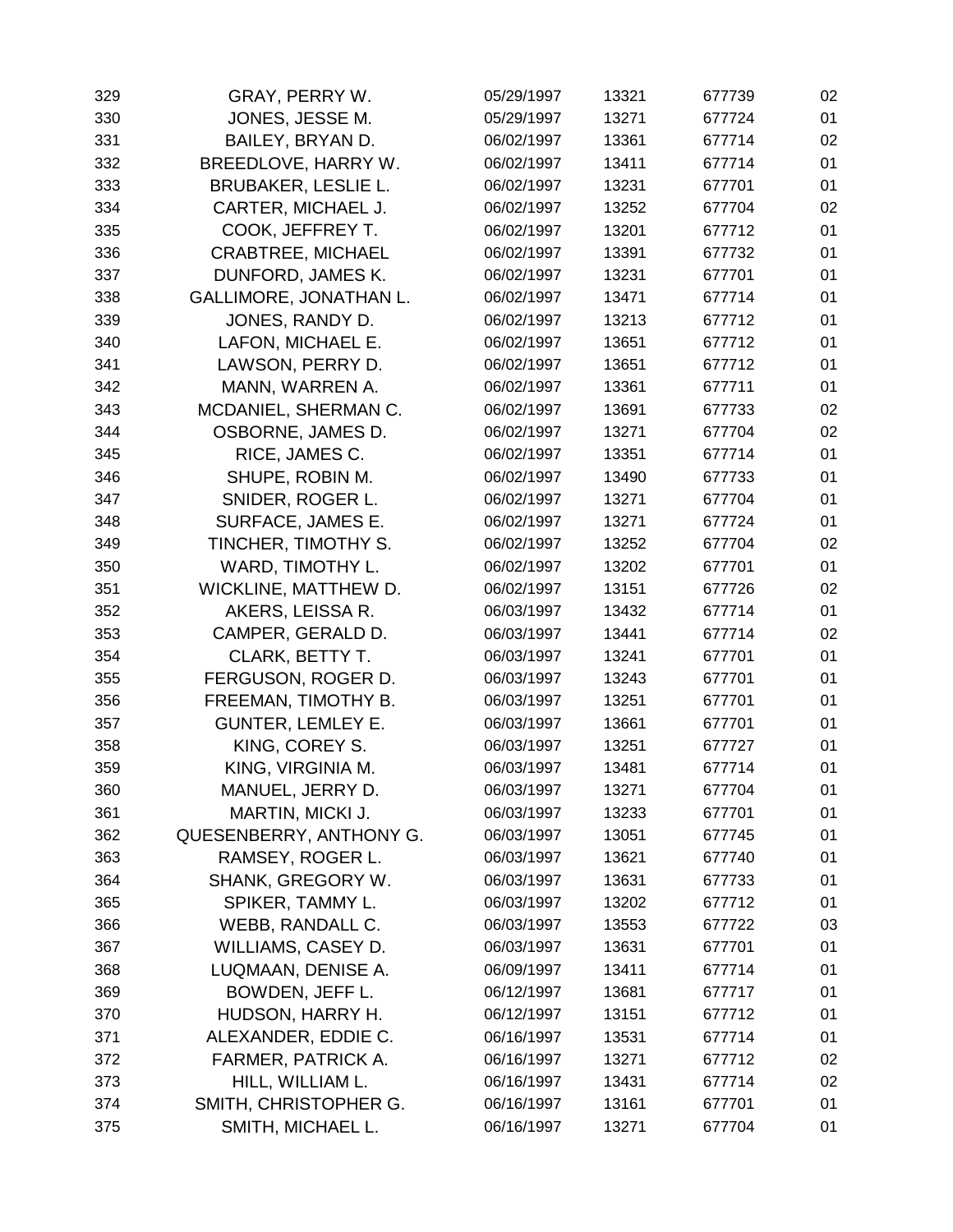| | | | | | |
|---|---|---|---|---|---|
| 329 | GRAY, PERRY W. | 05/29/1997 | 13321 | 677739 | 02 |
| 330 | JONES, JESSE M. | 05/29/1997 | 13271 | 677724 | 01 |
| 331 | BAILEY, BRYAN D. | 06/02/1997 | 13361 | 677714 | 02 |
| 332 | BREEDLOVE, HARRY W. | 06/02/1997 | 13411 | 677714 | 01 |
| 333 | BRUBAKER, LESLIE L. | 06/02/1997 | 13231 | 677701 | 01 |
| 334 | CARTER, MICHAEL J. | 06/02/1997 | 13252 | 677704 | 02 |
| 335 | COOK, JEFFREY T. | 06/02/1997 | 13201 | 677712 | 01 |
| 336 | CRABTREE, MICHAEL | 06/02/1997 | 13391 | 677732 | 01 |
| 337 | DUNFORD, JAMES K. | 06/02/1997 | 13231 | 677701 | 01 |
| 338 | GALLIMORE, JONATHAN L. | 06/02/1997 | 13471 | 677714 | 01 |
| 339 | JONES, RANDY D. | 06/02/1997 | 13213 | 677712 | 01 |
| 340 | LAFON, MICHAEL E. | 06/02/1997 | 13651 | 677712 | 01 |
| 341 | LAWSON, PERRY D. | 06/02/1997 | 13651 | 677712 | 01 |
| 342 | MANN, WARREN A. | 06/02/1997 | 13361 | 677711 | 01 |
| 343 | MCDANIEL, SHERMAN C. | 06/02/1997 | 13691 | 677733 | 02 |
| 344 | OSBORNE, JAMES D. | 06/02/1997 | 13271 | 677704 | 02 |
| 345 | RICE, JAMES C. | 06/02/1997 | 13351 | 677714 | 01 |
| 346 | SHUPE, ROBIN M. | 06/02/1997 | 13490 | 677733 | 01 |
| 347 | SNIDER, ROGER L. | 06/02/1997 | 13271 | 677704 | 01 |
| 348 | SURFACE, JAMES E. | 06/02/1997 | 13271 | 677724 | 01 |
| 349 | TINCHER, TIMOTHY S. | 06/02/1997 | 13252 | 677704 | 02 |
| 350 | WARD, TIMOTHY L. | 06/02/1997 | 13202 | 677701 | 01 |
| 351 | WICKLINE, MATTHEW D. | 06/02/1997 | 13151 | 677726 | 02 |
| 352 | AKERS, LEISSA R. | 06/03/1997 | 13432 | 677714 | 01 |
| 353 | CAMPER, GERALD D. | 06/03/1997 | 13441 | 677714 | 02 |
| 354 | CLARK, BETTY T. | 06/03/1997 | 13241 | 677701 | 01 |
| 355 | FERGUSON, ROGER D. | 06/03/1997 | 13243 | 677701 | 01 |
| 356 | FREEMAN, TIMOTHY B. | 06/03/1997 | 13251 | 677701 | 01 |
| 357 | GUNTER, LEMLEY E. | 06/03/1997 | 13661 | 677701 | 01 |
| 358 | KING, COREY S. | 06/03/1997 | 13251 | 677727 | 01 |
| 359 | KING, VIRGINIA M. | 06/03/1997 | 13481 | 677714 | 01 |
| 360 | MANUEL, JERRY D. | 06/03/1997 | 13271 | 677704 | 01 |
| 361 | MARTIN, MICKI J. | 06/03/1997 | 13233 | 677701 | 01 |
| 362 | QUESENBERRY, ANTHONY G. | 06/03/1997 | 13051 | 677745 | 01 |
| 363 | RAMSEY, ROGER L. | 06/03/1997 | 13621 | 677740 | 01 |
| 364 | SHANK, GREGORY W. | 06/03/1997 | 13631 | 677733 | 01 |
| 365 | SPIKER, TAMMY L. | 06/03/1997 | 13202 | 677712 | 01 |
| 366 | WEBB, RANDALL C. | 06/03/1997 | 13553 | 677722 | 03 |
| 367 | WILLIAMS, CASEY D. | 06/03/1997 | 13631 | 677701 | 01 |
| 368 | LUQMAAN, DENISE A. | 06/09/1997 | 13411 | 677714 | 01 |
| 369 | BOWDEN, JEFF L. | 06/12/1997 | 13681 | 677717 | 01 |
| 370 | HUDSON, HARRY H. | 06/12/1997 | 13151 | 677712 | 01 |
| 371 | ALEXANDER, EDDIE C. | 06/16/1997 | 13531 | 677714 | 01 |
| 372 | FARMER, PATRICK A. | 06/16/1997 | 13271 | 677712 | 02 |
| 373 | HILL, WILLIAM L. | 06/16/1997 | 13431 | 677714 | 02 |
| 374 | SMITH, CHRISTOPHER G. | 06/16/1997 | 13161 | 677701 | 01 |
| 375 | SMITH, MICHAEL L. | 06/16/1997 | 13271 | 677704 | 01 |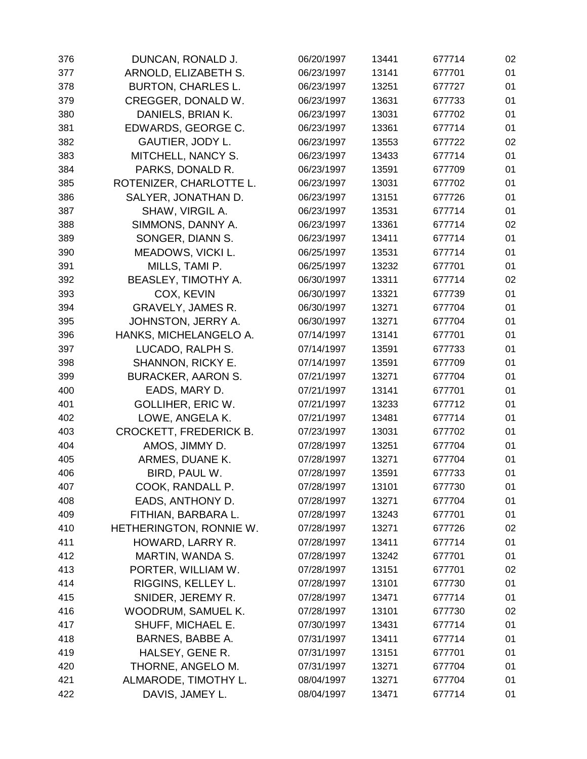| | | | | | |
|---|---|---|---|---|---|
| 376 | DUNCAN, RONALD J. | 06/20/1997 | 13441 | 677714 | 02 |
| 377 | ARNOLD, ELIZABETH S. | 06/23/1997 | 13141 | 677701 | 01 |
| 378 | BURTON, CHARLES L. | 06/23/1997 | 13251 | 677727 | 01 |
| 379 | CREGGER, DONALD W. | 06/23/1997 | 13631 | 677733 | 01 |
| 380 | DANIELS, BRIAN K. | 06/23/1997 | 13031 | 677702 | 01 |
| 381 | EDWARDS, GEORGE C. | 06/23/1997 | 13361 | 677714 | 01 |
| 382 | GAUTIER, JODY L. | 06/23/1997 | 13553 | 677722 | 02 |
| 383 | MITCHELL, NANCY S. | 06/23/1997 | 13433 | 677714 | 01 |
| 384 | PARKS, DONALD R. | 06/23/1997 | 13591 | 677709 | 01 |
| 385 | ROTENIZER, CHARLOTTE L. | 06/23/1997 | 13031 | 677702 | 01 |
| 386 | SALYER, JONATHAN D. | 06/23/1997 | 13151 | 677726 | 01 |
| 387 | SHAW, VIRGIL A. | 06/23/1997 | 13531 | 677714 | 01 |
| 388 | SIMMONS, DANNY A. | 06/23/1997 | 13361 | 677714 | 02 |
| 389 | SONGER, DIANN S. | 06/23/1997 | 13411 | 677714 | 01 |
| 390 | MEADOWS, VICKI L. | 06/25/1997 | 13531 | 677714 | 01 |
| 391 | MILLS, TAMI P. | 06/25/1997 | 13232 | 677701 | 01 |
| 392 | BEASLEY, TIMOTHY A. | 06/30/1997 | 13311 | 677714 | 02 |
| 393 | COX, KEVIN | 06/30/1997 | 13321 | 677739 | 01 |
| 394 | GRAVELY, JAMES R. | 06/30/1997 | 13271 | 677704 | 01 |
| 395 | JOHNSTON, JERRY A. | 06/30/1997 | 13271 | 677704 | 01 |
| 396 | HANKS, MICHELANGELO A. | 07/14/1997 | 13141 | 677701 | 01 |
| 397 | LUCADO, RALPH S. | 07/14/1997 | 13591 | 677733 | 01 |
| 398 | SHANNON, RICKY E. | 07/14/1997 | 13591 | 677709 | 01 |
| 399 | BURACKER, AARON S. | 07/21/1997 | 13271 | 677704 | 01 |
| 400 | EADS, MARY D. | 07/21/1997 | 13141 | 677701 | 01 |
| 401 | GOLLIHER, ERIC W. | 07/21/1997 | 13233 | 677712 | 01 |
| 402 | LOWE, ANGELA K. | 07/21/1997 | 13481 | 677714 | 01 |
| 403 | CROCKETT, FREDERICK B. | 07/23/1997 | 13031 | 677702 | 01 |
| 404 | AMOS, JIMMY D. | 07/28/1997 | 13251 | 677704 | 01 |
| 405 | ARMES, DUANE K. | 07/28/1997 | 13271 | 677704 | 01 |
| 406 | BIRD, PAUL W. | 07/28/1997 | 13591 | 677733 | 01 |
| 407 | COOK, RANDALL P. | 07/28/1997 | 13101 | 677730 | 01 |
| 408 | EADS, ANTHONY D. | 07/28/1997 | 13271 | 677704 | 01 |
| 409 | FITHIAN, BARBARA L. | 07/28/1997 | 13243 | 677701 | 01 |
| 410 | HETHERINGTON, RONNIE W. | 07/28/1997 | 13271 | 677726 | 02 |
| 411 | HOWARD, LARRY R. | 07/28/1997 | 13411 | 677714 | 01 |
| 412 | MARTIN, WANDA S. | 07/28/1997 | 13242 | 677701 | 01 |
| 413 | PORTER, WILLIAM W. | 07/28/1997 | 13151 | 677701 | 02 |
| 414 | RIGGINS, KELLEY L. | 07/28/1997 | 13101 | 677730 | 01 |
| 415 | SNIDER, JEREMY R. | 07/28/1997 | 13471 | 677714 | 01 |
| 416 | WOODRUM, SAMUEL K. | 07/28/1997 | 13101 | 677730 | 02 |
| 417 | SHUFF, MICHAEL E. | 07/30/1997 | 13431 | 677714 | 01 |
| 418 | BARNES, BABBE A. | 07/31/1997 | 13411 | 677714 | 01 |
| 419 | HALSEY, GENE R. | 07/31/1997 | 13151 | 677701 | 01 |
| 420 | THORNE, ANGELO M. | 07/31/1997 | 13271 | 677704 | 01 |
| 421 | ALMARODE, TIMOTHY L. | 08/04/1997 | 13271 | 677704 | 01 |
| 422 | DAVIS, JAMEY L. | 08/04/1997 | 13471 | 677714 | 01 |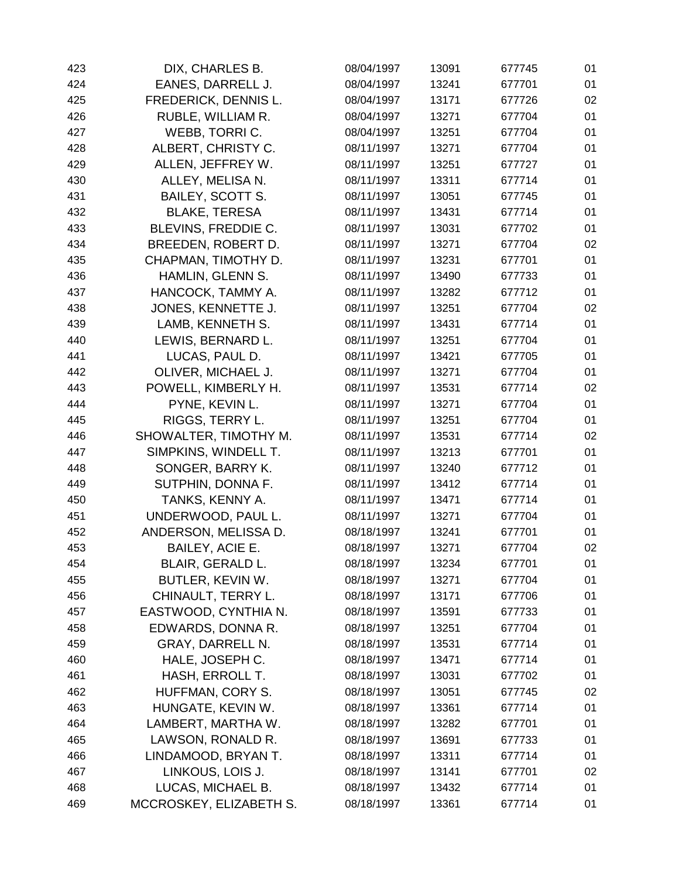| | | | | | |
|---|---|---|---|---|---|
| 423 | DIX, CHARLES B. | 08/04/1997 | 13091 | 677745 | 01 |
| 424 | EANES, DARRELL J. | 08/04/1997 | 13241 | 677701 | 01 |
| 425 | FREDERICK, DENNIS L. | 08/04/1997 | 13171 | 677726 | 02 |
| 426 | RUBLE, WILLIAM R. | 08/04/1997 | 13271 | 677704 | 01 |
| 427 | WEBB, TORRI C. | 08/04/1997 | 13251 | 677704 | 01 |
| 428 | ALBERT, CHRISTY C. | 08/11/1997 | 13271 | 677704 | 01 |
| 429 | ALLEN, JEFFREY W. | 08/11/1997 | 13251 | 677727 | 01 |
| 430 | ALLEY, MELISA N. | 08/11/1997 | 13311 | 677714 | 01 |
| 431 | BAILEY, SCOTT S. | 08/11/1997 | 13051 | 677745 | 01 |
| 432 | BLAKE, TERESA | 08/11/1997 | 13431 | 677714 | 01 |
| 433 | BLEVINS, FREDDIE C. | 08/11/1997 | 13031 | 677702 | 01 |
| 434 | BREEDEN, ROBERT D. | 08/11/1997 | 13271 | 677704 | 02 |
| 435 | CHAPMAN, TIMOTHY D. | 08/11/1997 | 13231 | 677701 | 01 |
| 436 | HAMLIN, GLENN S. | 08/11/1997 | 13490 | 677733 | 01 |
| 437 | HANCOCK, TAMMY A. | 08/11/1997 | 13282 | 677712 | 01 |
| 438 | JONES, KENNETTE J. | 08/11/1997 | 13251 | 677704 | 02 |
| 439 | LAMB, KENNETH S. | 08/11/1997 | 13431 | 677714 | 01 |
| 440 | LEWIS, BERNARD L. | 08/11/1997 | 13251 | 677704 | 01 |
| 441 | LUCAS, PAUL D. | 08/11/1997 | 13421 | 677705 | 01 |
| 442 | OLIVER, MICHAEL J. | 08/11/1997 | 13271 | 677704 | 01 |
| 443 | POWELL, KIMBERLY H. | 08/11/1997 | 13531 | 677714 | 02 |
| 444 | PYNE, KEVIN L. | 08/11/1997 | 13271 | 677704 | 01 |
| 445 | RIGGS, TERRY L. | 08/11/1997 | 13251 | 677704 | 01 |
| 446 | SHOWALTER, TIMOTHY M. | 08/11/1997 | 13531 | 677714 | 02 |
| 447 | SIMPKINS, WINDELL T. | 08/11/1997 | 13213 | 677701 | 01 |
| 448 | SONGER, BARRY K. | 08/11/1997 | 13240 | 677712 | 01 |
| 449 | SUTPHIN, DONNA F. | 08/11/1997 | 13412 | 677714 | 01 |
| 450 | TANKS, KENNY A. | 08/11/1997 | 13471 | 677714 | 01 |
| 451 | UNDERWOOD, PAUL L. | 08/11/1997 | 13271 | 677704 | 01 |
| 452 | ANDERSON, MELISSA D. | 08/18/1997 | 13241 | 677701 | 01 |
| 453 | BAILEY, ACIE E. | 08/18/1997 | 13271 | 677704 | 02 |
| 454 | BLAIR, GERALD L. | 08/18/1997 | 13234 | 677701 | 01 |
| 455 | BUTLER, KEVIN W. | 08/18/1997 | 13271 | 677704 | 01 |
| 456 | CHINAULT, TERRY L. | 08/18/1997 | 13171 | 677706 | 01 |
| 457 | EASTWOOD, CYNTHIA N. | 08/18/1997 | 13591 | 677733 | 01 |
| 458 | EDWARDS, DONNA R. | 08/18/1997 | 13251 | 677704 | 01 |
| 459 | GRAY, DARRELL N. | 08/18/1997 | 13531 | 677714 | 01 |
| 460 | HALE, JOSEPH C. | 08/18/1997 | 13471 | 677714 | 01 |
| 461 | HASH, ERROLL T. | 08/18/1997 | 13031 | 677702 | 01 |
| 462 | HUFFMAN, CORY S. | 08/18/1997 | 13051 | 677745 | 02 |
| 463 | HUNGATE, KEVIN W. | 08/18/1997 | 13361 | 677714 | 01 |
| 464 | LAMBERT, MARTHA W. | 08/18/1997 | 13282 | 677701 | 01 |
| 465 | LAWSON, RONALD R. | 08/18/1997 | 13691 | 677733 | 01 |
| 466 | LINDAMOOD, BRYAN T. | 08/18/1997 | 13311 | 677714 | 01 |
| 467 | LINKOUS, LOIS J. | 08/18/1997 | 13141 | 677701 | 02 |
| 468 | LUCAS, MICHAEL B. | 08/18/1997 | 13432 | 677714 | 01 |
| 469 | MCCROSKEY, ELIZABETH S. | 08/18/1997 | 13361 | 677714 | 01 |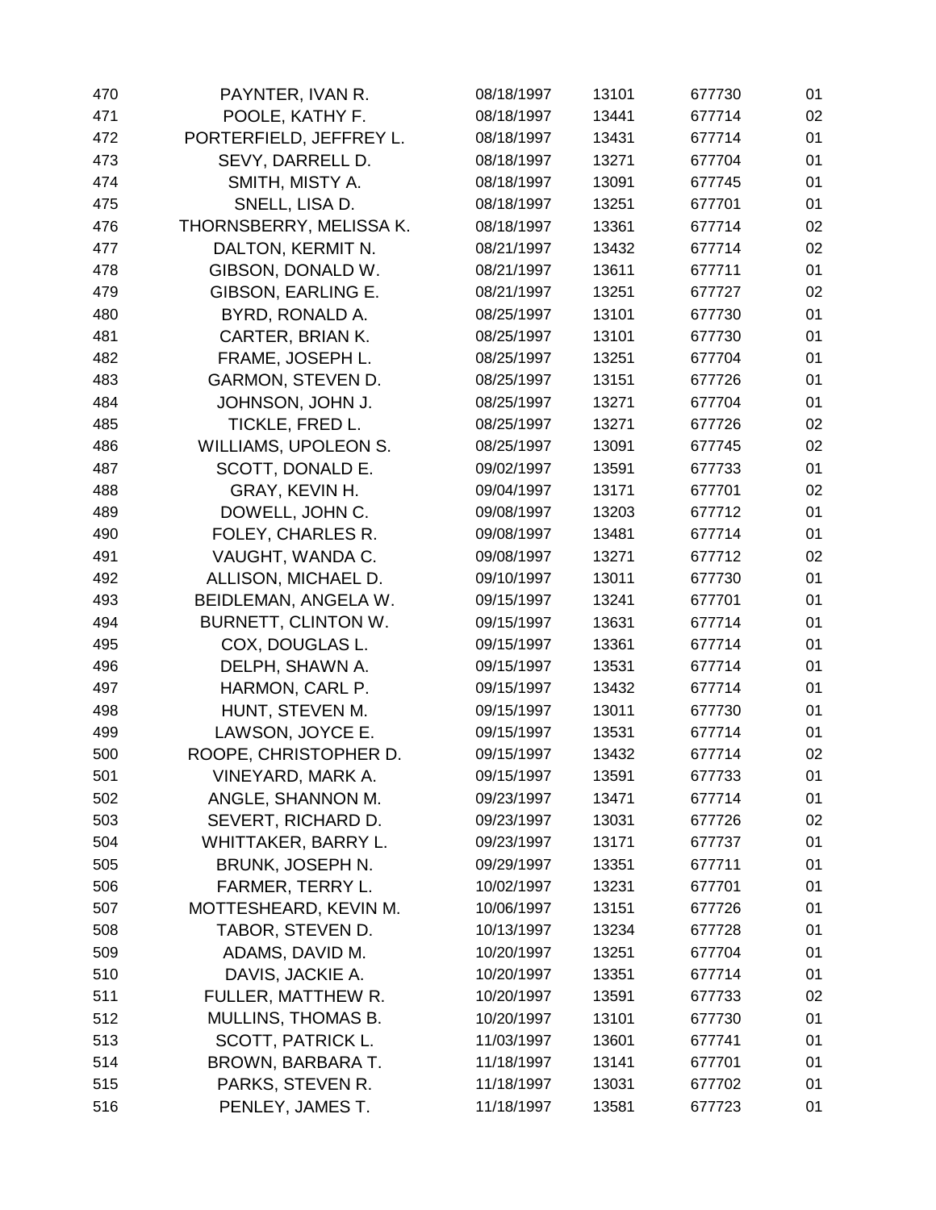| | | | | | |
|---|---|---|---|---|---|
| 470 | PAYNTER, IVAN R. | 08/18/1997 | 13101 | 677730 | 01 |
| 471 | POOLE, KATHY F. | 08/18/1997 | 13441 | 677714 | 02 |
| 472 | PORTERFIELD, JEFFREY L. | 08/18/1997 | 13431 | 677714 | 01 |
| 473 | SEVY, DARRELL D. | 08/18/1997 | 13271 | 677704 | 01 |
| 474 | SMITH, MISTY A. | 08/18/1997 | 13091 | 677745 | 01 |
| 475 | SNELL, LISA D. | 08/18/1997 | 13251 | 677701 | 01 |
| 476 | THORNSBERRY, MELISSA K. | 08/18/1997 | 13361 | 677714 | 02 |
| 477 | DALTON, KERMIT N. | 08/21/1997 | 13432 | 677714 | 02 |
| 478 | GIBSON, DONALD W. | 08/21/1997 | 13611 | 677711 | 01 |
| 479 | GIBSON, EARLING E. | 08/21/1997 | 13251 | 677727 | 02 |
| 480 | BYRD, RONALD A. | 08/25/1997 | 13101 | 677730 | 01 |
| 481 | CARTER, BRIAN K. | 08/25/1997 | 13101 | 677730 | 01 |
| 482 | FRAME, JOSEPH L. | 08/25/1997 | 13251 | 677704 | 01 |
| 483 | GARMON, STEVEN D. | 08/25/1997 | 13151 | 677726 | 01 |
| 484 | JOHNSON, JOHN J. | 08/25/1997 | 13271 | 677704 | 01 |
| 485 | TICKLE, FRED L. | 08/25/1997 | 13271 | 677726 | 02 |
| 486 | WILLIAMS, UPOLEON S. | 08/25/1997 | 13091 | 677745 | 02 |
| 487 | SCOTT, DONALD E. | 09/02/1997 | 13591 | 677733 | 01 |
| 488 | GRAY, KEVIN H. | 09/04/1997 | 13171 | 677701 | 02 |
| 489 | DOWELL, JOHN C. | 09/08/1997 | 13203 | 677712 | 01 |
| 490 | FOLEY, CHARLES R. | 09/08/1997 | 13481 | 677714 | 01 |
| 491 | VAUGHT, WANDA C. | 09/08/1997 | 13271 | 677712 | 02 |
| 492 | ALLISON, MICHAEL D. | 09/10/1997 | 13011 | 677730 | 01 |
| 493 | BEIDLEMAN, ANGELA W. | 09/15/1997 | 13241 | 677701 | 01 |
| 494 | BURNETT, CLINTON W. | 09/15/1997 | 13631 | 677714 | 01 |
| 495 | COX, DOUGLAS L. | 09/15/1997 | 13361 | 677714 | 01 |
| 496 | DELPH, SHAWN A. | 09/15/1997 | 13531 | 677714 | 01 |
| 497 | HARMON, CARL P. | 09/15/1997 | 13432 | 677714 | 01 |
| 498 | HUNT, STEVEN M. | 09/15/1997 | 13011 | 677730 | 01 |
| 499 | LAWSON, JOYCE E. | 09/15/1997 | 13531 | 677714 | 01 |
| 500 | ROOPE, CHRISTOPHER D. | 09/15/1997 | 13432 | 677714 | 02 |
| 501 | VINEYARD, MARK A. | 09/15/1997 | 13591 | 677733 | 01 |
| 502 | ANGLE, SHANNON M. | 09/23/1997 | 13471 | 677714 | 01 |
| 503 | SEVERT, RICHARD D. | 09/23/1997 | 13031 | 677726 | 02 |
| 504 | WHITTAKER, BARRY L. | 09/23/1997 | 13171 | 677737 | 01 |
| 505 | BRUNK, JOSEPH N. | 09/29/1997 | 13351 | 677711 | 01 |
| 506 | FARMER, TERRY L. | 10/02/1997 | 13231 | 677701 | 01 |
| 507 | MOTTESHEARD, KEVIN M. | 10/06/1997 | 13151 | 677726 | 01 |
| 508 | TABOR, STEVEN D. | 10/13/1997 | 13234 | 677728 | 01 |
| 509 | ADAMS, DAVID M. | 10/20/1997 | 13251 | 677704 | 01 |
| 510 | DAVIS, JACKIE A. | 10/20/1997 | 13351 | 677714 | 01 |
| 511 | FULLER, MATTHEW R. | 10/20/1997 | 13591 | 677733 | 02 |
| 512 | MULLINS, THOMAS B. | 10/20/1997 | 13101 | 677730 | 01 |
| 513 | SCOTT, PATRICK L. | 11/03/1997 | 13601 | 677741 | 01 |
| 514 | BROWN, BARBARA T. | 11/18/1997 | 13141 | 677701 | 01 |
| 515 | PARKS, STEVEN R. | 11/18/1997 | 13031 | 677702 | 01 |
| 516 | PENLEY, JAMES T. | 11/18/1997 | 13581 | 677723 | 01 |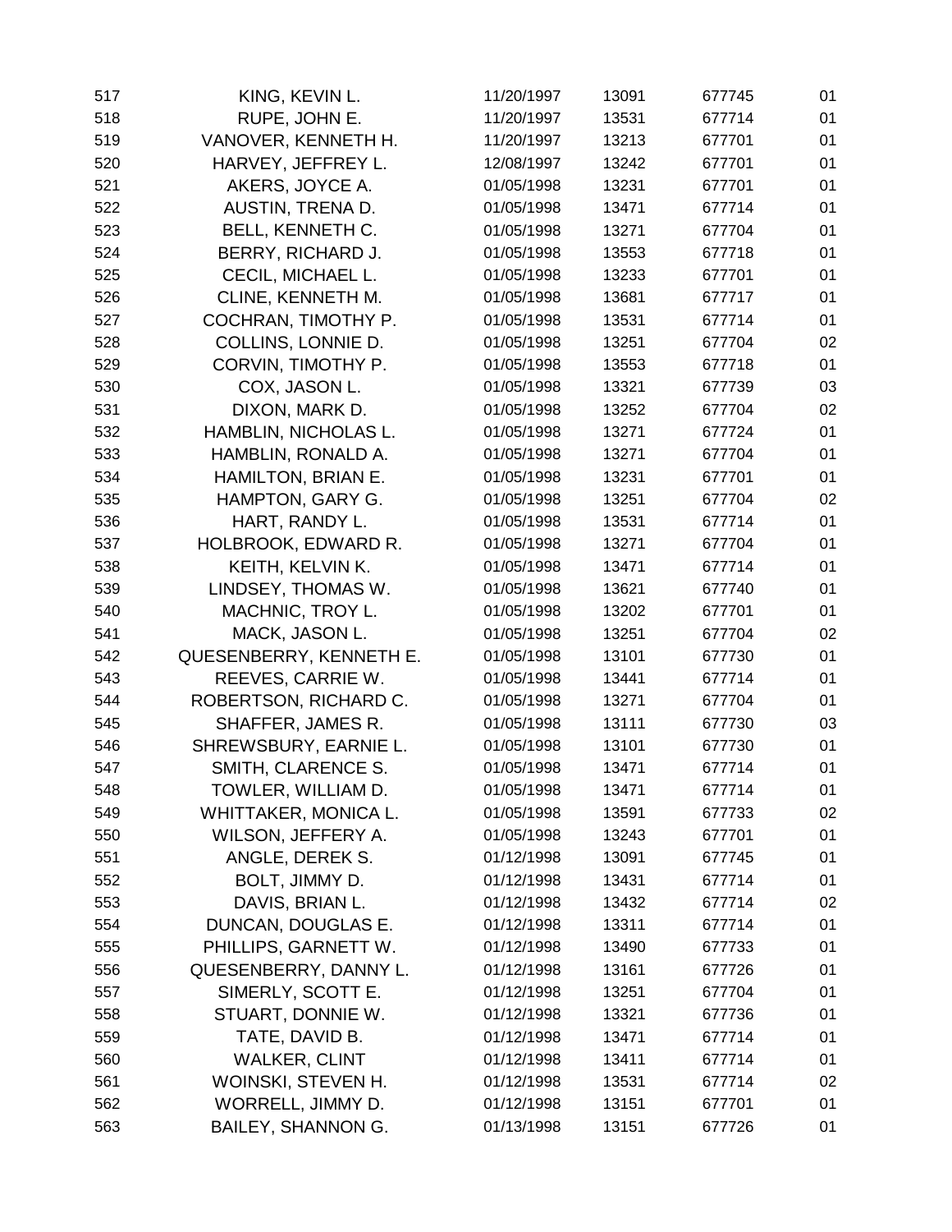| | | | | | |
|---|---|---|---|---|---|
| 517 | KING, KEVIN L. | 11/20/1997 | 13091 | 677745 | 01 |
| 518 | RUPE, JOHN E. | 11/20/1997 | 13531 | 677714 | 01 |
| 519 | VANOVER, KENNETH H. | 11/20/1997 | 13213 | 677701 | 01 |
| 520 | HARVEY, JEFFREY L. | 12/08/1997 | 13242 | 677701 | 01 |
| 521 | AKERS, JOYCE A. | 01/05/1998 | 13231 | 677701 | 01 |
| 522 | AUSTIN, TRENA D. | 01/05/1998 | 13471 | 677714 | 01 |
| 523 | BELL, KENNETH C. | 01/05/1998 | 13271 | 677704 | 01 |
| 524 | BERRY, RICHARD J. | 01/05/1998 | 13553 | 677718 | 01 |
| 525 | CECIL, MICHAEL L. | 01/05/1998 | 13233 | 677701 | 01 |
| 526 | CLINE, KENNETH M. | 01/05/1998 | 13681 | 677717 | 01 |
| 527 | COCHRAN, TIMOTHY P. | 01/05/1998 | 13531 | 677714 | 01 |
| 528 | COLLINS, LONNIE D. | 01/05/1998 | 13251 | 677704 | 02 |
| 529 | CORVIN, TIMOTHY P. | 01/05/1998 | 13553 | 677718 | 01 |
| 530 | COX, JASON L. | 01/05/1998 | 13321 | 677739 | 03 |
| 531 | DIXON, MARK D. | 01/05/1998 | 13252 | 677704 | 02 |
| 532 | HAMBLIN, NICHOLAS L. | 01/05/1998 | 13271 | 677724 | 01 |
| 533 | HAMBLIN, RONALD A. | 01/05/1998 | 13271 | 677704 | 01 |
| 534 | HAMILTON, BRIAN E. | 01/05/1998 | 13231 | 677701 | 01 |
| 535 | HAMPTON, GARY G. | 01/05/1998 | 13251 | 677704 | 02 |
| 536 | HART, RANDY L. | 01/05/1998 | 13531 | 677714 | 01 |
| 537 | HOLBROOK, EDWARD R. | 01/05/1998 | 13271 | 677704 | 01 |
| 538 | KEITH, KELVIN K. | 01/05/1998 | 13471 | 677714 | 01 |
| 539 | LINDSEY, THOMAS W. | 01/05/1998 | 13621 | 677740 | 01 |
| 540 | MACHNIC, TROY L. | 01/05/1998 | 13202 | 677701 | 01 |
| 541 | MACK, JASON L. | 01/05/1998 | 13251 | 677704 | 02 |
| 542 | QUESENBERRY, KENNETH E. | 01/05/1998 | 13101 | 677730 | 01 |
| 543 | REEVES, CARRIE W. | 01/05/1998 | 13441 | 677714 | 01 |
| 544 | ROBERTSON, RICHARD C. | 01/05/1998 | 13271 | 677704 | 01 |
| 545 | SHAFFER, JAMES R. | 01/05/1998 | 13111 | 677730 | 03 |
| 546 | SHREWSBURY, EARNIE L. | 01/05/1998 | 13101 | 677730 | 01 |
| 547 | SMITH, CLARENCE S. | 01/05/1998 | 13471 | 677714 | 01 |
| 548 | TOWLER, WILLIAM D. | 01/05/1998 | 13471 | 677714 | 01 |
| 549 | WHITTAKER, MONICA L. | 01/05/1998 | 13591 | 677733 | 02 |
| 550 | WILSON, JEFFERY A. | 01/05/1998 | 13243 | 677701 | 01 |
| 551 | ANGLE, DEREK S. | 01/12/1998 | 13091 | 677745 | 01 |
| 552 | BOLT, JIMMY D. | 01/12/1998 | 13431 | 677714 | 01 |
| 553 | DAVIS, BRIAN L. | 01/12/1998 | 13432 | 677714 | 02 |
| 554 | DUNCAN, DOUGLAS E. | 01/12/1998 | 13311 | 677714 | 01 |
| 555 | PHILLIPS, GARNETT W. | 01/12/1998 | 13490 | 677733 | 01 |
| 556 | QUESENBERRY, DANNY L. | 01/12/1998 | 13161 | 677726 | 01 |
| 557 | SIMERLY, SCOTT E. | 01/12/1998 | 13251 | 677704 | 01 |
| 558 | STUART, DONNIE W. | 01/12/1998 | 13321 | 677736 | 01 |
| 559 | TATE, DAVID B. | 01/12/1998 | 13471 | 677714 | 01 |
| 560 | WALKER, CLINT | 01/12/1998 | 13411 | 677714 | 01 |
| 561 | WOINSKI, STEVEN H. | 01/12/1998 | 13531 | 677714 | 02 |
| 562 | WORRELL, JIMMY D. | 01/12/1998 | 13151 | 677701 | 01 |
| 563 | BAILEY, SHANNON G. | 01/13/1998 | 13151 | 677726 | 01 |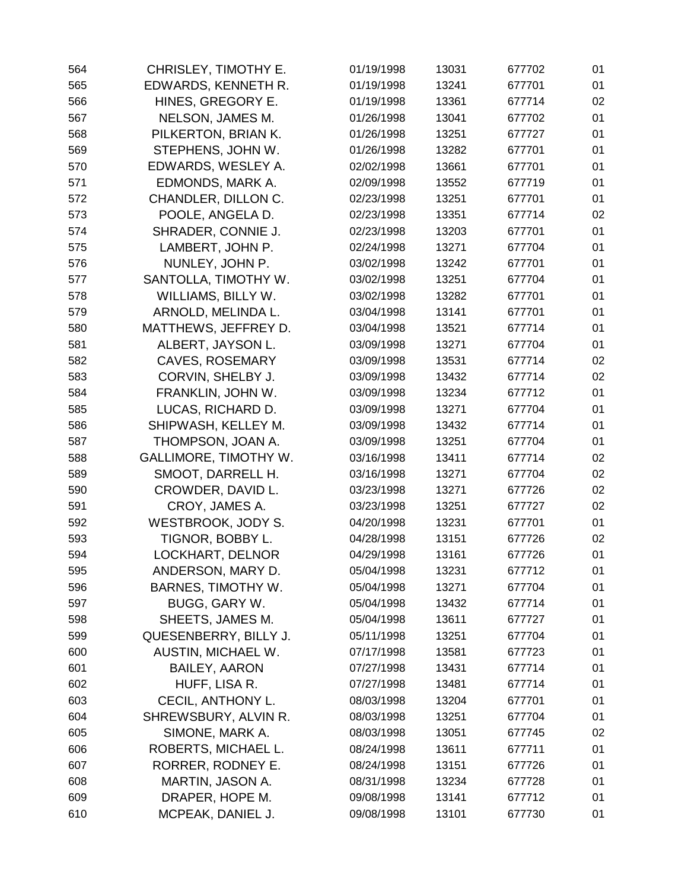| | | | | | |
|---|---|---|---|---|---|
| 564 | CHRISLEY, TIMOTHY E. | 01/19/1998 | 13031 | 677702 | 01 |
| 565 | EDWARDS, KENNETH R. | 01/19/1998 | 13241 | 677701 | 01 |
| 566 | HINES, GREGORY E. | 01/19/1998 | 13361 | 677714 | 02 |
| 567 | NELSON, JAMES M. | 01/26/1998 | 13041 | 677702 | 01 |
| 568 | PILKERTON, BRIAN K. | 01/26/1998 | 13251 | 677727 | 01 |
| 569 | STEPHENS, JOHN W. | 01/26/1998 | 13282 | 677701 | 01 |
| 570 | EDWARDS, WESLEY A. | 02/02/1998 | 13661 | 677701 | 01 |
| 571 | EDMONDS, MARK A. | 02/09/1998 | 13552 | 677719 | 01 |
| 572 | CHANDLER, DILLON C. | 02/23/1998 | 13251 | 677701 | 01 |
| 573 | POOLE, ANGELA D. | 02/23/1998 | 13351 | 677714 | 02 |
| 574 | SHRADER, CONNIE J. | 02/23/1998 | 13203 | 677701 | 01 |
| 575 | LAMBERT, JOHN P. | 02/24/1998 | 13271 | 677704 | 01 |
| 576 | NUNLEY, JOHN P. | 03/02/1998 | 13242 | 677701 | 01 |
| 577 | SANTOLLA, TIMOTHY W. | 03/02/1998 | 13251 | 677704 | 01 |
| 578 | WILLIAMS, BILLY W. | 03/02/1998 | 13282 | 677701 | 01 |
| 579 | ARNOLD, MELINDA L. | 03/04/1998 | 13141 | 677701 | 01 |
| 580 | MATTHEWS, JEFFREY D. | 03/04/1998 | 13521 | 677714 | 01 |
| 581 | ALBERT, JAYSON L. | 03/09/1998 | 13271 | 677704 | 01 |
| 582 | CAVES, ROSEMARY | 03/09/1998 | 13531 | 677714 | 02 |
| 583 | CORVIN, SHELBY J. | 03/09/1998 | 13432 | 677714 | 02 |
| 584 | FRANKLIN, JOHN W. | 03/09/1998 | 13234 | 677712 | 01 |
| 585 | LUCAS, RICHARD D. | 03/09/1998 | 13271 | 677704 | 01 |
| 586 | SHIPWASH, KELLEY M. | 03/09/1998 | 13432 | 677714 | 01 |
| 587 | THOMPSON, JOAN A. | 03/09/1998 | 13251 | 677704 | 01 |
| 588 | GALLIMORE, TIMOTHY W. | 03/16/1998 | 13411 | 677714 | 02 |
| 589 | SMOOT, DARRELL H. | 03/16/1998 | 13271 | 677704 | 02 |
| 590 | CROWDER, DAVID L. | 03/23/1998 | 13271 | 677726 | 02 |
| 591 | CROY, JAMES A. | 03/23/1998 | 13251 | 677727 | 02 |
| 592 | WESTBROOK, JODY S. | 04/20/1998 | 13231 | 677701 | 01 |
| 593 | TIGNOR, BOBBY L. | 04/28/1998 | 13151 | 677726 | 02 |
| 594 | LOCKHART, DELNOR | 04/29/1998 | 13161 | 677726 | 01 |
| 595 | ANDERSON, MARY D. | 05/04/1998 | 13231 | 677712 | 01 |
| 596 | BARNES, TIMOTHY W. | 05/04/1998 | 13271 | 677704 | 01 |
| 597 | BUGG, GARY W. | 05/04/1998 | 13432 | 677714 | 01 |
| 598 | SHEETS, JAMES M. | 05/04/1998 | 13611 | 677727 | 01 |
| 599 | QUESENBERRY, BILLY J. | 05/11/1998 | 13251 | 677704 | 01 |
| 600 | AUSTIN, MICHAEL W. | 07/17/1998 | 13581 | 677723 | 01 |
| 601 | BAILEY, AARON | 07/27/1998 | 13431 | 677714 | 01 |
| 602 | HUFF, LISA R. | 07/27/1998 | 13481 | 677714 | 01 |
| 603 | CECIL, ANTHONY L. | 08/03/1998 | 13204 | 677701 | 01 |
| 604 | SHREWSBURY, ALVIN R. | 08/03/1998 | 13251 | 677704 | 01 |
| 605 | SIMONE, MARK A. | 08/03/1998 | 13051 | 677745 | 02 |
| 606 | ROBERTS, MICHAEL L. | 08/24/1998 | 13611 | 677711 | 01 |
| 607 | RORRER, RODNEY E. | 08/24/1998 | 13151 | 677726 | 01 |
| 608 | MARTIN, JASON A. | 08/31/1998 | 13234 | 677728 | 01 |
| 609 | DRAPER, HOPE M. | 09/08/1998 | 13141 | 677712 | 01 |
| 610 | MCPEAK, DANIEL J. | 09/08/1998 | 13101 | 677730 | 01 |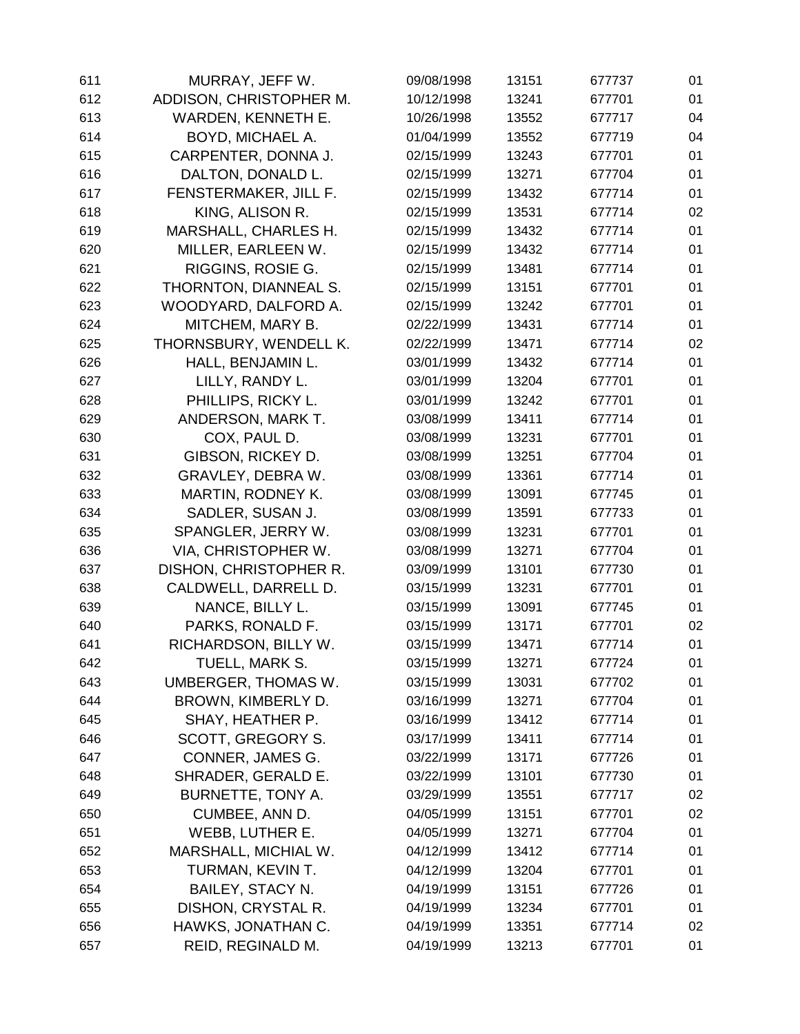| | | | | | |
|---|---|---|---|---|---|
| 611 | MURRAY, JEFF W. | 09/08/1998 | 13151 | 677737 | 01 |
| 612 | ADDISON, CHRISTOPHER M. | 10/12/1998 | 13241 | 677701 | 01 |
| 613 | WARDEN, KENNETH E. | 10/26/1998 | 13552 | 677717 | 04 |
| 614 | BOYD, MICHAEL A. | 01/04/1999 | 13552 | 677719 | 04 |
| 615 | CARPENTER, DONNA J. | 02/15/1999 | 13243 | 677701 | 01 |
| 616 | DALTON, DONALD L. | 02/15/1999 | 13271 | 677704 | 01 |
| 617 | FENSTERMAKER, JILL F. | 02/15/1999 | 13432 | 677714 | 01 |
| 618 | KING, ALISON R. | 02/15/1999 | 13531 | 677714 | 02 |
| 619 | MARSHALL, CHARLES H. | 02/15/1999 | 13432 | 677714 | 01 |
| 620 | MILLER, EARLEEN W. | 02/15/1999 | 13432 | 677714 | 01 |
| 621 | RIGGINS, ROSIE G. | 02/15/1999 | 13481 | 677714 | 01 |
| 622 | THORNTON, DIANNEAL S. | 02/15/1999 | 13151 | 677701 | 01 |
| 623 | WOODYARD, DALFORD A. | 02/15/1999 | 13242 | 677701 | 01 |
| 624 | MITCHEM, MARY B. | 02/22/1999 | 13431 | 677714 | 01 |
| 625 | THORNSBURY, WENDELL K. | 02/22/1999 | 13471 | 677714 | 02 |
| 626 | HALL, BENJAMIN L. | 03/01/1999 | 13432 | 677714 | 01 |
| 627 | LILLY, RANDY L. | 03/01/1999 | 13204 | 677701 | 01 |
| 628 | PHILLIPS, RICKY L. | 03/01/1999 | 13242 | 677701 | 01 |
| 629 | ANDERSON, MARK T. | 03/08/1999 | 13411 | 677714 | 01 |
| 630 | COX, PAUL D. | 03/08/1999 | 13231 | 677701 | 01 |
| 631 | GIBSON, RICKEY D. | 03/08/1999 | 13251 | 677704 | 01 |
| 632 | GRAVLEY, DEBRA W. | 03/08/1999 | 13361 | 677714 | 01 |
| 633 | MARTIN, RODNEY K. | 03/08/1999 | 13091 | 677745 | 01 |
| 634 | SADLER, SUSAN J. | 03/08/1999 | 13591 | 677733 | 01 |
| 635 | SPANGLER, JERRY W. | 03/08/1999 | 13231 | 677701 | 01 |
| 636 | VIA, CHRISTOPHER W. | 03/08/1999 | 13271 | 677704 | 01 |
| 637 | DISHON, CHRISTOPHER R. | 03/09/1999 | 13101 | 677730 | 01 |
| 638 | CALDWELL, DARRELL D. | 03/15/1999 | 13231 | 677701 | 01 |
| 639 | NANCE, BILLY L. | 03/15/1999 | 13091 | 677745 | 01 |
| 640 | PARKS, RONALD F. | 03/15/1999 | 13171 | 677701 | 02 |
| 641 | RICHARDSON, BILLY W. | 03/15/1999 | 13471 | 677714 | 01 |
| 642 | TUELL, MARK S. | 03/15/1999 | 13271 | 677724 | 01 |
| 643 | UMBERGER, THOMAS W. | 03/15/1999 | 13031 | 677702 | 01 |
| 644 | BROWN, KIMBERLY D. | 03/16/1999 | 13271 | 677704 | 01 |
| 645 | SHAY, HEATHER P. | 03/16/1999 | 13412 | 677714 | 01 |
| 646 | SCOTT, GREGORY S. | 03/17/1999 | 13411 | 677714 | 01 |
| 647 | CONNER, JAMES G. | 03/22/1999 | 13171 | 677726 | 01 |
| 648 | SHRADER, GERALD E. | 03/22/1999 | 13101 | 677730 | 01 |
| 649 | BURNETTE, TONY A. | 03/29/1999 | 13551 | 677717 | 02 |
| 650 | CUMBEE, ANN D. | 04/05/1999 | 13151 | 677701 | 02 |
| 651 | WEBB, LUTHER E. | 04/05/1999 | 13271 | 677704 | 01 |
| 652 | MARSHALL, MICHIAL W. | 04/12/1999 | 13412 | 677714 | 01 |
| 653 | TURMAN, KEVIN T. | 04/12/1999 | 13204 | 677701 | 01 |
| 654 | BAILEY, STACY N. | 04/19/1999 | 13151 | 677726 | 01 |
| 655 | DISHON, CRYSTAL R. | 04/19/1999 | 13234 | 677701 | 01 |
| 656 | HAWKS, JONATHAN C. | 04/19/1999 | 13351 | 677714 | 02 |
| 657 | REID, REGINALD M. | 04/19/1999 | 13213 | 677701 | 01 |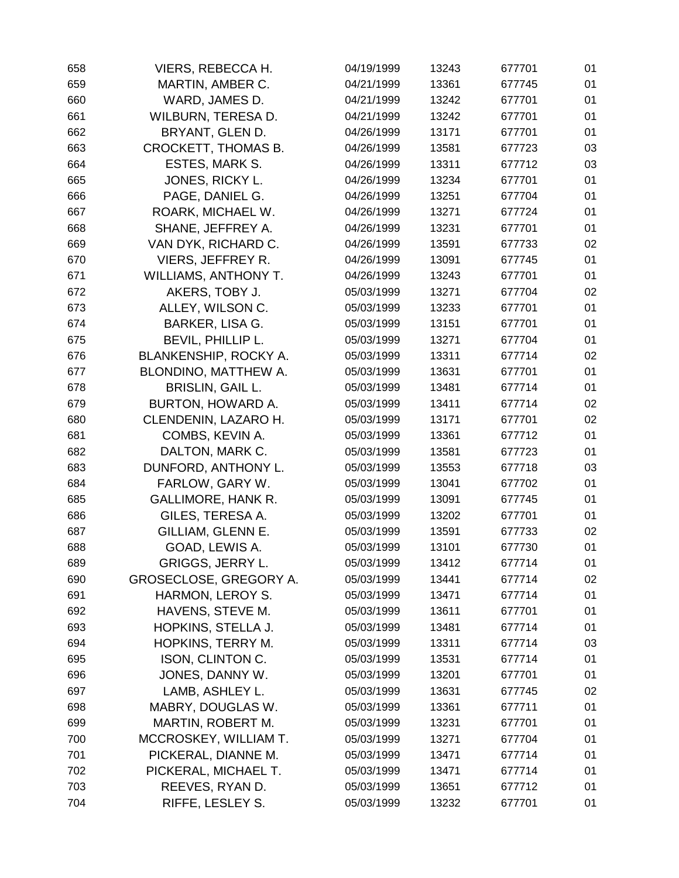| | | | | | |
|---|---|---|---|---|---|
| 658 | VIERS, REBECCA H. | 04/19/1999 | 13243 | 677701 | 01 |
| 659 | MARTIN, AMBER C. | 04/21/1999 | 13361 | 677745 | 01 |
| 660 | WARD, JAMES D. | 04/21/1999 | 13242 | 677701 | 01 |
| 661 | WILBURN, TERESA D. | 04/21/1999 | 13242 | 677701 | 01 |
| 662 | BRYANT, GLEN D. | 04/26/1999 | 13171 | 677701 | 01 |
| 663 | CROCKETT, THOMAS B. | 04/26/1999 | 13581 | 677723 | 03 |
| 664 | ESTES, MARK S. | 04/26/1999 | 13311 | 677712 | 03 |
| 665 | JONES, RICKY L. | 04/26/1999 | 13234 | 677701 | 01 |
| 666 | PAGE, DANIEL G. | 04/26/1999 | 13251 | 677704 | 01 |
| 667 | ROARK, MICHAEL W. | 04/26/1999 | 13271 | 677724 | 01 |
| 668 | SHANE, JEFFREY A. | 04/26/1999 | 13231 | 677701 | 01 |
| 669 | VAN DYK, RICHARD C. | 04/26/1999 | 13591 | 677733 | 02 |
| 670 | VIERS, JEFFREY R. | 04/26/1999 | 13091 | 677745 | 01 |
| 671 | WILLIAMS, ANTHONY T. | 04/26/1999 | 13243 | 677701 | 01 |
| 672 | AKERS, TOBY J. | 05/03/1999 | 13271 | 677704 | 02 |
| 673 | ALLEY, WILSON C. | 05/03/1999 | 13233 | 677701 | 01 |
| 674 | BARKER, LISA G. | 05/03/1999 | 13151 | 677701 | 01 |
| 675 | BEVIL, PHILLIP L. | 05/03/1999 | 13271 | 677704 | 01 |
| 676 | BLANKENSHIP, ROCKY A. | 05/03/1999 | 13311 | 677714 | 02 |
| 677 | BLONDINO, MATTHEW A. | 05/03/1999 | 13631 | 677701 | 01 |
| 678 | BRISLIN, GAIL L. | 05/03/1999 | 13481 | 677714 | 01 |
| 679 | BURTON, HOWARD A. | 05/03/1999 | 13411 | 677714 | 02 |
| 680 | CLENDENIN, LAZARO H. | 05/03/1999 | 13171 | 677701 | 02 |
| 681 | COMBS, KEVIN A. | 05/03/1999 | 13361 | 677712 | 01 |
| 682 | DALTON, MARK C. | 05/03/1999 | 13581 | 677723 | 01 |
| 683 | DUNFORD, ANTHONY L. | 05/03/1999 | 13553 | 677718 | 03 |
| 684 | FARLOW, GARY W. | 05/03/1999 | 13041 | 677702 | 01 |
| 685 | GALLIMORE, HANK R. | 05/03/1999 | 13091 | 677745 | 01 |
| 686 | GILES, TERESA A. | 05/03/1999 | 13202 | 677701 | 01 |
| 687 | GILLIAM, GLENN E. | 05/03/1999 | 13591 | 677733 | 02 |
| 688 | GOAD, LEWIS A. | 05/03/1999 | 13101 | 677730 | 01 |
| 689 | GRIGGS, JERRY L. | 05/03/1999 | 13412 | 677714 | 01 |
| 690 | GROSECLOSE, GREGORY A. | 05/03/1999 | 13441 | 677714 | 02 |
| 691 | HARMON, LEROY S. | 05/03/1999 | 13471 | 677714 | 01 |
| 692 | HAVENS, STEVE M. | 05/03/1999 | 13611 | 677701 | 01 |
| 693 | HOPKINS, STELLA J. | 05/03/1999 | 13481 | 677714 | 01 |
| 694 | HOPKINS, TERRY M. | 05/03/1999 | 13311 | 677714 | 03 |
| 695 | ISON, CLINTON C. | 05/03/1999 | 13531 | 677714 | 01 |
| 696 | JONES, DANNY W. | 05/03/1999 | 13201 | 677701 | 01 |
| 697 | LAMB, ASHLEY L. | 05/03/1999 | 13631 | 677745 | 02 |
| 698 | MABRY, DOUGLAS W. | 05/03/1999 | 13361 | 677711 | 01 |
| 699 | MARTIN, ROBERT M. | 05/03/1999 | 13231 | 677701 | 01 |
| 700 | MCCROSKEY, WILLIAM T. | 05/03/1999 | 13271 | 677704 | 01 |
| 701 | PICKERAL, DIANNE M. | 05/03/1999 | 13471 | 677714 | 01 |
| 702 | PICKERAL, MICHAEL T. | 05/03/1999 | 13471 | 677714 | 01 |
| 703 | REEVES, RYAN D. | 05/03/1999 | 13651 | 677712 | 01 |
| 704 | RIFFE, LESLEY S. | 05/03/1999 | 13232 | 677701 | 01 |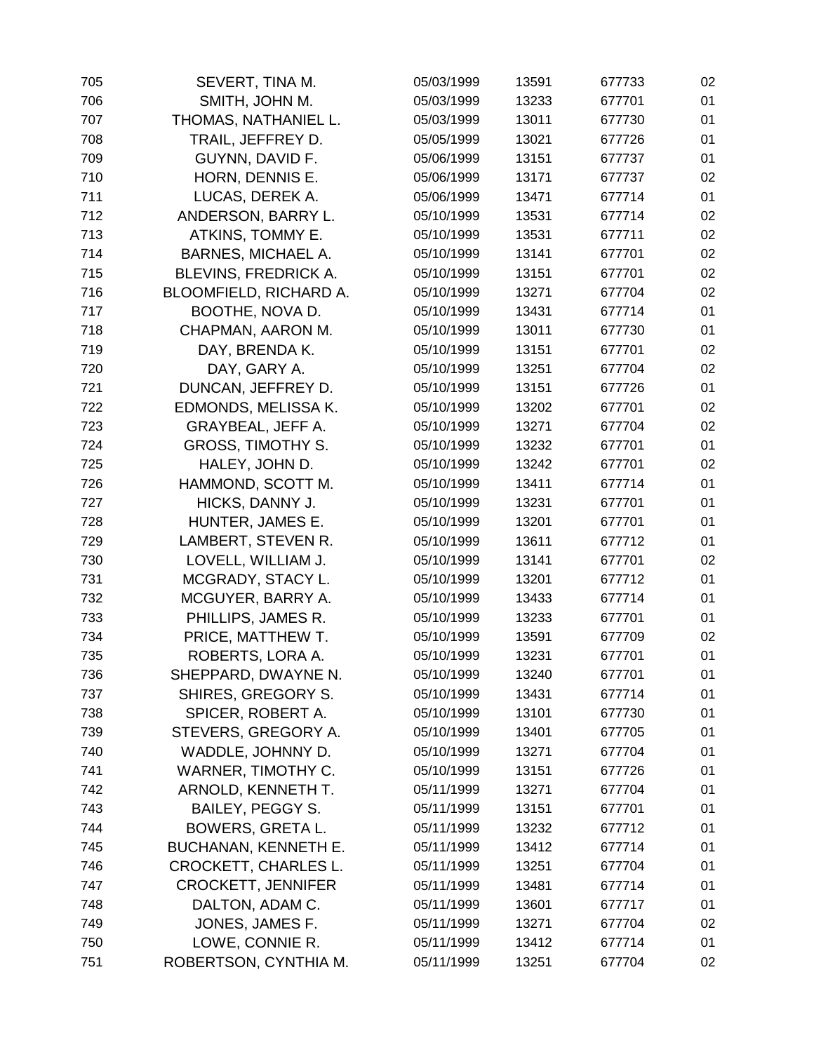| | | | | | |
|---|---|---|---|---|---|
| 705 | SEVERT, TINA M. | 05/03/1999 | 13591 | 677733 | 02 |
| 706 | SMITH, JOHN M. | 05/03/1999 | 13233 | 677701 | 01 |
| 707 | THOMAS, NATHANIEL L. | 05/03/1999 | 13011 | 677730 | 01 |
| 708 | TRAIL, JEFFREY D. | 05/05/1999 | 13021 | 677726 | 01 |
| 709 | GUYNN, DAVID F. | 05/06/1999 | 13151 | 677737 | 01 |
| 710 | HORN, DENNIS E. | 05/06/1999 | 13171 | 677737 | 02 |
| 711 | LUCAS, DEREK A. | 05/06/1999 | 13471 | 677714 | 01 |
| 712 | ANDERSON, BARRY L. | 05/10/1999 | 13531 | 677714 | 02 |
| 713 | ATKINS, TOMMY E. | 05/10/1999 | 13531 | 677711 | 02 |
| 714 | BARNES, MICHAEL A. | 05/10/1999 | 13141 | 677701 | 02 |
| 715 | BLEVINS, FREDRICK A. | 05/10/1999 | 13151 | 677701 | 02 |
| 716 | BLOOMFIELD, RICHARD A. | 05/10/1999 | 13271 | 677704 | 02 |
| 717 | BOOTHE, NOVA D. | 05/10/1999 | 13431 | 677714 | 01 |
| 718 | CHAPMAN, AARON M. | 05/10/1999 | 13011 | 677730 | 01 |
| 719 | DAY, BRENDA K. | 05/10/1999 | 13151 | 677701 | 02 |
| 720 | DAY, GARY A. | 05/10/1999 | 13251 | 677704 | 02 |
| 721 | DUNCAN, JEFFREY D. | 05/10/1999 | 13151 | 677726 | 01 |
| 722 | EDMONDS, MELISSA K. | 05/10/1999 | 13202 | 677701 | 02 |
| 723 | GRAYBEAL, JEFF A. | 05/10/1999 | 13271 | 677704 | 02 |
| 724 | GROSS, TIMOTHY S. | 05/10/1999 | 13232 | 677701 | 01 |
| 725 | HALEY, JOHN D. | 05/10/1999 | 13242 | 677701 | 02 |
| 726 | HAMMOND, SCOTT M. | 05/10/1999 | 13411 | 677714 | 01 |
| 727 | HICKS, DANNY J. | 05/10/1999 | 13231 | 677701 | 01 |
| 728 | HUNTER, JAMES E. | 05/10/1999 | 13201 | 677701 | 01 |
| 729 | LAMBERT, STEVEN R. | 05/10/1999 | 13611 | 677712 | 01 |
| 730 | LOVELL, WILLIAM J. | 05/10/1999 | 13141 | 677701 | 02 |
| 731 | MCGRADY, STACY L. | 05/10/1999 | 13201 | 677712 | 01 |
| 732 | MCGUYER, BARRY A. | 05/10/1999 | 13433 | 677714 | 01 |
| 733 | PHILLIPS, JAMES R. | 05/10/1999 | 13233 | 677701 | 01 |
| 734 | PRICE, MATTHEW T. | 05/10/1999 | 13591 | 677709 | 02 |
| 735 | ROBERTS, LORA A. | 05/10/1999 | 13231 | 677701 | 01 |
| 736 | SHEPPARD, DWAYNE N. | 05/10/1999 | 13240 | 677701 | 01 |
| 737 | SHIRES, GREGORY S. | 05/10/1999 | 13431 | 677714 | 01 |
| 738 | SPICER, ROBERT A. | 05/10/1999 | 13101 | 677730 | 01 |
| 739 | STEVERS, GREGORY A. | 05/10/1999 | 13401 | 677705 | 01 |
| 740 | WADDLE, JOHNNY D. | 05/10/1999 | 13271 | 677704 | 01 |
| 741 | WARNER, TIMOTHY C. | 05/10/1999 | 13151 | 677726 | 01 |
| 742 | ARNOLD, KENNETH T. | 05/11/1999 | 13271 | 677704 | 01 |
| 743 | BAILEY, PEGGY S. | 05/11/1999 | 13151 | 677701 | 01 |
| 744 | BOWERS, GRETA L. | 05/11/1999 | 13232 | 677712 | 01 |
| 745 | BUCHANAN, KENNETH E. | 05/11/1999 | 13412 | 677714 | 01 |
| 746 | CROCKETT, CHARLES L. | 05/11/1999 | 13251 | 677704 | 01 |
| 747 | CROCKETT, JENNIFER | 05/11/1999 | 13481 | 677714 | 01 |
| 748 | DALTON, ADAM C. | 05/11/1999 | 13601 | 677717 | 01 |
| 749 | JONES, JAMES F. | 05/11/1999 | 13271 | 677704 | 02 |
| 750 | LOWE, CONNIE R. | 05/11/1999 | 13412 | 677714 | 01 |
| 751 | ROBERTSON, CYNTHIA M. | 05/11/1999 | 13251 | 677704 | 02 |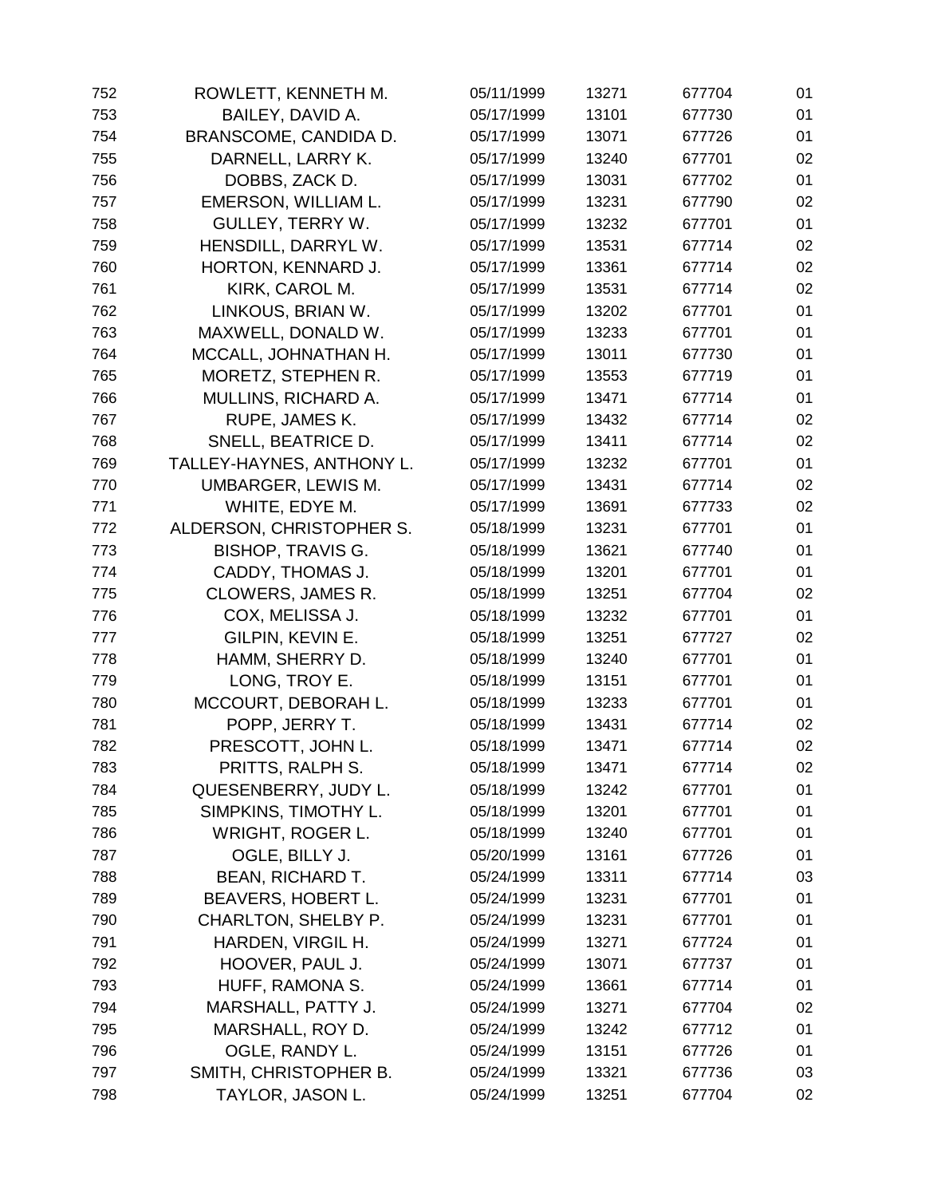| | | | | | |
|---|---|---|---|---|---|
| 752 | ROWLETT, KENNETH M. | 05/11/1999 | 13271 | 677704 | 01 |
| 753 | BAILEY, DAVID A. | 05/17/1999 | 13101 | 677730 | 01 |
| 754 | BRANSCOME, CANDIDA D. | 05/17/1999 | 13071 | 677726 | 01 |
| 755 | DARNELL, LARRY K. | 05/17/1999 | 13240 | 677701 | 02 |
| 756 | DOBBS, ZACK D. | 05/17/1999 | 13031 | 677702 | 01 |
| 757 | EMERSON, WILLIAM L. | 05/17/1999 | 13231 | 677790 | 02 |
| 758 | GULLEY, TERRY W. | 05/17/1999 | 13232 | 677701 | 01 |
| 759 | HENSDILL, DARRYL W. | 05/17/1999 | 13531 | 677714 | 02 |
| 760 | HORTON, KENNARD J. | 05/17/1999 | 13361 | 677714 | 02 |
| 761 | KIRK, CAROL M. | 05/17/1999 | 13531 | 677714 | 02 |
| 762 | LINKOUS, BRIAN W. | 05/17/1999 | 13202 | 677701 | 01 |
| 763 | MAXWELL, DONALD W. | 05/17/1999 | 13233 | 677701 | 01 |
| 764 | MCCALL, JOHNATHAN H. | 05/17/1999 | 13011 | 677730 | 01 |
| 765 | MORETZ, STEPHEN R. | 05/17/1999 | 13553 | 677719 | 01 |
| 766 | MULLINS, RICHARD A. | 05/17/1999 | 13471 | 677714 | 01 |
| 767 | RUPE, JAMES K. | 05/17/1999 | 13432 | 677714 | 02 |
| 768 | SNELL, BEATRICE D. | 05/17/1999 | 13411 | 677714 | 02 |
| 769 | TALLEY-HAYNES, ANTHONY L. | 05/17/1999 | 13232 | 677701 | 01 |
| 770 | UMBARGER, LEWIS M. | 05/17/1999 | 13431 | 677714 | 02 |
| 771 | WHITE, EDYE M. | 05/17/1999 | 13691 | 677733 | 02 |
| 772 | ALDERSON, CHRISTOPHER S. | 05/18/1999 | 13231 | 677701 | 01 |
| 773 | BISHOP, TRAVIS G. | 05/18/1999 | 13621 | 677740 | 01 |
| 774 | CADDY, THOMAS J. | 05/18/1999 | 13201 | 677701 | 01 |
| 775 | CLOWERS, JAMES R. | 05/18/1999 | 13251 | 677704 | 02 |
| 776 | COX, MELISSA J. | 05/18/1999 | 13232 | 677701 | 01 |
| 777 | GILPIN, KEVIN E. | 05/18/1999 | 13251 | 677727 | 02 |
| 778 | HAMM, SHERRY D. | 05/18/1999 | 13240 | 677701 | 01 |
| 779 | LONG, TROY E. | 05/18/1999 | 13151 | 677701 | 01 |
| 780 | MCCOURT, DEBORAH L. | 05/18/1999 | 13233 | 677701 | 01 |
| 781 | POPP, JERRY T. | 05/18/1999 | 13431 | 677714 | 02 |
| 782 | PRESCOTT, JOHN L. | 05/18/1999 | 13471 | 677714 | 02 |
| 783 | PRITTS, RALPH S. | 05/18/1999 | 13471 | 677714 | 02 |
| 784 | QUESENBERRY, JUDY L. | 05/18/1999 | 13242 | 677701 | 01 |
| 785 | SIMPKINS, TIMOTHY L. | 05/18/1999 | 13201 | 677701 | 01 |
| 786 | WRIGHT, ROGER L. | 05/18/1999 | 13240 | 677701 | 01 |
| 787 | OGLE, BILLY J. | 05/20/1999 | 13161 | 677726 | 01 |
| 788 | BEAN, RICHARD T. | 05/24/1999 | 13311 | 677714 | 03 |
| 789 | BEAVERS, HOBERT L. | 05/24/1999 | 13231 | 677701 | 01 |
| 790 | CHARLTON, SHELBY P. | 05/24/1999 | 13231 | 677701 | 01 |
| 791 | HARDEN, VIRGIL H. | 05/24/1999 | 13271 | 677724 | 01 |
| 792 | HOOVER, PAUL J. | 05/24/1999 | 13071 | 677737 | 01 |
| 793 | HUFF, RAMONA S. | 05/24/1999 | 13661 | 677714 | 01 |
| 794 | MARSHALL, PATTY J. | 05/24/1999 | 13271 | 677704 | 02 |
| 795 | MARSHALL, ROY D. | 05/24/1999 | 13242 | 677712 | 01 |
| 796 | OGLE, RANDY L. | 05/24/1999 | 13151 | 677726 | 01 |
| 797 | SMITH, CHRISTOPHER B. | 05/24/1999 | 13321 | 677736 | 03 |
| 798 | TAYLOR, JASON L. | 05/24/1999 | 13251 | 677704 | 02 |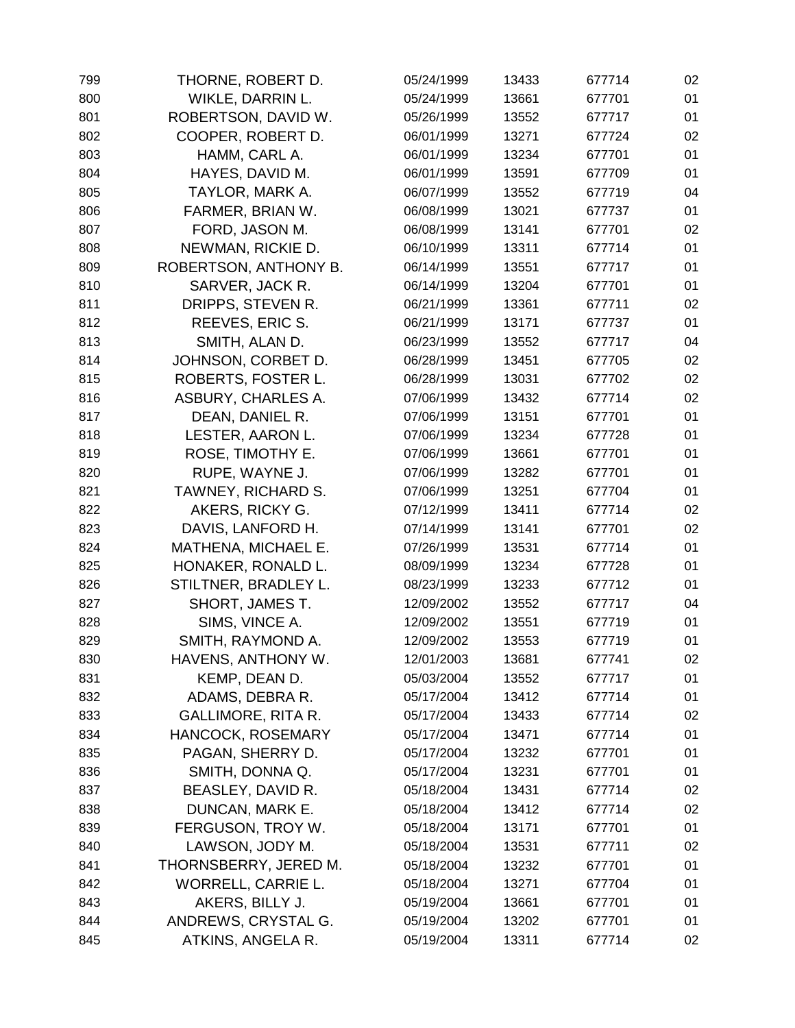| | | | | | |
|---|---|---|---|---|---|
| 799 | THORNE, ROBERT D. | 05/24/1999 | 13433 | 677714 | 02 |
| 800 | WIKLE, DARRIN L. | 05/24/1999 | 13661 | 677701 | 01 |
| 801 | ROBERTSON, DAVID W. | 05/26/1999 | 13552 | 677717 | 01 |
| 802 | COOPER, ROBERT D. | 06/01/1999 | 13271 | 677724 | 02 |
| 803 | HAMM, CARL A. | 06/01/1999 | 13234 | 677701 | 01 |
| 804 | HAYES, DAVID M. | 06/01/1999 | 13591 | 677709 | 01 |
| 805 | TAYLOR, MARK A. | 06/07/1999 | 13552 | 677719 | 04 |
| 806 | FARMER, BRIAN W. | 06/08/1999 | 13021 | 677737 | 01 |
| 807 | FORD, JASON M. | 06/08/1999 | 13141 | 677701 | 02 |
| 808 | NEWMAN, RICKIE D. | 06/10/1999 | 13311 | 677714 | 01 |
| 809 | ROBERTSON, ANTHONY B. | 06/14/1999 | 13551 | 677717 | 01 |
| 810 | SARVER, JACK R. | 06/14/1999 | 13204 | 677701 | 01 |
| 811 | DRIPPS, STEVEN R. | 06/21/1999 | 13361 | 677711 | 02 |
| 812 | REEVES, ERIC S. | 06/21/1999 | 13171 | 677737 | 01 |
| 813 | SMITH, ALAN D. | 06/23/1999 | 13552 | 677717 | 04 |
| 814 | JOHNSON, CORBET D. | 06/28/1999 | 13451 | 677705 | 02 |
| 815 | ROBERTS, FOSTER L. | 06/28/1999 | 13031 | 677702 | 02 |
| 816 | ASBURY, CHARLES A. | 07/06/1999 | 13432 | 677714 | 02 |
| 817 | DEAN, DANIEL R. | 07/06/1999 | 13151 | 677701 | 01 |
| 818 | LESTER, AARON L. | 07/06/1999 | 13234 | 677728 | 01 |
| 819 | ROSE, TIMOTHY E. | 07/06/1999 | 13661 | 677701 | 01 |
| 820 | RUPE, WAYNE J. | 07/06/1999 | 13282 | 677701 | 01 |
| 821 | TAWNEY, RICHARD S. | 07/06/1999 | 13251 | 677704 | 01 |
| 822 | AKERS, RICKY G. | 07/12/1999 | 13411 | 677714 | 02 |
| 823 | DAVIS, LANFORD H. | 07/14/1999 | 13141 | 677701 | 02 |
| 824 | MATHENA, MICHAEL E. | 07/26/1999 | 13531 | 677714 | 01 |
| 825 | HONAKER, RONALD L. | 08/09/1999 | 13234 | 677728 | 01 |
| 826 | STILTNER, BRADLEY L. | 08/23/1999 | 13233 | 677712 | 01 |
| 827 | SHORT, JAMES T. | 12/09/2002 | 13552 | 677717 | 04 |
| 828 | SIMS, VINCE A. | 12/09/2002 | 13551 | 677719 | 01 |
| 829 | SMITH, RAYMOND A. | 12/09/2002 | 13553 | 677719 | 01 |
| 830 | HAVENS, ANTHONY W. | 12/01/2003 | 13681 | 677741 | 02 |
| 831 | KEMP, DEAN D. | 05/03/2004 | 13552 | 677717 | 01 |
| 832 | ADAMS, DEBRA R. | 05/17/2004 | 13412 | 677714 | 01 |
| 833 | GALLIMORE, RITA R. | 05/17/2004 | 13433 | 677714 | 02 |
| 834 | HANCOCK, ROSEMARY | 05/17/2004 | 13471 | 677714 | 01 |
| 835 | PAGAN, SHERRY D. | 05/17/2004 | 13232 | 677701 | 01 |
| 836 | SMITH, DONNA Q. | 05/17/2004 | 13231 | 677701 | 01 |
| 837 | BEASLEY, DAVID R. | 05/18/2004 | 13431 | 677714 | 02 |
| 838 | DUNCAN, MARK E. | 05/18/2004 | 13412 | 677714 | 02 |
| 839 | FERGUSON, TROY W. | 05/18/2004 | 13171 | 677701 | 01 |
| 840 | LAWSON, JODY M. | 05/18/2004 | 13531 | 677711 | 02 |
| 841 | THORNSBERRY, JERED M. | 05/18/2004 | 13232 | 677701 | 01 |
| 842 | WORRELL, CARRIE L. | 05/18/2004 | 13271 | 677704 | 01 |
| 843 | AKERS, BILLY J. | 05/19/2004 | 13661 | 677701 | 01 |
| 844 | ANDREWS, CRYSTAL G. | 05/19/2004 | 13202 | 677701 | 01 |
| 845 | ATKINS, ANGELA R. | 05/19/2004 | 13311 | 677714 | 02 |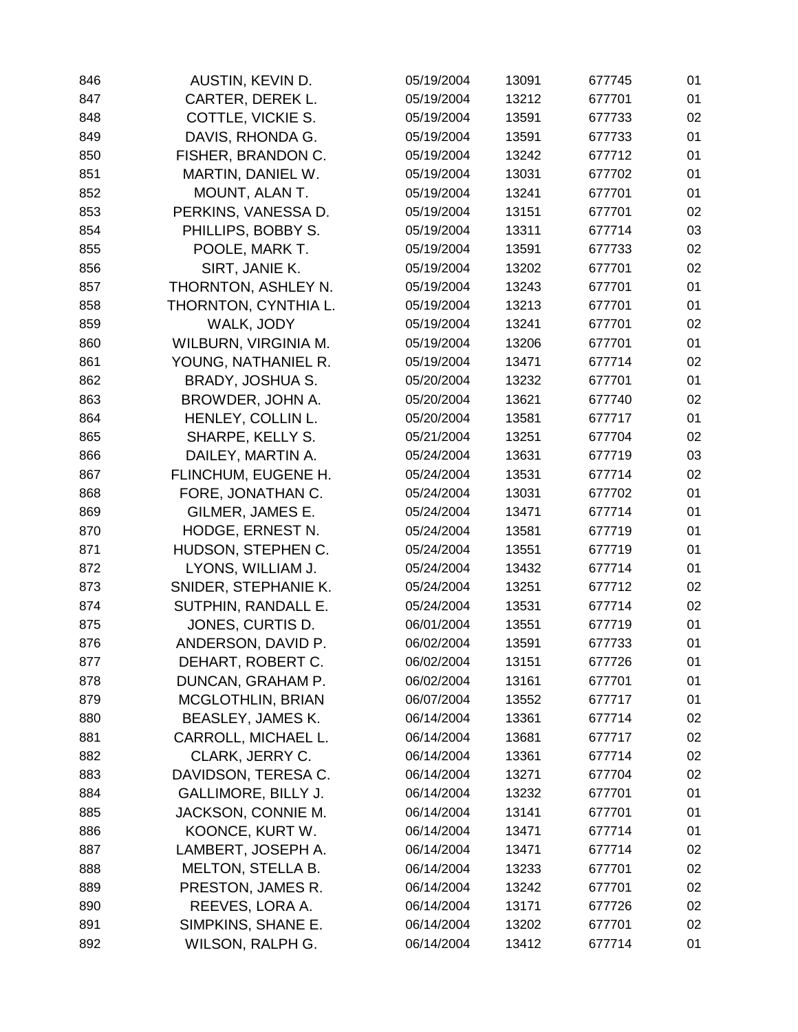| | | | | | |
|---|---|---|---|---|---|
| 846 | AUSTIN, KEVIN D. | 05/19/2004 | 13091 | 677745 | 01 |
| 847 | CARTER, DEREK L. | 05/19/2004 | 13212 | 677701 | 01 |
| 848 | COTTLE, VICKIE S. | 05/19/2004 | 13591 | 677733 | 02 |
| 849 | DAVIS, RHONDA G. | 05/19/2004 | 13591 | 677733 | 01 |
| 850 | FISHER, BRANDON C. | 05/19/2004 | 13242 | 677712 | 01 |
| 851 | MARTIN, DANIEL W. | 05/19/2004 | 13031 | 677702 | 01 |
| 852 | MOUNT, ALAN T. | 05/19/2004 | 13241 | 677701 | 01 |
| 853 | PERKINS, VANESSA D. | 05/19/2004 | 13151 | 677701 | 02 |
| 854 | PHILLIPS, BOBBY S. | 05/19/2004 | 13311 | 677714 | 03 |
| 855 | POOLE, MARK T. | 05/19/2004 | 13591 | 677733 | 02 |
| 856 | SIRT, JANIE K. | 05/19/2004 | 13202 | 677701 | 02 |
| 857 | THORNTON, ASHLEY N. | 05/19/2004 | 13243 | 677701 | 01 |
| 858 | THORNTON, CYNTHIA L. | 05/19/2004 | 13213 | 677701 | 01 |
| 859 | WALK, JODY | 05/19/2004 | 13241 | 677701 | 02 |
| 860 | WILBURN, VIRGINIA M. | 05/19/2004 | 13206 | 677701 | 01 |
| 861 | YOUNG, NATHANIEL R. | 05/19/2004 | 13471 | 677714 | 02 |
| 862 | BRADY, JOSHUA S. | 05/20/2004 | 13232 | 677701 | 01 |
| 863 | BROWDER, JOHN A. | 05/20/2004 | 13621 | 677740 | 02 |
| 864 | HENLEY, COLLIN L. | 05/20/2004 | 13581 | 677717 | 01 |
| 865 | SHARPE, KELLY S. | 05/21/2004 | 13251 | 677704 | 02 |
| 866 | DAILEY, MARTIN A. | 05/24/2004 | 13631 | 677719 | 03 |
| 867 | FLINCHUM, EUGENE H. | 05/24/2004 | 13531 | 677714 | 02 |
| 868 | FORE, JONATHAN C. | 05/24/2004 | 13031 | 677702 | 01 |
| 869 | GILMER, JAMES E. | 05/24/2004 | 13471 | 677714 | 01 |
| 870 | HODGE, ERNEST N. | 05/24/2004 | 13581 | 677719 | 01 |
| 871 | HUDSON, STEPHEN C. | 05/24/2004 | 13551 | 677719 | 01 |
| 872 | LYONS, WILLIAM J. | 05/24/2004 | 13432 | 677714 | 01 |
| 873 | SNIDER, STEPHANIE K. | 05/24/2004 | 13251 | 677712 | 02 |
| 874 | SUTPHIN, RANDALL E. | 05/24/2004 | 13531 | 677714 | 02 |
| 875 | JONES, CURTIS D. | 06/01/2004 | 13551 | 677719 | 01 |
| 876 | ANDERSON, DAVID P. | 06/02/2004 | 13591 | 677733 | 01 |
| 877 | DEHART, ROBERT C. | 06/02/2004 | 13151 | 677726 | 01 |
| 878 | DUNCAN, GRAHAM P. | 06/02/2004 | 13161 | 677701 | 01 |
| 879 | MCGLOTHLIN, BRIAN | 06/07/2004 | 13552 | 677717 | 01 |
| 880 | BEASLEY, JAMES K. | 06/14/2004 | 13361 | 677714 | 02 |
| 881 | CARROLL, MICHAEL L. | 06/14/2004 | 13681 | 677717 | 02 |
| 882 | CLARK, JERRY C. | 06/14/2004 | 13361 | 677714 | 02 |
| 883 | DAVIDSON, TERESA C. | 06/14/2004 | 13271 | 677704 | 02 |
| 884 | GALLIMORE, BILLY J. | 06/14/2004 | 13232 | 677701 | 01 |
| 885 | JACKSON, CONNIE M. | 06/14/2004 | 13141 | 677701 | 01 |
| 886 | KOONCE, KURT W. | 06/14/2004 | 13471 | 677714 | 01 |
| 887 | LAMBERT, JOSEPH A. | 06/14/2004 | 13471 | 677714 | 02 |
| 888 | MELTON, STELLA B. | 06/14/2004 | 13233 | 677701 | 02 |
| 889 | PRESTON, JAMES R. | 06/14/2004 | 13242 | 677701 | 02 |
| 890 | REEVES, LORA A. | 06/14/2004 | 13171 | 677726 | 02 |
| 891 | SIMPKINS, SHANE E. | 06/14/2004 | 13202 | 677701 | 02 |
| 892 | WILSON, RALPH G. | 06/14/2004 | 13412 | 677714 | 01 |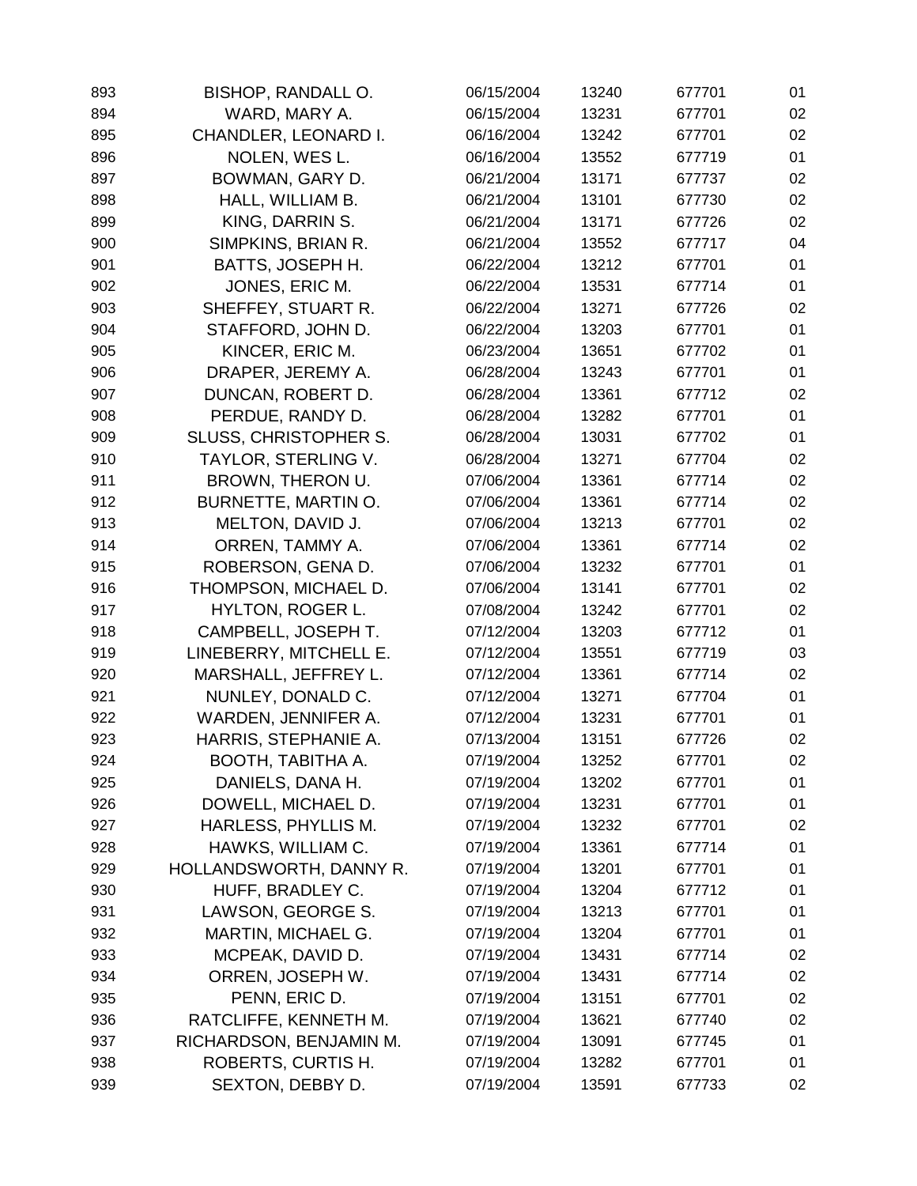| | | | | | |
|---|---|---|---|---|---|
| 893 | BISHOP, RANDALL O. | 06/15/2004 | 13240 | 677701 | 01 |
| 894 | WARD, MARY A. | 06/15/2004 | 13231 | 677701 | 02 |
| 895 | CHANDLER, LEONARD I. | 06/16/2004 | 13242 | 677701 | 02 |
| 896 | NOLEN, WES L. | 06/16/2004 | 13552 | 677719 | 01 |
| 897 | BOWMAN, GARY D. | 06/21/2004 | 13171 | 677737 | 02 |
| 898 | HALL, WILLIAM B. | 06/21/2004 | 13101 | 677730 | 02 |
| 899 | KING, DARRIN S. | 06/21/2004 | 13171 | 677726 | 02 |
| 900 | SIMPKINS, BRIAN R. | 06/21/2004 | 13552 | 677717 | 04 |
| 901 | BATTS, JOSEPH H. | 06/22/2004 | 13212 | 677701 | 01 |
| 902 | JONES, ERIC M. | 06/22/2004 | 13531 | 677714 | 01 |
| 903 | SHEFFEY, STUART R. | 06/22/2004 | 13271 | 677726 | 02 |
| 904 | STAFFORD, JOHN D. | 06/22/2004 | 13203 | 677701 | 01 |
| 905 | KINCER, ERIC M. | 06/23/2004 | 13651 | 677702 | 01 |
| 906 | DRAPER, JEREMY A. | 06/28/2004 | 13243 | 677701 | 01 |
| 907 | DUNCAN, ROBERT D. | 06/28/2004 | 13361 | 677712 | 02 |
| 908 | PERDUE, RANDY D. | 06/28/2004 | 13282 | 677701 | 01 |
| 909 | SLUSS, CHRISTOPHER S. | 06/28/2004 | 13031 | 677702 | 01 |
| 910 | TAYLOR, STERLING V. | 06/28/2004 | 13271 | 677704 | 02 |
| 911 | BROWN, THERON U. | 07/06/2004 | 13361 | 677714 | 02 |
| 912 | BURNETTE, MARTIN O. | 07/06/2004 | 13361 | 677714 | 02 |
| 913 | MELTON, DAVID J. | 07/06/2004 | 13213 | 677701 | 02 |
| 914 | ORREN, TAMMY A. | 07/06/2004 | 13361 | 677714 | 02 |
| 915 | ROBERSON, GENA D. | 07/06/2004 | 13232 | 677701 | 01 |
| 916 | THOMPSON, MICHAEL D. | 07/06/2004 | 13141 | 677701 | 02 |
| 917 | HYLTON, ROGER L. | 07/08/2004 | 13242 | 677701 | 02 |
| 918 | CAMPBELL, JOSEPH T. | 07/12/2004 | 13203 | 677712 | 01 |
| 919 | LINEBERRY, MITCHELL E. | 07/12/2004 | 13551 | 677719 | 03 |
| 920 | MARSHALL, JEFFREY L. | 07/12/2004 | 13361 | 677714 | 02 |
| 921 | NUNLEY, DONALD C. | 07/12/2004 | 13271 | 677704 | 01 |
| 922 | WARDEN, JENNIFER A. | 07/12/2004 | 13231 | 677701 | 01 |
| 923 | HARRIS, STEPHANIE A. | 07/13/2004 | 13151 | 677726 | 02 |
| 924 | BOOTH, TABITHA A. | 07/19/2004 | 13252 | 677701 | 02 |
| 925 | DANIELS, DANA H. | 07/19/2004 | 13202 | 677701 | 01 |
| 926 | DOWELL, MICHAEL D. | 07/19/2004 | 13231 | 677701 | 01 |
| 927 | HARLESS, PHYLLIS M. | 07/19/2004 | 13232 | 677701 | 02 |
| 928 | HAWKS, WILLIAM C. | 07/19/2004 | 13361 | 677714 | 01 |
| 929 | HOLLANDSWORTH, DANNY R. | 07/19/2004 | 13201 | 677701 | 01 |
| 930 | HUFF, BRADLEY C. | 07/19/2004 | 13204 | 677712 | 01 |
| 931 | LAWSON, GEORGE S. | 07/19/2004 | 13213 | 677701 | 01 |
| 932 | MARTIN, MICHAEL G. | 07/19/2004 | 13204 | 677701 | 01 |
| 933 | MCPEAK, DAVID D. | 07/19/2004 | 13431 | 677714 | 02 |
| 934 | ORREN, JOSEPH W. | 07/19/2004 | 13431 | 677714 | 02 |
| 935 | PENN, ERIC D. | 07/19/2004 | 13151 | 677701 | 02 |
| 936 | RATCLIFFE, KENNETH M. | 07/19/2004 | 13621 | 677740 | 02 |
| 937 | RICHARDSON, BENJAMIN M. | 07/19/2004 | 13091 | 677745 | 01 |
| 938 | ROBERTS, CURTIS H. | 07/19/2004 | 13282 | 677701 | 01 |
| 939 | SEXTON, DEBBY D. | 07/19/2004 | 13591 | 677733 | 02 |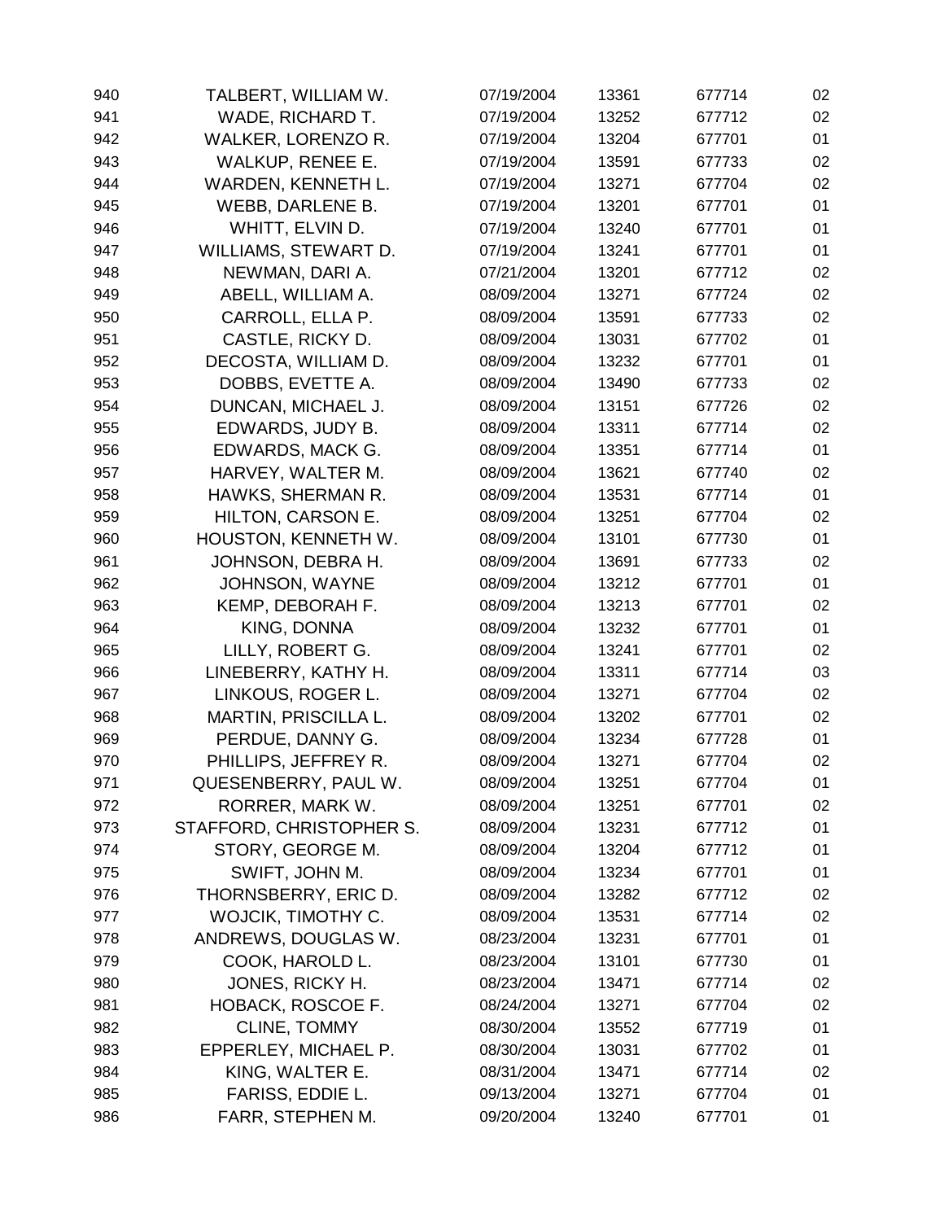| | | | | | |
|---|---|---|---|---|---|
| 940 | TALBERT, WILLIAM W. | 07/19/2004 | 13361 | 677714 | 02 |
| 941 | WADE, RICHARD T. | 07/19/2004 | 13252 | 677712 | 02 |
| 942 | WALKER, LORENZO R. | 07/19/2004 | 13204 | 677701 | 01 |
| 943 | WALKUP, RENEE E. | 07/19/2004 | 13591 | 677733 | 02 |
| 944 | WARDEN, KENNETH L. | 07/19/2004 | 13271 | 677704 | 02 |
| 945 | WEBB, DARLENE B. | 07/19/2004 | 13201 | 677701 | 01 |
| 946 | WHITT, ELVIN D. | 07/19/2004 | 13240 | 677701 | 01 |
| 947 | WILLIAMS, STEWART D. | 07/19/2004 | 13241 | 677701 | 01 |
| 948 | NEWMAN, DARI A. | 07/21/2004 | 13201 | 677712 | 02 |
| 949 | ABELL, WILLIAM A. | 08/09/2004 | 13271 | 677724 | 02 |
| 950 | CARROLL, ELLA P. | 08/09/2004 | 13591 | 677733 | 02 |
| 951 | CASTLE, RICKY D. | 08/09/2004 | 13031 | 677702 | 01 |
| 952 | DECOSTA, WILLIAM D. | 08/09/2004 | 13232 | 677701 | 01 |
| 953 | DOBBS, EVETTE A. | 08/09/2004 | 13490 | 677733 | 02 |
| 954 | DUNCAN, MICHAEL J. | 08/09/2004 | 13151 | 677726 | 02 |
| 955 | EDWARDS, JUDY B. | 08/09/2004 | 13311 | 677714 | 02 |
| 956 | EDWARDS, MACK G. | 08/09/2004 | 13351 | 677714 | 01 |
| 957 | HARVEY, WALTER M. | 08/09/2004 | 13621 | 677740 | 02 |
| 958 | HAWKS, SHERMAN R. | 08/09/2004 | 13531 | 677714 | 01 |
| 959 | HILTON, CARSON E. | 08/09/2004 | 13251 | 677704 | 02 |
| 960 | HOUSTON, KENNETH W. | 08/09/2004 | 13101 | 677730 | 01 |
| 961 | JOHNSON, DEBRA H. | 08/09/2004 | 13691 | 677733 | 02 |
| 962 | JOHNSON, WAYNE | 08/09/2004 | 13212 | 677701 | 01 |
| 963 | KEMP, DEBORAH F. | 08/09/2004 | 13213 | 677701 | 02 |
| 964 | KING, DONNA | 08/09/2004 | 13232 | 677701 | 01 |
| 965 | LILLY, ROBERT G. | 08/09/2004 | 13241 | 677701 | 02 |
| 966 | LINEBERRY, KATHY H. | 08/09/2004 | 13311 | 677714 | 03 |
| 967 | LINKOUS, ROGER L. | 08/09/2004 | 13271 | 677704 | 02 |
| 968 | MARTIN, PRISCILLA L. | 08/09/2004 | 13202 | 677701 | 02 |
| 969 | PERDUE, DANNY G. | 08/09/2004 | 13234 | 677728 | 01 |
| 970 | PHILLIPS, JEFFREY R. | 08/09/2004 | 13271 | 677704 | 02 |
| 971 | QUESENBERRY, PAUL W. | 08/09/2004 | 13251 | 677704 | 01 |
| 972 | RORRER, MARK W. | 08/09/2004 | 13251 | 677701 | 02 |
| 973 | STAFFORD, CHRISTOPHER S. | 08/09/2004 | 13231 | 677712 | 01 |
| 974 | STORY, GEORGE M. | 08/09/2004 | 13204 | 677712 | 01 |
| 975 | SWIFT, JOHN M. | 08/09/2004 | 13234 | 677701 | 01 |
| 976 | THORNSBERRY, ERIC D. | 08/09/2004 | 13282 | 677712 | 02 |
| 977 | WOJCIK, TIMOTHY C. | 08/09/2004 | 13531 | 677714 | 02 |
| 978 | ANDREWS, DOUGLAS W. | 08/23/2004 | 13231 | 677701 | 01 |
| 979 | COOK, HAROLD L. | 08/23/2004 | 13101 | 677730 | 01 |
| 980 | JONES, RICKY H. | 08/23/2004 | 13471 | 677714 | 02 |
| 981 | HOBACK, ROSCOE F. | 08/24/2004 | 13271 | 677704 | 02 |
| 982 | CLINE, TOMMY | 08/30/2004 | 13552 | 677719 | 01 |
| 983 | EPPERLEY, MICHAEL P. | 08/30/2004 | 13031 | 677702 | 01 |
| 984 | KING, WALTER E. | 08/31/2004 | 13471 | 677714 | 02 |
| 985 | FARISS, EDDIE L. | 09/13/2004 | 13271 | 677704 | 01 |
| 986 | FARR, STEPHEN M. | 09/20/2004 | 13240 | 677701 | 01 |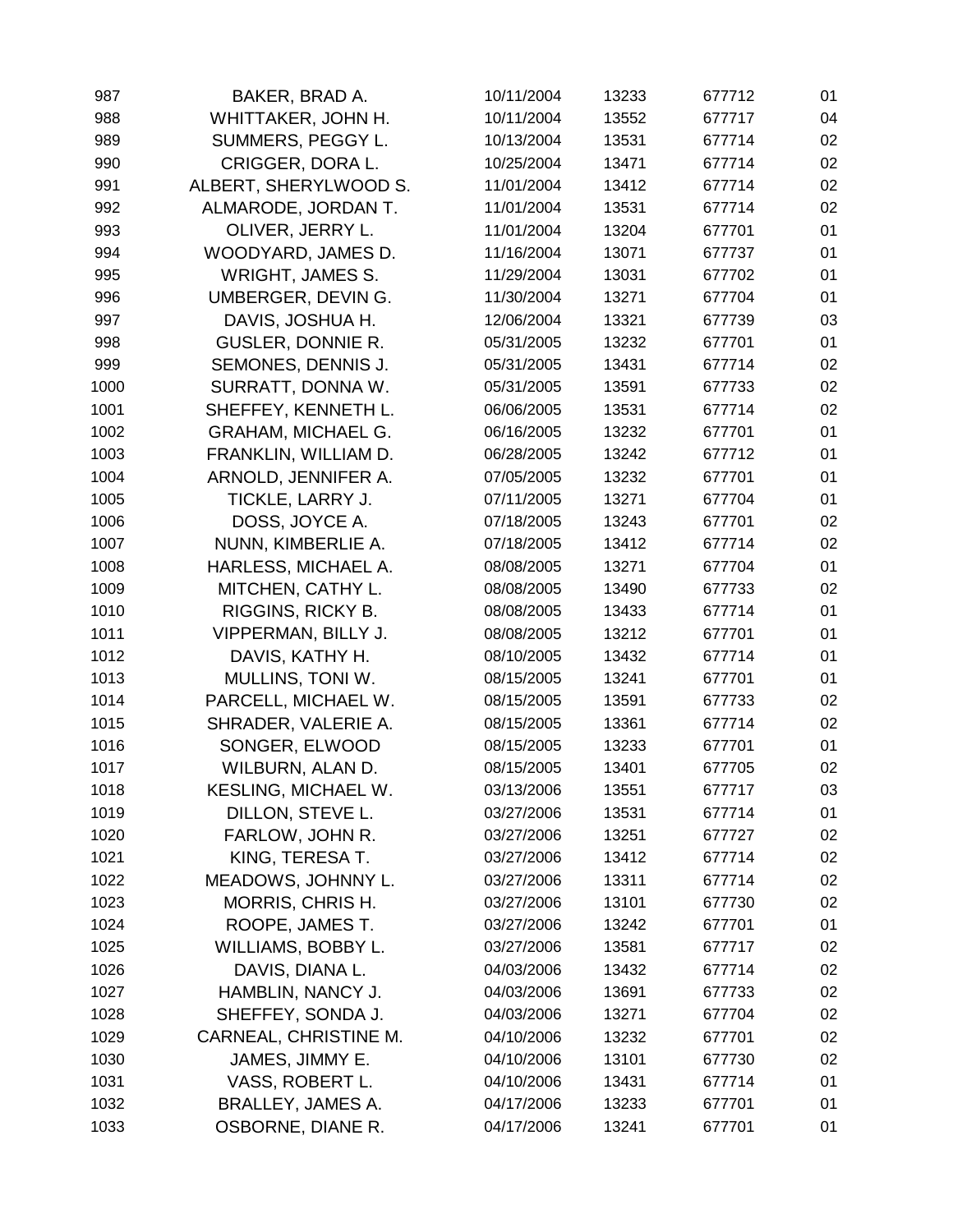| | | | | | |
|---|---|---|---|---|---|
| 987 | BAKER, BRAD A. | 10/11/2004 | 13233 | 677712 | 01 |
| 988 | WHITTAKER, JOHN H. | 10/11/2004 | 13552 | 677717 | 04 |
| 989 | SUMMERS, PEGGY L. | 10/13/2004 | 13531 | 677714 | 02 |
| 990 | CRIGGER, DORA L. | 10/25/2004 | 13471 | 677714 | 02 |
| 991 | ALBERT, SHERYLWOOD S. | 11/01/2004 | 13412 | 677714 | 02 |
| 992 | ALMARODE, JORDAN T. | 11/01/2004 | 13531 | 677714 | 02 |
| 993 | OLIVER, JERRY L. | 11/01/2004 | 13204 | 677701 | 01 |
| 994 | WOODYARD, JAMES D. | 11/16/2004 | 13071 | 677737 | 01 |
| 995 | WRIGHT, JAMES S. | 11/29/2004 | 13031 | 677702 | 01 |
| 996 | UMBERGER, DEVIN G. | 11/30/2004 | 13271 | 677704 | 01 |
| 997 | DAVIS, JOSHUA H. | 12/06/2004 | 13321 | 677739 | 03 |
| 998 | GUSLER, DONNIE R. | 05/31/2005 | 13232 | 677701 | 01 |
| 999 | SEMONES, DENNIS J. | 05/31/2005 | 13431 | 677714 | 02 |
| 1000 | SURRATT, DONNA W. | 05/31/2005 | 13591 | 677733 | 02 |
| 1001 | SHEFFEY, KENNETH L. | 06/06/2005 | 13531 | 677714 | 02 |
| 1002 | GRAHAM, MICHAEL G. | 06/16/2005 | 13232 | 677701 | 01 |
| 1003 | FRANKLIN, WILLIAM D. | 06/28/2005 | 13242 | 677712 | 01 |
| 1004 | ARNOLD, JENNIFER A. | 07/05/2005 | 13232 | 677701 | 01 |
| 1005 | TICKLE, LARRY J. | 07/11/2005 | 13271 | 677704 | 01 |
| 1006 | DOSS, JOYCE A. | 07/18/2005 | 13243 | 677701 | 02 |
| 1007 | NUNN, KIMBERLIE A. | 07/18/2005 | 13412 | 677714 | 02 |
| 1008 | HARLESS, MICHAEL A. | 08/08/2005 | 13271 | 677704 | 01 |
| 1009 | MITCHEN, CATHY L. | 08/08/2005 | 13490 | 677733 | 02 |
| 1010 | RIGGINS, RICKY B. | 08/08/2005 | 13433 | 677714 | 01 |
| 1011 | VIPPERMAN, BILLY J. | 08/08/2005 | 13212 | 677701 | 01 |
| 1012 | DAVIS, KATHY H. | 08/10/2005 | 13432 | 677714 | 01 |
| 1013 | MULLINS, TONI W. | 08/15/2005 | 13241 | 677701 | 01 |
| 1014 | PARCELL, MICHAEL W. | 08/15/2005 | 13591 | 677733 | 02 |
| 1015 | SHRADER, VALERIE A. | 08/15/2005 | 13361 | 677714 | 02 |
| 1016 | SONGER, ELWOOD | 08/15/2005 | 13233 | 677701 | 01 |
| 1017 | WILBURN, ALAN D. | 08/15/2005 | 13401 | 677705 | 02 |
| 1018 | KESLING, MICHAEL W. | 03/13/2006 | 13551 | 677717 | 03 |
| 1019 | DILLON, STEVE L. | 03/27/2006 | 13531 | 677714 | 01 |
| 1020 | FARLOW, JOHN R. | 03/27/2006 | 13251 | 677727 | 02 |
| 1021 | KING, TERESA T. | 03/27/2006 | 13412 | 677714 | 02 |
| 1022 | MEADOWS, JOHNNY L. | 03/27/2006 | 13311 | 677714 | 02 |
| 1023 | MORRIS, CHRIS H. | 03/27/2006 | 13101 | 677730 | 02 |
| 1024 | ROOPE, JAMES T. | 03/27/2006 | 13242 | 677701 | 01 |
| 1025 | WILLIAMS, BOBBY L. | 03/27/2006 | 13581 | 677717 | 02 |
| 1026 | DAVIS, DIANA L. | 04/03/2006 | 13432 | 677714 | 02 |
| 1027 | HAMBLIN, NANCY J. | 04/03/2006 | 13691 | 677733 | 02 |
| 1028 | SHEFFEY, SONDA J. | 04/03/2006 | 13271 | 677704 | 02 |
| 1029 | CARNEAL, CHRISTINE M. | 04/10/2006 | 13232 | 677701 | 02 |
| 1030 | JAMES, JIMMY E. | 04/10/2006 | 13101 | 677730 | 02 |
| 1031 | VASS, ROBERT L. | 04/10/2006 | 13431 | 677714 | 01 |
| 1032 | BRALLEY, JAMES A. | 04/17/2006 | 13233 | 677701 | 01 |
| 1033 | OSBORNE, DIANE R. | 04/17/2006 | 13241 | 677701 | 01 |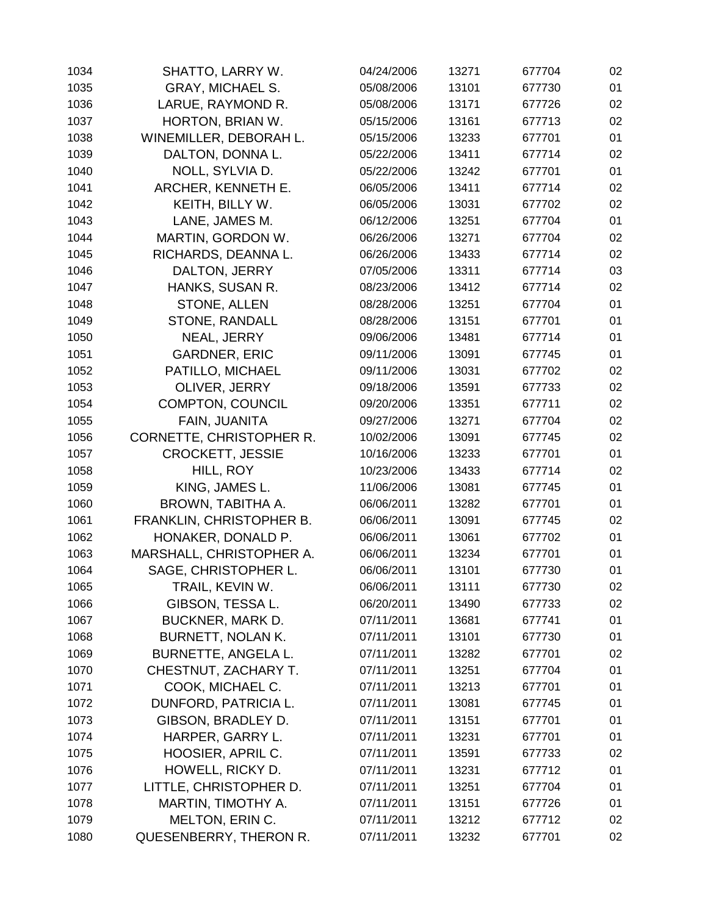| | | | | | |
|---|---|---|---|---|---|
| 1034 | SHATTO, LARRY W. | 04/24/2006 | 13271 | 677704 | 02 |
| 1035 | GRAY, MICHAEL S. | 05/08/2006 | 13101 | 677730 | 01 |
| 1036 | LARUE, RAYMOND R. | 05/08/2006 | 13171 | 677726 | 02 |
| 1037 | HORTON, BRIAN W. | 05/15/2006 | 13161 | 677713 | 02 |
| 1038 | WINEMILLER, DEBORAH L. | 05/15/2006 | 13233 | 677701 | 01 |
| 1039 | DALTON, DONNA L. | 05/22/2006 | 13411 | 677714 | 02 |
| 1040 | NOLL, SYLVIA D. | 05/22/2006 | 13242 | 677701 | 01 |
| 1041 | ARCHER, KENNETH E. | 06/05/2006 | 13411 | 677714 | 02 |
| 1042 | KEITH, BILLY W. | 06/05/2006 | 13031 | 677702 | 02 |
| 1043 | LANE, JAMES M. | 06/12/2006 | 13251 | 677704 | 01 |
| 1044 | MARTIN, GORDON W. | 06/26/2006 | 13271 | 677704 | 02 |
| 1045 | RICHARDS, DEANNA L. | 06/26/2006 | 13433 | 677714 | 02 |
| 1046 | DALTON, JERRY | 07/05/2006 | 13311 | 677714 | 03 |
| 1047 | HANKS, SUSAN R. | 08/23/2006 | 13412 | 677714 | 02 |
| 1048 | STONE, ALLEN | 08/28/2006 | 13251 | 677704 | 01 |
| 1049 | STONE, RANDALL | 08/28/2006 | 13151 | 677701 | 01 |
| 1050 | NEAL, JERRY | 09/06/2006 | 13481 | 677714 | 01 |
| 1051 | GARDNER, ERIC | 09/11/2006 | 13091 | 677745 | 01 |
| 1052 | PATILLO, MICHAEL | 09/11/2006 | 13031 | 677702 | 02 |
| 1053 | OLIVER, JERRY | 09/18/2006 | 13591 | 677733 | 02 |
| 1054 | COMPTON, COUNCIL | 09/20/2006 | 13351 | 677711 | 02 |
| 1055 | FAIN, JUANITA | 09/27/2006 | 13271 | 677704 | 02 |
| 1056 | CORNETTE, CHRISTOPHER R. | 10/02/2006 | 13091 | 677745 | 02 |
| 1057 | CROCKETT, JESSIE | 10/16/2006 | 13233 | 677701 | 01 |
| 1058 | HILL, ROY | 10/23/2006 | 13433 | 677714 | 02 |
| 1059 | KING, JAMES L. | 11/06/2006 | 13081 | 677745 | 01 |
| 1060 | BROWN, TABITHA A. | 06/06/2011 | 13282 | 677701 | 01 |
| 1061 | FRANKLIN, CHRISTOPHER B. | 06/06/2011 | 13091 | 677745 | 02 |
| 1062 | HONAKER, DONALD P. | 06/06/2011 | 13061 | 677702 | 01 |
| 1063 | MARSHALL, CHRISTOPHER A. | 06/06/2011 | 13234 | 677701 | 01 |
| 1064 | SAGE, CHRISTOPHER L. | 06/06/2011 | 13101 | 677730 | 01 |
| 1065 | TRAIL, KEVIN W. | 06/06/2011 | 13111 | 677730 | 02 |
| 1066 | GIBSON, TESSA L. | 06/20/2011 | 13490 | 677733 | 02 |
| 1067 | BUCKNER, MARK D. | 07/11/2011 | 13681 | 677741 | 01 |
| 1068 | BURNETT, NOLAN K. | 07/11/2011 | 13101 | 677730 | 01 |
| 1069 | BURNETTE, ANGELA L. | 07/11/2011 | 13282 | 677701 | 02 |
| 1070 | CHESTNUT, ZACHARY T. | 07/11/2011 | 13251 | 677704 | 01 |
| 1071 | COOK, MICHAEL C. | 07/11/2011 | 13213 | 677701 | 01 |
| 1072 | DUNFORD, PATRICIA L. | 07/11/2011 | 13081 | 677745 | 01 |
| 1073 | GIBSON, BRADLEY D. | 07/11/2011 | 13151 | 677701 | 01 |
| 1074 | HARPER, GARRY L. | 07/11/2011 | 13231 | 677701 | 01 |
| 1075 | HOOSIER, APRIL C. | 07/11/2011 | 13591 | 677733 | 02 |
| 1076 | HOWELL, RICKY D. | 07/11/2011 | 13231 | 677712 | 01 |
| 1077 | LITTLE, CHRISTOPHER D. | 07/11/2011 | 13251 | 677704 | 01 |
| 1078 | MARTIN, TIMOTHY A. | 07/11/2011 | 13151 | 677726 | 01 |
| 1079 | MELTON, ERIN C. | 07/11/2011 | 13212 | 677712 | 02 |
| 1080 | QUESENBERRY, THERON R. | 07/11/2011 | 13232 | 677701 | 02 |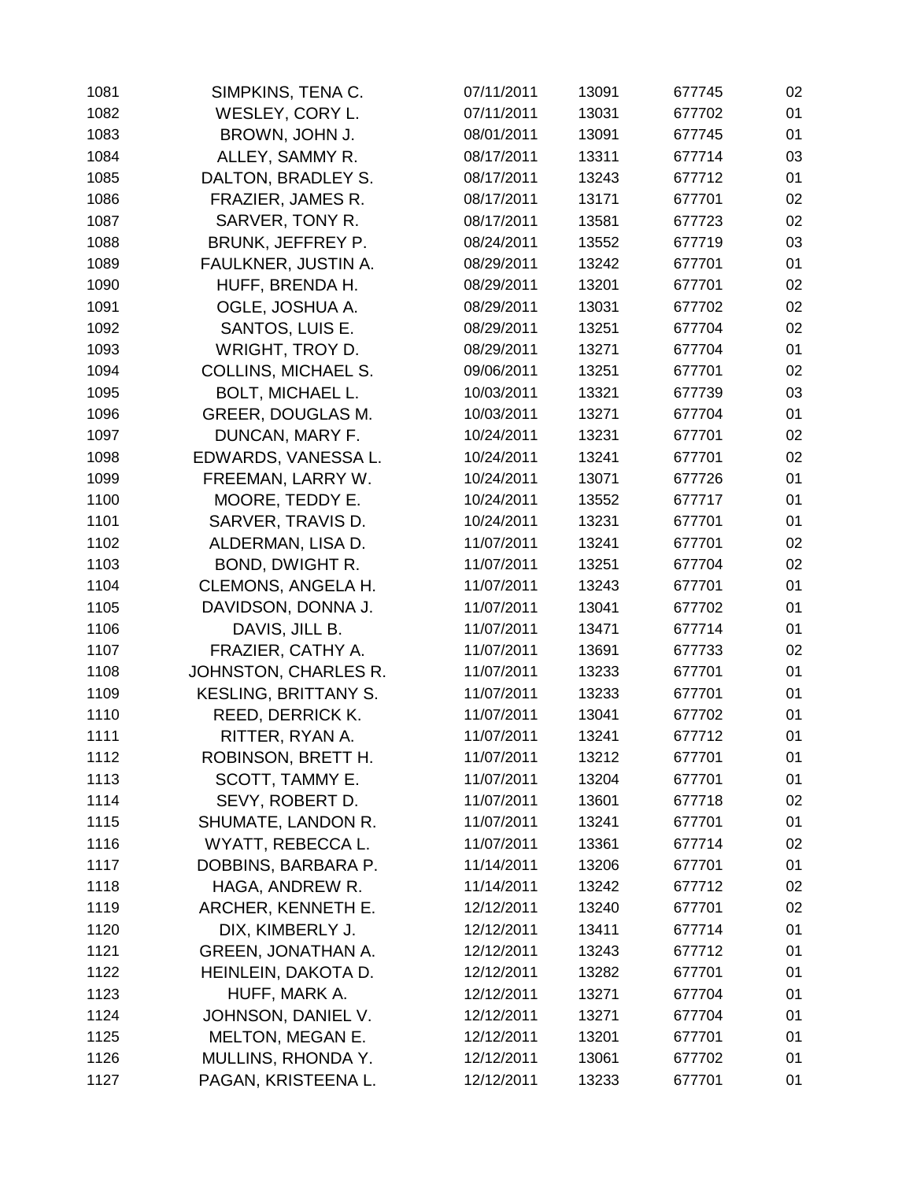| | | | | | |
|---|---|---|---|---|---|
| 1081 | SIMPKINS, TENA C. | 07/11/2011 | 13091 | 677745 | 02 |
| 1082 | WESLEY, CORY L. | 07/11/2011 | 13031 | 677702 | 01 |
| 1083 | BROWN, JOHN J. | 08/01/2011 | 13091 | 677745 | 01 |
| 1084 | ALLEY, SAMMY R. | 08/17/2011 | 13311 | 677714 | 03 |
| 1085 | DALTON, BRADLEY S. | 08/17/2011 | 13243 | 677712 | 01 |
| 1086 | FRAZIER, JAMES R. | 08/17/2011 | 13171 | 677701 | 02 |
| 1087 | SARVER, TONY R. | 08/17/2011 | 13581 | 677723 | 02 |
| 1088 | BRUNK, JEFFREY P. | 08/24/2011 | 13552 | 677719 | 03 |
| 1089 | FAULKNER, JUSTIN A. | 08/29/2011 | 13242 | 677701 | 01 |
| 1090 | HUFF, BRENDA H. | 08/29/2011 | 13201 | 677701 | 02 |
| 1091 | OGLE, JOSHUA A. | 08/29/2011 | 13031 | 677702 | 02 |
| 1092 | SANTOS, LUIS E. | 08/29/2011 | 13251 | 677704 | 02 |
| 1093 | WRIGHT, TROY D. | 08/29/2011 | 13271 | 677704 | 01 |
| 1094 | COLLINS, MICHAEL S. | 09/06/2011 | 13251 | 677701 | 02 |
| 1095 | BOLT, MICHAEL L. | 10/03/2011 | 13321 | 677739 | 03 |
| 1096 | GREER, DOUGLAS M. | 10/03/2011 | 13271 | 677704 | 01 |
| 1097 | DUNCAN, MARY F. | 10/24/2011 | 13231 | 677701 | 02 |
| 1098 | EDWARDS, VANESSA L. | 10/24/2011 | 13241 | 677701 | 02 |
| 1099 | FREEMAN, LARRY W. | 10/24/2011 | 13071 | 677726 | 01 |
| 1100 | MOORE, TEDDY E. | 10/24/2011 | 13552 | 677717 | 01 |
| 1101 | SARVER, TRAVIS D. | 10/24/2011 | 13231 | 677701 | 01 |
| 1102 | ALDERMAN, LISA D. | 11/07/2011 | 13241 | 677701 | 02 |
| 1103 | BOND, DWIGHT R. | 11/07/2011 | 13251 | 677704 | 02 |
| 1104 | CLEMONS, ANGELA H. | 11/07/2011 | 13243 | 677701 | 01 |
| 1105 | DAVIDSON, DONNA J. | 11/07/2011 | 13041 | 677702 | 01 |
| 1106 | DAVIS, JILL B. | 11/07/2011 | 13471 | 677714 | 01 |
| 1107 | FRAZIER, CATHY A. | 11/07/2011 | 13691 | 677733 | 02 |
| 1108 | JOHNSTON, CHARLES R. | 11/07/2011 | 13233 | 677701 | 01 |
| 1109 | KESLING, BRITTANY S. | 11/07/2011 | 13233 | 677701 | 01 |
| 1110 | REED, DERRICK K. | 11/07/2011 | 13041 | 677702 | 01 |
| 1111 | RITTER, RYAN A. | 11/07/2011 | 13241 | 677712 | 01 |
| 1112 | ROBINSON, BRETT H. | 11/07/2011 | 13212 | 677701 | 01 |
| 1113 | SCOTT, TAMMY E. | 11/07/2011 | 13204 | 677701 | 01 |
| 1114 | SEVY, ROBERT D. | 11/07/2011 | 13601 | 677718 | 02 |
| 1115 | SHUMATE, LANDON R. | 11/07/2011 | 13241 | 677701 | 01 |
| 1116 | WYATT, REBECCA L. | 11/07/2011 | 13361 | 677714 | 02 |
| 1117 | DOBBINS, BARBARA P. | 11/14/2011 | 13206 | 677701 | 01 |
| 1118 | HAGA, ANDREW R. | 11/14/2011 | 13242 | 677712 | 02 |
| 1119 | ARCHER, KENNETH E. | 12/12/2011 | 13240 | 677701 | 02 |
| 1120 | DIX, KIMBERLY J. | 12/12/2011 | 13411 | 677714 | 01 |
| 1121 | GREEN, JONATHAN A. | 12/12/2011 | 13243 | 677712 | 01 |
| 1122 | HEINLEIN, DAKOTA D. | 12/12/2011 | 13282 | 677701 | 01 |
| 1123 | HUFF, MARK A. | 12/12/2011 | 13271 | 677704 | 01 |
| 1124 | JOHNSON, DANIEL V. | 12/12/2011 | 13271 | 677704 | 01 |
| 1125 | MELTON, MEGAN E. | 12/12/2011 | 13201 | 677701 | 01 |
| 1126 | MULLINS, RHONDA Y. | 12/12/2011 | 13061 | 677702 | 01 |
| 1127 | PAGAN, KRISTEENA L. | 12/12/2011 | 13233 | 677701 | 01 |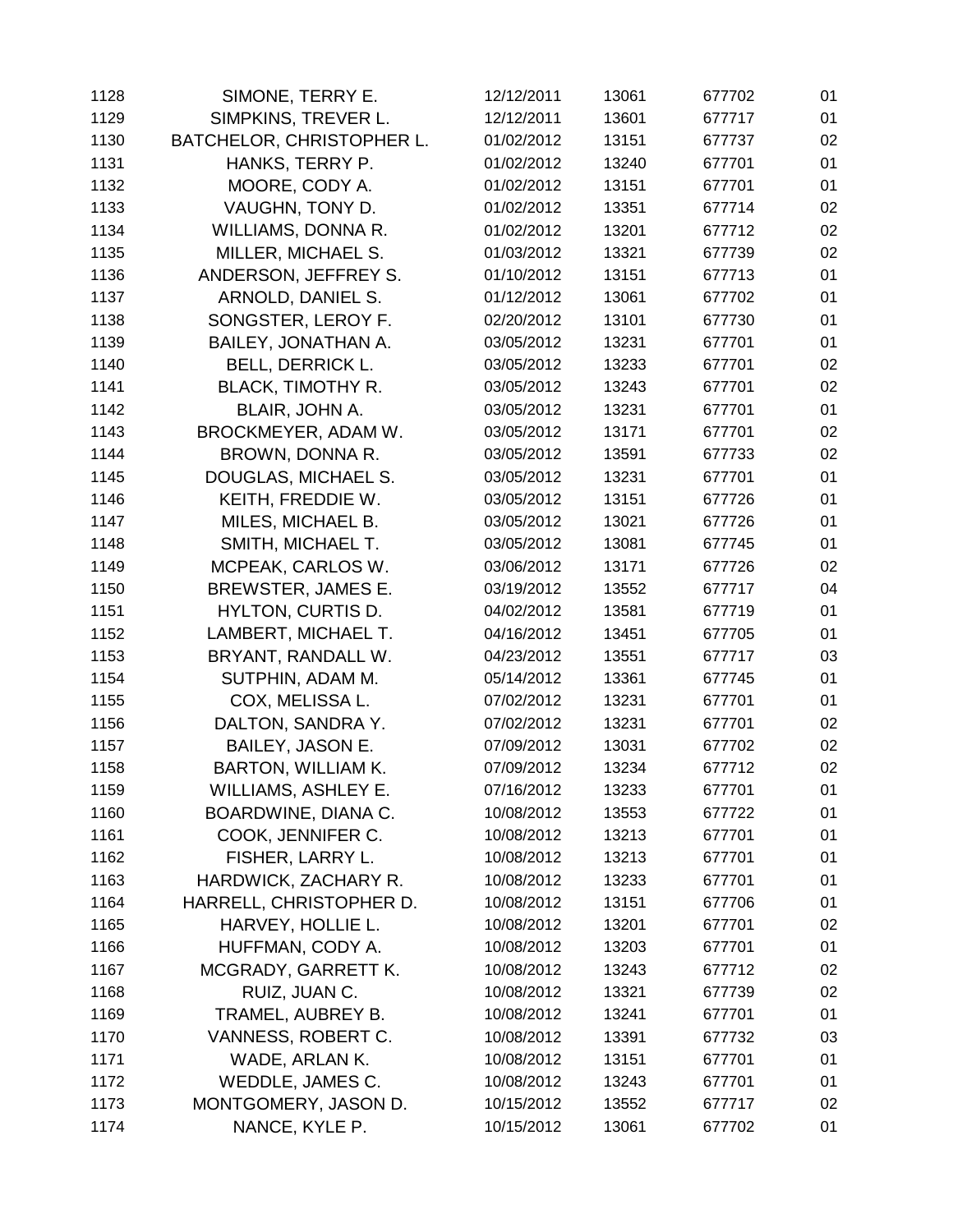| | | | | | |
|---|---|---|---|---|---|
| 1128 | SIMONE, TERRY E. | 12/12/2011 | 13061 | 677702 | 01 |
| 1129 | SIMPKINS, TREVER L. | 12/12/2011 | 13601 | 677717 | 01 |
| 1130 | BATCHELOR, CHRISTOPHER L. | 01/02/2012 | 13151 | 677737 | 02 |
| 1131 | HANKS, TERRY P. | 01/02/2012 | 13240 | 677701 | 01 |
| 1132 | MOORE, CODY A. | 01/02/2012 | 13151 | 677701 | 01 |
| 1133 | VAUGHN, TONY D. | 01/02/2012 | 13351 | 677714 | 02 |
| 1134 | WILLIAMS, DONNA R. | 01/02/2012 | 13201 | 677712 | 02 |
| 1135 | MILLER, MICHAEL S. | 01/03/2012 | 13321 | 677739 | 02 |
| 1136 | ANDERSON, JEFFREY S. | 01/10/2012 | 13151 | 677713 | 01 |
| 1137 | ARNOLD, DANIEL S. | 01/12/2012 | 13061 | 677702 | 01 |
| 1138 | SONGSTER, LEROY F. | 02/20/2012 | 13101 | 677730 | 01 |
| 1139 | BAILEY, JONATHAN A. | 03/05/2012 | 13231 | 677701 | 01 |
| 1140 | BELL, DERRICK L. | 03/05/2012 | 13233 | 677701 | 02 |
| 1141 | BLACK, TIMOTHY R. | 03/05/2012 | 13243 | 677701 | 02 |
| 1142 | BLAIR, JOHN A. | 03/05/2012 | 13231 | 677701 | 01 |
| 1143 | BROCKMEYER, ADAM W. | 03/05/2012 | 13171 | 677701 | 02 |
| 1144 | BROWN, DONNA R. | 03/05/2012 | 13591 | 677733 | 02 |
| 1145 | DOUGLAS, MICHAEL S. | 03/05/2012 | 13231 | 677701 | 01 |
| 1146 | KEITH, FREDDIE W. | 03/05/2012 | 13151 | 677726 | 01 |
| 1147 | MILES, MICHAEL B. | 03/05/2012 | 13021 | 677726 | 01 |
| 1148 | SMITH, MICHAEL T. | 03/05/2012 | 13081 | 677745 | 01 |
| 1149 | MCPEAK, CARLOS W. | 03/06/2012 | 13171 | 677726 | 02 |
| 1150 | BREWSTER, JAMES E. | 03/19/2012 | 13552 | 677717 | 04 |
| 1151 | HYLTON, CURTIS D. | 04/02/2012 | 13581 | 677719 | 01 |
| 1152 | LAMBERT, MICHAEL T. | 04/16/2012 | 13451 | 677705 | 01 |
| 1153 | BRYANT, RANDALL W. | 04/23/2012 | 13551 | 677717 | 03 |
| 1154 | SUTPHIN, ADAM M. | 05/14/2012 | 13361 | 677745 | 01 |
| 1155 | COX, MELISSA L. | 07/02/2012 | 13231 | 677701 | 01 |
| 1156 | DALTON, SANDRA Y. | 07/02/2012 | 13231 | 677701 | 02 |
| 1157 | BAILEY, JASON E. | 07/09/2012 | 13031 | 677702 | 02 |
| 1158 | BARTON, WILLIAM K. | 07/09/2012 | 13234 | 677712 | 02 |
| 1159 | WILLIAMS, ASHLEY E. | 07/16/2012 | 13233 | 677701 | 01 |
| 1160 | BOARDWINE, DIANA C. | 10/08/2012 | 13553 | 677722 | 01 |
| 1161 | COOK, JENNIFER C. | 10/08/2012 | 13213 | 677701 | 01 |
| 1162 | FISHER, LARRY L. | 10/08/2012 | 13213 | 677701 | 01 |
| 1163 | HARDWICK, ZACHARY R. | 10/08/2012 | 13233 | 677701 | 01 |
| 1164 | HARRELL, CHRISTOPHER D. | 10/08/2012 | 13151 | 677706 | 01 |
| 1165 | HARVEY, HOLLIE L. | 10/08/2012 | 13201 | 677701 | 02 |
| 1166 | HUFFMAN, CODY A. | 10/08/2012 | 13203 | 677701 | 01 |
| 1167 | MCGRADY, GARRETT K. | 10/08/2012 | 13243 | 677712 | 02 |
| 1168 | RUIZ, JUAN C. | 10/08/2012 | 13321 | 677739 | 02 |
| 1169 | TRAMEL, AUBREY B. | 10/08/2012 | 13241 | 677701 | 01 |
| 1170 | VANNESS, ROBERT C. | 10/08/2012 | 13391 | 677732 | 03 |
| 1171 | WADE, ARLAN K. | 10/08/2012 | 13151 | 677701 | 01 |
| 1172 | WEDDLE, JAMES C. | 10/08/2012 | 13243 | 677701 | 01 |
| 1173 | MONTGOMERY, JASON D. | 10/15/2012 | 13552 | 677717 | 02 |
| 1174 | NANCE, KYLE P. | 10/15/2012 | 13061 | 677702 | 01 |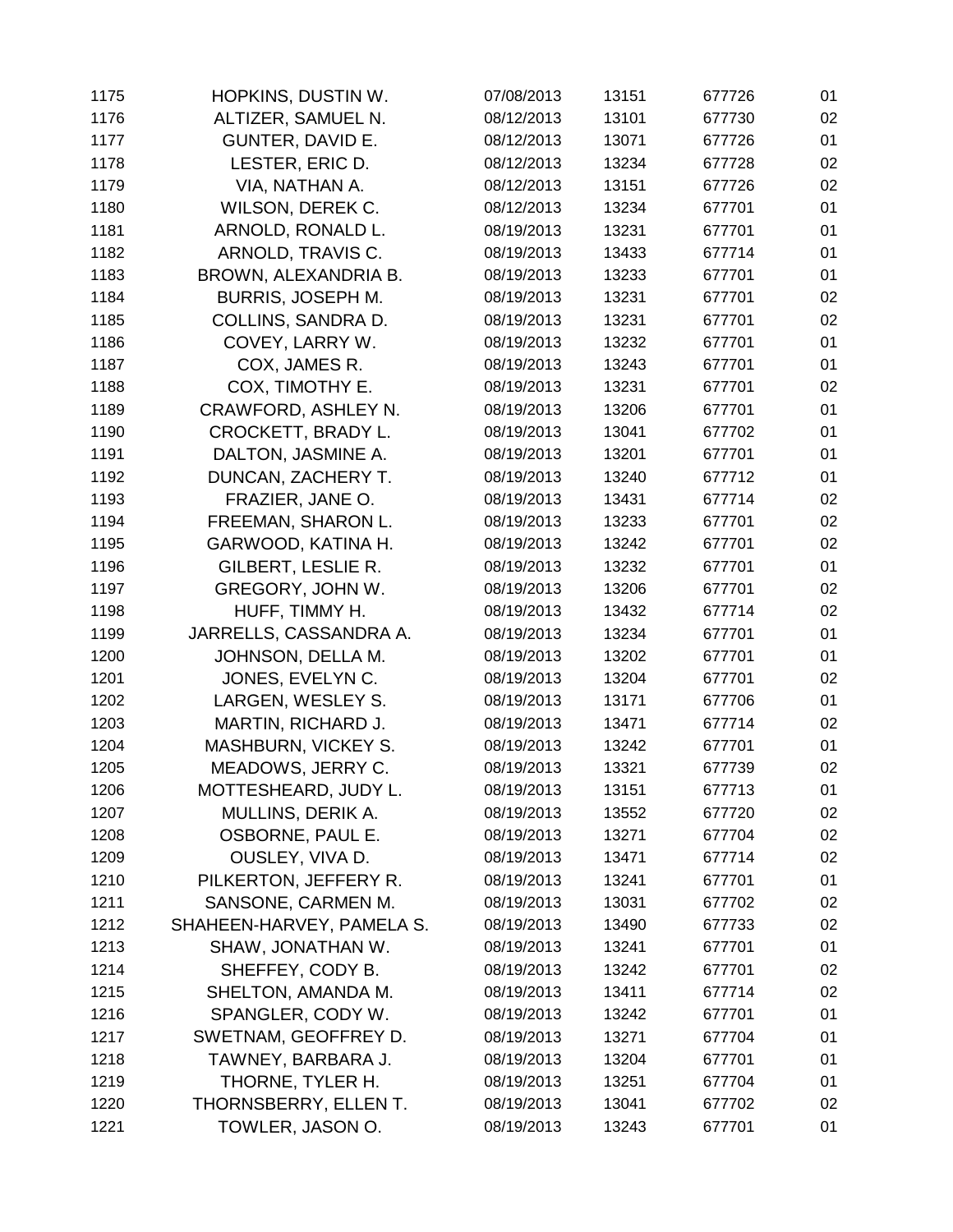| | | | | | |
|---|---|---|---|---|---|
| 1175 | HOPKINS, DUSTIN W. | 07/08/2013 | 13151 | 677726 | 01 |
| 1176 | ALTIZER, SAMUEL N. | 08/12/2013 | 13101 | 677730 | 02 |
| 1177 | GUNTER, DAVID E. | 08/12/2013 | 13071 | 677726 | 01 |
| 1178 | LESTER, ERIC D. | 08/12/2013 | 13234 | 677728 | 02 |
| 1179 | VIA, NATHAN A. | 08/12/2013 | 13151 | 677726 | 02 |
| 1180 | WILSON, DEREK C. | 08/12/2013 | 13234 | 677701 | 01 |
| 1181 | ARNOLD, RONALD L. | 08/19/2013 | 13231 | 677701 | 01 |
| 1182 | ARNOLD, TRAVIS C. | 08/19/2013 | 13433 | 677714 | 01 |
| 1183 | BROWN, ALEXANDRIA B. | 08/19/2013 | 13233 | 677701 | 01 |
| 1184 | BURRIS, JOSEPH M. | 08/19/2013 | 13231 | 677701 | 02 |
| 1185 | COLLINS, SANDRA D. | 08/19/2013 | 13231 | 677701 | 02 |
| 1186 | COVEY, LARRY W. | 08/19/2013 | 13232 | 677701 | 01 |
| 1187 | COX, JAMES R. | 08/19/2013 | 13243 | 677701 | 01 |
| 1188 | COX, TIMOTHY E. | 08/19/2013 | 13231 | 677701 | 02 |
| 1189 | CRAWFORD, ASHLEY N. | 08/19/2013 | 13206 | 677701 | 01 |
| 1190 | CROCKETT, BRADY L. | 08/19/2013 | 13041 | 677702 | 01 |
| 1191 | DALTON, JASMINE A. | 08/19/2013 | 13201 | 677701 | 01 |
| 1192 | DUNCAN, ZACHERY T. | 08/19/2013 | 13240 | 677712 | 01 |
| 1193 | FRAZIER, JANE O. | 08/19/2013 | 13431 | 677714 | 02 |
| 1194 | FREEMAN, SHARON L. | 08/19/2013 | 13233 | 677701 | 02 |
| 1195 | GARWOOD, KATINA H. | 08/19/2013 | 13242 | 677701 | 02 |
| 1196 | GILBERT, LESLIE R. | 08/19/2013 | 13232 | 677701 | 01 |
| 1197 | GREGORY, JOHN W. | 08/19/2013 | 13206 | 677701 | 02 |
| 1198 | HUFF, TIMMY H. | 08/19/2013 | 13432 | 677714 | 02 |
| 1199 | JARRELLS, CASSANDRA A. | 08/19/2013 | 13234 | 677701 | 01 |
| 1200 | JOHNSON, DELLA M. | 08/19/2013 | 13202 | 677701 | 01 |
| 1201 | JONES, EVELYN C. | 08/19/2013 | 13204 | 677701 | 02 |
| 1202 | LARGEN, WESLEY S. | 08/19/2013 | 13171 | 677706 | 01 |
| 1203 | MARTIN, RICHARD J. | 08/19/2013 | 13471 | 677714 | 02 |
| 1204 | MASHBURN, VICKEY S. | 08/19/2013 | 13242 | 677701 | 01 |
| 1205 | MEADOWS, JERRY C. | 08/19/2013 | 13321 | 677739 | 02 |
| 1206 | MOTTESHEARD, JUDY L. | 08/19/2013 | 13151 | 677713 | 01 |
| 1207 | MULLINS, DERIK A. | 08/19/2013 | 13552 | 677720 | 02 |
| 1208 | OSBORNE, PAUL E. | 08/19/2013 | 13271 | 677704 | 02 |
| 1209 | OUSLEY, VIVA D. | 08/19/2013 | 13471 | 677714 | 02 |
| 1210 | PILKERTON, JEFFERY R. | 08/19/2013 | 13241 | 677701 | 01 |
| 1211 | SANSONE, CARMEN M. | 08/19/2013 | 13031 | 677702 | 02 |
| 1212 | SHAHEEN-HARVEY, PAMELA S. | 08/19/2013 | 13490 | 677733 | 02 |
| 1213 | SHAW, JONATHAN W. | 08/19/2013 | 13241 | 677701 | 01 |
| 1214 | SHEFFEY, CODY B. | 08/19/2013 | 13242 | 677701 | 02 |
| 1215 | SHELTON, AMANDA M. | 08/19/2013 | 13411 | 677714 | 02 |
| 1216 | SPANGLER, CODY W. | 08/19/2013 | 13242 | 677701 | 01 |
| 1217 | SWETNAM, GEOFFREY D. | 08/19/2013 | 13271 | 677704 | 01 |
| 1218 | TAWNEY, BARBARA J. | 08/19/2013 | 13204 | 677701 | 01 |
| 1219 | THORNE, TYLER H. | 08/19/2013 | 13251 | 677704 | 01 |
| 1220 | THORNSBERRY, ELLEN T. | 08/19/2013 | 13041 | 677702 | 02 |
| 1221 | TOWLER, JASON O. | 08/19/2013 | 13243 | 677701 | 01 |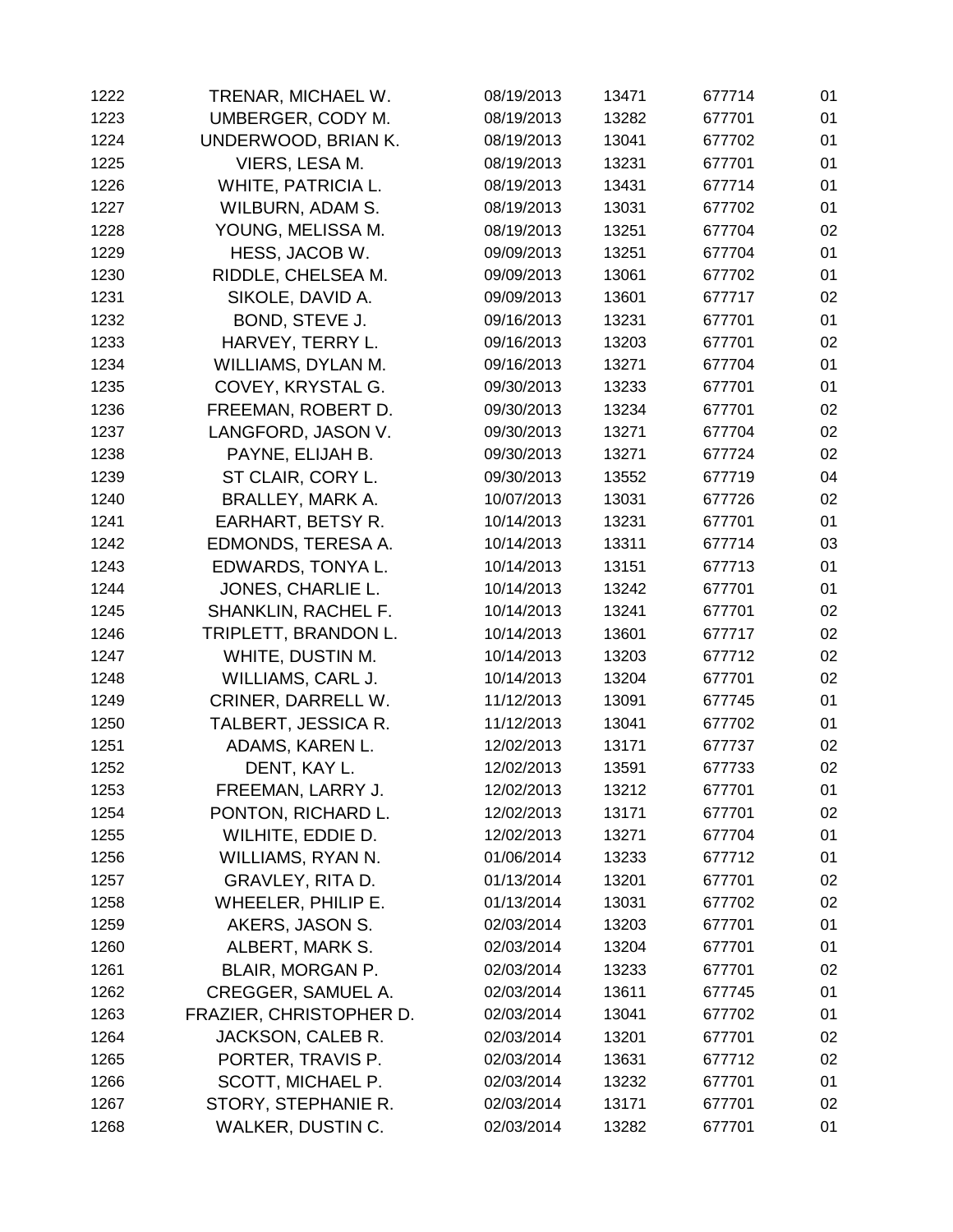| | | | | | |
|---|---|---|---|---|---|
| 1222 | TRENAR, MICHAEL W. | 08/19/2013 | 13471 | 677714 | 01 |
| 1223 | UMBERGER, CODY M. | 08/19/2013 | 13282 | 677701 | 01 |
| 1224 | UNDERWOOD, BRIAN K. | 08/19/2013 | 13041 | 677702 | 01 |
| 1225 | VIERS, LESA M. | 08/19/2013 | 13231 | 677701 | 01 |
| 1226 | WHITE, PATRICIA L. | 08/19/2013 | 13431 | 677714 | 01 |
| 1227 | WILBURN, ADAM S. | 08/19/2013 | 13031 | 677702 | 01 |
| 1228 | YOUNG, MELISSA M. | 08/19/2013 | 13251 | 677704 | 02 |
| 1229 | HESS, JACOB W. | 09/09/2013 | 13251 | 677704 | 01 |
| 1230 | RIDDLE, CHELSEA M. | 09/09/2013 | 13061 | 677702 | 01 |
| 1231 | SIKOLE, DAVID A. | 09/09/2013 | 13601 | 677717 | 02 |
| 1232 | BOND, STEVE J. | 09/16/2013 | 13231 | 677701 | 01 |
| 1233 | HARVEY, TERRY L. | 09/16/2013 | 13203 | 677701 | 02 |
| 1234 | WILLIAMS, DYLAN M. | 09/16/2013 | 13271 | 677704 | 01 |
| 1235 | COVEY, KRYSTAL G. | 09/30/2013 | 13233 | 677701 | 01 |
| 1236 | FREEMAN, ROBERT D. | 09/30/2013 | 13234 | 677701 | 02 |
| 1237 | LANGFORD, JASON V. | 09/30/2013 | 13271 | 677704 | 02 |
| 1238 | PAYNE, ELIJAH B. | 09/30/2013 | 13271 | 677724 | 02 |
| 1239 | ST CLAIR, CORY L. | 09/30/2013 | 13552 | 677719 | 04 |
| 1240 | BRALLEY, MARK A. | 10/07/2013 | 13031 | 677726 | 02 |
| 1241 | EARHART, BETSY R. | 10/14/2013 | 13231 | 677701 | 01 |
| 1242 | EDMONDS, TERESA A. | 10/14/2013 | 13311 | 677714 | 03 |
| 1243 | EDWARDS, TONYA L. | 10/14/2013 | 13151 | 677713 | 01 |
| 1244 | JONES, CHARLIE L. | 10/14/2013 | 13242 | 677701 | 01 |
| 1245 | SHANKLIN, RACHEL F. | 10/14/2013 | 13241 | 677701 | 02 |
| 1246 | TRIPLETT, BRANDON L. | 10/14/2013 | 13601 | 677717 | 02 |
| 1247 | WHITE, DUSTIN M. | 10/14/2013 | 13203 | 677712 | 02 |
| 1248 | WILLIAMS, CARL J. | 10/14/2013 | 13204 | 677701 | 02 |
| 1249 | CRINER, DARRELL W. | 11/12/2013 | 13091 | 677745 | 01 |
| 1250 | TALBERT, JESSICA R. | 11/12/2013 | 13041 | 677702 | 01 |
| 1251 | ADAMS, KAREN L. | 12/02/2013 | 13171 | 677737 | 02 |
| 1252 | DENT, KAY L. | 12/02/2013 | 13591 | 677733 | 02 |
| 1253 | FREEMAN, LARRY J. | 12/02/2013 | 13212 | 677701 | 01 |
| 1254 | PONTON, RICHARD L. | 12/02/2013 | 13171 | 677701 | 02 |
| 1255 | WILHITE, EDDIE D. | 12/02/2013 | 13271 | 677704 | 01 |
| 1256 | WILLIAMS, RYAN N. | 01/06/2014 | 13233 | 677712 | 01 |
| 1257 | GRAVLEY, RITA D. | 01/13/2014 | 13201 | 677701 | 02 |
| 1258 | WHEELER, PHILIP E. | 01/13/2014 | 13031 | 677702 | 02 |
| 1259 | AKERS, JASON S. | 02/03/2014 | 13203 | 677701 | 01 |
| 1260 | ALBERT, MARK S. | 02/03/2014 | 13204 | 677701 | 01 |
| 1261 | BLAIR, MORGAN P. | 02/03/2014 | 13233 | 677701 | 02 |
| 1262 | CREGGER, SAMUEL A. | 02/03/2014 | 13611 | 677745 | 01 |
| 1263 | FRAZIER, CHRISTOPHER D. | 02/03/2014 | 13041 | 677702 | 01 |
| 1264 | JACKSON, CALEB R. | 02/03/2014 | 13201 | 677701 | 02 |
| 1265 | PORTER, TRAVIS P. | 02/03/2014 | 13631 | 677712 | 02 |
| 1266 | SCOTT, MICHAEL P. | 02/03/2014 | 13232 | 677701 | 01 |
| 1267 | STORY, STEPHANIE R. | 02/03/2014 | 13171 | 677701 | 02 |
| 1268 | WALKER, DUSTIN C. | 02/03/2014 | 13282 | 677701 | 01 |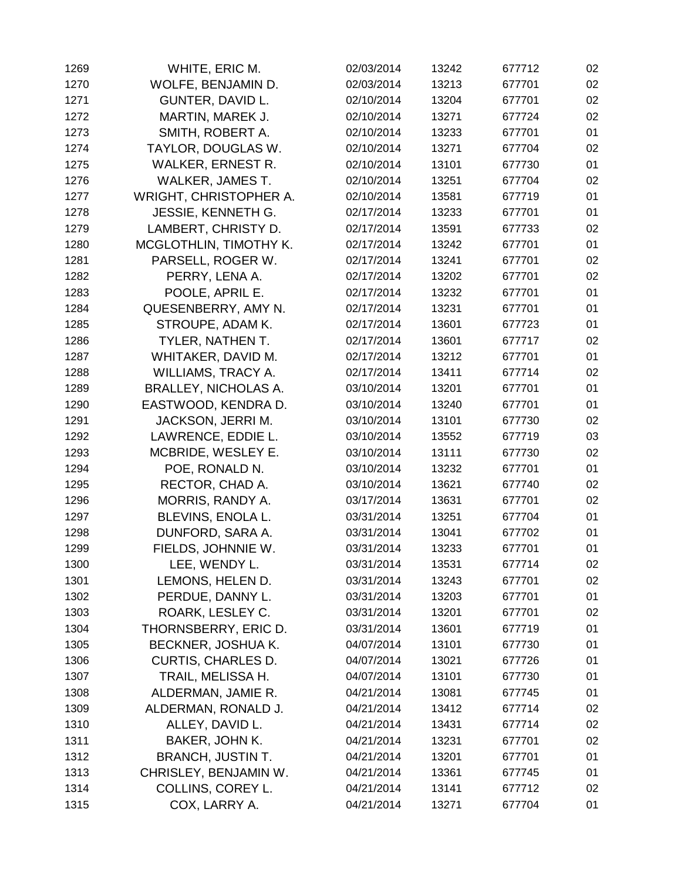| | | | | | |
|---|---|---|---|---|---|
| 1269 | WHITE, ERIC M. | 02/03/2014 | 13242 | 677712 | 02 |
| 1270 | WOLFE, BENJAMIN D. | 02/03/2014 | 13213 | 677701 | 02 |
| 1271 | GUNTER, DAVID L. | 02/10/2014 | 13204 | 677701 | 02 |
| 1272 | MARTIN, MAREK J. | 02/10/2014 | 13271 | 677724 | 02 |
| 1273 | SMITH, ROBERT A. | 02/10/2014 | 13233 | 677701 | 01 |
| 1274 | TAYLOR, DOUGLAS W. | 02/10/2014 | 13271 | 677704 | 02 |
| 1275 | WALKER, ERNEST R. | 02/10/2014 | 13101 | 677730 | 01 |
| 1276 | WALKER, JAMES T. | 02/10/2014 | 13251 | 677704 | 02 |
| 1277 | WRIGHT, CHRISTOPHER A. | 02/10/2014 | 13581 | 677719 | 01 |
| 1278 | JESSIE, KENNETH G. | 02/17/2014 | 13233 | 677701 | 01 |
| 1279 | LAMBERT, CHRISTY D. | 02/17/2014 | 13591 | 677733 | 02 |
| 1280 | MCGLOTHLIN, TIMOTHY K. | 02/17/2014 | 13242 | 677701 | 01 |
| 1281 | PARSELL, ROGER W. | 02/17/2014 | 13241 | 677701 | 02 |
| 1282 | PERRY, LENA A. | 02/17/2014 | 13202 | 677701 | 02 |
| 1283 | POOLE, APRIL E. | 02/17/2014 | 13232 | 677701 | 01 |
| 1284 | QUESENBERRY, AMY N. | 02/17/2014 | 13231 | 677701 | 01 |
| 1285 | STROUPE, ADAM K. | 02/17/2014 | 13601 | 677723 | 01 |
| 1286 | TYLER, NATHEN T. | 02/17/2014 | 13601 | 677717 | 02 |
| 1287 | WHITAKER, DAVID M. | 02/17/2014 | 13212 | 677701 | 01 |
| 1288 | WILLIAMS, TRACY A. | 02/17/2014 | 13411 | 677714 | 02 |
| 1289 | BRALLEY, NICHOLAS A. | 03/10/2014 | 13201 | 677701 | 01 |
| 1290 | EASTWOOD, KENDRA D. | 03/10/2014 | 13240 | 677701 | 01 |
| 1291 | JACKSON, JERRI M. | 03/10/2014 | 13101 | 677730 | 02 |
| 1292 | LAWRENCE, EDDIE L. | 03/10/2014 | 13552 | 677719 | 03 |
| 1293 | MCBRIDE, WESLEY E. | 03/10/2014 | 13111 | 677730 | 02 |
| 1294 | POE, RONALD N. | 03/10/2014 | 13232 | 677701 | 01 |
| 1295 | RECTOR, CHAD A. | 03/10/2014 | 13621 | 677740 | 02 |
| 1296 | MORRIS, RANDY A. | 03/17/2014 | 13631 | 677701 | 02 |
| 1297 | BLEVINS, ENOLA L. | 03/31/2014 | 13251 | 677704 | 01 |
| 1298 | DUNFORD, SARA A. | 03/31/2014 | 13041 | 677702 | 01 |
| 1299 | FIELDS, JOHNNIE W. | 03/31/2014 | 13233 | 677701 | 01 |
| 1300 | LEE, WENDY L. | 03/31/2014 | 13531 | 677714 | 02 |
| 1301 | LEMONS, HELEN D. | 03/31/2014 | 13243 | 677701 | 02 |
| 1302 | PERDUE, DANNY L. | 03/31/2014 | 13203 | 677701 | 01 |
| 1303 | ROARK, LESLEY C. | 03/31/2014 | 13201 | 677701 | 02 |
| 1304 | THORNSBERRY, ERIC D. | 03/31/2014 | 13601 | 677719 | 01 |
| 1305 | BECKNER, JOSHUA K. | 04/07/2014 | 13101 | 677730 | 01 |
| 1306 | CURTIS, CHARLES D. | 04/07/2014 | 13021 | 677726 | 01 |
| 1307 | TRAIL, MELISSA H. | 04/07/2014 | 13101 | 677730 | 01 |
| 1308 | ALDERMAN, JAMIE R. | 04/21/2014 | 13081 | 677745 | 01 |
| 1309 | ALDERMAN, RONALD J. | 04/21/2014 | 13412 | 677714 | 02 |
| 1310 | ALLEY, DAVID L. | 04/21/2014 | 13431 | 677714 | 02 |
| 1311 | BAKER, JOHN K. | 04/21/2014 | 13231 | 677701 | 02 |
| 1312 | BRANCH, JUSTIN T. | 04/21/2014 | 13201 | 677701 | 01 |
| 1313 | CHRISLEY, BENJAMIN W. | 04/21/2014 | 13361 | 677745 | 01 |
| 1314 | COLLINS, COREY L. | 04/21/2014 | 13141 | 677712 | 02 |
| 1315 | COX, LARRY A. | 04/21/2014 | 13271 | 677704 | 01 |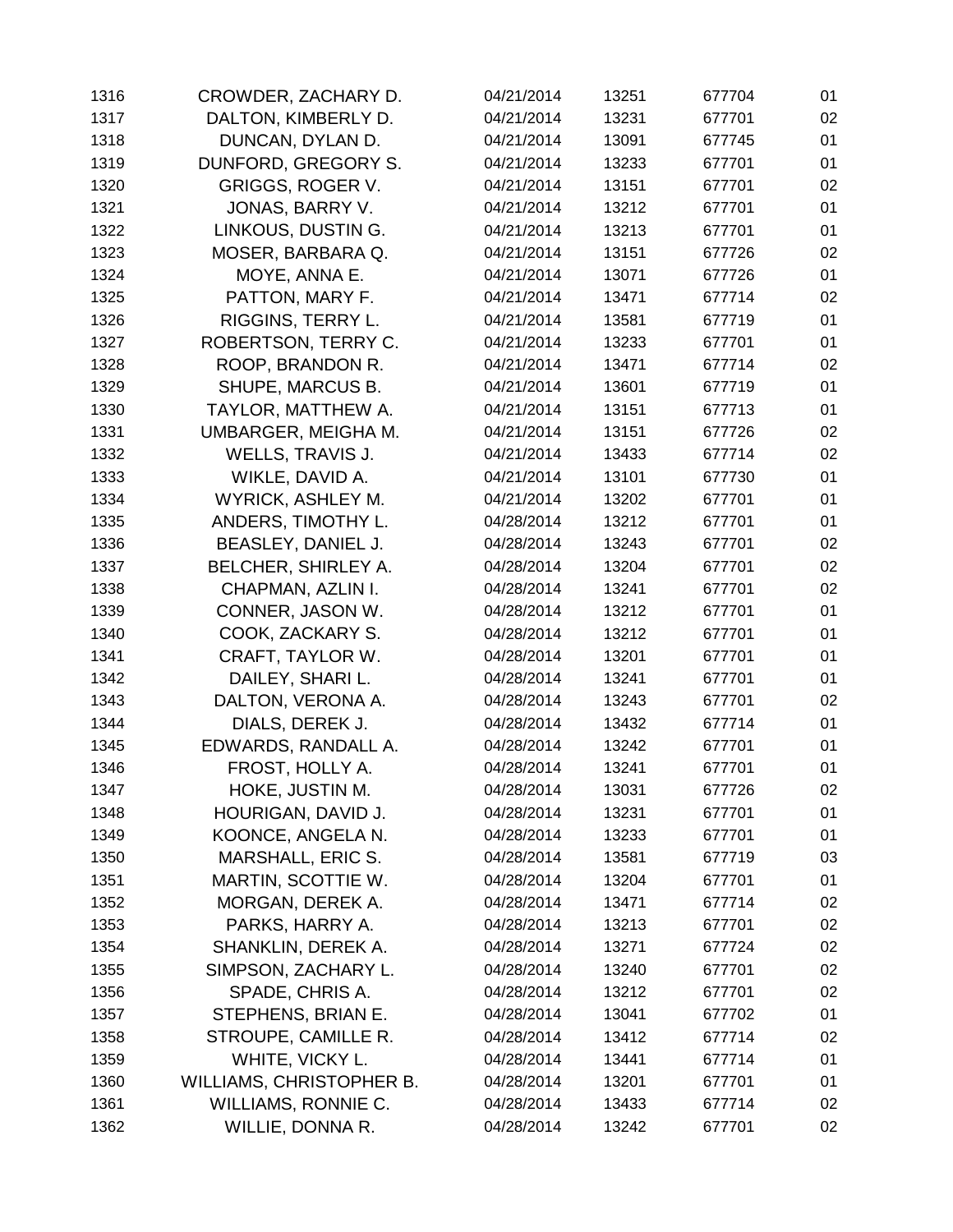| | | | | | |
|---|---|---|---|---|---|
| 1316 | CROWDER, ZACHARY D. | 04/21/2014 | 13251 | 677704 | 01 |
| 1317 | DALTON, KIMBERLY D. | 04/21/2014 | 13231 | 677701 | 02 |
| 1318 | DUNCAN, DYLAN D. | 04/21/2014 | 13091 | 677745 | 01 |
| 1319 | DUNFORD, GREGORY S. | 04/21/2014 | 13233 | 677701 | 01 |
| 1320 | GRIGGS, ROGER V. | 04/21/2014 | 13151 | 677701 | 02 |
| 1321 | JONAS, BARRY V. | 04/21/2014 | 13212 | 677701 | 01 |
| 1322 | LINKOUS, DUSTIN G. | 04/21/2014 | 13213 | 677701 | 01 |
| 1323 | MOSER, BARBARA Q. | 04/21/2014 | 13151 | 677726 | 02 |
| 1324 | MOYE, ANNA E. | 04/21/2014 | 13071 | 677726 | 01 |
| 1325 | PATTON, MARY F. | 04/21/2014 | 13471 | 677714 | 02 |
| 1326 | RIGGINS, TERRY L. | 04/21/2014 | 13581 | 677719 | 01 |
| 1327 | ROBERTSON, TERRY C. | 04/21/2014 | 13233 | 677701 | 01 |
| 1328 | ROOP, BRANDON R. | 04/21/2014 | 13471 | 677714 | 02 |
| 1329 | SHUPE, MARCUS B. | 04/21/2014 | 13601 | 677719 | 01 |
| 1330 | TAYLOR, MATTHEW A. | 04/21/2014 | 13151 | 677713 | 01 |
| 1331 | UMBARGER, MEIGHA M. | 04/21/2014 | 13151 | 677726 | 02 |
| 1332 | WELLS, TRAVIS J. | 04/21/2014 | 13433 | 677714 | 02 |
| 1333 | WIKLE, DAVID A. | 04/21/2014 | 13101 | 677730 | 01 |
| 1334 | WYRICK, ASHLEY M. | 04/21/2014 | 13202 | 677701 | 01 |
| 1335 | ANDERS, TIMOTHY L. | 04/28/2014 | 13212 | 677701 | 01 |
| 1336 | BEASLEY, DANIEL J. | 04/28/2014 | 13243 | 677701 | 02 |
| 1337 | BELCHER, SHIRLEY A. | 04/28/2014 | 13204 | 677701 | 02 |
| 1338 | CHAPMAN, AZLIN I. | 04/28/2014 | 13241 | 677701 | 02 |
| 1339 | CONNER, JASON W. | 04/28/2014 | 13212 | 677701 | 01 |
| 1340 | COOK, ZACKARY S. | 04/28/2014 | 13212 | 677701 | 01 |
| 1341 | CRAFT, TAYLOR W. | 04/28/2014 | 13201 | 677701 | 01 |
| 1342 | DAILEY, SHARI L. | 04/28/2014 | 13241 | 677701 | 01 |
| 1343 | DALTON, VERONA A. | 04/28/2014 | 13243 | 677701 | 02 |
| 1344 | DIALS, DEREK J. | 04/28/2014 | 13432 | 677714 | 01 |
| 1345 | EDWARDS, RANDALL A. | 04/28/2014 | 13242 | 677701 | 01 |
| 1346 | FROST, HOLLY A. | 04/28/2014 | 13241 | 677701 | 01 |
| 1347 | HOKE, JUSTIN M. | 04/28/2014 | 13031 | 677726 | 02 |
| 1348 | HOURIGAN, DAVID J. | 04/28/2014 | 13231 | 677701 | 01 |
| 1349 | KOONCE, ANGELA N. | 04/28/2014 | 13233 | 677701 | 01 |
| 1350 | MARSHALL, ERIC S. | 04/28/2014 | 13581 | 677719 | 03 |
| 1351 | MARTIN, SCOTTIE W. | 04/28/2014 | 13204 | 677701 | 01 |
| 1352 | MORGAN, DEREK A. | 04/28/2014 | 13471 | 677714 | 02 |
| 1353 | PARKS, HARRY A. | 04/28/2014 | 13213 | 677701 | 02 |
| 1354 | SHANKLIN, DEREK A. | 04/28/2014 | 13271 | 677724 | 02 |
| 1355 | SIMPSON, ZACHARY L. | 04/28/2014 | 13240 | 677701 | 02 |
| 1356 | SPADE, CHRIS A. | 04/28/2014 | 13212 | 677701 | 02 |
| 1357 | STEPHENS, BRIAN E. | 04/28/2014 | 13041 | 677702 | 01 |
| 1358 | STROUPE, CAMILLE R. | 04/28/2014 | 13412 | 677714 | 02 |
| 1359 | WHITE, VICKY L. | 04/28/2014 | 13441 | 677714 | 01 |
| 1360 | WILLIAMS, CHRISTOPHER B. | 04/28/2014 | 13201 | 677701 | 01 |
| 1361 | WILLIAMS, RONNIE C. | 04/28/2014 | 13433 | 677714 | 02 |
| 1362 | WILLIE, DONNA R. | 04/28/2014 | 13242 | 677701 | 02 |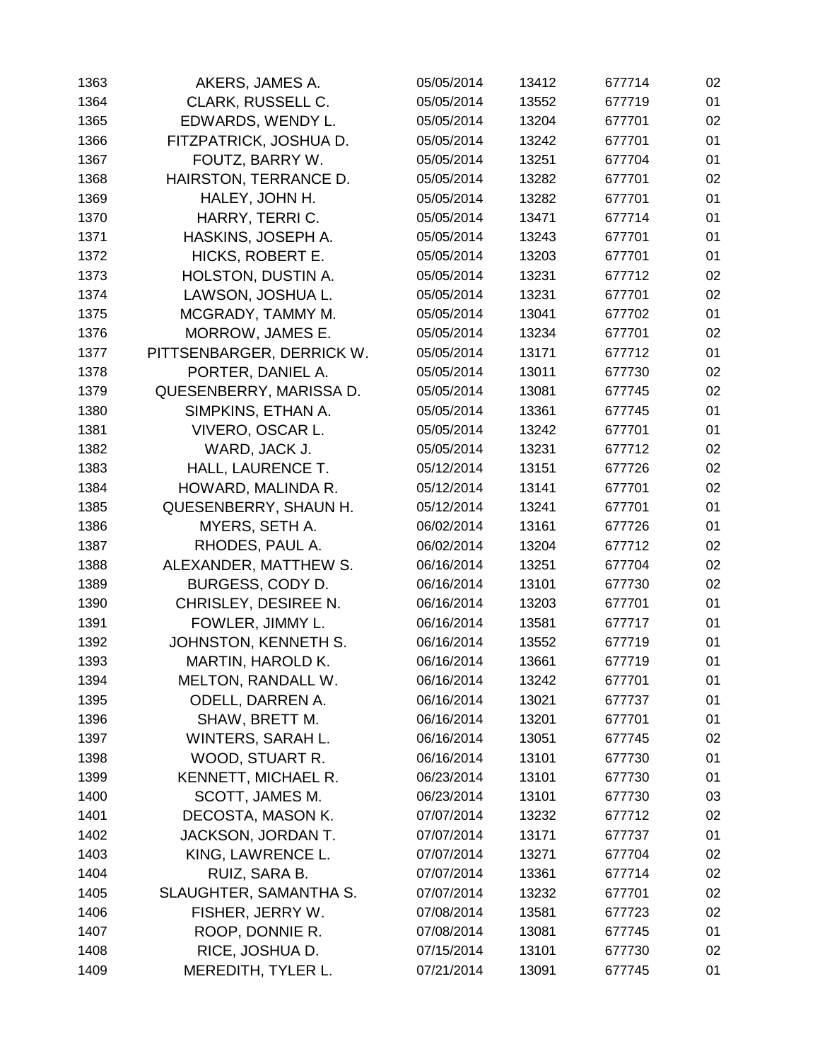| | | | | | |
|---|---|---|---|---|---|
| 1363 | AKERS, JAMES A. | 05/05/2014 | 13412 | 677714 | 02 |
| 1364 | CLARK, RUSSELL C. | 05/05/2014 | 13552 | 677719 | 01 |
| 1365 | EDWARDS, WENDY L. | 05/05/2014 | 13204 | 677701 | 02 |
| 1366 | FITZPATRICK, JOSHUA D. | 05/05/2014 | 13242 | 677701 | 01 |
| 1367 | FOUTZ, BARRY W. | 05/05/2014 | 13251 | 677704 | 01 |
| 1368 | HAIRSTON, TERRANCE D. | 05/05/2014 | 13282 | 677701 | 02 |
| 1369 | HALEY, JOHN H. | 05/05/2014 | 13282 | 677701 | 01 |
| 1370 | HARRY, TERRI C. | 05/05/2014 | 13471 | 677714 | 01 |
| 1371 | HASKINS, JOSEPH A. | 05/05/2014 | 13243 | 677701 | 01 |
| 1372 | HICKS, ROBERT E. | 05/05/2014 | 13203 | 677701 | 01 |
| 1373 | HOLSTON, DUSTIN A. | 05/05/2014 | 13231 | 677712 | 02 |
| 1374 | LAWSON, JOSHUA L. | 05/05/2014 | 13231 | 677701 | 02 |
| 1375 | MCGRADY, TAMMY M. | 05/05/2014 | 13041 | 677702 | 01 |
| 1376 | MORROW, JAMES E. | 05/05/2014 | 13234 | 677701 | 02 |
| 1377 | PITTSENBARGER, DERRICK W. | 05/05/2014 | 13171 | 677712 | 01 |
| 1378 | PORTER, DANIEL A. | 05/05/2014 | 13011 | 677730 | 02 |
| 1379 | QUESENBERRY, MARISSA D. | 05/05/2014 | 13081 | 677745 | 02 |
| 1380 | SIMPKINS, ETHAN A. | 05/05/2014 | 13361 | 677745 | 01 |
| 1381 | VIVERO, OSCAR L. | 05/05/2014 | 13242 | 677701 | 01 |
| 1382 | WARD, JACK J. | 05/05/2014 | 13231 | 677712 | 02 |
| 1383 | HALL, LAURENCE T. | 05/12/2014 | 13151 | 677726 | 02 |
| 1384 | HOWARD, MALINDA R. | 05/12/2014 | 13141 | 677701 | 02 |
| 1385 | QUESENBERRY, SHAUN H. | 05/12/2014 | 13241 | 677701 | 01 |
| 1386 | MYERS, SETH A. | 06/02/2014 | 13161 | 677726 | 01 |
| 1387 | RHODES, PAUL A. | 06/02/2014 | 13204 | 677712 | 02 |
| 1388 | ALEXANDER, MATTHEW S. | 06/16/2014 | 13251 | 677704 | 02 |
| 1389 | BURGESS, CODY D. | 06/16/2014 | 13101 | 677730 | 02 |
| 1390 | CHRISLEY, DESIREE N. | 06/16/2014 | 13203 | 677701 | 01 |
| 1391 | FOWLER, JIMMY L. | 06/16/2014 | 13581 | 677717 | 01 |
| 1392 | JOHNSTON, KENNETH S. | 06/16/2014 | 13552 | 677719 | 01 |
| 1393 | MARTIN, HAROLD K. | 06/16/2014 | 13661 | 677719 | 01 |
| 1394 | MELTON, RANDALL W. | 06/16/2014 | 13242 | 677701 | 01 |
| 1395 | ODELL, DARREN A. | 06/16/2014 | 13021 | 677737 | 01 |
| 1396 | SHAW, BRETT M. | 06/16/2014 | 13201 | 677701 | 01 |
| 1397 | WINTERS, SARAH L. | 06/16/2014 | 13051 | 677745 | 02 |
| 1398 | WOOD, STUART R. | 06/16/2014 | 13101 | 677730 | 01 |
| 1399 | KENNETT, MICHAEL R. | 06/23/2014 | 13101 | 677730 | 01 |
| 1400 | SCOTT, JAMES M. | 06/23/2014 | 13101 | 677730 | 03 |
| 1401 | DECOSTA, MASON K. | 07/07/2014 | 13232 | 677712 | 02 |
| 1402 | JACKSON, JORDAN T. | 07/07/2014 | 13171 | 677737 | 01 |
| 1403 | KING, LAWRENCE L. | 07/07/2014 | 13271 | 677704 | 02 |
| 1404 | RUIZ, SARA B. | 07/07/2014 | 13361 | 677714 | 02 |
| 1405 | SLAUGHTER, SAMANTHA S. | 07/07/2014 | 13232 | 677701 | 02 |
| 1406 | FISHER, JERRY W. | 07/08/2014 | 13581 | 677723 | 02 |
| 1407 | ROOP, DONNIE R. | 07/08/2014 | 13081 | 677745 | 01 |
| 1408 | RICE, JOSHUA D. | 07/15/2014 | 13101 | 677730 | 02 |
| 1409 | MEREDITH, TYLER L. | 07/21/2014 | 13091 | 677745 | 01 |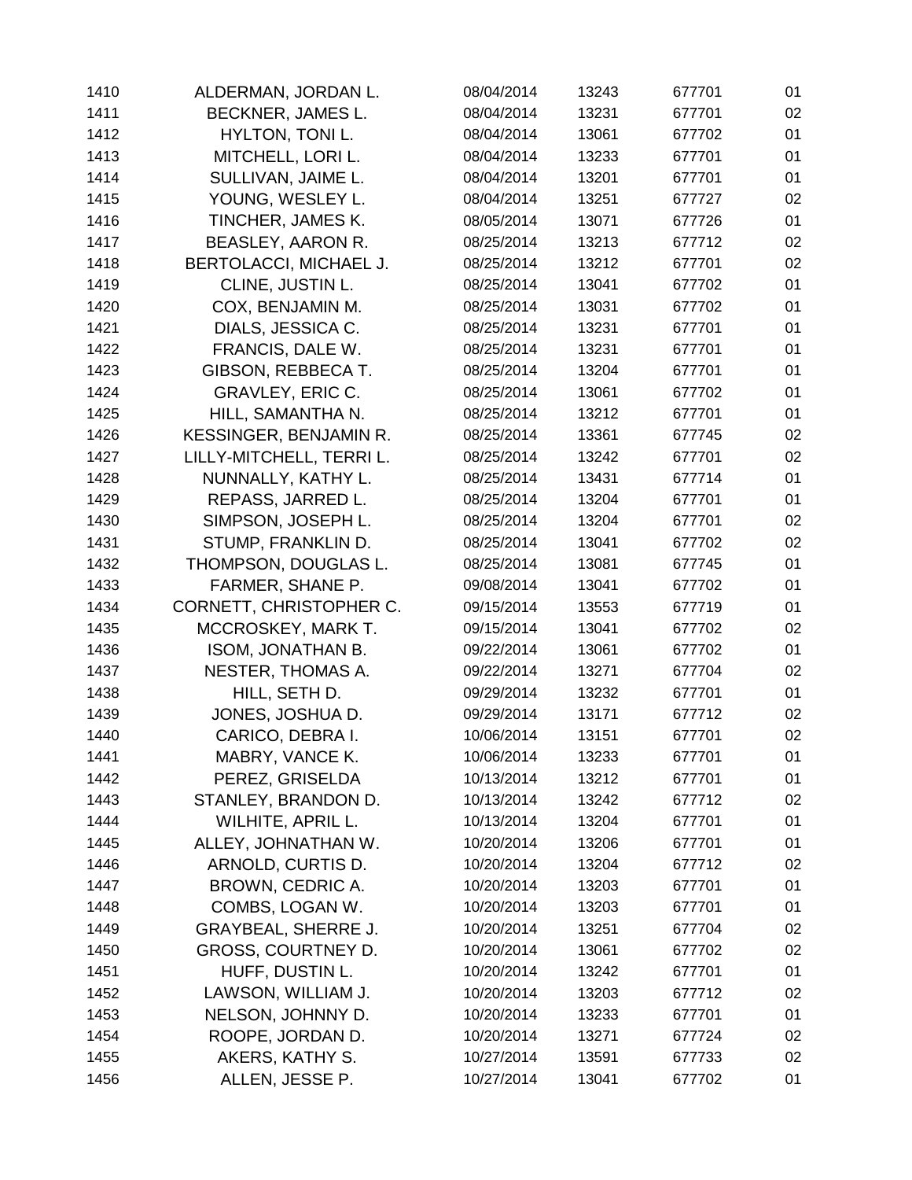| | | | | | |
|---|---|---|---|---|---|
| 1410 | ALDERMAN, JORDAN L. | 08/04/2014 | 13243 | 677701 | 01 |
| 1411 | BECKNER, JAMES L. | 08/04/2014 | 13231 | 677701 | 02 |
| 1412 | HYLTON, TONI L. | 08/04/2014 | 13061 | 677702 | 01 |
| 1413 | MITCHELL, LORI L. | 08/04/2014 | 13233 | 677701 | 01 |
| 1414 | SULLIVAN, JAIME L. | 08/04/2014 | 13201 | 677701 | 01 |
| 1415 | YOUNG, WESLEY L. | 08/04/2014 | 13251 | 677727 | 02 |
| 1416 | TINCHER, JAMES K. | 08/05/2014 | 13071 | 677726 | 01 |
| 1417 | BEASLEY, AARON R. | 08/25/2014 | 13213 | 677712 | 02 |
| 1418 | BERTOLACCI, MICHAEL J. | 08/25/2014 | 13212 | 677701 | 02 |
| 1419 | CLINE, JUSTIN L. | 08/25/2014 | 13041 | 677702 | 01 |
| 1420 | COX, BENJAMIN M. | 08/25/2014 | 13031 | 677702 | 01 |
| 1421 | DIALS, JESSICA C. | 08/25/2014 | 13231 | 677701 | 01 |
| 1422 | FRANCIS, DALE W. | 08/25/2014 | 13231 | 677701 | 01 |
| 1423 | GIBSON, REBBECA T. | 08/25/2014 | 13204 | 677701 | 01 |
| 1424 | GRAVLEY, ERIC C. | 08/25/2014 | 13061 | 677702 | 01 |
| 1425 | HILL, SAMANTHA N. | 08/25/2014 | 13212 | 677701 | 01 |
| 1426 | KESSINGER, BENJAMIN R. | 08/25/2014 | 13361 | 677745 | 02 |
| 1427 | LILLY-MITCHELL, TERRI L. | 08/25/2014 | 13242 | 677701 | 02 |
| 1428 | NUNNALLY, KATHY L. | 08/25/2014 | 13431 | 677714 | 01 |
| 1429 | REPASS, JARRED L. | 08/25/2014 | 13204 | 677701 | 01 |
| 1430 | SIMPSON, JOSEPH L. | 08/25/2014 | 13204 | 677701 | 02 |
| 1431 | STUMP, FRANKLIN D. | 08/25/2014 | 13041 | 677702 | 02 |
| 1432 | THOMPSON, DOUGLAS L. | 08/25/2014 | 13081 | 677745 | 01 |
| 1433 | FARMER, SHANE P. | 09/08/2014 | 13041 | 677702 | 01 |
| 1434 | CORNETT, CHRISTOPHER C. | 09/15/2014 | 13553 | 677719 | 01 |
| 1435 | MCCROSKEY, MARK T. | 09/15/2014 | 13041 | 677702 | 02 |
| 1436 | ISOM, JONATHAN B. | 09/22/2014 | 13061 | 677702 | 01 |
| 1437 | NESTER, THOMAS A. | 09/22/2014 | 13271 | 677704 | 02 |
| 1438 | HILL, SETH D. | 09/29/2014 | 13232 | 677701 | 01 |
| 1439 | JONES, JOSHUA D. | 09/29/2014 | 13171 | 677712 | 02 |
| 1440 | CARICO, DEBRA I. | 10/06/2014 | 13151 | 677701 | 02 |
| 1441 | MABRY, VANCE K. | 10/06/2014 | 13233 | 677701 | 01 |
| 1442 | PEREZ, GRISELDA | 10/13/2014 | 13212 | 677701 | 01 |
| 1443 | STANLEY, BRANDON D. | 10/13/2014 | 13242 | 677712 | 02 |
| 1444 | WILHITE, APRIL L. | 10/13/2014 | 13204 | 677701 | 01 |
| 1445 | ALLEY, JOHNATHAN W. | 10/20/2014 | 13206 | 677701 | 01 |
| 1446 | ARNOLD, CURTIS D. | 10/20/2014 | 13204 | 677712 | 02 |
| 1447 | BROWN, CEDRIC A. | 10/20/2014 | 13203 | 677701 | 01 |
| 1448 | COMBS, LOGAN W. | 10/20/2014 | 13203 | 677701 | 01 |
| 1449 | GRAYBEAL, SHERRE J. | 10/20/2014 | 13251 | 677704 | 02 |
| 1450 | GROSS, COURTNEY D. | 10/20/2014 | 13061 | 677702 | 02 |
| 1451 | HUFF, DUSTIN L. | 10/20/2014 | 13242 | 677701 | 01 |
| 1452 | LAWSON, WILLIAM J. | 10/20/2014 | 13203 | 677712 | 02 |
| 1453 | NELSON, JOHNNY D. | 10/20/2014 | 13233 | 677701 | 01 |
| 1454 | ROOPE, JORDAN D. | 10/20/2014 | 13271 | 677724 | 02 |
| 1455 | AKERS, KATHY S. | 10/27/2014 | 13591 | 677733 | 02 |
| 1456 | ALLEN, JESSE P. | 10/27/2014 | 13041 | 677702 | 01 |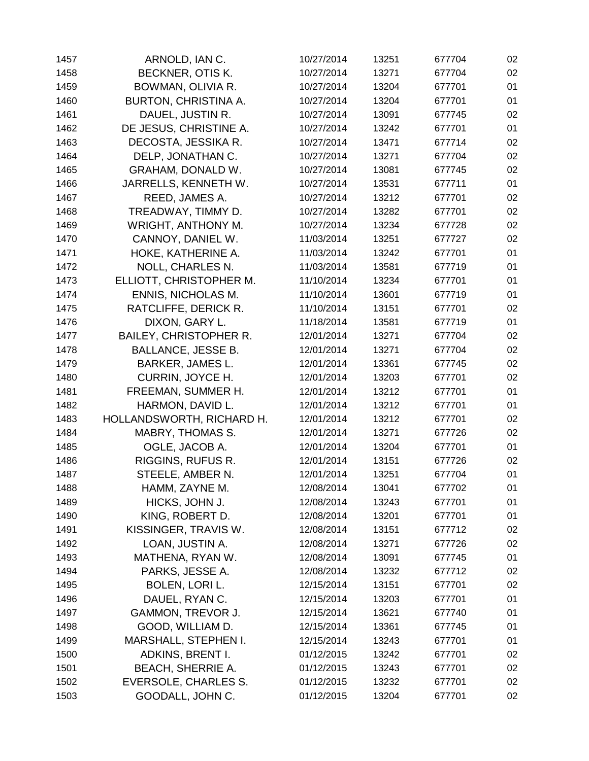| | | | | | |
|---|---|---|---|---|---|
| 1457 | ARNOLD, IAN C. | 10/27/2014 | 13251 | 677704 | 02 |
| 1458 | BECKNER, OTIS K. | 10/27/2014 | 13271 | 677704 | 02 |
| 1459 | BOWMAN, OLIVIA R. | 10/27/2014 | 13204 | 677701 | 01 |
| 1460 | BURTON, CHRISTINA A. | 10/27/2014 | 13204 | 677701 | 01 |
| 1461 | DAUEL, JUSTIN R. | 10/27/2014 | 13091 | 677745 | 02 |
| 1462 | DE JESUS, CHRISTINE A. | 10/27/2014 | 13242 | 677701 | 01 |
| 1463 | DECOSTA, JESSIKA R. | 10/27/2014 | 13471 | 677714 | 02 |
| 1464 | DELP, JONATHAN C. | 10/27/2014 | 13271 | 677704 | 02 |
| 1465 | GRAHAM, DONALD W. | 10/27/2014 | 13081 | 677745 | 02 |
| 1466 | JARRELLS, KENNETH W. | 10/27/2014 | 13531 | 677711 | 01 |
| 1467 | REED, JAMES A. | 10/27/2014 | 13212 | 677701 | 02 |
| 1468 | TREADWAY, TIMMY D. | 10/27/2014 | 13282 | 677701 | 02 |
| 1469 | WRIGHT, ANTHONY M. | 10/27/2014 | 13234 | 677728 | 02 |
| 1470 | CANNOY, DANIEL W. | 11/03/2014 | 13251 | 677727 | 02 |
| 1471 | HOKE, KATHERINE A. | 11/03/2014 | 13242 | 677701 | 01 |
| 1472 | NOLL, CHARLES N. | 11/03/2014 | 13581 | 677719 | 01 |
| 1473 | ELLIOTT, CHRISTOPHER M. | 11/10/2014 | 13234 | 677701 | 01 |
| 1474 | ENNIS, NICHOLAS M. | 11/10/2014 | 13601 | 677719 | 01 |
| 1475 | RATCLIFFE, DERICK R. | 11/10/2014 | 13151 | 677701 | 02 |
| 1476 | DIXON, GARY L. | 11/18/2014 | 13581 | 677719 | 01 |
| 1477 | BAILEY, CHRISTOPHER R. | 12/01/2014 | 13271 | 677704 | 02 |
| 1478 | BALLANCE, JESSE B. | 12/01/2014 | 13271 | 677704 | 02 |
| 1479 | BARKER, JAMES L. | 12/01/2014 | 13361 | 677745 | 02 |
| 1480 | CURRIN, JOYCE H. | 12/01/2014 | 13203 | 677701 | 02 |
| 1481 | FREEMAN, SUMMER H. | 12/01/2014 | 13212 | 677701 | 01 |
| 1482 | HARMON, DAVID L. | 12/01/2014 | 13212 | 677701 | 01 |
| 1483 | HOLLANDSWORTH, RICHARD H. | 12/01/2014 | 13212 | 677701 | 02 |
| 1484 | MABRY, THOMAS S. | 12/01/2014 | 13271 | 677726 | 02 |
| 1485 | OGLE, JACOB A. | 12/01/2014 | 13204 | 677701 | 01 |
| 1486 | RIGGINS, RUFUS R. | 12/01/2014 | 13151 | 677726 | 02 |
| 1487 | STEELE, AMBER N. | 12/01/2014 | 13251 | 677704 | 01 |
| 1488 | HAMM, ZAYNE M. | 12/08/2014 | 13041 | 677702 | 01 |
| 1489 | HICKS, JOHN J. | 12/08/2014 | 13243 | 677701 | 01 |
| 1490 | KING, ROBERT D. | 12/08/2014 | 13201 | 677701 | 01 |
| 1491 | KISSINGER, TRAVIS W. | 12/08/2014 | 13151 | 677712 | 02 |
| 1492 | LOAN, JUSTIN A. | 12/08/2014 | 13271 | 677726 | 02 |
| 1493 | MATHENA, RYAN W. | 12/08/2014 | 13091 | 677745 | 01 |
| 1494 | PARKS, JESSE A. | 12/08/2014 | 13232 | 677712 | 02 |
| 1495 | BOLEN, LORI L. | 12/15/2014 | 13151 | 677701 | 02 |
| 1496 | DAUEL, RYAN C. | 12/15/2014 | 13203 | 677701 | 01 |
| 1497 | GAMMON, TREVOR J. | 12/15/2014 | 13621 | 677740 | 01 |
| 1498 | GOOD, WILLIAM D. | 12/15/2014 | 13361 | 677745 | 01 |
| 1499 | MARSHALL, STEPHEN I. | 12/15/2014 | 13243 | 677701 | 01 |
| 1500 | ADKINS, BRENT I. | 01/12/2015 | 13242 | 677701 | 02 |
| 1501 | BEACH, SHERRIE A. | 01/12/2015 | 13243 | 677701 | 02 |
| 1502 | EVERSOLE, CHARLES S. | 01/12/2015 | 13232 | 677701 | 02 |
| 1503 | GOODALL, JOHN C. | 01/12/2015 | 13204 | 677701 | 02 |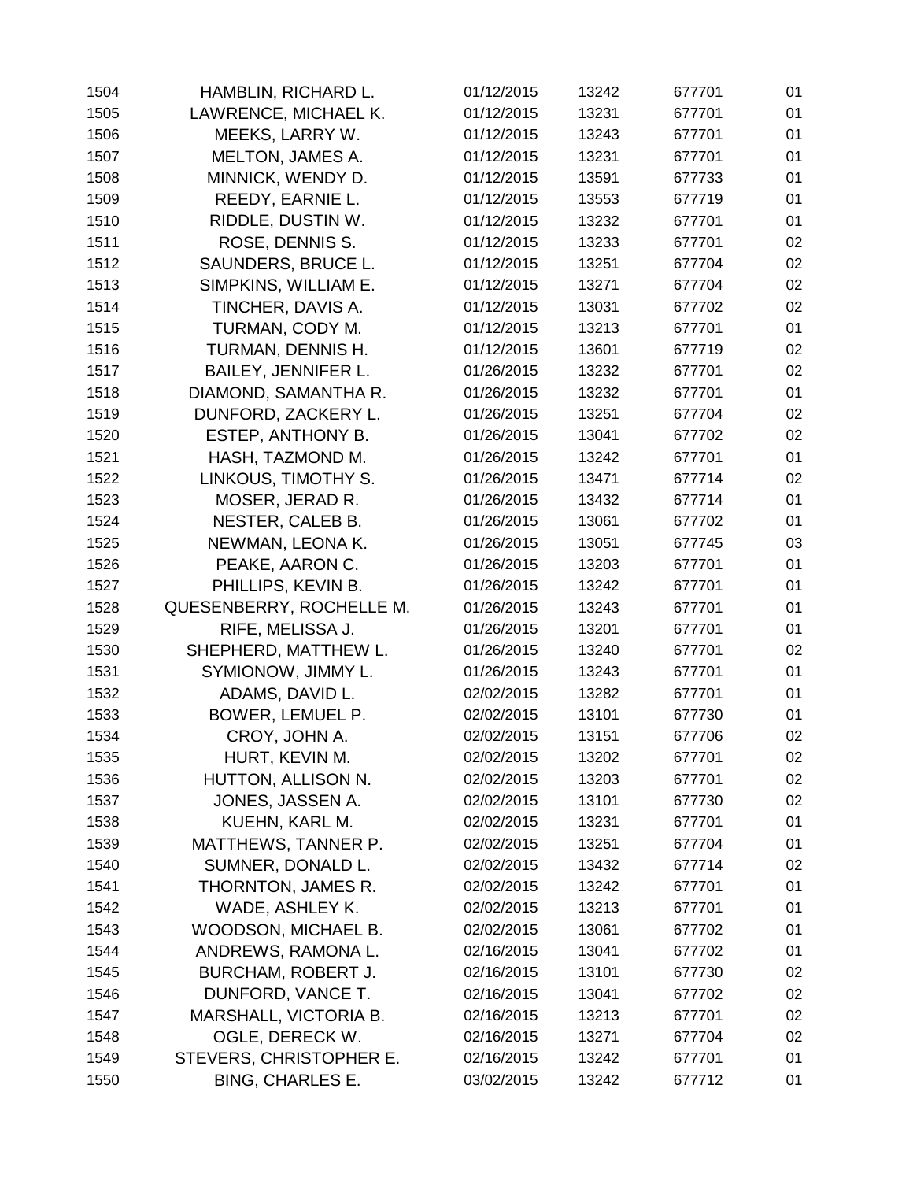| | | | | | |
|---|---|---|---|---|---|
| 1504 | HAMBLIN, RICHARD L. | 01/12/2015 | 13242 | 677701 | 01 |
| 1505 | LAWRENCE, MICHAEL K. | 01/12/2015 | 13231 | 677701 | 01 |
| 1506 | MEEKS, LARRY W. | 01/12/2015 | 13243 | 677701 | 01 |
| 1507 | MELTON, JAMES A. | 01/12/2015 | 13231 | 677701 | 01 |
| 1508 | MINNICK, WENDY D. | 01/12/2015 | 13591 | 677733 | 01 |
| 1509 | REEDY, EARNIE L. | 01/12/2015 | 13553 | 677719 | 01 |
| 1510 | RIDDLE, DUSTIN W. | 01/12/2015 | 13232 | 677701 | 01 |
| 1511 | ROSE, DENNIS S. | 01/12/2015 | 13233 | 677701 | 02 |
| 1512 | SAUNDERS, BRUCE L. | 01/12/2015 | 13251 | 677704 | 02 |
| 1513 | SIMPKINS, WILLIAM E. | 01/12/2015 | 13271 | 677704 | 02 |
| 1514 | TINCHER, DAVIS A. | 01/12/2015 | 13031 | 677702 | 02 |
| 1515 | TURMAN, CODY M. | 01/12/2015 | 13213 | 677701 | 01 |
| 1516 | TURMAN, DENNIS H. | 01/12/2015 | 13601 | 677719 | 02 |
| 1517 | BAILEY, JENNIFER L. | 01/26/2015 | 13232 | 677701 | 02 |
| 1518 | DIAMOND, SAMANTHA R. | 01/26/2015 | 13232 | 677701 | 01 |
| 1519 | DUNFORD, ZACKERY L. | 01/26/2015 | 13251 | 677704 | 02 |
| 1520 | ESTEP, ANTHONY B. | 01/26/2015 | 13041 | 677702 | 02 |
| 1521 | HASH, TAZMOND M. | 01/26/2015 | 13242 | 677701 | 01 |
| 1522 | LINKOUS, TIMOTHY S. | 01/26/2015 | 13471 | 677714 | 02 |
| 1523 | MOSER, JERAD R. | 01/26/2015 | 13432 | 677714 | 01 |
| 1524 | NESTER, CALEB B. | 01/26/2015 | 13061 | 677702 | 01 |
| 1525 | NEWMAN, LEONA K. | 01/26/2015 | 13051 | 677745 | 03 |
| 1526 | PEAKE, AARON C. | 01/26/2015 | 13203 | 677701 | 01 |
| 1527 | PHILLIPS, KEVIN B. | 01/26/2015 | 13242 | 677701 | 01 |
| 1528 | QUESENBERRY, ROCHELLE M. | 01/26/2015 | 13243 | 677701 | 01 |
| 1529 | RIFE, MELISSA J. | 01/26/2015 | 13201 | 677701 | 01 |
| 1530 | SHEPHERD, MATTHEW L. | 01/26/2015 | 13240 | 677701 | 02 |
| 1531 | SYMIONOW, JIMMY L. | 01/26/2015 | 13243 | 677701 | 01 |
| 1532 | ADAMS, DAVID L. | 02/02/2015 | 13282 | 677701 | 01 |
| 1533 | BOWER, LEMUEL P. | 02/02/2015 | 13101 | 677730 | 01 |
| 1534 | CROY, JOHN A. | 02/02/2015 | 13151 | 677706 | 02 |
| 1535 | HURT, KEVIN M. | 02/02/2015 | 13202 | 677701 | 02 |
| 1536 | HUTTON, ALLISON N. | 02/02/2015 | 13203 | 677701 | 02 |
| 1537 | JONES, JASSEN A. | 02/02/2015 | 13101 | 677730 | 02 |
| 1538 | KUEHN, KARL M. | 02/02/2015 | 13231 | 677701 | 01 |
| 1539 | MATTHEWS, TANNER P. | 02/02/2015 | 13251 | 677704 | 01 |
| 1540 | SUMNER, DONALD L. | 02/02/2015 | 13432 | 677714 | 02 |
| 1541 | THORNTON, JAMES R. | 02/02/2015 | 13242 | 677701 | 01 |
| 1542 | WADE, ASHLEY K. | 02/02/2015 | 13213 | 677701 | 01 |
| 1543 | WOODSON, MICHAEL B. | 02/02/2015 | 13061 | 677702 | 01 |
| 1544 | ANDREWS, RAMONA L. | 02/16/2015 | 13041 | 677702 | 01 |
| 1545 | BURCHAM, ROBERT J. | 02/16/2015 | 13101 | 677730 | 02 |
| 1546 | DUNFORD, VANCE T. | 02/16/2015 | 13041 | 677702 | 02 |
| 1547 | MARSHALL, VICTORIA B. | 02/16/2015 | 13213 | 677701 | 02 |
| 1548 | OGLE, DERECK W. | 02/16/2015 | 13271 | 677704 | 02 |
| 1549 | STEVERS, CHRISTOPHER E. | 02/16/2015 | 13242 | 677701 | 01 |
| 1550 | BING, CHARLES E. | 03/02/2015 | 13242 | 677712 | 01 |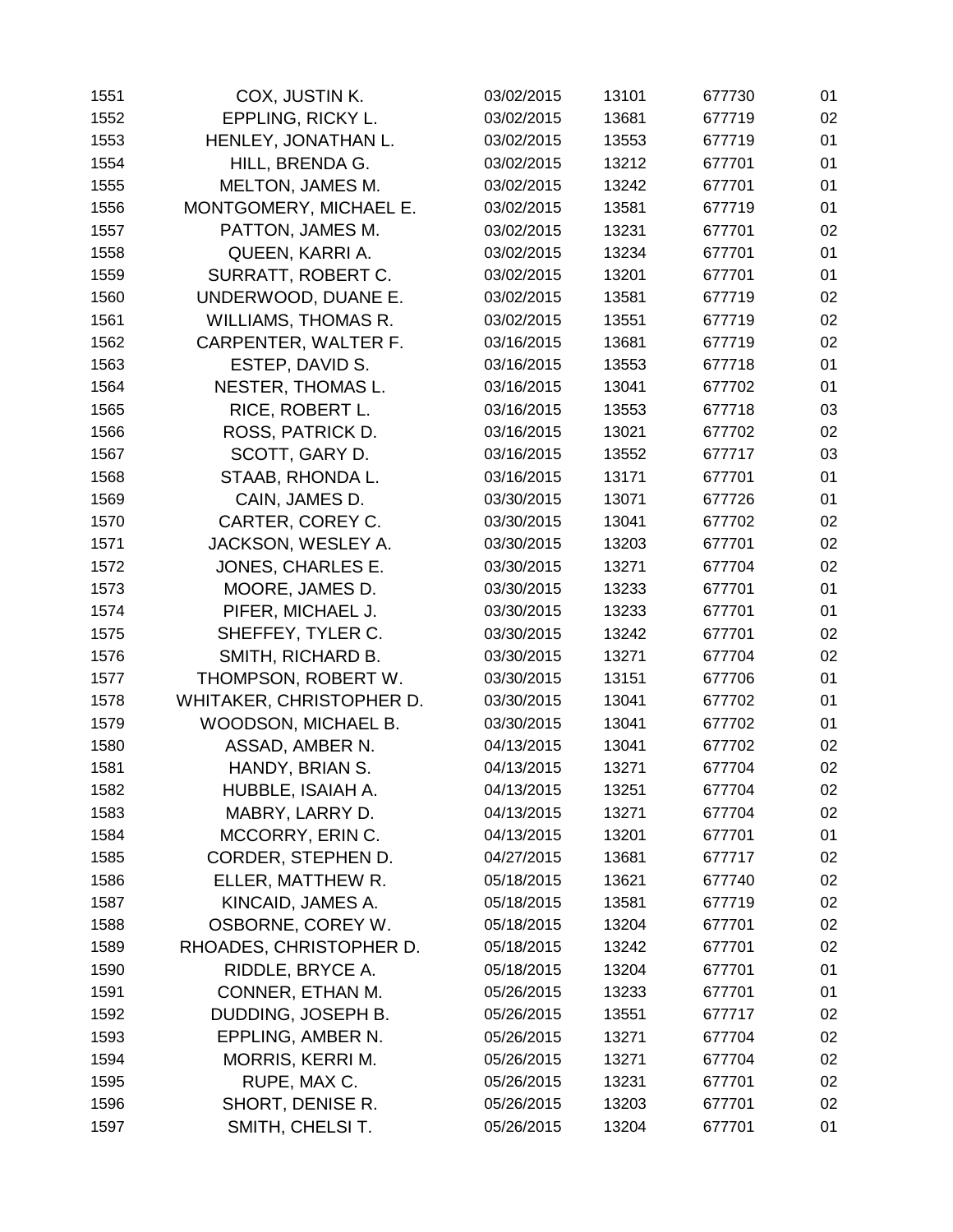| | | | | | |
|---|---|---|---|---|---|
| 1551 | COX, JUSTIN K. | 03/02/2015 | 13101 | 677730 | 01 |
| 1552 | EPPLING, RICKY L. | 03/02/2015 | 13681 | 677719 | 02 |
| 1553 | HENLEY, JONATHAN L. | 03/02/2015 | 13553 | 677719 | 01 |
| 1554 | HILL, BRENDA G. | 03/02/2015 | 13212 | 677701 | 01 |
| 1555 | MELTON, JAMES M. | 03/02/2015 | 13242 | 677701 | 01 |
| 1556 | MONTGOMERY, MICHAEL E. | 03/02/2015 | 13581 | 677719 | 01 |
| 1557 | PATTON, JAMES M. | 03/02/2015 | 13231 | 677701 | 02 |
| 1558 | QUEEN, KARRI A. | 03/02/2015 | 13234 | 677701 | 01 |
| 1559 | SURRATT, ROBERT C. | 03/02/2015 | 13201 | 677701 | 01 |
| 1560 | UNDERWOOD, DUANE E. | 03/02/2015 | 13581 | 677719 | 02 |
| 1561 | WILLIAMS, THOMAS R. | 03/02/2015 | 13551 | 677719 | 02 |
| 1562 | CARPENTER, WALTER F. | 03/16/2015 | 13681 | 677719 | 02 |
| 1563 | ESTEP, DAVID S. | 03/16/2015 | 13553 | 677718 | 01 |
| 1564 | NESTER, THOMAS L. | 03/16/2015 | 13041 | 677702 | 01 |
| 1565 | RICE, ROBERT L. | 03/16/2015 | 13553 | 677718 | 03 |
| 1566 | ROSS, PATRICK D. | 03/16/2015 | 13021 | 677702 | 02 |
| 1567 | SCOTT, GARY D. | 03/16/2015 | 13552 | 677717 | 03 |
| 1568 | STAAB, RHONDA L. | 03/16/2015 | 13171 | 677701 | 01 |
| 1569 | CAIN, JAMES D. | 03/30/2015 | 13071 | 677726 | 01 |
| 1570 | CARTER, COREY C. | 03/30/2015 | 13041 | 677702 | 02 |
| 1571 | JACKSON, WESLEY A. | 03/30/2015 | 13203 | 677701 | 02 |
| 1572 | JONES, CHARLES E. | 03/30/2015 | 13271 | 677704 | 02 |
| 1573 | MOORE, JAMES D. | 03/30/2015 | 13233 | 677701 | 01 |
| 1574 | PIFER, MICHAEL J. | 03/30/2015 | 13233 | 677701 | 01 |
| 1575 | SHEFFEY, TYLER C. | 03/30/2015 | 13242 | 677701 | 02 |
| 1576 | SMITH, RICHARD B. | 03/30/2015 | 13271 | 677704 | 02 |
| 1577 | THOMPSON, ROBERT W. | 03/30/2015 | 13151 | 677706 | 01 |
| 1578 | WHITAKER, CHRISTOPHER D. | 03/30/2015 | 13041 | 677702 | 01 |
| 1579 | WOODSON, MICHAEL B. | 03/30/2015 | 13041 | 677702 | 01 |
| 1580 | ASSAD, AMBER N. | 04/13/2015 | 13041 | 677702 | 02 |
| 1581 | HANDY, BRIAN S. | 04/13/2015 | 13271 | 677704 | 02 |
| 1582 | HUBBLE, ISAIAH A. | 04/13/2015 | 13251 | 677704 | 02 |
| 1583 | MABRY, LARRY D. | 04/13/2015 | 13271 | 677704 | 02 |
| 1584 | MCCORRY, ERIN C. | 04/13/2015 | 13201 | 677701 | 01 |
| 1585 | CORDER, STEPHEN D. | 04/27/2015 | 13681 | 677717 | 02 |
| 1586 | ELLER, MATTHEW R. | 05/18/2015 | 13621 | 677740 | 02 |
| 1587 | KINCAID, JAMES A. | 05/18/2015 | 13581 | 677719 | 02 |
| 1588 | OSBORNE, COREY W. | 05/18/2015 | 13204 | 677701 | 02 |
| 1589 | RHOADES, CHRISTOPHER D. | 05/18/2015 | 13242 | 677701 | 02 |
| 1590 | RIDDLE, BRYCE A. | 05/18/2015 | 13204 | 677701 | 01 |
| 1591 | CONNER, ETHAN M. | 05/26/2015 | 13233 | 677701 | 01 |
| 1592 | DUDDING, JOSEPH B. | 05/26/2015 | 13551 | 677717 | 02 |
| 1593 | EPPLING, AMBER N. | 05/26/2015 | 13271 | 677704 | 02 |
| 1594 | MORRIS, KERRI M. | 05/26/2015 | 13271 | 677704 | 02 |
| 1595 | RUPE, MAX C. | 05/26/2015 | 13231 | 677701 | 02 |
| 1596 | SHORT, DENISE R. | 05/26/2015 | 13203 | 677701 | 02 |
| 1597 | SMITH, CHELSI T. | 05/26/2015 | 13204 | 677701 | 01 |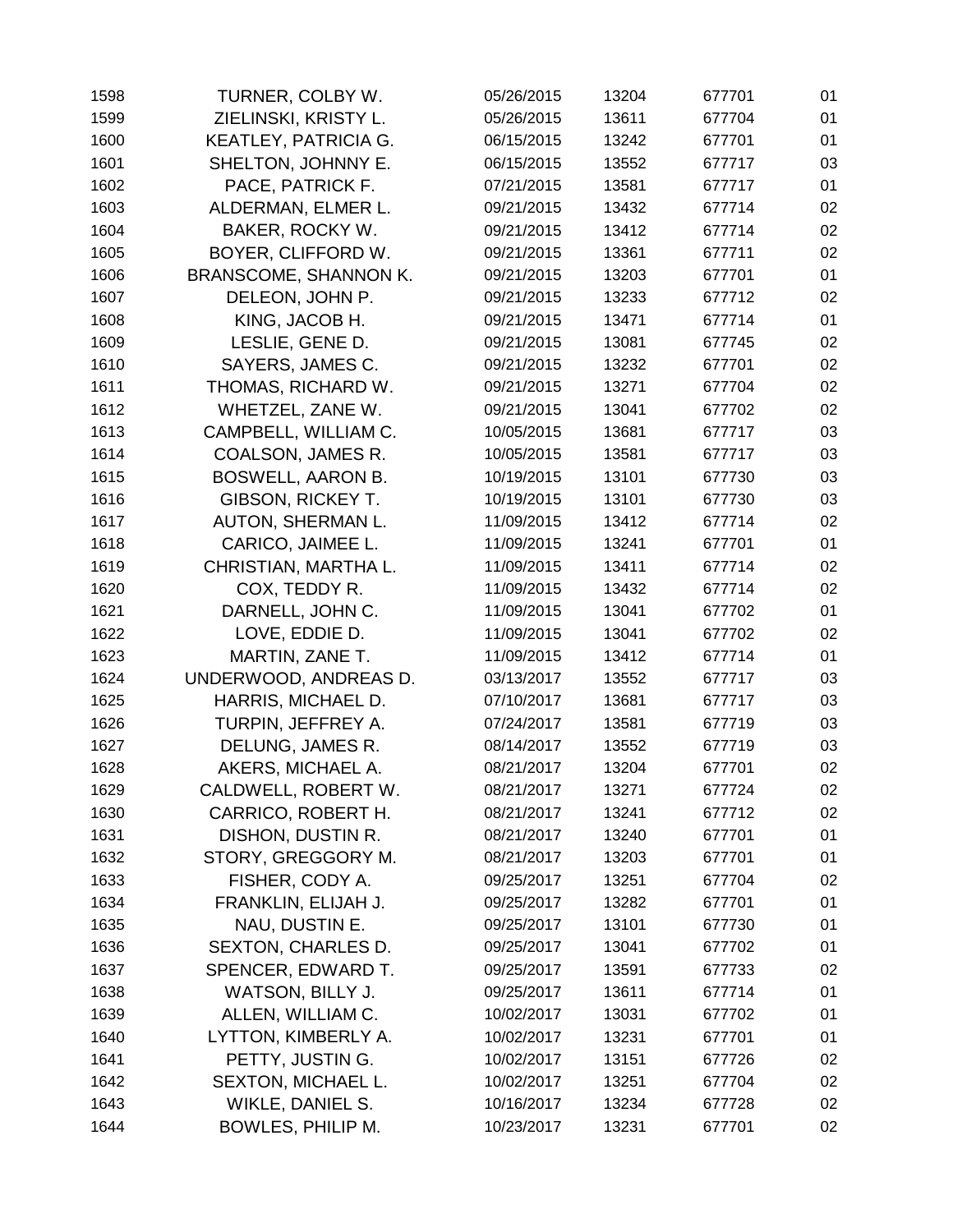| | | | | | |
|---|---|---|---|---|---|
| 1598 | TURNER, COLBY W. | 05/26/2015 | 13204 | 677701 | 01 |
| 1599 | ZIELINSKI, KRISTY L. | 05/26/2015 | 13611 | 677704 | 01 |
| 1600 | KEATLEY, PATRICIA G. | 06/15/2015 | 13242 | 677701 | 01 |
| 1601 | SHELTON, JOHNNY E. | 06/15/2015 | 13552 | 677717 | 03 |
| 1602 | PACE, PATRICK F. | 07/21/2015 | 13581 | 677717 | 01 |
| 1603 | ALDERMAN, ELMER L. | 09/21/2015 | 13432 | 677714 | 02 |
| 1604 | BAKER, ROCKY W. | 09/21/2015 | 13412 | 677714 | 02 |
| 1605 | BOYER, CLIFFORD W. | 09/21/2015 | 13361 | 677711 | 02 |
| 1606 | BRANSCOME, SHANNON K. | 09/21/2015 | 13203 | 677701 | 01 |
| 1607 | DELEON, JOHN P. | 09/21/2015 | 13233 | 677712 | 02 |
| 1608 | KING, JACOB H. | 09/21/2015 | 13471 | 677714 | 01 |
| 1609 | LESLIE, GENE D. | 09/21/2015 | 13081 | 677745 | 02 |
| 1610 | SAYERS, JAMES C. | 09/21/2015 | 13232 | 677701 | 02 |
| 1611 | THOMAS, RICHARD W. | 09/21/2015 | 13271 | 677704 | 02 |
| 1612 | WHETZEL, ZANE W. | 09/21/2015 | 13041 | 677702 | 02 |
| 1613 | CAMPBELL, WILLIAM C. | 10/05/2015 | 13681 | 677717 | 03 |
| 1614 | COALSON, JAMES R. | 10/05/2015 | 13581 | 677717 | 03 |
| 1615 | BOSWELL, AARON B. | 10/19/2015 | 13101 | 677730 | 03 |
| 1616 | GIBSON, RICKEY T. | 10/19/2015 | 13101 | 677730 | 03 |
| 1617 | AUTON, SHERMAN L. | 11/09/2015 | 13412 | 677714 | 02 |
| 1618 | CARICO, JAIMEE L. | 11/09/2015 | 13241 | 677701 | 01 |
| 1619 | CHRISTIAN, MARTHA L. | 11/09/2015 | 13411 | 677714 | 02 |
| 1620 | COX, TEDDY R. | 11/09/2015 | 13432 | 677714 | 02 |
| 1621 | DARNELL, JOHN C. | 11/09/2015 | 13041 | 677702 | 01 |
| 1622 | LOVE, EDDIE D. | 11/09/2015 | 13041 | 677702 | 02 |
| 1623 | MARTIN, ZANE T. | 11/09/2015 | 13412 | 677714 | 01 |
| 1624 | UNDERWOOD, ANDREAS D. | 03/13/2017 | 13552 | 677717 | 03 |
| 1625 | HARRIS, MICHAEL D. | 07/10/2017 | 13681 | 677717 | 03 |
| 1626 | TURPIN, JEFFREY A. | 07/24/2017 | 13581 | 677719 | 03 |
| 1627 | DELUNG, JAMES R. | 08/14/2017 | 13552 | 677719 | 03 |
| 1628 | AKERS, MICHAEL A. | 08/21/2017 | 13204 | 677701 | 02 |
| 1629 | CALDWELL, ROBERT W. | 08/21/2017 | 13271 | 677724 | 02 |
| 1630 | CARRICO, ROBERT H. | 08/21/2017 | 13241 | 677712 | 02 |
| 1631 | DISHON, DUSTIN R. | 08/21/2017 | 13240 | 677701 | 01 |
| 1632 | STORY, GREGGORY M. | 08/21/2017 | 13203 | 677701 | 01 |
| 1633 | FISHER, CODY A. | 09/25/2017 | 13251 | 677704 | 02 |
| 1634 | FRANKLIN, ELIJAH J. | 09/25/2017 | 13282 | 677701 | 01 |
| 1635 | NAU, DUSTIN E. | 09/25/2017 | 13101 | 677730 | 01 |
| 1636 | SEXTON, CHARLES D. | 09/25/2017 | 13041 | 677702 | 01 |
| 1637 | SPENCER, EDWARD T. | 09/25/2017 | 13591 | 677733 | 02 |
| 1638 | WATSON, BILLY J. | 09/25/2017 | 13611 | 677714 | 01 |
| 1639 | ALLEN, WILLIAM C. | 10/02/2017 | 13031 | 677702 | 01 |
| 1640 | LYTTON, KIMBERLY A. | 10/02/2017 | 13231 | 677701 | 01 |
| 1641 | PETTY, JUSTIN G. | 10/02/2017 | 13151 | 677726 | 02 |
| 1642 | SEXTON, MICHAEL L. | 10/02/2017 | 13251 | 677704 | 02 |
| 1643 | WIKLE, DANIEL S. | 10/16/2017 | 13234 | 677728 | 02 |
| 1644 | BOWLES, PHILIP M. | 10/23/2017 | 13231 | 677701 | 02 |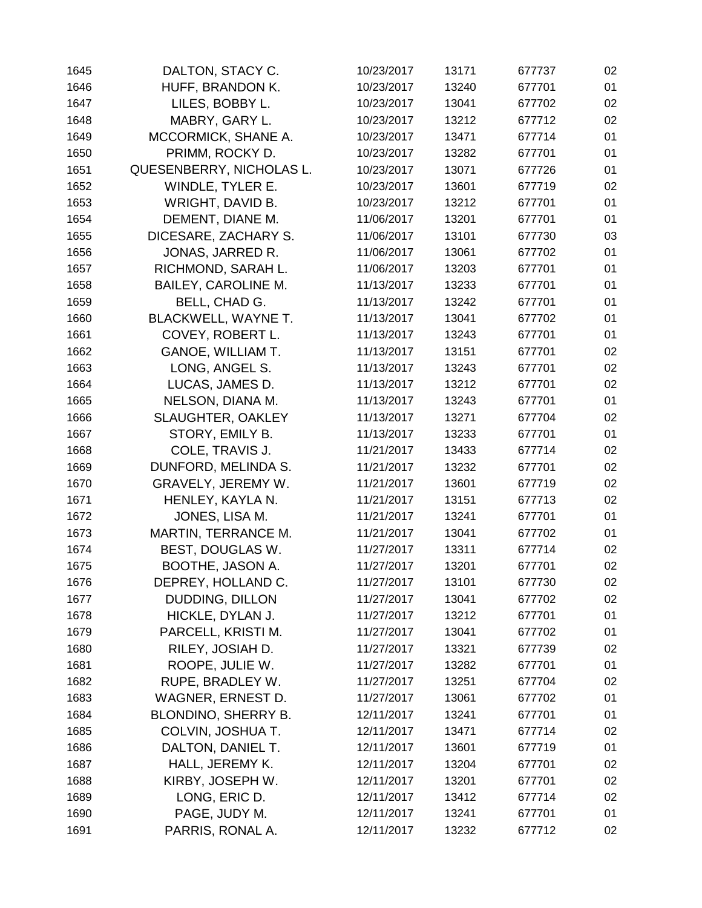| | | | | | |
|---|---|---|---|---|---|
| 1645 | DALTON, STACY C. | 10/23/2017 | 13171 | 677737 | 02 |
| 1646 | HUFF, BRANDON K. | 10/23/2017 | 13240 | 677701 | 01 |
| 1647 | LILES, BOBBY L. | 10/23/2017 | 13041 | 677702 | 02 |
| 1648 | MABRY, GARY L. | 10/23/2017 | 13212 | 677712 | 02 |
| 1649 | MCCORMICK, SHANE A. | 10/23/2017 | 13471 | 677714 | 01 |
| 1650 | PRIMM, ROCKY D. | 10/23/2017 | 13282 | 677701 | 01 |
| 1651 | QUESENBERRY, NICHOLAS L. | 10/23/2017 | 13071 | 677726 | 01 |
| 1652 | WINDLE, TYLER E. | 10/23/2017 | 13601 | 677719 | 02 |
| 1653 | WRIGHT, DAVID B. | 10/23/2017 | 13212 | 677701 | 01 |
| 1654 | DEMENT, DIANE M. | 11/06/2017 | 13201 | 677701 | 01 |
| 1655 | DICESARE, ZACHARY S. | 11/06/2017 | 13101 | 677730 | 03 |
| 1656 | JONAS, JARRED R. | 11/06/2017 | 13061 | 677702 | 01 |
| 1657 | RICHMOND, SARAH L. | 11/06/2017 | 13203 | 677701 | 01 |
| 1658 | BAILEY, CAROLINE M. | 11/13/2017 | 13233 | 677701 | 01 |
| 1659 | BELL, CHAD G. | 11/13/2017 | 13242 | 677701 | 01 |
| 1660 | BLACKWELL, WAYNE T. | 11/13/2017 | 13041 | 677702 | 01 |
| 1661 | COVEY, ROBERT L. | 11/13/2017 | 13243 | 677701 | 01 |
| 1662 | GANOE, WILLIAM T. | 11/13/2017 | 13151 | 677701 | 02 |
| 1663 | LONG, ANGEL S. | 11/13/2017 | 13243 | 677701 | 02 |
| 1664 | LUCAS, JAMES D. | 11/13/2017 | 13212 | 677701 | 02 |
| 1665 | NELSON, DIANA M. | 11/13/2017 | 13243 | 677701 | 01 |
| 1666 | SLAUGHTER, OAKLEY | 11/13/2017 | 13271 | 677704 | 02 |
| 1667 | STORY, EMILY B. | 11/13/2017 | 13233 | 677701 | 01 |
| 1668 | COLE, TRAVIS J. | 11/21/2017 | 13433 | 677714 | 02 |
| 1669 | DUNFORD, MELINDA S. | 11/21/2017 | 13232 | 677701 | 02 |
| 1670 | GRAVELY, JEREMY W. | 11/21/2017 | 13601 | 677719 | 02 |
| 1671 | HENLEY, KAYLA N. | 11/21/2017 | 13151 | 677713 | 02 |
| 1672 | JONES, LISA M. | 11/21/2017 | 13241 | 677701 | 01 |
| 1673 | MARTIN, TERRANCE M. | 11/21/2017 | 13041 | 677702 | 01 |
| 1674 | BEST, DOUGLAS W. | 11/27/2017 | 13311 | 677714 | 02 |
| 1675 | BOOTHE, JASON A. | 11/27/2017 | 13201 | 677701 | 02 |
| 1676 | DEPREY, HOLLAND C. | 11/27/2017 | 13101 | 677730 | 02 |
| 1677 | DUDDING, DILLON | 11/27/2017 | 13041 | 677702 | 02 |
| 1678 | HICKLE, DYLAN J. | 11/27/2017 | 13212 | 677701 | 01 |
| 1679 | PARCELL, KRISTI M. | 11/27/2017 | 13041 | 677702 | 01 |
| 1680 | RILEY, JOSIAH D. | 11/27/2017 | 13321 | 677739 | 02 |
| 1681 | ROOPE, JULIE W. | 11/27/2017 | 13282 | 677701 | 01 |
| 1682 | RUPE, BRADLEY W. | 11/27/2017 | 13251 | 677704 | 02 |
| 1683 | WAGNER, ERNEST D. | 11/27/2017 | 13061 | 677702 | 01 |
| 1684 | BLONDINO, SHERRY B. | 12/11/2017 | 13241 | 677701 | 01 |
| 1685 | COLVIN, JOSHUA T. | 12/11/2017 | 13471 | 677714 | 02 |
| 1686 | DALTON, DANIEL T. | 12/11/2017 | 13601 | 677719 | 01 |
| 1687 | HALL, JEREMY K. | 12/11/2017 | 13204 | 677701 | 02 |
| 1688 | KIRBY, JOSEPH W. | 12/11/2017 | 13201 | 677701 | 02 |
| 1689 | LONG, ERIC D. | 12/11/2017 | 13412 | 677714 | 02 |
| 1690 | PAGE, JUDY M. | 12/11/2017 | 13241 | 677701 | 01 |
| 1691 | PARRIS, RONAL A. | 12/11/2017 | 13232 | 677712 | 02 |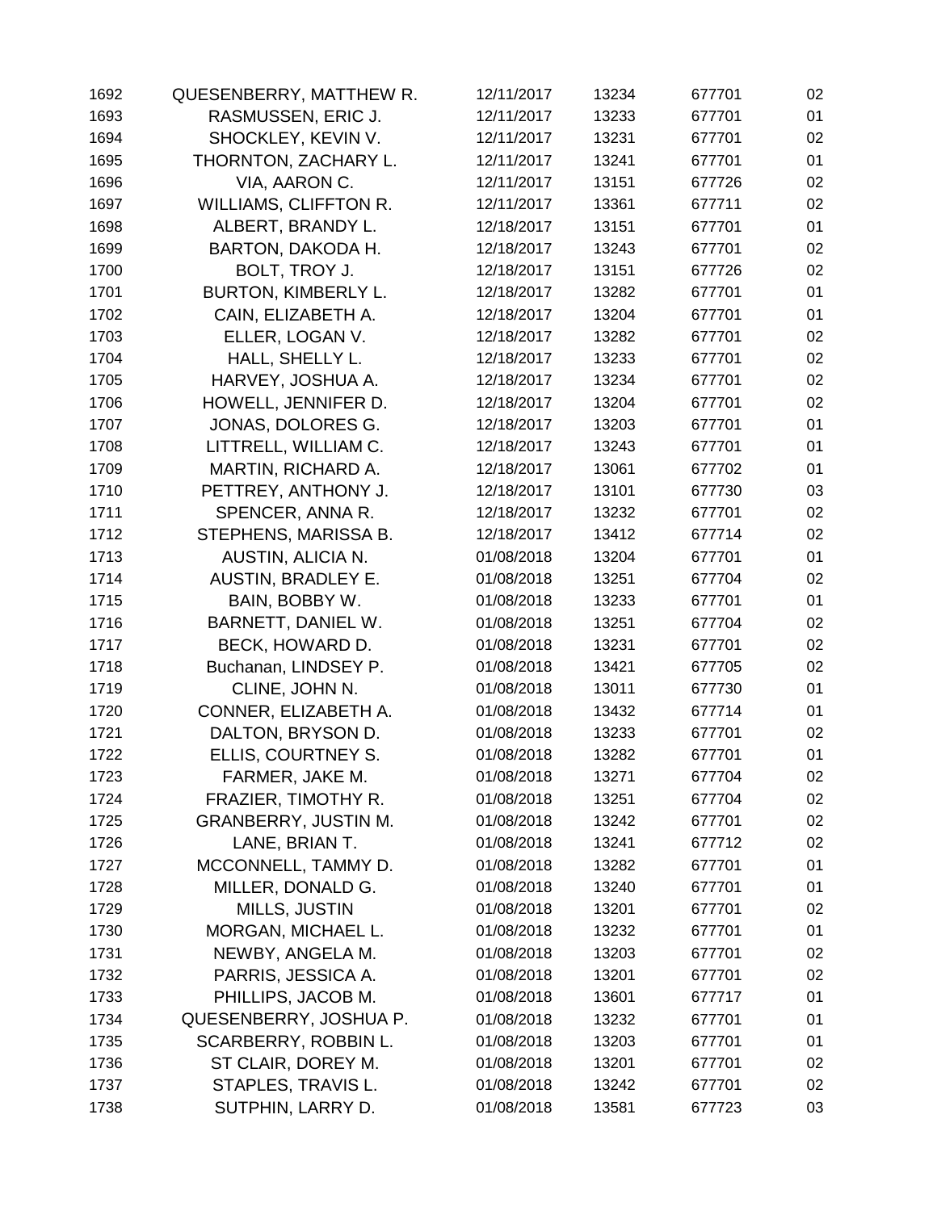| | | | | | |
|---|---|---|---|---|---|
| 1692 | QUESENBERRY, MATTHEW R. | 12/11/2017 | 13234 | 677701 | 02 |
| 1693 | RASMUSSEN, ERIC J. | 12/11/2017 | 13233 | 677701 | 01 |
| 1694 | SHOCKLEY, KEVIN V. | 12/11/2017 | 13231 | 677701 | 02 |
| 1695 | THORNTON, ZACHARY L. | 12/11/2017 | 13241 | 677701 | 01 |
| 1696 | VIA, AARON C. | 12/11/2017 | 13151 | 677726 | 02 |
| 1697 | WILLIAMS, CLIFFTON R. | 12/11/2017 | 13361 | 677711 | 02 |
| 1698 | ALBERT, BRANDY L. | 12/18/2017 | 13151 | 677701 | 01 |
| 1699 | BARTON, DAKODA H. | 12/18/2017 | 13243 | 677701 | 02 |
| 1700 | BOLT, TROY J. | 12/18/2017 | 13151 | 677726 | 02 |
| 1701 | BURTON, KIMBERLY L. | 12/18/2017 | 13282 | 677701 | 01 |
| 1702 | CAIN, ELIZABETH A. | 12/18/2017 | 13204 | 677701 | 01 |
| 1703 | ELLER, LOGAN V. | 12/18/2017 | 13282 | 677701 | 02 |
| 1704 | HALL, SHELLY L. | 12/18/2017 | 13233 | 677701 | 02 |
| 1705 | HARVEY, JOSHUA A. | 12/18/2017 | 13234 | 677701 | 02 |
| 1706 | HOWELL, JENNIFER D. | 12/18/2017 | 13204 | 677701 | 02 |
| 1707 | JONAS, DOLORES G. | 12/18/2017 | 13203 | 677701 | 01 |
| 1708 | LITTRELL, WILLIAM C. | 12/18/2017 | 13243 | 677701 | 01 |
| 1709 | MARTIN, RICHARD A. | 12/18/2017 | 13061 | 677702 | 01 |
| 1710 | PETTREY, ANTHONY J. | 12/18/2017 | 13101 | 677730 | 03 |
| 1711 | SPENCER, ANNA R. | 12/18/2017 | 13232 | 677701 | 02 |
| 1712 | STEPHENS, MARISSA B. | 12/18/2017 | 13412 | 677714 | 02 |
| 1713 | AUSTIN, ALICIA N. | 01/08/2018 | 13204 | 677701 | 01 |
| 1714 | AUSTIN, BRADLEY E. | 01/08/2018 | 13251 | 677704 | 02 |
| 1715 | BAIN, BOBBY W. | 01/08/2018 | 13233 | 677701 | 01 |
| 1716 | BARNETT, DANIEL W. | 01/08/2018 | 13251 | 677704 | 02 |
| 1717 | BECK, HOWARD D. | 01/08/2018 | 13231 | 677701 | 02 |
| 1718 | Buchanan, LINDSEY P. | 01/08/2018 | 13421 | 677705 | 02 |
| 1719 | CLINE, JOHN N. | 01/08/2018 | 13011 | 677730 | 01 |
| 1720 | CONNER, ELIZABETH A. | 01/08/2018 | 13432 | 677714 | 01 |
| 1721 | DALTON, BRYSON D. | 01/08/2018 | 13233 | 677701 | 02 |
| 1722 | ELLIS, COURTNEY S. | 01/08/2018 | 13282 | 677701 | 01 |
| 1723 | FARMER, JAKE M. | 01/08/2018 | 13271 | 677704 | 02 |
| 1724 | FRAZIER, TIMOTHY R. | 01/08/2018 | 13251 | 677704 | 02 |
| 1725 | GRANBERRY, JUSTIN M. | 01/08/2018 | 13242 | 677701 | 02 |
| 1726 | LANE, BRIAN T. | 01/08/2018 | 13241 | 677712 | 02 |
| 1727 | MCCONNELL, TAMMY D. | 01/08/2018 | 13282 | 677701 | 01 |
| 1728 | MILLER, DONALD G. | 01/08/2018 | 13240 | 677701 | 01 |
| 1729 | MILLS, JUSTIN | 01/08/2018 | 13201 | 677701 | 02 |
| 1730 | MORGAN, MICHAEL L. | 01/08/2018 | 13232 | 677701 | 01 |
| 1731 | NEWBY, ANGELA M. | 01/08/2018 | 13203 | 677701 | 02 |
| 1732 | PARRIS, JESSICA A. | 01/08/2018 | 13201 | 677701 | 02 |
| 1733 | PHILLIPS, JACOB M. | 01/08/2018 | 13601 | 677717 | 01 |
| 1734 | QUESENBERRY, JOSHUA P. | 01/08/2018 | 13232 | 677701 | 01 |
| 1735 | SCARBERRY, ROBBIN L. | 01/08/2018 | 13203 | 677701 | 01 |
| 1736 | ST CLAIR, DOREY M. | 01/08/2018 | 13201 | 677701 | 02 |
| 1737 | STAPLES, TRAVIS L. | 01/08/2018 | 13242 | 677701 | 02 |
| 1738 | SUTPHIN, LARRY D. | 01/08/2018 | 13581 | 677723 | 03 |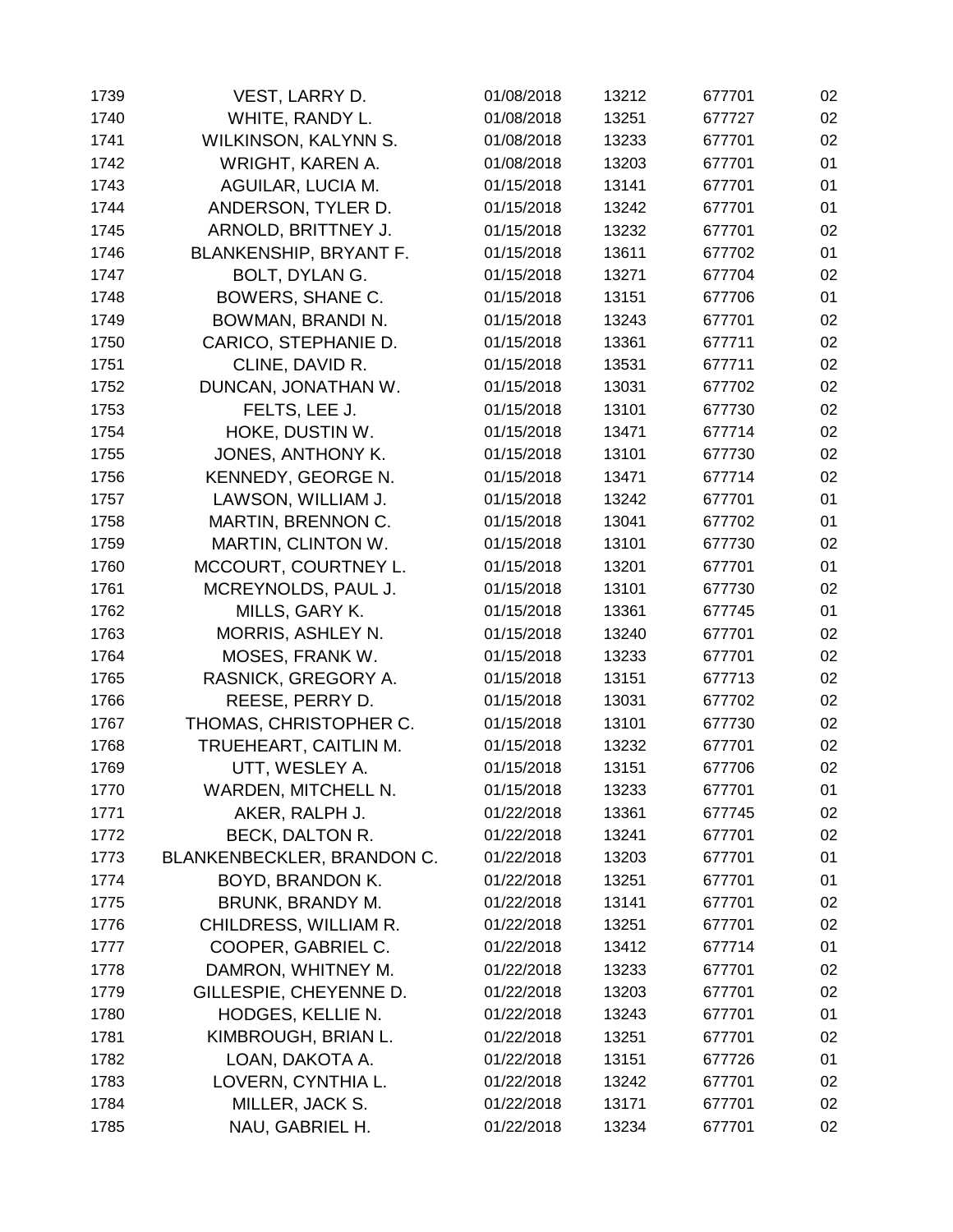| | | | | | |
|---|---|---|---|---|---|
| 1739 | VEST, LARRY D. | 01/08/2018 | 13212 | 677701 | 02 |
| 1740 | WHITE, RANDY L. | 01/08/2018 | 13251 | 677727 | 02 |
| 1741 | WILKINSON, KALYNN S. | 01/08/2018 | 13233 | 677701 | 02 |
| 1742 | WRIGHT, KAREN A. | 01/08/2018 | 13203 | 677701 | 01 |
| 1743 | AGUILAR, LUCIA M. | 01/15/2018 | 13141 | 677701 | 01 |
| 1744 | ANDERSON, TYLER D. | 01/15/2018 | 13242 | 677701 | 01 |
| 1745 | ARNOLD, BRITTNEY J. | 01/15/2018 | 13232 | 677701 | 02 |
| 1746 | BLANKENSHIP, BRYANT F. | 01/15/2018 | 13611 | 677702 | 01 |
| 1747 | BOLT, DYLAN G. | 01/15/2018 | 13271 | 677704 | 02 |
| 1748 | BOWERS, SHANE C. | 01/15/2018 | 13151 | 677706 | 01 |
| 1749 | BOWMAN, BRANDI N. | 01/15/2018 | 13243 | 677701 | 02 |
| 1750 | CARICO, STEPHANIE D. | 01/15/2018 | 13361 | 677711 | 02 |
| 1751 | CLINE, DAVID R. | 01/15/2018 | 13531 | 677711 | 02 |
| 1752 | DUNCAN, JONATHAN W. | 01/15/2018 | 13031 | 677702 | 02 |
| 1753 | FELTS, LEE J. | 01/15/2018 | 13101 | 677730 | 02 |
| 1754 | HOKE, DUSTIN W. | 01/15/2018 | 13471 | 677714 | 02 |
| 1755 | JONES, ANTHONY K. | 01/15/2018 | 13101 | 677730 | 02 |
| 1756 | KENNEDY, GEORGE N. | 01/15/2018 | 13471 | 677714 | 02 |
| 1757 | LAWSON, WILLIAM J. | 01/15/2018 | 13242 | 677701 | 01 |
| 1758 | MARTIN, BRENNON C. | 01/15/2018 | 13041 | 677702 | 01 |
| 1759 | MARTIN, CLINTON W. | 01/15/2018 | 13101 | 677730 | 02 |
| 1760 | MCCOURT, COURTNEY L. | 01/15/2018 | 13201 | 677701 | 01 |
| 1761 | MCREYNOLDS, PAUL J. | 01/15/2018 | 13101 | 677730 | 02 |
| 1762 | MILLS, GARY K. | 01/15/2018 | 13361 | 677745 | 01 |
| 1763 | MORRIS, ASHLEY N. | 01/15/2018 | 13240 | 677701 | 02 |
| 1764 | MOSES, FRANK W. | 01/15/2018 | 13233 | 677701 | 02 |
| 1765 | RASNICK, GREGORY A. | 01/15/2018 | 13151 | 677713 | 02 |
| 1766 | REESE, PERRY D. | 01/15/2018 | 13031 | 677702 | 02 |
| 1767 | THOMAS, CHRISTOPHER C. | 01/15/2018 | 13101 | 677730 | 02 |
| 1768 | TRUEHEART, CAITLIN M. | 01/15/2018 | 13232 | 677701 | 02 |
| 1769 | UTT, WESLEY A. | 01/15/2018 | 13151 | 677706 | 02 |
| 1770 | WARDEN, MITCHELL N. | 01/15/2018 | 13233 | 677701 | 01 |
| 1771 | AKER, RALPH J. | 01/22/2018 | 13361 | 677745 | 02 |
| 1772 | BECK, DALTON R. | 01/22/2018 | 13241 | 677701 | 02 |
| 1773 | BLANKENBECKLER, BRANDON C. | 01/22/2018 | 13203 | 677701 | 01 |
| 1774 | BOYD, BRANDON K. | 01/22/2018 | 13251 | 677701 | 01 |
| 1775 | BRUNK, BRANDY M. | 01/22/2018 | 13141 | 677701 | 02 |
| 1776 | CHILDRESS, WILLIAM R. | 01/22/2018 | 13251 | 677701 | 02 |
| 1777 | COOPER, GABRIEL C. | 01/22/2018 | 13412 | 677714 | 01 |
| 1778 | DAMRON, WHITNEY M. | 01/22/2018 | 13233 | 677701 | 02 |
| 1779 | GILLESPIE, CHEYENNE D. | 01/22/2018 | 13203 | 677701 | 02 |
| 1780 | HODGES, KELLIE N. | 01/22/2018 | 13243 | 677701 | 01 |
| 1781 | KIMBROUGH, BRIAN L. | 01/22/2018 | 13251 | 677701 | 02 |
| 1782 | LOAN, DAKOTA A. | 01/22/2018 | 13151 | 677726 | 01 |
| 1783 | LOVERN, CYNTHIA L. | 01/22/2018 | 13242 | 677701 | 02 |
| 1784 | MILLER, JACK S. | 01/22/2018 | 13171 | 677701 | 02 |
| 1785 | NAU, GABRIEL H. | 01/22/2018 | 13234 | 677701 | 02 |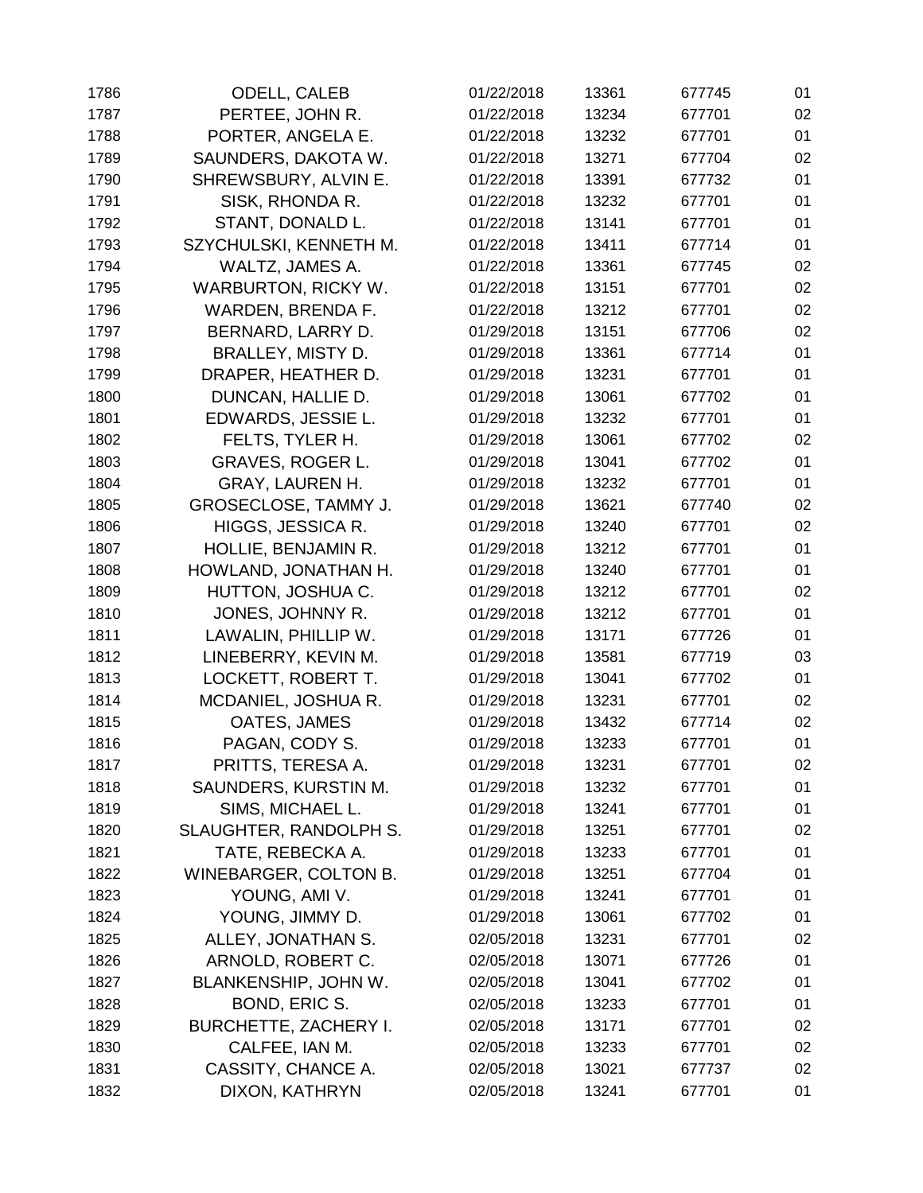| | | | | | |
|---|---|---|---|---|---|
| 1786 | ODELL, CALEB | 01/22/2018 | 13361 | 677745 | 01 |
| 1787 | PERTEE, JOHN R. | 01/22/2018 | 13234 | 677701 | 02 |
| 1788 | PORTER, ANGELA E. | 01/22/2018 | 13232 | 677701 | 01 |
| 1789 | SAUNDERS, DAKOTA W. | 01/22/2018 | 13271 | 677704 | 02 |
| 1790 | SHREWSBURY, ALVIN E. | 01/22/2018 | 13391 | 677732 | 01 |
| 1791 | SISK, RHONDA R. | 01/22/2018 | 13232 | 677701 | 01 |
| 1792 | STANT, DONALD L. | 01/22/2018 | 13141 | 677701 | 01 |
| 1793 | SZYCHULSKI, KENNETH M. | 01/22/2018 | 13411 | 677714 | 01 |
| 1794 | WALTZ, JAMES A. | 01/22/2018 | 13361 | 677745 | 02 |
| 1795 | WARBURTON, RICKY W. | 01/22/2018 | 13151 | 677701 | 02 |
| 1796 | WARDEN, BRENDA F. | 01/22/2018 | 13212 | 677701 | 02 |
| 1797 | BERNARD, LARRY D. | 01/29/2018 | 13151 | 677706 | 02 |
| 1798 | BRALLEY, MISTY D. | 01/29/2018 | 13361 | 677714 | 01 |
| 1799 | DRAPER, HEATHER D. | 01/29/2018 | 13231 | 677701 | 01 |
| 1800 | DUNCAN, HALLIE D. | 01/29/2018 | 13061 | 677702 | 01 |
| 1801 | EDWARDS, JESSIE L. | 01/29/2018 | 13232 | 677701 | 01 |
| 1802 | FELTS, TYLER H. | 01/29/2018 | 13061 | 677702 | 02 |
| 1803 | GRAVES, ROGER L. | 01/29/2018 | 13041 | 677702 | 01 |
| 1804 | GRAY, LAUREN H. | 01/29/2018 | 13232 | 677701 | 01 |
| 1805 | GROSECLOSE, TAMMY J. | 01/29/2018 | 13621 | 677740 | 02 |
| 1806 | HIGGS, JESSICA R. | 01/29/2018 | 13240 | 677701 | 02 |
| 1807 | HOLLIE, BENJAMIN R. | 01/29/2018 | 13212 | 677701 | 01 |
| 1808 | HOWLAND, JONATHAN H. | 01/29/2018 | 13240 | 677701 | 01 |
| 1809 | HUTTON, JOSHUA C. | 01/29/2018 | 13212 | 677701 | 02 |
| 1810 | JONES, JOHNNY R. | 01/29/2018 | 13212 | 677701 | 01 |
| 1811 | LAWALIN, PHILLIP W. | 01/29/2018 | 13171 | 677726 | 01 |
| 1812 | LINEBERRY, KEVIN M. | 01/29/2018 | 13581 | 677719 | 03 |
| 1813 | LOCKETT, ROBERT T. | 01/29/2018 | 13041 | 677702 | 01 |
| 1814 | MCDANIEL, JOSHUA R. | 01/29/2018 | 13231 | 677701 | 02 |
| 1815 | OATES, JAMES | 01/29/2018 | 13432 | 677714 | 02 |
| 1816 | PAGAN, CODY S. | 01/29/2018 | 13233 | 677701 | 01 |
| 1817 | PRITTS, TERESA A. | 01/29/2018 | 13231 | 677701 | 02 |
| 1818 | SAUNDERS, KURSTIN M. | 01/29/2018 | 13232 | 677701 | 01 |
| 1819 | SIMS, MICHAEL L. | 01/29/2018 | 13241 | 677701 | 01 |
| 1820 | SLAUGHTER, RANDOLPH S. | 01/29/2018 | 13251 | 677701 | 02 |
| 1821 | TATE, REBECKA A. | 01/29/2018 | 13233 | 677701 | 01 |
| 1822 | WINEBARGER, COLTON B. | 01/29/2018 | 13251 | 677704 | 01 |
| 1823 | YOUNG, AMI V. | 01/29/2018 | 13241 | 677701 | 01 |
| 1824 | YOUNG, JIMMY D. | 01/29/2018 | 13061 | 677702 | 01 |
| 1825 | ALLEY, JONATHAN S. | 02/05/2018 | 13231 | 677701 | 02 |
| 1826 | ARNOLD, ROBERT C. | 02/05/2018 | 13071 | 677726 | 01 |
| 1827 | BLANKENSHIP, JOHN W. | 02/05/2018 | 13041 | 677702 | 01 |
| 1828 | BOND, ERIC S. | 02/05/2018 | 13233 | 677701 | 01 |
| 1829 | BURCHETTE, ZACHERY I. | 02/05/2018 | 13171 | 677701 | 02 |
| 1830 | CALFEE, IAN M. | 02/05/2018 | 13233 | 677701 | 02 |
| 1831 | CASSITY, CHANCE A. | 02/05/2018 | 13021 | 677737 | 02 |
| 1832 | DIXON, KATHRYN | 02/05/2018 | 13241 | 677701 | 01 |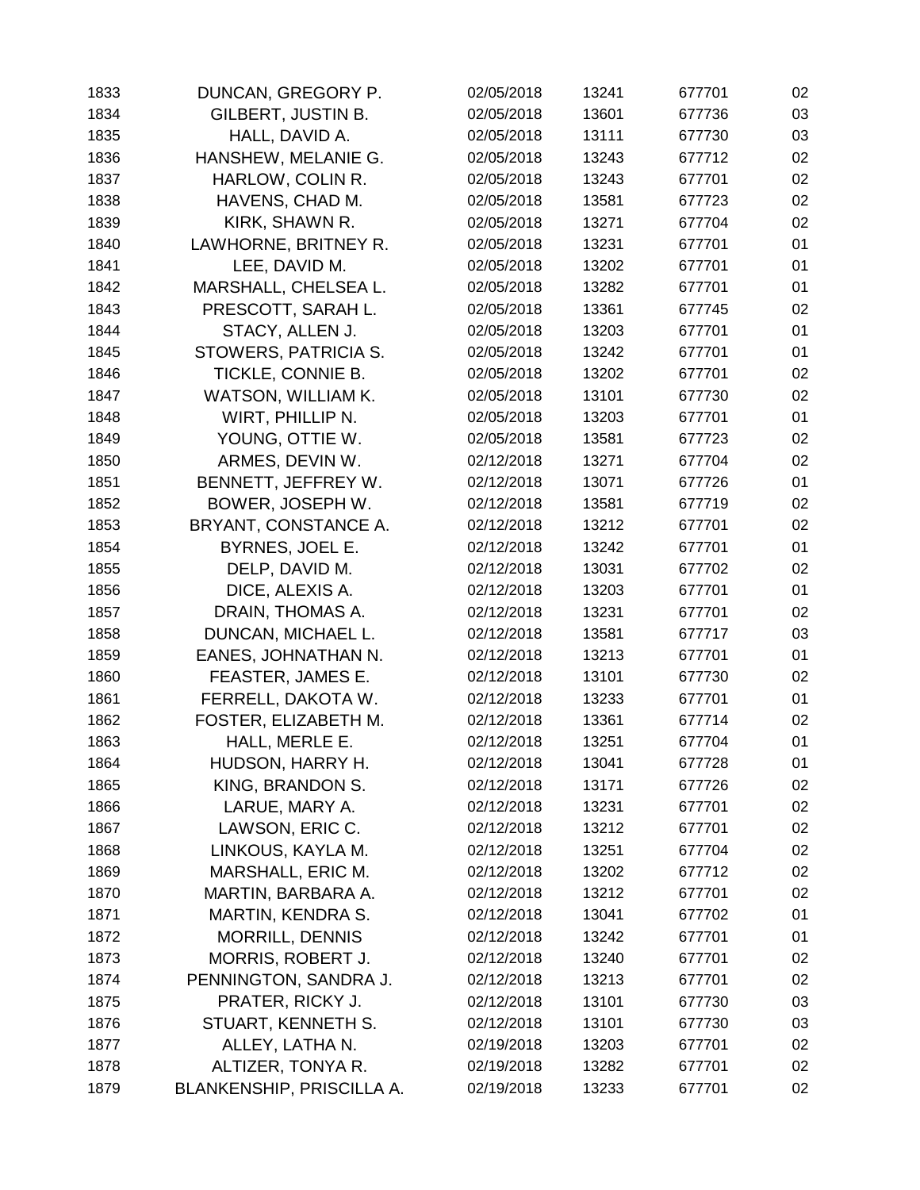| | | | | | |
|---|---|---|---|---|---|
| 1833 | DUNCAN, GREGORY P. | 02/05/2018 | 13241 | 677701 | 02 |
| 1834 | GILBERT, JUSTIN B. | 02/05/2018 | 13601 | 677736 | 03 |
| 1835 | HALL, DAVID A. | 02/05/2018 | 13111 | 677730 | 03 |
| 1836 | HANSHEW, MELANIE G. | 02/05/2018 | 13243 | 677712 | 02 |
| 1837 | HARLOW, COLIN R. | 02/05/2018 | 13243 | 677701 | 02 |
| 1838 | HAVENS, CHAD M. | 02/05/2018 | 13581 | 677723 | 02 |
| 1839 | KIRK, SHAWN R. | 02/05/2018 | 13271 | 677704 | 02 |
| 1840 | LAWHORNE, BRITNEY R. | 02/05/2018 | 13231 | 677701 | 01 |
| 1841 | LEE, DAVID M. | 02/05/2018 | 13202 | 677701 | 01 |
| 1842 | MARSHALL, CHELSEA L. | 02/05/2018 | 13282 | 677701 | 01 |
| 1843 | PRESCOTT, SARAH L. | 02/05/2018 | 13361 | 677745 | 02 |
| 1844 | STACY, ALLEN J. | 02/05/2018 | 13203 | 677701 | 01 |
| 1845 | STOWERS, PATRICIA S. | 02/05/2018 | 13242 | 677701 | 01 |
| 1846 | TICKLE, CONNIE B. | 02/05/2018 | 13202 | 677701 | 02 |
| 1847 | WATSON, WILLIAM K. | 02/05/2018 | 13101 | 677730 | 02 |
| 1848 | WIRT, PHILLIP N. | 02/05/2018 | 13203 | 677701 | 01 |
| 1849 | YOUNG, OTTIE W. | 02/05/2018 | 13581 | 677723 | 02 |
| 1850 | ARMES, DEVIN W. | 02/12/2018 | 13271 | 677704 | 02 |
| 1851 | BENNETT, JEFFREY W. | 02/12/2018 | 13071 | 677726 | 01 |
| 1852 | BOWER, JOSEPH W. | 02/12/2018 | 13581 | 677719 | 02 |
| 1853 | BRYANT, CONSTANCE A. | 02/12/2018 | 13212 | 677701 | 02 |
| 1854 | BYRNES, JOEL E. | 02/12/2018 | 13242 | 677701 | 01 |
| 1855 | DELP, DAVID M. | 02/12/2018 | 13031 | 677702 | 02 |
| 1856 | DICE, ALEXIS A. | 02/12/2018 | 13203 | 677701 | 01 |
| 1857 | DRAIN, THOMAS A. | 02/12/2018 | 13231 | 677701 | 02 |
| 1858 | DUNCAN, MICHAEL L. | 02/12/2018 | 13581 | 677717 | 03 |
| 1859 | EANES, JOHNATHAN N. | 02/12/2018 | 13213 | 677701 | 01 |
| 1860 | FEASTER, JAMES E. | 02/12/2018 | 13101 | 677730 | 02 |
| 1861 | FERRELL, DAKOTA W. | 02/12/2018 | 13233 | 677701 | 01 |
| 1862 | FOSTER, ELIZABETH M. | 02/12/2018 | 13361 | 677714 | 02 |
| 1863 | HALL, MERLE E. | 02/12/2018 | 13251 | 677704 | 01 |
| 1864 | HUDSON, HARRY H. | 02/12/2018 | 13041 | 677728 | 01 |
| 1865 | KING, BRANDON S. | 02/12/2018 | 13171 | 677726 | 02 |
| 1866 | LARUE, MARY A. | 02/12/2018 | 13231 | 677701 | 02 |
| 1867 | LAWSON, ERIC C. | 02/12/2018 | 13212 | 677701 | 02 |
| 1868 | LINKOUS, KAYLA M. | 02/12/2018 | 13251 | 677704 | 02 |
| 1869 | MARSHALL, ERIC M. | 02/12/2018 | 13202 | 677712 | 02 |
| 1870 | MARTIN, BARBARA A. | 02/12/2018 | 13212 | 677701 | 02 |
| 1871 | MARTIN, KENDRA S. | 02/12/2018 | 13041 | 677702 | 01 |
| 1872 | MORRILL, DENNIS | 02/12/2018 | 13242 | 677701 | 01 |
| 1873 | MORRIS, ROBERT J. | 02/12/2018 | 13240 | 677701 | 02 |
| 1874 | PENNINGTON, SANDRA J. | 02/12/2018 | 13213 | 677701 | 02 |
| 1875 | PRATER, RICKY J. | 02/12/2018 | 13101 | 677730 | 03 |
| 1876 | STUART, KENNETH S. | 02/12/2018 | 13101 | 677730 | 03 |
| 1877 | ALLEY, LATHA N. | 02/19/2018 | 13203 | 677701 | 02 |
| 1878 | ALTIZER, TONYA R. | 02/19/2018 | 13282 | 677701 | 02 |
| 1879 | BLANKENSHIP, PRISCILLA A. | 02/19/2018 | 13233 | 677701 | 02 |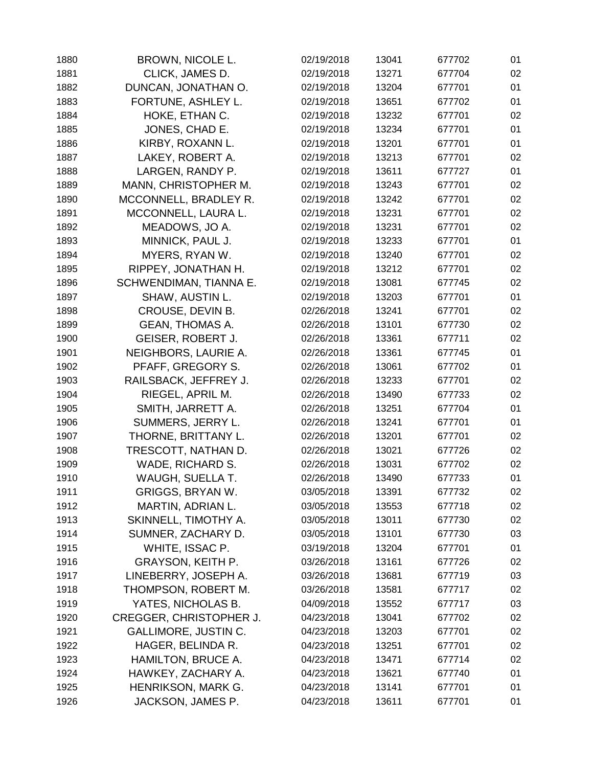| | | | | | |
|---|---|---|---|---|---|
| 1880 | BROWN, NICOLE L. | 02/19/2018 | 13041 | 677702 | 01 |
| 1881 | CLICK, JAMES D. | 02/19/2018 | 13271 | 677704 | 02 |
| 1882 | DUNCAN, JONATHAN O. | 02/19/2018 | 13204 | 677701 | 01 |
| 1883 | FORTUNE, ASHLEY L. | 02/19/2018 | 13651 | 677702 | 01 |
| 1884 | HOKE, ETHAN C. | 02/19/2018 | 13232 | 677701 | 02 |
| 1885 | JONES, CHAD E. | 02/19/2018 | 13234 | 677701 | 01 |
| 1886 | KIRBY, ROXANN L. | 02/19/2018 | 13201 | 677701 | 01 |
| 1887 | LAKEY, ROBERT A. | 02/19/2018 | 13213 | 677701 | 02 |
| 1888 | LARGEN, RANDY P. | 02/19/2018 | 13611 | 677727 | 01 |
| 1889 | MANN, CHRISTOPHER M. | 02/19/2018 | 13243 | 677701 | 02 |
| 1890 | MCCONNELL, BRADLEY R. | 02/19/2018 | 13242 | 677701 | 02 |
| 1891 | MCCONNELL, LAURA L. | 02/19/2018 | 13231 | 677701 | 02 |
| 1892 | MEADOWS, JO A. | 02/19/2018 | 13231 | 677701 | 02 |
| 1893 | MINNICK, PAUL J. | 02/19/2018 | 13233 | 677701 | 01 |
| 1894 | MYERS, RYAN W. | 02/19/2018 | 13240 | 677701 | 02 |
| 1895 | RIPPEY, JONATHAN H. | 02/19/2018 | 13212 | 677701 | 02 |
| 1896 | SCHWENDIMAN, TIANNA E. | 02/19/2018 | 13081 | 677745 | 02 |
| 1897 | SHAW, AUSTIN L. | 02/19/2018 | 13203 | 677701 | 01 |
| 1898 | CROUSE, DEVIN B. | 02/26/2018 | 13241 | 677701 | 02 |
| 1899 | GEAN, THOMAS A. | 02/26/2018 | 13101 | 677730 | 02 |
| 1900 | GEISER, ROBERT J. | 02/26/2018 | 13361 | 677711 | 02 |
| 1901 | NEIGHBORS, LAURIE A. | 02/26/2018 | 13361 | 677745 | 01 |
| 1902 | PFAFF, GREGORY S. | 02/26/2018 | 13061 | 677702 | 01 |
| 1903 | RAILSBACK, JEFFREY J. | 02/26/2018 | 13233 | 677701 | 02 |
| 1904 | RIEGEL, APRIL M. | 02/26/2018 | 13490 | 677733 | 02 |
| 1905 | SMITH, JARRETT A. | 02/26/2018 | 13251 | 677704 | 01 |
| 1906 | SUMMERS, JERRY L. | 02/26/2018 | 13241 | 677701 | 01 |
| 1907 | THORNE, BRITTANY L. | 02/26/2018 | 13201 | 677701 | 02 |
| 1908 | TRESCOTT, NATHAN D. | 02/26/2018 | 13021 | 677726 | 02 |
| 1909 | WADE, RICHARD S. | 02/26/2018 | 13031 | 677702 | 02 |
| 1910 | WAUGH, SUELLA T. | 02/26/2018 | 13490 | 677733 | 01 |
| 1911 | GRIGGS, BRYAN W. | 03/05/2018 | 13391 | 677732 | 02 |
| 1912 | MARTIN, ADRIAN L. | 03/05/2018 | 13553 | 677718 | 02 |
| 1913 | SKINNELL, TIMOTHY A. | 03/05/2018 | 13011 | 677730 | 02 |
| 1914 | SUMNER, ZACHARY D. | 03/05/2018 | 13101 | 677730 | 03 |
| 1915 | WHITE, ISSAC P. | 03/19/2018 | 13204 | 677701 | 01 |
| 1916 | GRAYSON, KEITH P. | 03/26/2018 | 13161 | 677726 | 02 |
| 1917 | LINEBERRY, JOSEPH A. | 03/26/2018 | 13681 | 677719 | 03 |
| 1918 | THOMPSON, ROBERT M. | 03/26/2018 | 13581 | 677717 | 02 |
| 1919 | YATES, NICHOLAS B. | 04/09/2018 | 13552 | 677717 | 03 |
| 1920 | CREGGER, CHRISTOPHER J. | 04/23/2018 | 13041 | 677702 | 02 |
| 1921 | GALLIMORE, JUSTIN C. | 04/23/2018 | 13203 | 677701 | 02 |
| 1922 | HAGER, BELINDA R. | 04/23/2018 | 13251 | 677701 | 02 |
| 1923 | HAMILTON, BRUCE A. | 04/23/2018 | 13471 | 677714 | 02 |
| 1924 | HAWKEY, ZACHARY A. | 04/23/2018 | 13621 | 677740 | 01 |
| 1925 | HENRIKSON, MARK G. | 04/23/2018 | 13141 | 677701 | 01 |
| 1926 | JACKSON, JAMES P. | 04/23/2018 | 13611 | 677701 | 01 |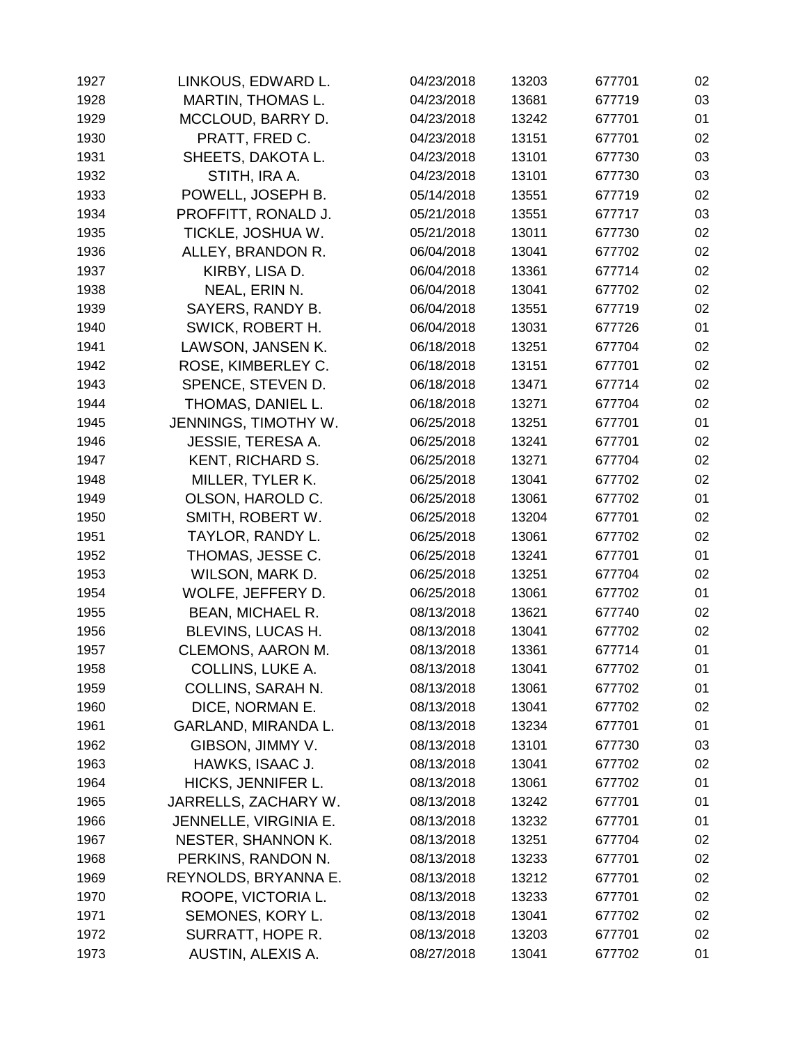| | | | | | |
|---|---|---|---|---|---|
| 1927 | LINKOUS, EDWARD L. | 04/23/2018 | 13203 | 677701 | 02 |
| 1928 | MARTIN, THOMAS L. | 04/23/2018 | 13681 | 677719 | 03 |
| 1929 | MCCLOUD, BARRY D. | 04/23/2018 | 13242 | 677701 | 01 |
| 1930 | PRATT, FRED C. | 04/23/2018 | 13151 | 677701 | 02 |
| 1931 | SHEETS, DAKOTA L. | 04/23/2018 | 13101 | 677730 | 03 |
| 1932 | STITH, IRA A. | 04/23/2018 | 13101 | 677730 | 03 |
| 1933 | POWELL, JOSEPH B. | 05/14/2018 | 13551 | 677719 | 02 |
| 1934 | PROFFITT, RONALD J. | 05/21/2018 | 13551 | 677717 | 03 |
| 1935 | TICKLE, JOSHUA W. | 05/21/2018 | 13011 | 677730 | 02 |
| 1936 | ALLEY, BRANDON R. | 06/04/2018 | 13041 | 677702 | 02 |
| 1937 | KIRBY, LISA D. | 06/04/2018 | 13361 | 677714 | 02 |
| 1938 | NEAL, ERIN N. | 06/04/2018 | 13041 | 677702 | 02 |
| 1939 | SAYERS, RANDY B. | 06/04/2018 | 13551 | 677719 | 02 |
| 1940 | SWICK, ROBERT H. | 06/04/2018 | 13031 | 677726 | 01 |
| 1941 | LAWSON, JANSEN K. | 06/18/2018 | 13251 | 677704 | 02 |
| 1942 | ROSE, KIMBERLEY C. | 06/18/2018 | 13151 | 677701 | 02 |
| 1943 | SPENCE, STEVEN D. | 06/18/2018 | 13471 | 677714 | 02 |
| 1944 | THOMAS, DANIEL L. | 06/18/2018 | 13271 | 677704 | 02 |
| 1945 | JENNINGS, TIMOTHY W. | 06/25/2018 | 13251 | 677701 | 01 |
| 1946 | JESSIE, TERESA A. | 06/25/2018 | 13241 | 677701 | 02 |
| 1947 | KENT, RICHARD S. | 06/25/2018 | 13271 | 677704 | 02 |
| 1948 | MILLER, TYLER K. | 06/25/2018 | 13041 | 677702 | 02 |
| 1949 | OLSON, HAROLD C. | 06/25/2018 | 13061 | 677702 | 01 |
| 1950 | SMITH, ROBERT W. | 06/25/2018 | 13204 | 677701 | 02 |
| 1951 | TAYLOR, RANDY L. | 06/25/2018 | 13061 | 677702 | 02 |
| 1952 | THOMAS, JESSE C. | 06/25/2018 | 13241 | 677701 | 01 |
| 1953 | WILSON, MARK D. | 06/25/2018 | 13251 | 677704 | 02 |
| 1954 | WOLFE, JEFFERY D. | 06/25/2018 | 13061 | 677702 | 01 |
| 1955 | BEAN, MICHAEL R. | 08/13/2018 | 13621 | 677740 | 02 |
| 1956 | BLEVINS, LUCAS H. | 08/13/2018 | 13041 | 677702 | 02 |
| 1957 | CLEMONS, AARON M. | 08/13/2018 | 13361 | 677714 | 01 |
| 1958 | COLLINS, LUKE A. | 08/13/2018 | 13041 | 677702 | 01 |
| 1959 | COLLINS, SARAH N. | 08/13/2018 | 13061 | 677702 | 01 |
| 1960 | DICE, NORMAN E. | 08/13/2018 | 13041 | 677702 | 02 |
| 1961 | GARLAND, MIRANDA L. | 08/13/2018 | 13234 | 677701 | 01 |
| 1962 | GIBSON, JIMMY V. | 08/13/2018 | 13101 | 677730 | 03 |
| 1963 | HAWKS, ISAAC J. | 08/13/2018 | 13041 | 677702 | 02 |
| 1964 | HICKS, JENNIFER L. | 08/13/2018 | 13061 | 677702 | 01 |
| 1965 | JARRELLS, ZACHARY W. | 08/13/2018 | 13242 | 677701 | 01 |
| 1966 | JENNELLE, VIRGINIA E. | 08/13/2018 | 13232 | 677701 | 01 |
| 1967 | NESTER, SHANNON K. | 08/13/2018 | 13251 | 677704 | 02 |
| 1968 | PERKINS, RANDON N. | 08/13/2018 | 13233 | 677701 | 02 |
| 1969 | REYNOLDS, BRYANNA E. | 08/13/2018 | 13212 | 677701 | 02 |
| 1970 | ROOPE, VICTORIA L. | 08/13/2018 | 13233 | 677701 | 02 |
| 1971 | SEMONES, KORY L. | 08/13/2018 | 13041 | 677702 | 02 |
| 1972 | SURRATT, HOPE R. | 08/13/2018 | 13203 | 677701 | 02 |
| 1973 | AUSTIN, ALEXIS A. | 08/27/2018 | 13041 | 677702 | 01 |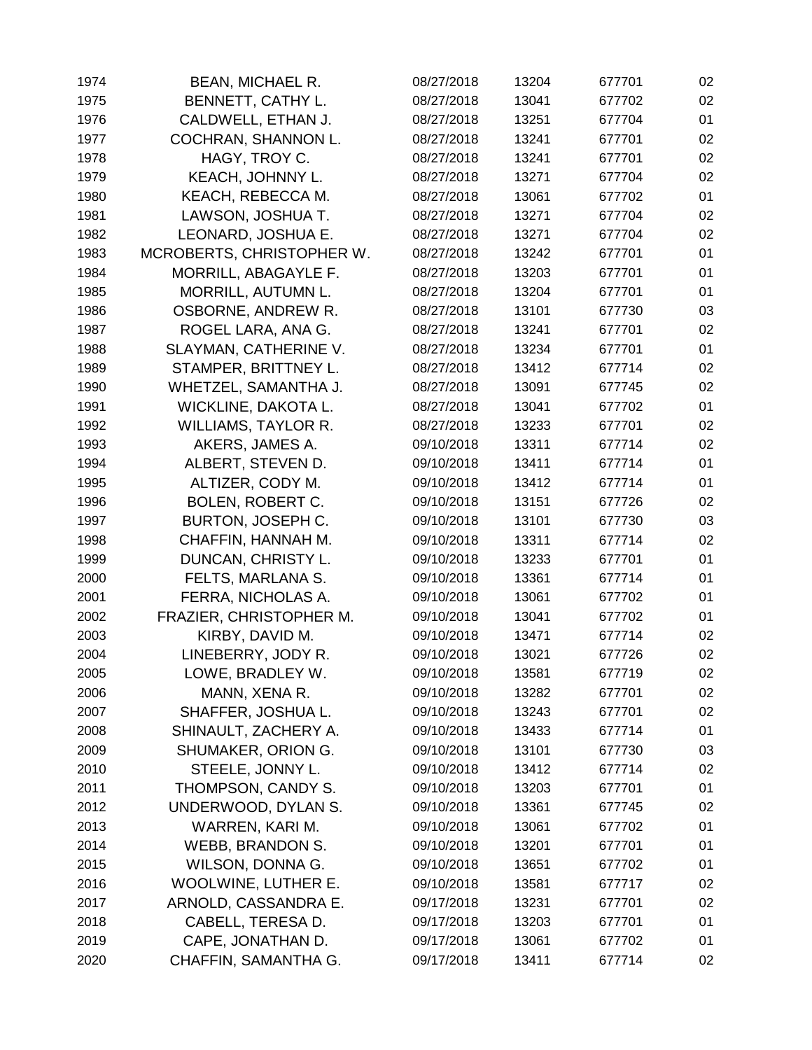| | | | | | |
|---|---|---|---|---|---|
| 1974 | BEAN, MICHAEL R. | 08/27/2018 | 13204 | 677701 | 02 |
| 1975 | BENNETT, CATHY L. | 08/27/2018 | 13041 | 677702 | 02 |
| 1976 | CALDWELL, ETHAN J. | 08/27/2018 | 13251 | 677704 | 01 |
| 1977 | COCHRAN, SHANNON L. | 08/27/2018 | 13241 | 677701 | 02 |
| 1978 | HAGY, TROY C. | 08/27/2018 | 13241 | 677701 | 02 |
| 1979 | KEACH, JOHNNY L. | 08/27/2018 | 13271 | 677704 | 02 |
| 1980 | KEACH, REBECCA M. | 08/27/2018 | 13061 | 677702 | 01 |
| 1981 | LAWSON, JOSHUA T. | 08/27/2018 | 13271 | 677704 | 02 |
| 1982 | LEONARD, JOSHUA E. | 08/27/2018 | 13271 | 677704 | 02 |
| 1983 | MCROBERTS, CHRISTOPHER W. | 08/27/2018 | 13242 | 677701 | 01 |
| 1984 | MORRILL, ABAGAYLE F. | 08/27/2018 | 13203 | 677701 | 01 |
| 1985 | MORRILL, AUTUMN L. | 08/27/2018 | 13204 | 677701 | 01 |
| 1986 | OSBORNE, ANDREW R. | 08/27/2018 | 13101 | 677730 | 03 |
| 1987 | ROGEL LARA, ANA G. | 08/27/2018 | 13241 | 677701 | 02 |
| 1988 | SLAYMAN, CATHERINE V. | 08/27/2018 | 13234 | 677701 | 01 |
| 1989 | STAMPER, BRITTNEY L. | 08/27/2018 | 13412 | 677714 | 02 |
| 1990 | WHETZEL, SAMANTHA J. | 08/27/2018 | 13091 | 677745 | 02 |
| 1991 | WICKLINE, DAKOTA L. | 08/27/2018 | 13041 | 677702 | 01 |
| 1992 | WILLIAMS, TAYLOR R. | 08/27/2018 | 13233 | 677701 | 02 |
| 1993 | AKERS, JAMES A. | 09/10/2018 | 13311 | 677714 | 02 |
| 1994 | ALBERT, STEVEN D. | 09/10/2018 | 13411 | 677714 | 01 |
| 1995 | ALTIZER, CODY M. | 09/10/2018 | 13412 | 677714 | 01 |
| 1996 | BOLEN, ROBERT C. | 09/10/2018 | 13151 | 677726 | 02 |
| 1997 | BURTON, JOSEPH C. | 09/10/2018 | 13101 | 677730 | 03 |
| 1998 | CHAFFIN, HANNAH M. | 09/10/2018 | 13311 | 677714 | 02 |
| 1999 | DUNCAN, CHRISTY L. | 09/10/2018 | 13233 | 677701 | 01 |
| 2000 | FELTS, MARLANA S. | 09/10/2018 | 13361 | 677714 | 01 |
| 2001 | FERRA, NICHOLAS A. | 09/10/2018 | 13061 | 677702 | 01 |
| 2002 | FRAZIER, CHRISTOPHER M. | 09/10/2018 | 13041 | 677702 | 01 |
| 2003 | KIRBY, DAVID M. | 09/10/2018 | 13471 | 677714 | 02 |
| 2004 | LINEBERRY, JODY R. | 09/10/2018 | 13021 | 677726 | 02 |
| 2005 | LOWE, BRADLEY W. | 09/10/2018 | 13581 | 677719 | 02 |
| 2006 | MANN, XENA R. | 09/10/2018 | 13282 | 677701 | 02 |
| 2007 | SHAFFER, JOSHUA L. | 09/10/2018 | 13243 | 677701 | 02 |
| 2008 | SHINAULT, ZACHERY A. | 09/10/2018 | 13433 | 677714 | 01 |
| 2009 | SHUMAKER, ORION G. | 09/10/2018 | 13101 | 677730 | 03 |
| 2010 | STEELE, JONNY L. | 09/10/2018 | 13412 | 677714 | 02 |
| 2011 | THOMPSON, CANDY S. | 09/10/2018 | 13203 | 677701 | 01 |
| 2012 | UNDERWOOD, DYLAN S. | 09/10/2018 | 13361 | 677745 | 02 |
| 2013 | WARREN, KARI M. | 09/10/2018 | 13061 | 677702 | 01 |
| 2014 | WEBB, BRANDON S. | 09/10/2018 | 13201 | 677701 | 01 |
| 2015 | WILSON, DONNA G. | 09/10/2018 | 13651 | 677702 | 01 |
| 2016 | WOOLWINE, LUTHER E. | 09/10/2018 | 13581 | 677717 | 02 |
| 2017 | ARNOLD, CASSANDRA E. | 09/17/2018 | 13231 | 677701 | 02 |
| 2018 | CABELL, TERESA D. | 09/17/2018 | 13203 | 677701 | 01 |
| 2019 | CAPE, JONATHAN D. | 09/17/2018 | 13061 | 677702 | 01 |
| 2020 | CHAFFIN, SAMANTHA G. | 09/17/2018 | 13411 | 677714 | 02 |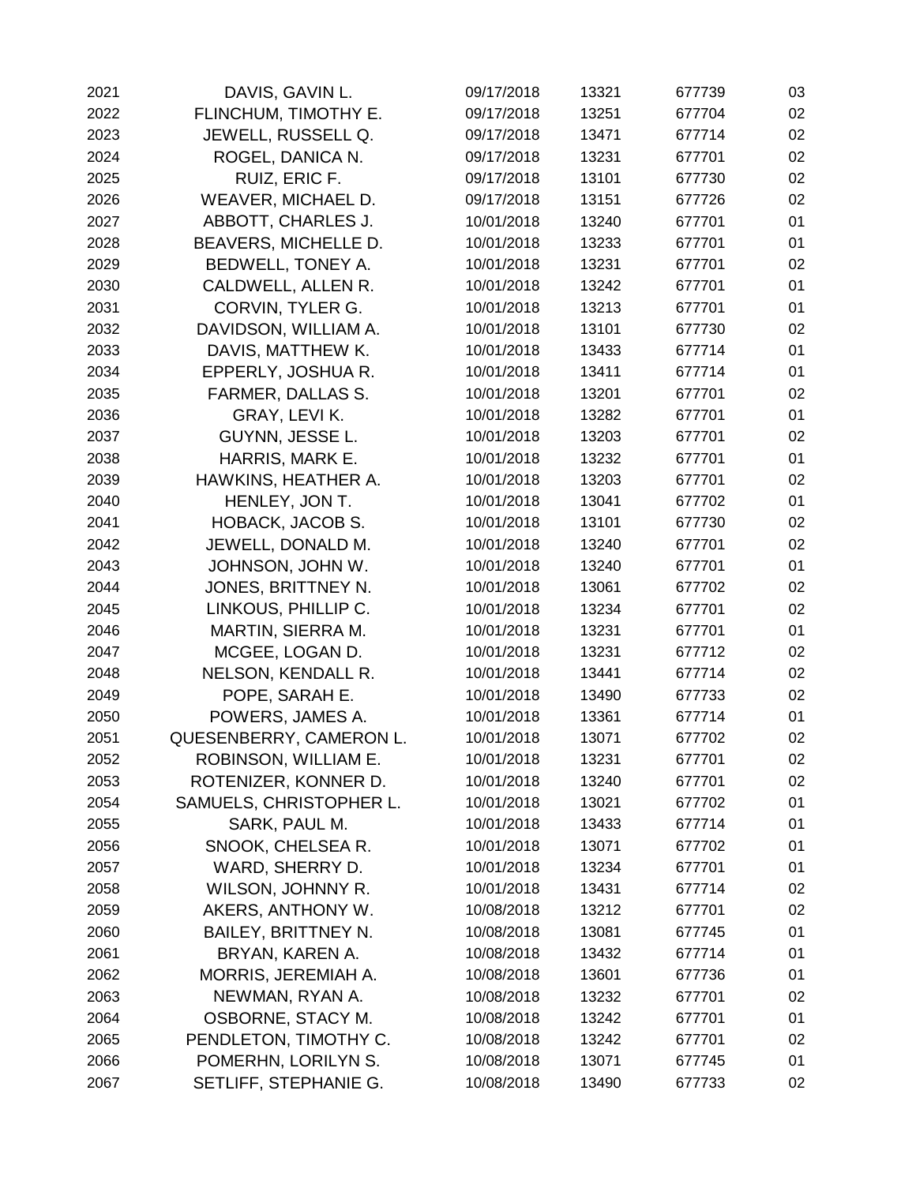| | | | | | |
|---|---|---|---|---|---|
| 2021 | DAVIS, GAVIN L. | 09/17/2018 | 13321 | 677739 | 03 |
| 2022 | FLINCHUM, TIMOTHY E. | 09/17/2018 | 13251 | 677704 | 02 |
| 2023 | JEWELL, RUSSELL Q. | 09/17/2018 | 13471 | 677714 | 02 |
| 2024 | ROGEL, DANICA N. | 09/17/2018 | 13231 | 677701 | 02 |
| 2025 | RUIZ, ERIC F. | 09/17/2018 | 13101 | 677730 | 02 |
| 2026 | WEAVER, MICHAEL D. | 09/17/2018 | 13151 | 677726 | 02 |
| 2027 | ABBOTT, CHARLES J. | 10/01/2018 | 13240 | 677701 | 01 |
| 2028 | BEAVERS, MICHELLE D. | 10/01/2018 | 13233 | 677701 | 01 |
| 2029 | BEDWELL, TONEY A. | 10/01/2018 | 13231 | 677701 | 02 |
| 2030 | CALDWELL, ALLEN R. | 10/01/2018 | 13242 | 677701 | 01 |
| 2031 | CORVIN, TYLER G. | 10/01/2018 | 13213 | 677701 | 01 |
| 2032 | DAVIDSON, WILLIAM A. | 10/01/2018 | 13101 | 677730 | 02 |
| 2033 | DAVIS, MATTHEW K. | 10/01/2018 | 13433 | 677714 | 01 |
| 2034 | EPPERLY, JOSHUA R. | 10/01/2018 | 13411 | 677714 | 01 |
| 2035 | FARMER, DALLAS S. | 10/01/2018 | 13201 | 677701 | 02 |
| 2036 | GRAY, LEVI K. | 10/01/2018 | 13282 | 677701 | 01 |
| 2037 | GUYNN, JESSE L. | 10/01/2018 | 13203 | 677701 | 02 |
| 2038 | HARRIS, MARK E. | 10/01/2018 | 13232 | 677701 | 01 |
| 2039 | HAWKINS, HEATHER A. | 10/01/2018 | 13203 | 677701 | 02 |
| 2040 | HENLEY, JON T. | 10/01/2018 | 13041 | 677702 | 01 |
| 2041 | HOBACK, JACOB S. | 10/01/2018 | 13101 | 677730 | 02 |
| 2042 | JEWELL, DONALD M. | 10/01/2018 | 13240 | 677701 | 02 |
| 2043 | JOHNSON, JOHN W. | 10/01/2018 | 13240 | 677701 | 01 |
| 2044 | JONES, BRITTNEY N. | 10/01/2018 | 13061 | 677702 | 02 |
| 2045 | LINKOUS, PHILLIP C. | 10/01/2018 | 13234 | 677701 | 02 |
| 2046 | MARTIN, SIERRA M. | 10/01/2018 | 13231 | 677701 | 01 |
| 2047 | MCGEE, LOGAN D. | 10/01/2018 | 13231 | 677712 | 02 |
| 2048 | NELSON, KENDALL R. | 10/01/2018 | 13441 | 677714 | 02 |
| 2049 | POPE, SARAH E. | 10/01/2018 | 13490 | 677733 | 02 |
| 2050 | POWERS, JAMES A. | 10/01/2018 | 13361 | 677714 | 01 |
| 2051 | QUESENBERRY, CAMERON L. | 10/01/2018 | 13071 | 677702 | 02 |
| 2052 | ROBINSON, WILLIAM E. | 10/01/2018 | 13231 | 677701 | 02 |
| 2053 | ROTENIZER, KONNER D. | 10/01/2018 | 13240 | 677701 | 02 |
| 2054 | SAMUELS, CHRISTOPHER L. | 10/01/2018 | 13021 | 677702 | 01 |
| 2055 | SARK, PAUL M. | 10/01/2018 | 13433 | 677714 | 01 |
| 2056 | SNOOK, CHELSEA R. | 10/01/2018 | 13071 | 677702 | 01 |
| 2057 | WARD, SHERRY D. | 10/01/2018 | 13234 | 677701 | 01 |
| 2058 | WILSON, JOHNNY R. | 10/01/2018 | 13431 | 677714 | 02 |
| 2059 | AKERS, ANTHONY W. | 10/08/2018 | 13212 | 677701 | 02 |
| 2060 | BAILEY, BRITTNEY N. | 10/08/2018 | 13081 | 677745 | 01 |
| 2061 | BRYAN, KAREN A. | 10/08/2018 | 13432 | 677714 | 01 |
| 2062 | MORRIS, JEREMIAH A. | 10/08/2018 | 13601 | 677736 | 01 |
| 2063 | NEWMAN, RYAN A. | 10/08/2018 | 13232 | 677701 | 02 |
| 2064 | OSBORNE, STACY M. | 10/08/2018 | 13242 | 677701 | 01 |
| 2065 | PENDLETON, TIMOTHY C. | 10/08/2018 | 13242 | 677701 | 02 |
| 2066 | POMERHN, LORILYN S. | 10/08/2018 | 13071 | 677745 | 01 |
| 2067 | SETLIFF, STEPHANIE G. | 10/08/2018 | 13490 | 677733 | 02 |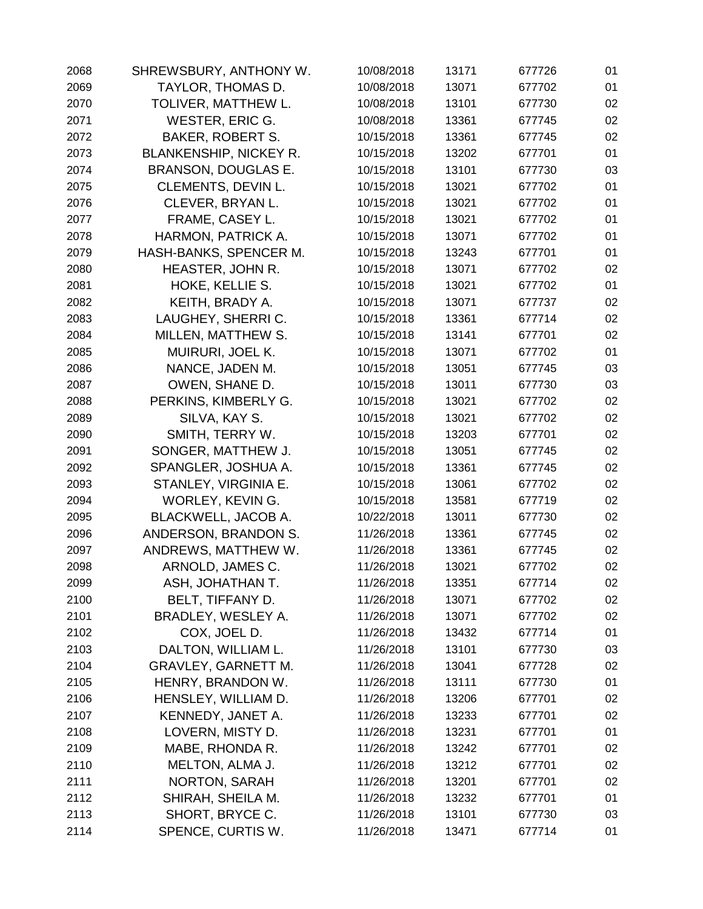| | | | | | |
|---|---|---|---|---|---|
| 2068 | SHREWSBURY, ANTHONY W. | 10/08/2018 | 13171 | 677726 | 01 |
| 2069 | TAYLOR, THOMAS D. | 10/08/2018 | 13071 | 677702 | 01 |
| 2070 | TOLIVER, MATTHEW L. | 10/08/2018 | 13101 | 677730 | 02 |
| 2071 | WESTER, ERIC G. | 10/08/2018 | 13361 | 677745 | 02 |
| 2072 | BAKER, ROBERT S. | 10/15/2018 | 13361 | 677745 | 02 |
| 2073 | BLANKENSHIP, NICKEY R. | 10/15/2018 | 13202 | 677701 | 01 |
| 2074 | BRANSON, DOUGLAS E. | 10/15/2018 | 13101 | 677730 | 03 |
| 2075 | CLEMENTS, DEVIN L. | 10/15/2018 | 13021 | 677702 | 01 |
| 2076 | CLEVER, BRYAN L. | 10/15/2018 | 13021 | 677702 | 01 |
| 2077 | FRAME, CASEY L. | 10/15/2018 | 13021 | 677702 | 01 |
| 2078 | HARMON, PATRICK A. | 10/15/2018 | 13071 | 677702 | 01 |
| 2079 | HASH-BANKS, SPENCER M. | 10/15/2018 | 13243 | 677701 | 01 |
| 2080 | HEASTER, JOHN R. | 10/15/2018 | 13071 | 677702 | 02 |
| 2081 | HOKE, KELLIE S. | 10/15/2018 | 13021 | 677702 | 01 |
| 2082 | KEITH, BRADY A. | 10/15/2018 | 13071 | 677737 | 02 |
| 2083 | LAUGHEY, SHERRI C. | 10/15/2018 | 13361 | 677714 | 02 |
| 2084 | MILLEN, MATTHEW S. | 10/15/2018 | 13141 | 677701 | 02 |
| 2085 | MUIRURI, JOEL K. | 10/15/2018 | 13071 | 677702 | 01 |
| 2086 | NANCE, JADEN M. | 10/15/2018 | 13051 | 677745 | 03 |
| 2087 | OWEN, SHANE D. | 10/15/2018 | 13011 | 677730 | 03 |
| 2088 | PERKINS, KIMBERLY G. | 10/15/2018 | 13021 | 677702 | 02 |
| 2089 | SILVA, KAY S. | 10/15/2018 | 13021 | 677702 | 02 |
| 2090 | SMITH, TERRY W. | 10/15/2018 | 13203 | 677701 | 02 |
| 2091 | SONGER, MATTHEW J. | 10/15/2018 | 13051 | 677745 | 02 |
| 2092 | SPANGLER, JOSHUA A. | 10/15/2018 | 13361 | 677745 | 02 |
| 2093 | STANLEY, VIRGINIA E. | 10/15/2018 | 13061 | 677702 | 02 |
| 2094 | WORLEY, KEVIN G. | 10/15/2018 | 13581 | 677719 | 02 |
| 2095 | BLACKWELL, JACOB A. | 10/22/2018 | 13011 | 677730 | 02 |
| 2096 | ANDERSON, BRANDON S. | 11/26/2018 | 13361 | 677745 | 02 |
| 2097 | ANDREWS, MATTHEW W. | 11/26/2018 | 13361 | 677745 | 02 |
| 2098 | ARNOLD, JAMES C. | 11/26/2018 | 13021 | 677702 | 02 |
| 2099 | ASH, JOHATHAN T. | 11/26/2018 | 13351 | 677714 | 02 |
| 2100 | BELT, TIFFANY D. | 11/26/2018 | 13071 | 677702 | 02 |
| 2101 | BRADLEY, WESLEY A. | 11/26/2018 | 13071 | 677702 | 02 |
| 2102 | COX, JOEL D. | 11/26/2018 | 13432 | 677714 | 01 |
| 2103 | DALTON, WILLIAM L. | 11/26/2018 | 13101 | 677730 | 03 |
| 2104 | GRAVLEY, GARNETT M. | 11/26/2018 | 13041 | 677728 | 02 |
| 2105 | HENRY, BRANDON W. | 11/26/2018 | 13111 | 677730 | 01 |
| 2106 | HENSLEY, WILLIAM D. | 11/26/2018 | 13206 | 677701 | 02 |
| 2107 | KENNEDY, JANET A. | 11/26/2018 | 13233 | 677701 | 02 |
| 2108 | LOVERN, MISTY D. | 11/26/2018 | 13231 | 677701 | 01 |
| 2109 | MABE, RHONDA R. | 11/26/2018 | 13242 | 677701 | 02 |
| 2110 | MELTON, ALMA J. | 11/26/2018 | 13212 | 677701 | 02 |
| 2111 | NORTON, SARAH | 11/26/2018 | 13201 | 677701 | 02 |
| 2112 | SHIRAH, SHEILA M. | 11/26/2018 | 13232 | 677701 | 01 |
| 2113 | SHORT, BRYCE C. | 11/26/2018 | 13101 | 677730 | 03 |
| 2114 | SPENCE, CURTIS W. | 11/26/2018 | 13471 | 677714 | 01 |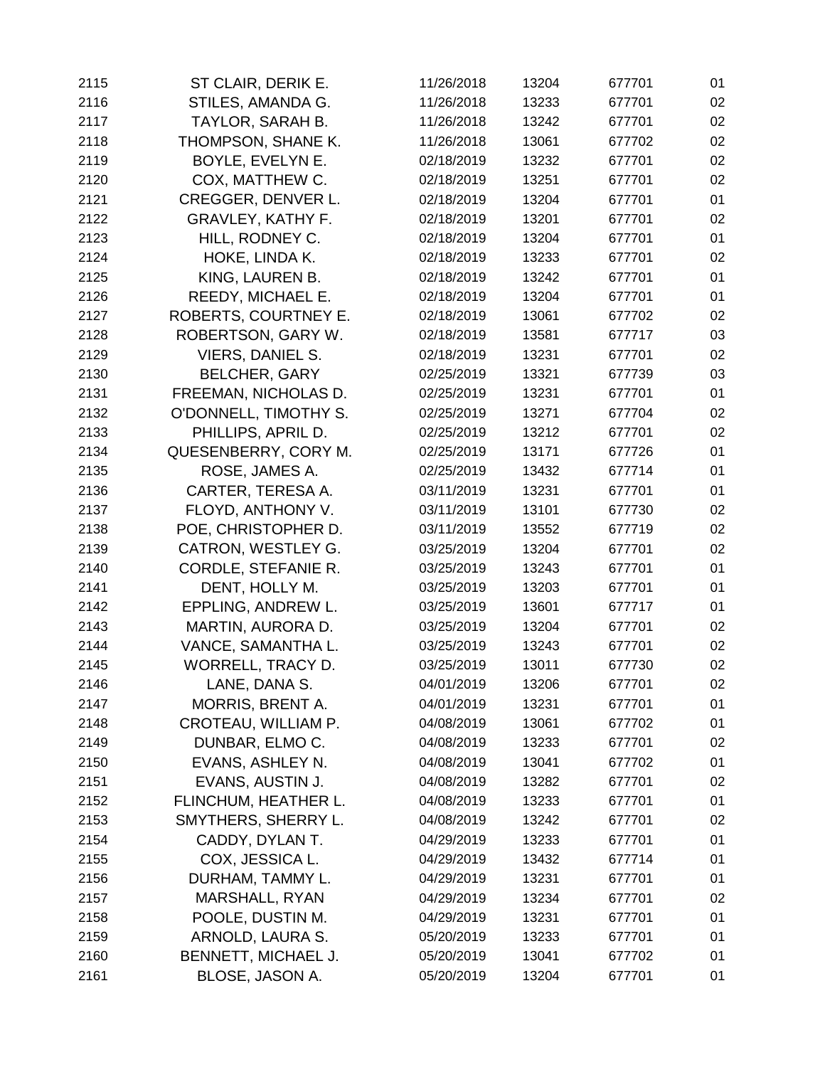| | | | | | |
|---|---|---|---|---|---|
| 2115 | ST CLAIR, DERIK E. | 11/26/2018 | 13204 | 677701 | 01 |
| 2116 | STILES, AMANDA G. | 11/26/2018 | 13233 | 677701 | 02 |
| 2117 | TAYLOR, SARAH B. | 11/26/2018 | 13242 | 677701 | 02 |
| 2118 | THOMPSON, SHANE K. | 11/26/2018 | 13061 | 677702 | 02 |
| 2119 | BOYLE, EVELYN E. | 02/18/2019 | 13232 | 677701 | 02 |
| 2120 | COX, MATTHEW C. | 02/18/2019 | 13251 | 677701 | 02 |
| 2121 | CREGGER, DENVER L. | 02/18/2019 | 13204 | 677701 | 01 |
| 2122 | GRAVLEY, KATHY F. | 02/18/2019 | 13201 | 677701 | 02 |
| 2123 | HILL, RODNEY C. | 02/18/2019 | 13204 | 677701 | 01 |
| 2124 | HOKE, LINDA K. | 02/18/2019 | 13233 | 677701 | 02 |
| 2125 | KING, LAUREN B. | 02/18/2019 | 13242 | 677701 | 01 |
| 2126 | REEDY, MICHAEL E. | 02/18/2019 | 13204 | 677701 | 01 |
| 2127 | ROBERTS, COURTNEY E. | 02/18/2019 | 13061 | 677702 | 02 |
| 2128 | ROBERTSON, GARY W. | 02/18/2019 | 13581 | 677717 | 03 |
| 2129 | VIERS, DANIEL S. | 02/18/2019 | 13231 | 677701 | 02 |
| 2130 | BELCHER, GARY | 02/25/2019 | 13321 | 677739 | 03 |
| 2131 | FREEMAN, NICHOLAS D. | 02/25/2019 | 13231 | 677701 | 01 |
| 2132 | O'DONNELL, TIMOTHY S. | 02/25/2019 | 13271 | 677704 | 02 |
| 2133 | PHILLIPS, APRIL D. | 02/25/2019 | 13212 | 677701 | 02 |
| 2134 | QUESENBERRY, CORY M. | 02/25/2019 | 13171 | 677726 | 01 |
| 2135 | ROSE, JAMES A. | 02/25/2019 | 13432 | 677714 | 01 |
| 2136 | CARTER, TERESA A. | 03/11/2019 | 13231 | 677701 | 01 |
| 2137 | FLOYD, ANTHONY V. | 03/11/2019 | 13101 | 677730 | 02 |
| 2138 | POE, CHRISTOPHER D. | 03/11/2019 | 13552 | 677719 | 02 |
| 2139 | CATRON, WESTLEY G. | 03/25/2019 | 13204 | 677701 | 02 |
| 2140 | CORDLE, STEFANIE R. | 03/25/2019 | 13243 | 677701 | 01 |
| 2141 | DENT, HOLLY M. | 03/25/2019 | 13203 | 677701 | 01 |
| 2142 | EPPLING, ANDREW L. | 03/25/2019 | 13601 | 677717 | 01 |
| 2143 | MARTIN, AURORA D. | 03/25/2019 | 13204 | 677701 | 02 |
| 2144 | VANCE, SAMANTHA L. | 03/25/2019 | 13243 | 677701 | 02 |
| 2145 | WORRELL, TRACY D. | 03/25/2019 | 13011 | 677730 | 02 |
| 2146 | LANE, DANA S. | 04/01/2019 | 13206 | 677701 | 02 |
| 2147 | MORRIS, BRENT A. | 04/01/2019 | 13231 | 677701 | 01 |
| 2148 | CROTEAU, WILLIAM P. | 04/08/2019 | 13061 | 677702 | 01 |
| 2149 | DUNBAR, ELMO C. | 04/08/2019 | 13233 | 677701 | 02 |
| 2150 | EVANS, ASHLEY N. | 04/08/2019 | 13041 | 677702 | 01 |
| 2151 | EVANS, AUSTIN J. | 04/08/2019 | 13282 | 677701 | 02 |
| 2152 | FLINCHUM, HEATHER L. | 04/08/2019 | 13233 | 677701 | 01 |
| 2153 | SMYTHERS, SHERRY L. | 04/08/2019 | 13242 | 677701 | 02 |
| 2154 | CADDY, DYLAN T. | 04/29/2019 | 13233 | 677701 | 01 |
| 2155 | COX, JESSICA L. | 04/29/2019 | 13432 | 677714 | 01 |
| 2156 | DURHAM, TAMMY L. | 04/29/2019 | 13231 | 677701 | 01 |
| 2157 | MARSHALL, RYAN | 04/29/2019 | 13234 | 677701 | 02 |
| 2158 | POOLE, DUSTIN M. | 04/29/2019 | 13231 | 677701 | 01 |
| 2159 | ARNOLD, LAURA S. | 05/20/2019 | 13233 | 677701 | 01 |
| 2160 | BENNETT, MICHAEL J. | 05/20/2019 | 13041 | 677702 | 01 |
| 2161 | BLOSE, JASON A. | 05/20/2019 | 13204 | 677701 | 01 |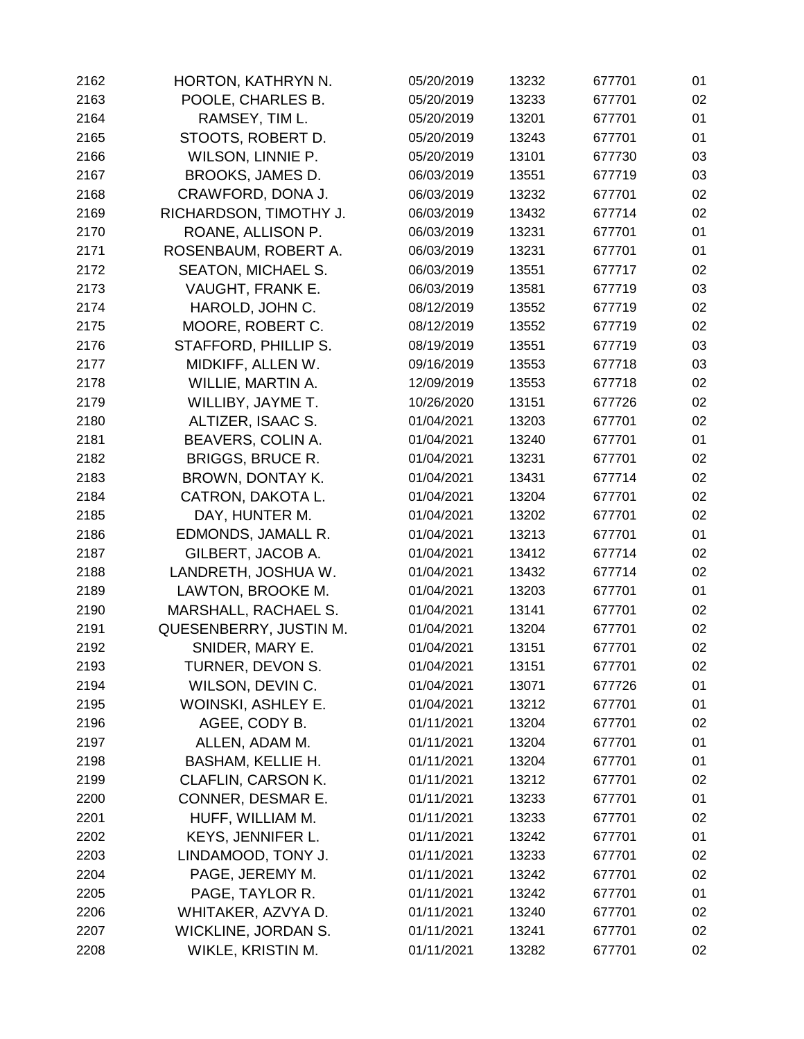| | | | | | |
|---|---|---|---|---|---|
| 2162 | HORTON, KATHRYN N. | 05/20/2019 | 13232 | 677701 | 01 |
| 2163 | POOLE, CHARLES B. | 05/20/2019 | 13233 | 677701 | 02 |
| 2164 | RAMSEY, TIM L. | 05/20/2019 | 13201 | 677701 | 01 |
| 2165 | STOOTS, ROBERT D. | 05/20/2019 | 13243 | 677701 | 01 |
| 2166 | WILSON, LINNIE P. | 05/20/2019 | 13101 | 677730 | 03 |
| 2167 | BROOKS, JAMES D. | 06/03/2019 | 13551 | 677719 | 03 |
| 2168 | CRAWFORD, DONA J. | 06/03/2019 | 13232 | 677701 | 02 |
| 2169 | RICHARDSON, TIMOTHY J. | 06/03/2019 | 13432 | 677714 | 02 |
| 2170 | ROANE, ALLISON P. | 06/03/2019 | 13231 | 677701 | 01 |
| 2171 | ROSENBAUM, ROBERT A. | 06/03/2019 | 13231 | 677701 | 01 |
| 2172 | SEATON, MICHAEL S. | 06/03/2019 | 13551 | 677717 | 02 |
| 2173 | VAUGHT, FRANK E. | 06/03/2019 | 13581 | 677719 | 03 |
| 2174 | HAROLD, JOHN C. | 08/12/2019 | 13552 | 677719 | 02 |
| 2175 | MOORE, ROBERT C. | 08/12/2019 | 13552 | 677719 | 02 |
| 2176 | STAFFORD, PHILLIP S. | 08/19/2019 | 13551 | 677719 | 03 |
| 2177 | MIDKIFF, ALLEN W. | 09/16/2019 | 13553 | 677718 | 03 |
| 2178 | WILLIE, MARTIN A. | 12/09/2019 | 13553 | 677718 | 02 |
| 2179 | WILLIBY, JAYME T. | 10/26/2020 | 13151 | 677726 | 02 |
| 2180 | ALTIZER, ISAAC S. | 01/04/2021 | 13203 | 677701 | 02 |
| 2181 | BEAVERS, COLIN A. | 01/04/2021 | 13240 | 677701 | 01 |
| 2182 | BRIGGS, BRUCE R. | 01/04/2021 | 13231 | 677701 | 02 |
| 2183 | BROWN, DONTAY K. | 01/04/2021 | 13431 | 677714 | 02 |
| 2184 | CATRON, DAKOTA L. | 01/04/2021 | 13204 | 677701 | 02 |
| 2185 | DAY, HUNTER M. | 01/04/2021 | 13202 | 677701 | 02 |
| 2186 | EDMONDS, JAMALL R. | 01/04/2021 | 13213 | 677701 | 01 |
| 2187 | GILBERT, JACOB A. | 01/04/2021 | 13412 | 677714 | 02 |
| 2188 | LANDRETH, JOSHUA W. | 01/04/2021 | 13432 | 677714 | 02 |
| 2189 | LAWTON, BROOKE M. | 01/04/2021 | 13203 | 677701 | 01 |
| 2190 | MARSHALL, RACHAEL S. | 01/04/2021 | 13141 | 677701 | 02 |
| 2191 | QUESENBERRY, JUSTIN M. | 01/04/2021 | 13204 | 677701 | 02 |
| 2192 | SNIDER, MARY E. | 01/04/2021 | 13151 | 677701 | 02 |
| 2193 | TURNER, DEVON S. | 01/04/2021 | 13151 | 677701 | 02 |
| 2194 | WILSON, DEVIN C. | 01/04/2021 | 13071 | 677726 | 01 |
| 2195 | WOINSKI, ASHLEY E. | 01/04/2021 | 13212 | 677701 | 01 |
| 2196 | AGEE, CODY B. | 01/11/2021 | 13204 | 677701 | 02 |
| 2197 | ALLEN, ADAM M. | 01/11/2021 | 13204 | 677701 | 01 |
| 2198 | BASHAM, KELLIE H. | 01/11/2021 | 13204 | 677701 | 01 |
| 2199 | CLAFLIN, CARSON K. | 01/11/2021 | 13212 | 677701 | 02 |
| 2200 | CONNER, DESMAR E. | 01/11/2021 | 13233 | 677701 | 01 |
| 2201 | HUFF, WILLIAM M. | 01/11/2021 | 13233 | 677701 | 02 |
| 2202 | KEYS, JENNIFER L. | 01/11/2021 | 13242 | 677701 | 01 |
| 2203 | LINDAMOOD, TONY J. | 01/11/2021 | 13233 | 677701 | 02 |
| 2204 | PAGE, JEREMY M. | 01/11/2021 | 13242 | 677701 | 02 |
| 2205 | PAGE, TAYLOR R. | 01/11/2021 | 13242 | 677701 | 01 |
| 2206 | WHITAKER, AZVYA D. | 01/11/2021 | 13240 | 677701 | 02 |
| 2207 | WICKLINE, JORDAN S. | 01/11/2021 | 13241 | 677701 | 02 |
| 2208 | WIKLE, KRISTIN M. | 01/11/2021 | 13282 | 677701 | 02 |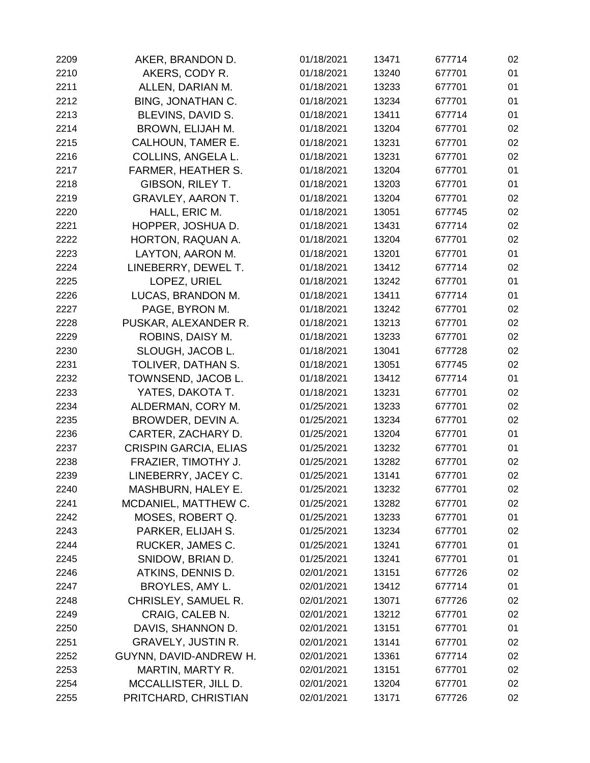| | | | | | |
|---|---|---|---|---|---|
| 2209 | AKER, BRANDON D. | 01/18/2021 | 13471 | 677714 | 02 |
| 2210 | AKERS, CODY R. | 01/18/2021 | 13240 | 677701 | 01 |
| 2211 | ALLEN, DARIAN M. | 01/18/2021 | 13233 | 677701 | 01 |
| 2212 | BING, JONATHAN C. | 01/18/2021 | 13234 | 677701 | 01 |
| 2213 | BLEVINS, DAVID S. | 01/18/2021 | 13411 | 677714 | 01 |
| 2214 | BROWN, ELIJAH M. | 01/18/2021 | 13204 | 677701 | 02 |
| 2215 | CALHOUN, TAMER E. | 01/18/2021 | 13231 | 677701 | 02 |
| 2216 | COLLINS, ANGELA L. | 01/18/2021 | 13231 | 677701 | 02 |
| 2217 | FARMER, HEATHER S. | 01/18/2021 | 13204 | 677701 | 01 |
| 2218 | GIBSON, RILEY T. | 01/18/2021 | 13203 | 677701 | 01 |
| 2219 | GRAVLEY, AARON T. | 01/18/2021 | 13204 | 677701 | 02 |
| 2220 | HALL, ERIC M. | 01/18/2021 | 13051 | 677745 | 02 |
| 2221 | HOPPER, JOSHUA D. | 01/18/2021 | 13431 | 677714 | 02 |
| 2222 | HORTON, RAQUAN A. | 01/18/2021 | 13204 | 677701 | 02 |
| 2223 | LAYTON, AARON M. | 01/18/2021 | 13201 | 677701 | 01 |
| 2224 | LINEBERRY, DEWEL T. | 01/18/2021 | 13412 | 677714 | 02 |
| 2225 | LOPEZ, URIEL | 01/18/2021 | 13242 | 677701 | 01 |
| 2226 | LUCAS, BRANDON M. | 01/18/2021 | 13411 | 677714 | 01 |
| 2227 | PAGE, BYRON M. | 01/18/2021 | 13242 | 677701 | 02 |
| 2228 | PUSKAR, ALEXANDER R. | 01/18/2021 | 13213 | 677701 | 02 |
| 2229 | ROBINS, DAISY M. | 01/18/2021 | 13233 | 677701 | 02 |
| 2230 | SLOUGH, JACOB L. | 01/18/2021 | 13041 | 677728 | 02 |
| 2231 | TOLIVER, DATHAN S. | 01/18/2021 | 13051 | 677745 | 02 |
| 2232 | TOWNSEND, JACOB L. | 01/18/2021 | 13412 | 677714 | 01 |
| 2233 | YATES, DAKOTA T. | 01/18/2021 | 13231 | 677701 | 02 |
| 2234 | ALDERMAN, CORY M. | 01/25/2021 | 13233 | 677701 | 02 |
| 2235 | BROWDER, DEVIN A. | 01/25/2021 | 13234 | 677701 | 02 |
| 2236 | CARTER, ZACHARY D. | 01/25/2021 | 13204 | 677701 | 01 |
| 2237 | CRISPIN GARCIA, ELIAS | 01/25/2021 | 13232 | 677701 | 01 |
| 2238 | FRAZIER, TIMOTHY J. | 01/25/2021 | 13282 | 677701 | 02 |
| 2239 | LINEBERRY, JACEY C. | 01/25/2021 | 13141 | 677701 | 02 |
| 2240 | MASHBURN, HALEY E. | 01/25/2021 | 13232 | 677701 | 02 |
| 2241 | MCDANIEL, MATTHEW C. | 01/25/2021 | 13282 | 677701 | 02 |
| 2242 | MOSES, ROBERT Q. | 01/25/2021 | 13233 | 677701 | 01 |
| 2243 | PARKER, ELIJAH S. | 01/25/2021 | 13234 | 677701 | 02 |
| 2244 | RUCKER, JAMES C. | 01/25/2021 | 13241 | 677701 | 01 |
| 2245 | SNIDOW, BRIAN D. | 01/25/2021 | 13241 | 677701 | 01 |
| 2246 | ATKINS, DENNIS D. | 02/01/2021 | 13151 | 677726 | 02 |
| 2247 | BROYLES, AMY L. | 02/01/2021 | 13412 | 677714 | 01 |
| 2248 | CHRISLEY, SAMUEL R. | 02/01/2021 | 13071 | 677726 | 02 |
| 2249 | CRAIG, CALEB N. | 02/01/2021 | 13212 | 677701 | 02 |
| 2250 | DAVIS, SHANNON D. | 02/01/2021 | 13151 | 677701 | 01 |
| 2251 | GRAVELY, JUSTIN R. | 02/01/2021 | 13141 | 677701 | 02 |
| 2252 | GUYNN, DAVID-ANDREW H. | 02/01/2021 | 13361 | 677714 | 02 |
| 2253 | MARTIN, MARTY R. | 02/01/2021 | 13151 | 677701 | 02 |
| 2254 | MCCALLISTER, JILL D. | 02/01/2021 | 13204 | 677701 | 02 |
| 2255 | PRITCHARD, CHRISTIAN | 02/01/2021 | 13171 | 677726 | 02 |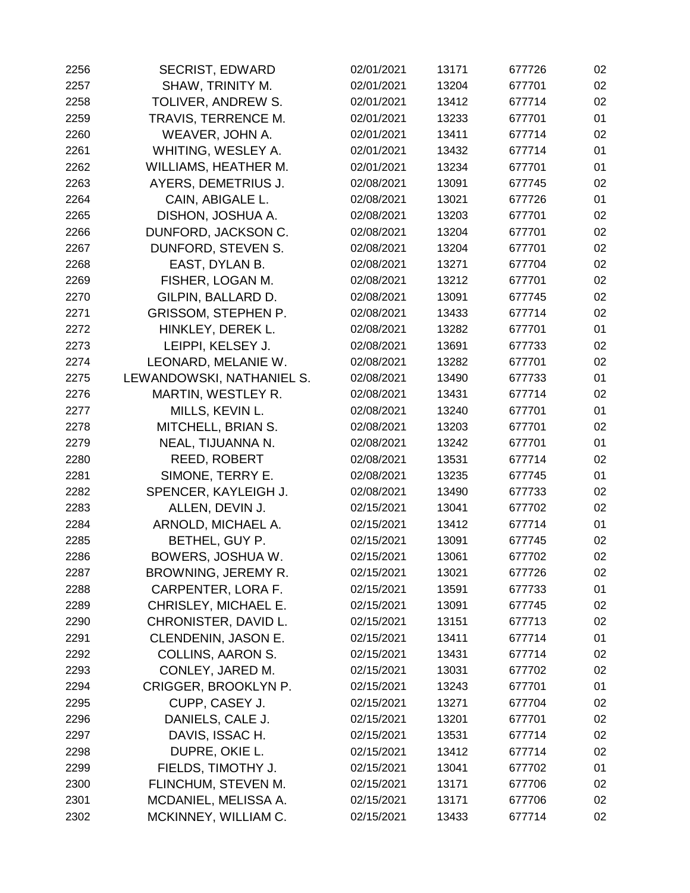| | | | | | |
|---|---|---|---|---|---|
| 2256 | SECRIST, EDWARD | 02/01/2021 | 13171 | 677726 | 02 |
| 2257 | SHAW, TRINITY M. | 02/01/2021 | 13204 | 677701 | 02 |
| 2258 | TOLIVER, ANDREW S. | 02/01/2021 | 13412 | 677714 | 02 |
| 2259 | TRAVIS, TERRENCE M. | 02/01/2021 | 13233 | 677701 | 01 |
| 2260 | WEAVER, JOHN A. | 02/01/2021 | 13411 | 677714 | 02 |
| 2261 | WHITING, WESLEY A. | 02/01/2021 | 13432 | 677714 | 01 |
| 2262 | WILLIAMS, HEATHER M. | 02/01/2021 | 13234 | 677701 | 01 |
| 2263 | AYERS, DEMETRIUS J. | 02/08/2021 | 13091 | 677745 | 02 |
| 2264 | CAIN, ABIGALE L. | 02/08/2021 | 13021 | 677726 | 01 |
| 2265 | DISHON, JOSHUA A. | 02/08/2021 | 13203 | 677701 | 02 |
| 2266 | DUNFORD, JACKSON C. | 02/08/2021 | 13204 | 677701 | 02 |
| 2267 | DUNFORD, STEVEN S. | 02/08/2021 | 13204 | 677701 | 02 |
| 2268 | EAST, DYLAN B. | 02/08/2021 | 13271 | 677704 | 02 |
| 2269 | FISHER, LOGAN M. | 02/08/2021 | 13212 | 677701 | 02 |
| 2270 | GILPIN, BALLARD D. | 02/08/2021 | 13091 | 677745 | 02 |
| 2271 | GRISSOM, STEPHEN P. | 02/08/2021 | 13433 | 677714 | 02 |
| 2272 | HINKLEY, DEREK L. | 02/08/2021 | 13282 | 677701 | 01 |
| 2273 | LEIPPI, KELSEY J. | 02/08/2021 | 13691 | 677733 | 02 |
| 2274 | LEONARD, MELANIE W. | 02/08/2021 | 13282 | 677701 | 02 |
| 2275 | LEWANDOWSKI, NATHANIEL S. | 02/08/2021 | 13490 | 677733 | 01 |
| 2276 | MARTIN, WESTLEY R. | 02/08/2021 | 13431 | 677714 | 02 |
| 2277 | MILLS, KEVIN L. | 02/08/2021 | 13240 | 677701 | 01 |
| 2278 | MITCHELL, BRIAN S. | 02/08/2021 | 13203 | 677701 | 02 |
| 2279 | NEAL, TIJUANNA N. | 02/08/2021 | 13242 | 677701 | 01 |
| 2280 | REED, ROBERT | 02/08/2021 | 13531 | 677714 | 02 |
| 2281 | SIMONE, TERRY E. | 02/08/2021 | 13235 | 677745 | 01 |
| 2282 | SPENCER, KAYLEIGH J. | 02/08/2021 | 13490 | 677733 | 02 |
| 2283 | ALLEN, DEVIN J. | 02/15/2021 | 13041 | 677702 | 02 |
| 2284 | ARNOLD, MICHAEL A. | 02/15/2021 | 13412 | 677714 | 01 |
| 2285 | BETHEL, GUY P. | 02/15/2021 | 13091 | 677745 | 02 |
| 2286 | BOWERS, JOSHUA W. | 02/15/2021 | 13061 | 677702 | 02 |
| 2287 | BROWNING, JEREMY R. | 02/15/2021 | 13021 | 677726 | 02 |
| 2288 | CARPENTER, LORA F. | 02/15/2021 | 13591 | 677733 | 01 |
| 2289 | CHRISLEY, MICHAEL E. | 02/15/2021 | 13091 | 677745 | 02 |
| 2290 | CHRONISTER, DAVID L. | 02/15/2021 | 13151 | 677713 | 02 |
| 2291 | CLENDENIN, JASON E. | 02/15/2021 | 13411 | 677714 | 01 |
| 2292 | COLLINS, AARON S. | 02/15/2021 | 13431 | 677714 | 02 |
| 2293 | CONLEY, JARED M. | 02/15/2021 | 13031 | 677702 | 02 |
| 2294 | CRIGGER, BROOKLYN P. | 02/15/2021 | 13243 | 677701 | 01 |
| 2295 | CUPP, CASEY J. | 02/15/2021 | 13271 | 677704 | 02 |
| 2296 | DANIELS, CALE J. | 02/15/2021 | 13201 | 677701 | 02 |
| 2297 | DAVIS, ISSAC H. | 02/15/2021 | 13531 | 677714 | 02 |
| 2298 | DUPRE, OKIE L. | 02/15/2021 | 13412 | 677714 | 02 |
| 2299 | FIELDS, TIMOTHY J. | 02/15/2021 | 13041 | 677702 | 01 |
| 2300 | FLINCHUM, STEVEN M. | 02/15/2021 | 13171 | 677706 | 02 |
| 2301 | MCDANIEL, MELISSA A. | 02/15/2021 | 13171 | 677706 | 02 |
| 2302 | MCKINNEY, WILLIAM C. | 02/15/2021 | 13433 | 677714 | 02 |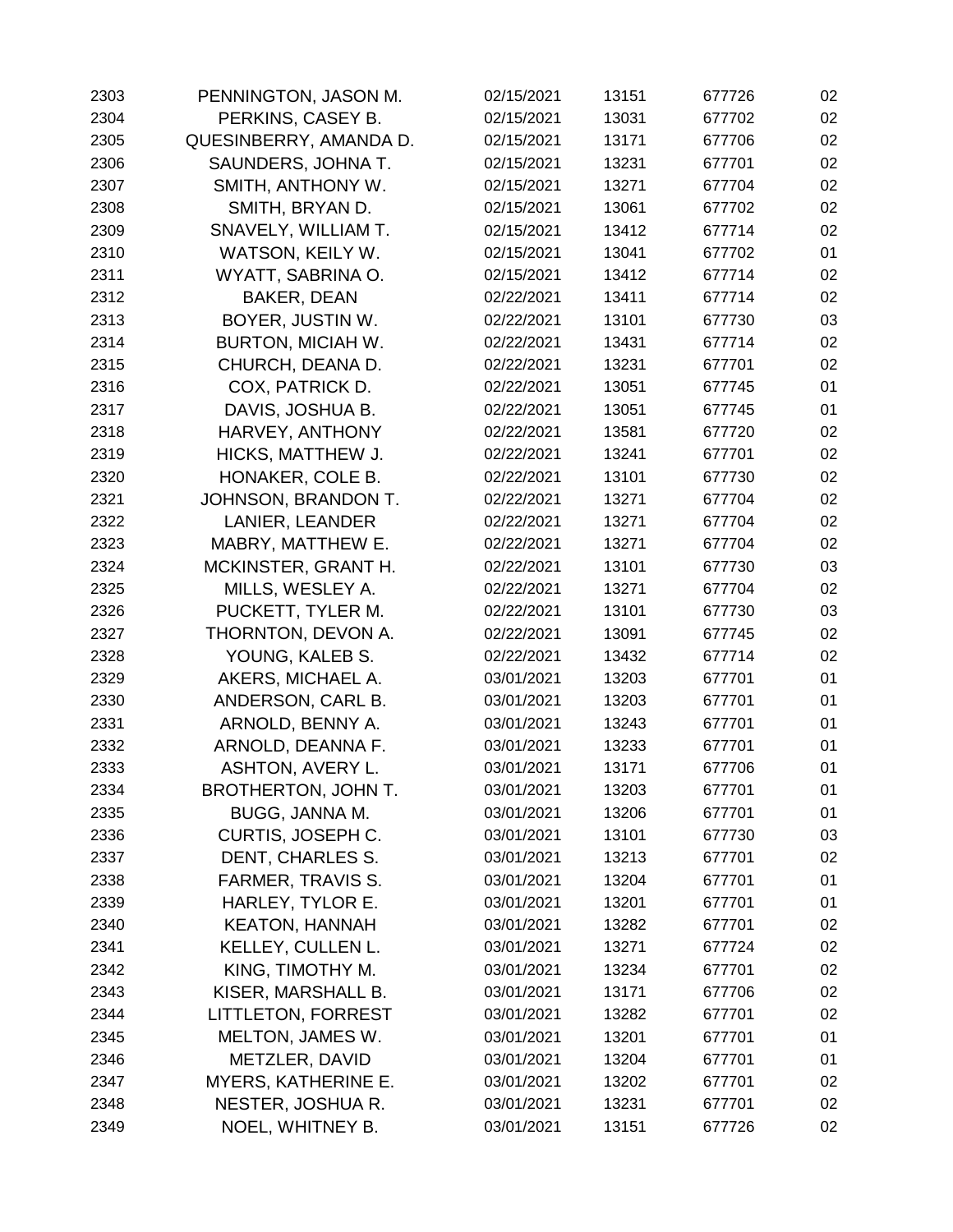| | | | | | |
|---|---|---|---|---|---|
| 2303 | PENNINGTON, JASON M. | 02/15/2021 | 13151 | 677726 | 02 |
| 2304 | PERKINS, CASEY B. | 02/15/2021 | 13031 | 677702 | 02 |
| 2305 | QUESINBERRY, AMANDA D. | 02/15/2021 | 13171 | 677706 | 02 |
| 2306 | SAUNDERS, JOHNA T. | 02/15/2021 | 13231 | 677701 | 02 |
| 2307 | SMITH, ANTHONY W. | 02/15/2021 | 13271 | 677704 | 02 |
| 2308 | SMITH, BRYAN D. | 02/15/2021 | 13061 | 677702 | 02 |
| 2309 | SNAVELY, WILLIAM T. | 02/15/2021 | 13412 | 677714 | 02 |
| 2310 | WATSON, KEILY W. | 02/15/2021 | 13041 | 677702 | 01 |
| 2311 | WYATT, SABRINA O. | 02/15/2021 | 13412 | 677714 | 02 |
| 2312 | BAKER, DEAN | 02/22/2021 | 13411 | 677714 | 02 |
| 2313 | BOYER, JUSTIN W. | 02/22/2021 | 13101 | 677730 | 03 |
| 2314 | BURTON, MICIAH W. | 02/22/2021 | 13431 | 677714 | 02 |
| 2315 | CHURCH, DEANA D. | 02/22/2021 | 13231 | 677701 | 02 |
| 2316 | COX, PATRICK D. | 02/22/2021 | 13051 | 677745 | 01 |
| 2317 | DAVIS, JOSHUA B. | 02/22/2021 | 13051 | 677745 | 01 |
| 2318 | HARVEY, ANTHONY | 02/22/2021 | 13581 | 677720 | 02 |
| 2319 | HICKS, MATTHEW J. | 02/22/2021 | 13241 | 677701 | 02 |
| 2320 | HONAKER, COLE B. | 02/22/2021 | 13101 | 677730 | 02 |
| 2321 | JOHNSON, BRANDON T. | 02/22/2021 | 13271 | 677704 | 02 |
| 2322 | LANIER, LEANDER | 02/22/2021 | 13271 | 677704 | 02 |
| 2323 | MABRY, MATTHEW E. | 02/22/2021 | 13271 | 677704 | 02 |
| 2324 | MCKINSTER, GRANT H. | 02/22/2021 | 13101 | 677730 | 03 |
| 2325 | MILLS, WESLEY A. | 02/22/2021 | 13271 | 677704 | 02 |
| 2326 | PUCKETT, TYLER M. | 02/22/2021 | 13101 | 677730 | 03 |
| 2327 | THORNTON, DEVON A. | 02/22/2021 | 13091 | 677745 | 02 |
| 2328 | YOUNG, KALEB S. | 02/22/2021 | 13432 | 677714 | 02 |
| 2329 | AKERS, MICHAEL A. | 03/01/2021 | 13203 | 677701 | 01 |
| 2330 | ANDERSON, CARL B. | 03/01/2021 | 13203 | 677701 | 01 |
| 2331 | ARNOLD, BENNY A. | 03/01/2021 | 13243 | 677701 | 01 |
| 2332 | ARNOLD, DEANNA F. | 03/01/2021 | 13233 | 677701 | 01 |
| 2333 | ASHTON, AVERY L. | 03/01/2021 | 13171 | 677706 | 01 |
| 2334 | BROTHERTON, JOHN T. | 03/01/2021 | 13203 | 677701 | 01 |
| 2335 | BUGG, JANNA M. | 03/01/2021 | 13206 | 677701 | 01 |
| 2336 | CURTIS, JOSEPH C. | 03/01/2021 | 13101 | 677730 | 03 |
| 2337 | DENT, CHARLES S. | 03/01/2021 | 13213 | 677701 | 02 |
| 2338 | FARMER, TRAVIS S. | 03/01/2021 | 13204 | 677701 | 01 |
| 2339 | HARLEY, TYLOR E. | 03/01/2021 | 13201 | 677701 | 01 |
| 2340 | KEATON, HANNAH | 03/01/2021 | 13282 | 677701 | 02 |
| 2341 | KELLEY, CULLEN L. | 03/01/2021 | 13271 | 677724 | 02 |
| 2342 | KING, TIMOTHY M. | 03/01/2021 | 13234 | 677701 | 02 |
| 2343 | KISER, MARSHALL B. | 03/01/2021 | 13171 | 677706 | 02 |
| 2344 | LITTLETON, FORREST | 03/01/2021 | 13282 | 677701 | 02 |
| 2345 | MELTON, JAMES W. | 03/01/2021 | 13201 | 677701 | 01 |
| 2346 | METZLER, DAVID | 03/01/2021 | 13204 | 677701 | 01 |
| 2347 | MYERS, KATHERINE E. | 03/01/2021 | 13202 | 677701 | 02 |
| 2348 | NESTER, JOSHUA R. | 03/01/2021 | 13231 | 677701 | 02 |
| 2349 | NOEL, WHITNEY B. | 03/01/2021 | 13151 | 677726 | 02 |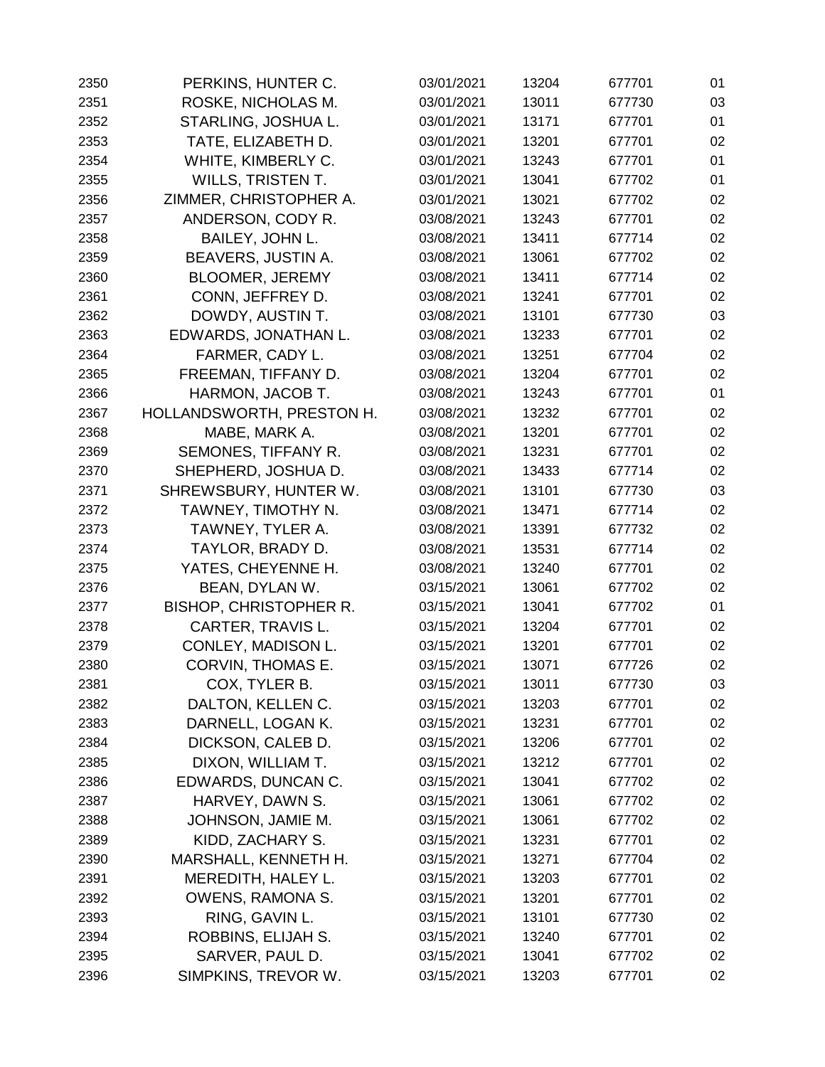| | | | | | |
|---|---|---|---|---|---|
| 2350 | PERKINS, HUNTER C. | 03/01/2021 | 13204 | 677701 | 01 |
| 2351 | ROSKE, NICHOLAS M. | 03/01/2021 | 13011 | 677730 | 03 |
| 2352 | STARLING, JOSHUA L. | 03/01/2021 | 13171 | 677701 | 01 |
| 2353 | TATE, ELIZABETH D. | 03/01/2021 | 13201 | 677701 | 02 |
| 2354 | WHITE, KIMBERLY C. | 03/01/2021 | 13243 | 677701 | 01 |
| 2355 | WILLS, TRISTEN T. | 03/01/2021 | 13041 | 677702 | 01 |
| 2356 | ZIMMER, CHRISTOPHER A. | 03/01/2021 | 13021 | 677702 | 02 |
| 2357 | ANDERSON, CODY R. | 03/08/2021 | 13243 | 677701 | 02 |
| 2358 | BAILEY, JOHN L. | 03/08/2021 | 13411 | 677714 | 02 |
| 2359 | BEAVERS, JUSTIN A. | 03/08/2021 | 13061 | 677702 | 02 |
| 2360 | BLOOMER, JEREMY | 03/08/2021 | 13411 | 677714 | 02 |
| 2361 | CONN, JEFFREY D. | 03/08/2021 | 13241 | 677701 | 02 |
| 2362 | DOWDY, AUSTIN T. | 03/08/2021 | 13101 | 677730 | 03 |
| 2363 | EDWARDS, JONATHAN L. | 03/08/2021 | 13233 | 677701 | 02 |
| 2364 | FARMER, CADY L. | 03/08/2021 | 13251 | 677704 | 02 |
| 2365 | FREEMAN, TIFFANY D. | 03/08/2021 | 13204 | 677701 | 02 |
| 2366 | HARMON, JACOB T. | 03/08/2021 | 13243 | 677701 | 01 |
| 2367 | HOLLANDSWORTH, PRESTON H. | 03/08/2021 | 13232 | 677701 | 02 |
| 2368 | MABE, MARK A. | 03/08/2021 | 13201 | 677701 | 02 |
| 2369 | SEMONES, TIFFANY R. | 03/08/2021 | 13231 | 677701 | 02 |
| 2370 | SHEPHERD, JOSHUA D. | 03/08/2021 | 13433 | 677714 | 02 |
| 2371 | SHREWSBURY, HUNTER W. | 03/08/2021 | 13101 | 677730 | 03 |
| 2372 | TAWNEY, TIMOTHY N. | 03/08/2021 | 13471 | 677714 | 02 |
| 2373 | TAWNEY, TYLER A. | 03/08/2021 | 13391 | 677732 | 02 |
| 2374 | TAYLOR, BRADY D. | 03/08/2021 | 13531 | 677714 | 02 |
| 2375 | YATES, CHEYENNE H. | 03/08/2021 | 13240 | 677701 | 02 |
| 2376 | BEAN, DYLAN W. | 03/15/2021 | 13061 | 677702 | 02 |
| 2377 | BISHOP, CHRISTOPHER R. | 03/15/2021 | 13041 | 677702 | 01 |
| 2378 | CARTER, TRAVIS L. | 03/15/2021 | 13204 | 677701 | 02 |
| 2379 | CONLEY, MADISON L. | 03/15/2021 | 13201 | 677701 | 02 |
| 2380 | CORVIN, THOMAS E. | 03/15/2021 | 13071 | 677726 | 02 |
| 2381 | COX, TYLER B. | 03/15/2021 | 13011 | 677730 | 03 |
| 2382 | DALTON, KELLEN C. | 03/15/2021 | 13203 | 677701 | 02 |
| 2383 | DARNELL, LOGAN K. | 03/15/2021 | 13231 | 677701 | 02 |
| 2384 | DICKSON, CALEB D. | 03/15/2021 | 13206 | 677701 | 02 |
| 2385 | DIXON, WILLIAM T. | 03/15/2021 | 13212 | 677701 | 02 |
| 2386 | EDWARDS, DUNCAN C. | 03/15/2021 | 13041 | 677702 | 02 |
| 2387 | HARVEY, DAWN S. | 03/15/2021 | 13061 | 677702 | 02 |
| 2388 | JOHNSON, JAMIE M. | 03/15/2021 | 13061 | 677702 | 02 |
| 2389 | KIDD, ZACHARY S. | 03/15/2021 | 13231 | 677701 | 02 |
| 2390 | MARSHALL, KENNETH H. | 03/15/2021 | 13271 | 677704 | 02 |
| 2391 | MEREDITH, HALEY L. | 03/15/2021 | 13203 | 677701 | 02 |
| 2392 | OWENS, RAMONA S. | 03/15/2021 | 13201 | 677701 | 02 |
| 2393 | RING, GAVIN L. | 03/15/2021 | 13101 | 677730 | 02 |
| 2394 | ROBBINS, ELIJAH S. | 03/15/2021 | 13240 | 677701 | 02 |
| 2395 | SARVER, PAUL D. | 03/15/2021 | 13041 | 677702 | 02 |
| 2396 | SIMPKINS, TREVOR W. | 03/15/2021 | 13203 | 677701 | 02 |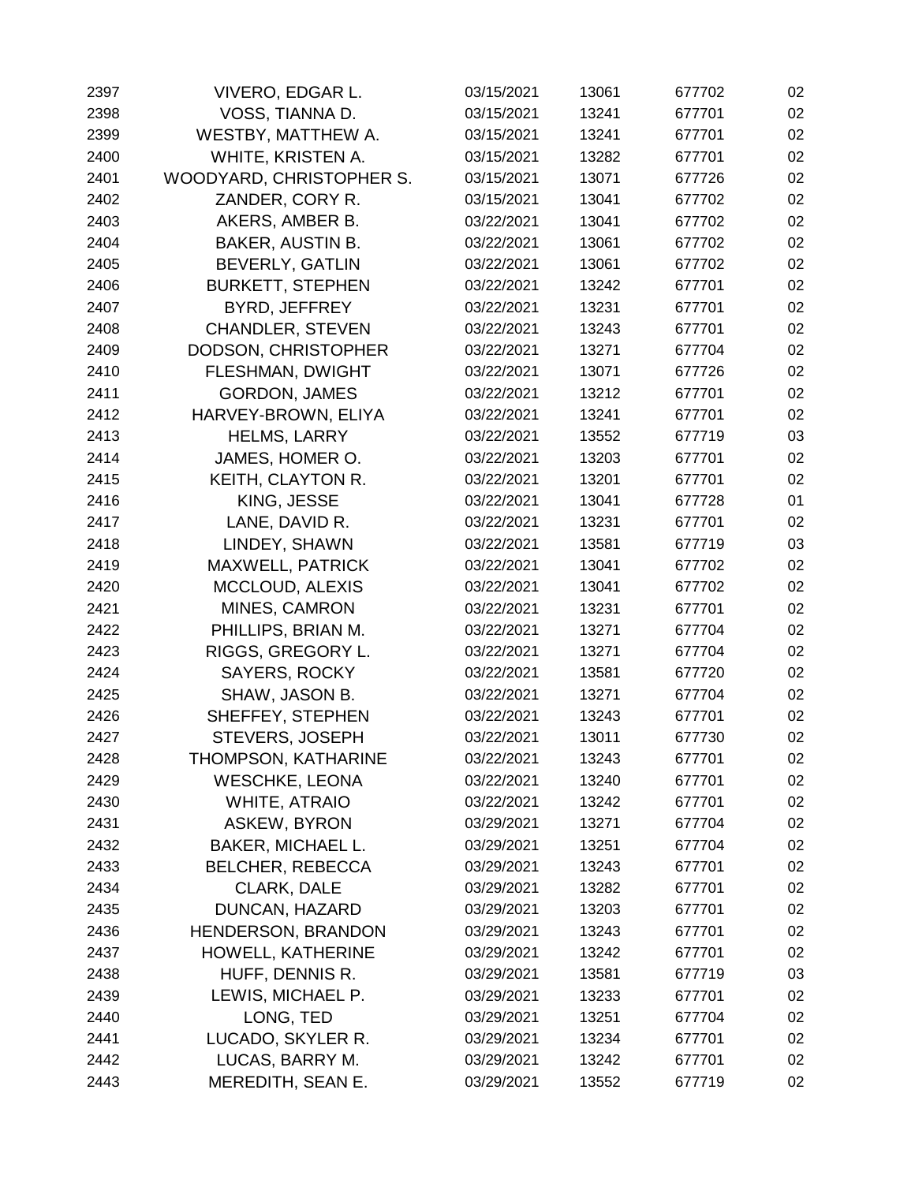| | | | | | |
|---|---|---|---|---|---|
| 2397 | VIVERO, EDGAR L. | 03/15/2021 | 13061 | 677702 | 02 |
| 2398 | VOSS, TIANNA D. | 03/15/2021 | 13241 | 677701 | 02 |
| 2399 | WESTBY, MATTHEW A. | 03/15/2021 | 13241 | 677701 | 02 |
| 2400 | WHITE, KRISTEN A. | 03/15/2021 | 13282 | 677701 | 02 |
| 2401 | WOODYARD, CHRISTOPHER S. | 03/15/2021 | 13071 | 677726 | 02 |
| 2402 | ZANDER, CORY R. | 03/15/2021 | 13041 | 677702 | 02 |
| 2403 | AKERS, AMBER B. | 03/22/2021 | 13041 | 677702 | 02 |
| 2404 | BAKER, AUSTIN B. | 03/22/2021 | 13061 | 677702 | 02 |
| 2405 | BEVERLY, GATLIN | 03/22/2021 | 13061 | 677702 | 02 |
| 2406 | BURKETT, STEPHEN | 03/22/2021 | 13242 | 677701 | 02 |
| 2407 | BYRD, JEFFREY | 03/22/2021 | 13231 | 677701 | 02 |
| 2408 | CHANDLER, STEVEN | 03/22/2021 | 13243 | 677701 | 02 |
| 2409 | DODSON, CHRISTOPHER | 03/22/2021 | 13271 | 677704 | 02 |
| 2410 | FLESHMAN, DWIGHT | 03/22/2021 | 13071 | 677726 | 02 |
| 2411 | GORDON, JAMES | 03/22/2021 | 13212 | 677701 | 02 |
| 2412 | HARVEY-BROWN, ELIYA | 03/22/2021 | 13241 | 677701 | 02 |
| 2413 | HELMS, LARRY | 03/22/2021 | 13552 | 677719 | 03 |
| 2414 | JAMES, HOMER O. | 03/22/2021 | 13203 | 677701 | 02 |
| 2415 | KEITH, CLAYTON R. | 03/22/2021 | 13201 | 677701 | 02 |
| 2416 | KING, JESSE | 03/22/2021 | 13041 | 677728 | 01 |
| 2417 | LANE, DAVID R. | 03/22/2021 | 13231 | 677701 | 02 |
| 2418 | LINDEY, SHAWN | 03/22/2021 | 13581 | 677719 | 03 |
| 2419 | MAXWELL, PATRICK | 03/22/2021 | 13041 | 677702 | 02 |
| 2420 | MCCLOUD, ALEXIS | 03/22/2021 | 13041 | 677702 | 02 |
| 2421 | MINES, CAMRON | 03/22/2021 | 13231 | 677701 | 02 |
| 2422 | PHILLIPS, BRIAN M. | 03/22/2021 | 13271 | 677704 | 02 |
| 2423 | RIGGS, GREGORY L. | 03/22/2021 | 13271 | 677704 | 02 |
| 2424 | SAYERS, ROCKY | 03/22/2021 | 13581 | 677720 | 02 |
| 2425 | SHAW, JASON B. | 03/22/2021 | 13271 | 677704 | 02 |
| 2426 | SHEFFEY, STEPHEN | 03/22/2021 | 13243 | 677701 | 02 |
| 2427 | STEVERS, JOSEPH | 03/22/2021 | 13011 | 677730 | 02 |
| 2428 | THOMPSON, KATHARINE | 03/22/2021 | 13243 | 677701 | 02 |
| 2429 | WESCHKE, LEONA | 03/22/2021 | 13240 | 677701 | 02 |
| 2430 | WHITE, ATRAIO | 03/22/2021 | 13242 | 677701 | 02 |
| 2431 | ASKEW, BYRON | 03/29/2021 | 13271 | 677704 | 02 |
| 2432 | BAKER, MICHAEL L. | 03/29/2021 | 13251 | 677704 | 02 |
| 2433 | BELCHER, REBECCA | 03/29/2021 | 13243 | 677701 | 02 |
| 2434 | CLARK, DALE | 03/29/2021 | 13282 | 677701 | 02 |
| 2435 | DUNCAN, HAZARD | 03/29/2021 | 13203 | 677701 | 02 |
| 2436 | HENDERSON, BRANDON | 03/29/2021 | 13243 | 677701 | 02 |
| 2437 | HOWELL, KATHERINE | 03/29/2021 | 13242 | 677701 | 02 |
| 2438 | HUFF, DENNIS R. | 03/29/2021 | 13581 | 677719 | 03 |
| 2439 | LEWIS, MICHAEL P. | 03/29/2021 | 13233 | 677701 | 02 |
| 2440 | LONG, TED | 03/29/2021 | 13251 | 677704 | 02 |
| 2441 | LUCADO, SKYLER R. | 03/29/2021 | 13234 | 677701 | 02 |
| 2442 | LUCAS, BARRY M. | 03/29/2021 | 13242 | 677701 | 02 |
| 2443 | MEREDITH, SEAN E. | 03/29/2021 | 13552 | 677719 | 02 |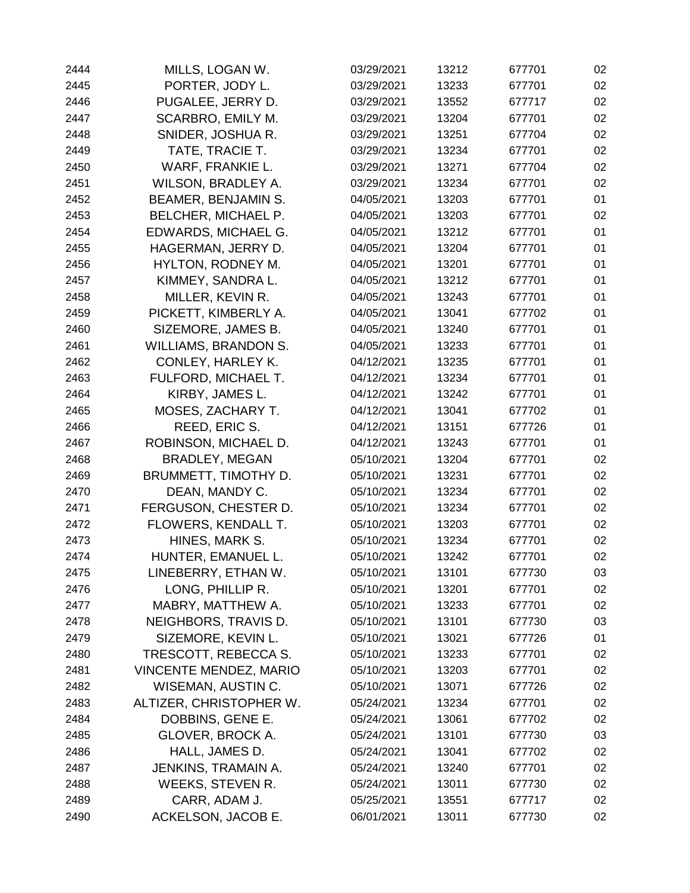| | | | | | |
|---|---|---|---|---|---|
| 2444 | MILLS, LOGAN W. | 03/29/2021 | 13212 | 677701 | 02 |
| 2445 | PORTER, JODY L. | 03/29/2021 | 13233 | 677701 | 02 |
| 2446 | PUGALEE, JERRY D. | 03/29/2021 | 13552 | 677717 | 02 |
| 2447 | SCARBRO, EMILY M. | 03/29/2021 | 13204 | 677701 | 02 |
| 2448 | SNIDER, JOSHUA R. | 03/29/2021 | 13251 | 677704 | 02 |
| 2449 | TATE, TRACIE T. | 03/29/2021 | 13234 | 677701 | 02 |
| 2450 | WARF, FRANKIE L. | 03/29/2021 | 13271 | 677704 | 02 |
| 2451 | WILSON, BRADLEY A. | 03/29/2021 | 13234 | 677701 | 02 |
| 2452 | BEAMER, BENJAMIN S. | 04/05/2021 | 13203 | 677701 | 01 |
| 2453 | BELCHER, MICHAEL P. | 04/05/2021 | 13203 | 677701 | 02 |
| 2454 | EDWARDS, MICHAEL G. | 04/05/2021 | 13212 | 677701 | 01 |
| 2455 | HAGERMAN, JERRY D. | 04/05/2021 | 13204 | 677701 | 01 |
| 2456 | HYLTON, RODNEY M. | 04/05/2021 | 13201 | 677701 | 01 |
| 2457 | KIMMEY, SANDRA L. | 04/05/2021 | 13212 | 677701 | 01 |
| 2458 | MILLER, KEVIN R. | 04/05/2021 | 13243 | 677701 | 01 |
| 2459 | PICKETT, KIMBERLY A. | 04/05/2021 | 13041 | 677702 | 01 |
| 2460 | SIZEMORE, JAMES B. | 04/05/2021 | 13240 | 677701 | 01 |
| 2461 | WILLIAMS, BRANDON S. | 04/05/2021 | 13233 | 677701 | 01 |
| 2462 | CONLEY, HARLEY K. | 04/12/2021 | 13235 | 677701 | 01 |
| 2463 | FULFORD, MICHAEL T. | 04/12/2021 | 13234 | 677701 | 01 |
| 2464 | KIRBY, JAMES L. | 04/12/2021 | 13242 | 677701 | 01 |
| 2465 | MOSES, ZACHARY T. | 04/12/2021 | 13041 | 677702 | 01 |
| 2466 | REED, ERIC S. | 04/12/2021 | 13151 | 677726 | 01 |
| 2467 | ROBINSON, MICHAEL D. | 04/12/2021 | 13243 | 677701 | 01 |
| 2468 | BRADLEY, MEGAN | 05/10/2021 | 13204 | 677701 | 02 |
| 2469 | BRUMMETT, TIMOTHY D. | 05/10/2021 | 13231 | 677701 | 02 |
| 2470 | DEAN, MANDY C. | 05/10/2021 | 13234 | 677701 | 02 |
| 2471 | FERGUSON, CHESTER D. | 05/10/2021 | 13234 | 677701 | 02 |
| 2472 | FLOWERS, KENDALL T. | 05/10/2021 | 13203 | 677701 | 02 |
| 2473 | HINES, MARK S. | 05/10/2021 | 13234 | 677701 | 02 |
| 2474 | HUNTER, EMANUEL L. | 05/10/2021 | 13242 | 677701 | 02 |
| 2475 | LINEBERRY, ETHAN W. | 05/10/2021 | 13101 | 677730 | 03 |
| 2476 | LONG, PHILLIP R. | 05/10/2021 | 13201 | 677701 | 02 |
| 2477 | MABRY, MATTHEW A. | 05/10/2021 | 13233 | 677701 | 02 |
| 2478 | NEIGHBORS, TRAVIS D. | 05/10/2021 | 13101 | 677730 | 03 |
| 2479 | SIZEMORE, KEVIN L. | 05/10/2021 | 13021 | 677726 | 01 |
| 2480 | TRESCOTT, REBECCA S. | 05/10/2021 | 13233 | 677701 | 02 |
| 2481 | VINCENTE MENDEZ, MARIO | 05/10/2021 | 13203 | 677701 | 02 |
| 2482 | WISEMAN, AUSTIN C. | 05/10/2021 | 13071 | 677726 | 02 |
| 2483 | ALTIZER, CHRISTOPHER W. | 05/24/2021 | 13234 | 677701 | 02 |
| 2484 | DOBBINS, GENE E. | 05/24/2021 | 13061 | 677702 | 02 |
| 2485 | GLOVER, BROCK A. | 05/24/2021 | 13101 | 677730 | 03 |
| 2486 | HALL, JAMES D. | 05/24/2021 | 13041 | 677702 | 02 |
| 2487 | JENKINS, TRAMAIN A. | 05/24/2021 | 13240 | 677701 | 02 |
| 2488 | WEEKS, STEVEN R. | 05/24/2021 | 13011 | 677730 | 02 |
| 2489 | CARR, ADAM J. | 05/25/2021 | 13551 | 677717 | 02 |
| 2490 | ACKELSON, JACOB E. | 06/01/2021 | 13011 | 677730 | 02 |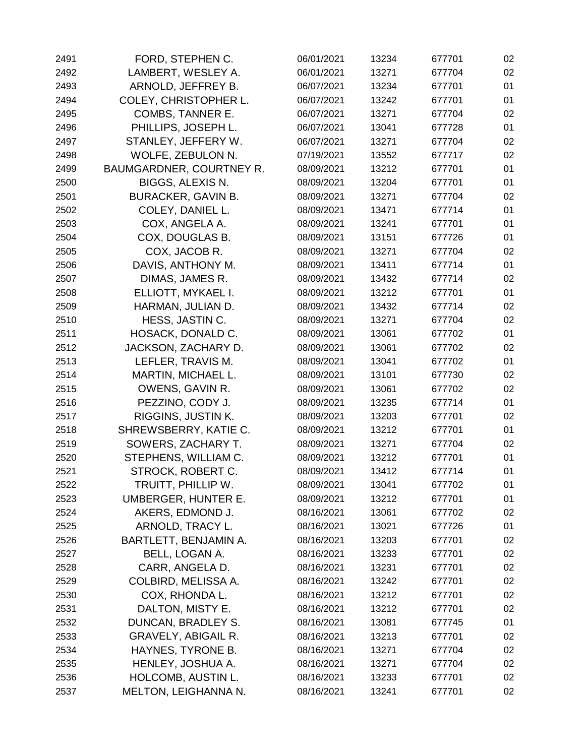| | | | | | |
|---|---|---|---|---|---|
| 2491 | FORD, STEPHEN C. | 06/01/2021 | 13234 | 677701 | 02 |
| 2492 | LAMBERT, WESLEY A. | 06/01/2021 | 13271 | 677704 | 02 |
| 2493 | ARNOLD, JEFFREY B. | 06/07/2021 | 13234 | 677701 | 01 |
| 2494 | COLEY, CHRISTOPHER L. | 06/07/2021 | 13242 | 677701 | 01 |
| 2495 | COMBS, TANNER E. | 06/07/2021 | 13271 | 677704 | 02 |
| 2496 | PHILLIPS, JOSEPH L. | 06/07/2021 | 13041 | 677728 | 01 |
| 2497 | STANLEY, JEFFERY W. | 06/07/2021 | 13271 | 677704 | 02 |
| 2498 | WOLFE, ZEBULON N. | 07/19/2021 | 13552 | 677717 | 02 |
| 2499 | BAUMGARDNER, COURTNEY R. | 08/09/2021 | 13212 | 677701 | 01 |
| 2500 | BIGGS, ALEXIS N. | 08/09/2021 | 13204 | 677701 | 01 |
| 2501 | BURACKER, GAVIN B. | 08/09/2021 | 13271 | 677704 | 02 |
| 2502 | COLEY, DANIEL L. | 08/09/2021 | 13471 | 677714 | 01 |
| 2503 | COX, ANGELA A. | 08/09/2021 | 13241 | 677701 | 01 |
| 2504 | COX, DOUGLAS B. | 08/09/2021 | 13151 | 677726 | 01 |
| 2505 | COX, JACOB R. | 08/09/2021 | 13271 | 677704 | 02 |
| 2506 | DAVIS, ANTHONY M. | 08/09/2021 | 13411 | 677714 | 01 |
| 2507 | DIMAS, JAMES R. | 08/09/2021 | 13432 | 677714 | 02 |
| 2508 | ELLIOTT, MYKAEL I. | 08/09/2021 | 13212 | 677701 | 01 |
| 2509 | HARMAN, JULIAN D. | 08/09/2021 | 13432 | 677714 | 02 |
| 2510 | HESS, JASTIN C. | 08/09/2021 | 13271 | 677704 | 02 |
| 2511 | HOSACK, DONALD C. | 08/09/2021 | 13061 | 677702 | 01 |
| 2512 | JACKSON, ZACHARY D. | 08/09/2021 | 13061 | 677702 | 02 |
| 2513 | LEFLER, TRAVIS M. | 08/09/2021 | 13041 | 677702 | 01 |
| 2514 | MARTIN, MICHAEL L. | 08/09/2021 | 13101 | 677730 | 02 |
| 2515 | OWENS, GAVIN R. | 08/09/2021 | 13061 | 677702 | 02 |
| 2516 | PEZZINO, CODY J. | 08/09/2021 | 13235 | 677714 | 01 |
| 2517 | RIGGINS, JUSTIN K. | 08/09/2021 | 13203 | 677701 | 02 |
| 2518 | SHREWSBERRY, KATIE C. | 08/09/2021 | 13212 | 677701 | 01 |
| 2519 | SOWERS, ZACHARY T. | 08/09/2021 | 13271 | 677704 | 02 |
| 2520 | STEPHENS, WILLIAM C. | 08/09/2021 | 13212 | 677701 | 01 |
| 2521 | STROCK, ROBERT C. | 08/09/2021 | 13412 | 677714 | 01 |
| 2522 | TRUITT, PHILLIP W. | 08/09/2021 | 13041 | 677702 | 01 |
| 2523 | UMBERGER, HUNTER E. | 08/09/2021 | 13212 | 677701 | 01 |
| 2524 | AKERS, EDMOND J. | 08/16/2021 | 13061 | 677702 | 02 |
| 2525 | ARNOLD, TRACY L. | 08/16/2021 | 13021 | 677726 | 01 |
| 2526 | BARTLETT, BENJAMIN A. | 08/16/2021 | 13203 | 677701 | 02 |
| 2527 | BELL, LOGAN A. | 08/16/2021 | 13233 | 677701 | 02 |
| 2528 | CARR, ANGELA D. | 08/16/2021 | 13231 | 677701 | 02 |
| 2529 | COLBIRD, MELISSA A. | 08/16/2021 | 13242 | 677701 | 02 |
| 2530 | COX, RHONDA L. | 08/16/2021 | 13212 | 677701 | 02 |
| 2531 | DALTON, MISTY E. | 08/16/2021 | 13212 | 677701 | 02 |
| 2532 | DUNCAN, BRADLEY S. | 08/16/2021 | 13081 | 677745 | 01 |
| 2533 | GRAVELY, ABIGAIL R. | 08/16/2021 | 13213 | 677701 | 02 |
| 2534 | HAYNES, TYRONE B. | 08/16/2021 | 13271 | 677704 | 02 |
| 2535 | HENLEY, JOSHUA A. | 08/16/2021 | 13271 | 677704 | 02 |
| 2536 | HOLCOMB, AUSTIN L. | 08/16/2021 | 13233 | 677701 | 02 |
| 2537 | MELTON, LEIGHANNA N. | 08/16/2021 | 13241 | 677701 | 02 |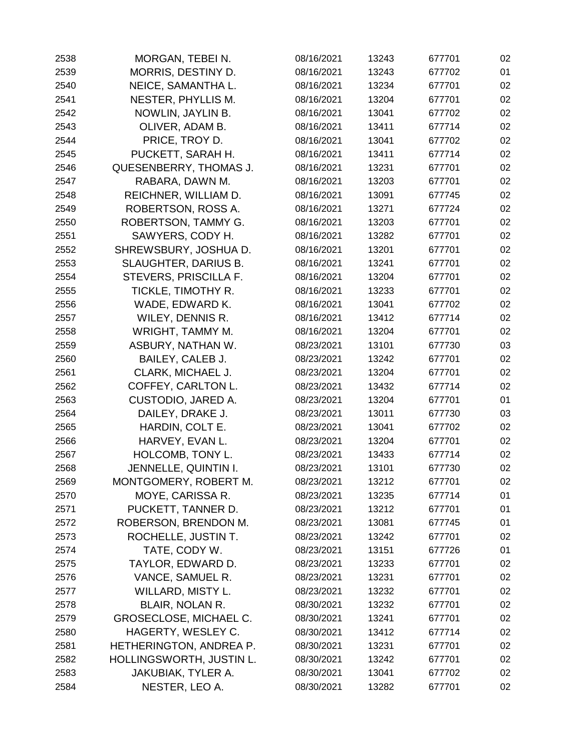| | | | | | |
|---|---|---|---|---|---|
| 2538 | MORGAN, TEBEI N. | 08/16/2021 | 13243 | 677701 | 02 |
| 2539 | MORRIS, DESTINY D. | 08/16/2021 | 13243 | 677702 | 01 |
| 2540 | NEICE, SAMANTHA L. | 08/16/2021 | 13234 | 677701 | 02 |
| 2541 | NESTER, PHYLLIS M. | 08/16/2021 | 13204 | 677701 | 02 |
| 2542 | NOWLIN, JAYLIN B. | 08/16/2021 | 13041 | 677702 | 02 |
| 2543 | OLIVER, ADAM B. | 08/16/2021 | 13411 | 677714 | 02 |
| 2544 | PRICE, TROY D. | 08/16/2021 | 13041 | 677702 | 02 |
| 2545 | PUCKETT, SARAH H. | 08/16/2021 | 13411 | 677714 | 02 |
| 2546 | QUESENBERRY, THOMAS J. | 08/16/2021 | 13231 | 677701 | 02 |
| 2547 | RABARA, DAWN M. | 08/16/2021 | 13203 | 677701 | 02 |
| 2548 | REICHNER, WILLIAM D. | 08/16/2021 | 13091 | 677745 | 02 |
| 2549 | ROBERTSON, ROSS A. | 08/16/2021 | 13271 | 677724 | 02 |
| 2550 | ROBERTSON, TAMMY G. | 08/16/2021 | 13203 | 677701 | 02 |
| 2551 | SAWYERS, CODY H. | 08/16/2021 | 13282 | 677701 | 02 |
| 2552 | SHREWSBURY, JOSHUA D. | 08/16/2021 | 13201 | 677701 | 02 |
| 2553 | SLAUGHTER, DARIUS B. | 08/16/2021 | 13241 | 677701 | 02 |
| 2554 | STEVERS, PRISCILLA F. | 08/16/2021 | 13204 | 677701 | 02 |
| 2555 | TICKLE, TIMOTHY R. | 08/16/2021 | 13233 | 677701 | 02 |
| 2556 | WADE, EDWARD K. | 08/16/2021 | 13041 | 677702 | 02 |
| 2557 | WILEY, DENNIS R. | 08/16/2021 | 13412 | 677714 | 02 |
| 2558 | WRIGHT, TAMMY M. | 08/16/2021 | 13204 | 677701 | 02 |
| 2559 | ASBURY, NATHAN W. | 08/23/2021 | 13101 | 677730 | 03 |
| 2560 | BAILEY, CALEB J. | 08/23/2021 | 13242 | 677701 | 02 |
| 2561 | CLARK, MICHAEL J. | 08/23/2021 | 13204 | 677701 | 02 |
| 2562 | COFFEY, CARLTON L. | 08/23/2021 | 13432 | 677714 | 02 |
| 2563 | CUSTODIO, JARED A. | 08/23/2021 | 13204 | 677701 | 01 |
| 2564 | DAILEY, DRAKE J. | 08/23/2021 | 13011 | 677730 | 03 |
| 2565 | HARDIN, COLT E. | 08/23/2021 | 13041 | 677702 | 02 |
| 2566 | HARVEY, EVAN L. | 08/23/2021 | 13204 | 677701 | 02 |
| 2567 | HOLCOMB, TONY L. | 08/23/2021 | 13433 | 677714 | 02 |
| 2568 | JENNELLE, QUINTIN I. | 08/23/2021 | 13101 | 677730 | 02 |
| 2569 | MONTGOMERY, ROBERT M. | 08/23/2021 | 13212 | 677701 | 02 |
| 2570 | MOYE, CARISSA R. | 08/23/2021 | 13235 | 677714 | 01 |
| 2571 | PUCKETT, TANNER D. | 08/23/2021 | 13212 | 677701 | 01 |
| 2572 | ROBERSON, BRENDON M. | 08/23/2021 | 13081 | 677745 | 01 |
| 2573 | ROCHELLE, JUSTIN T. | 08/23/2021 | 13242 | 677701 | 02 |
| 2574 | TATE, CODY W. | 08/23/2021 | 13151 | 677726 | 01 |
| 2575 | TAYLOR, EDWARD D. | 08/23/2021 | 13233 | 677701 | 02 |
| 2576 | VANCE, SAMUEL R. | 08/23/2021 | 13231 | 677701 | 02 |
| 2577 | WILLARD, MISTY L. | 08/23/2021 | 13232 | 677701 | 02 |
| 2578 | BLAIR, NOLAN R. | 08/30/2021 | 13232 | 677701 | 02 |
| 2579 | GROSECLOSE, MICHAEL C. | 08/30/2021 | 13241 | 677701 | 02 |
| 2580 | HAGERTY, WESLEY C. | 08/30/2021 | 13412 | 677714 | 02 |
| 2581 | HETHERINGTON, ANDREA P. | 08/30/2021 | 13231 | 677701 | 02 |
| 2582 | HOLLINGSWORTH, JUSTIN L. | 08/30/2021 | 13242 | 677701 | 02 |
| 2583 | JAKUBIAK, TYLER A. | 08/30/2021 | 13041 | 677702 | 02 |
| 2584 | NESTER, LEO A. | 08/30/2021 | 13282 | 677701 | 02 |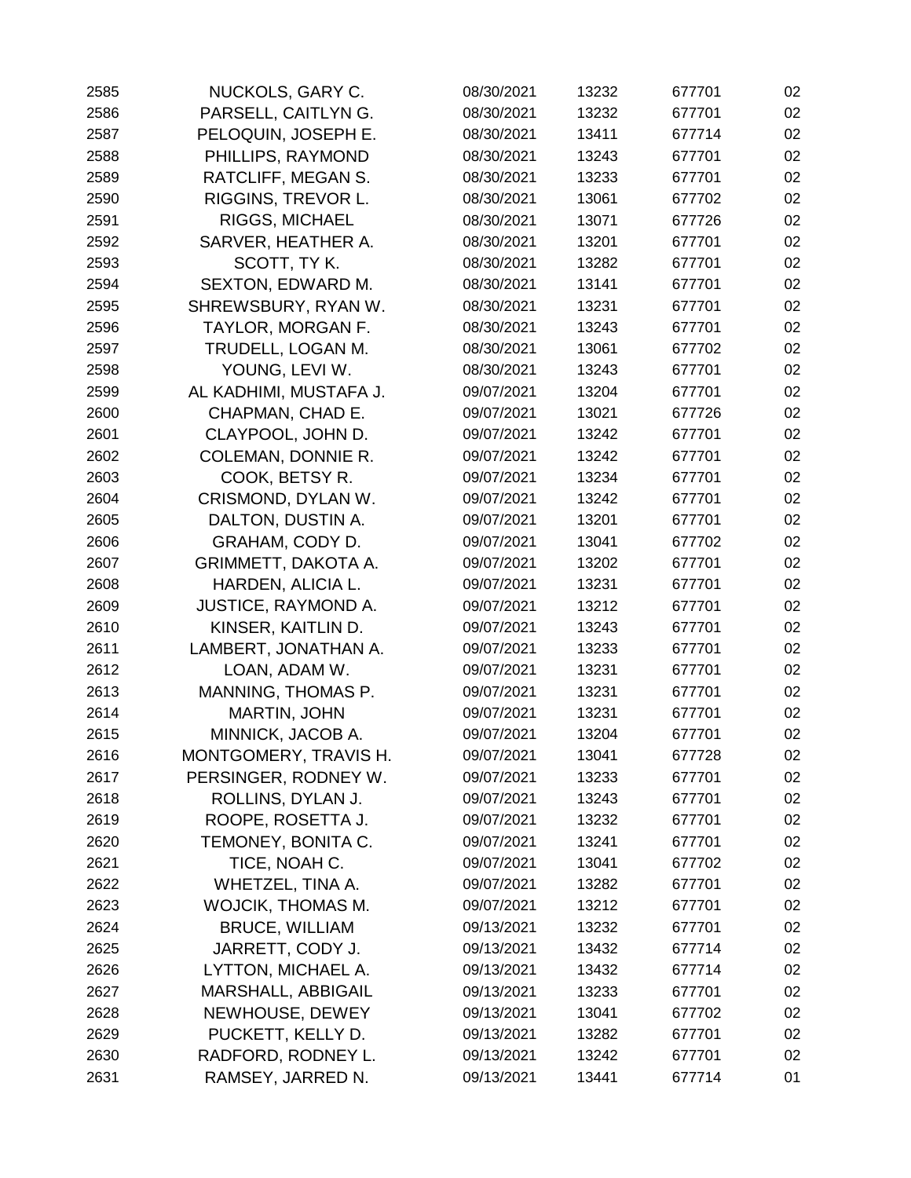| | | | | | |
|---|---|---|---|---|---|
| 2585 | NUCKOLS, GARY C. | 08/30/2021 | 13232 | 677701 | 02 |
| 2586 | PARSELL, CAITLYN G. | 08/30/2021 | 13232 | 677701 | 02 |
| 2587 | PELOQUIN, JOSEPH E. | 08/30/2021 | 13411 | 677714 | 02 |
| 2588 | PHILLIPS, RAYMOND | 08/30/2021 | 13243 | 677701 | 02 |
| 2589 | RATCLIFF, MEGAN S. | 08/30/2021 | 13233 | 677701 | 02 |
| 2590 | RIGGINS, TREVOR L. | 08/30/2021 | 13061 | 677702 | 02 |
| 2591 | RIGGS, MICHAEL | 08/30/2021 | 13071 | 677726 | 02 |
| 2592 | SARVER, HEATHER A. | 08/30/2021 | 13201 | 677701 | 02 |
| 2593 | SCOTT, TY K. | 08/30/2021 | 13282 | 677701 | 02 |
| 2594 | SEXTON, EDWARD M. | 08/30/2021 | 13141 | 677701 | 02 |
| 2595 | SHREWSBURY, RYAN W. | 08/30/2021 | 13231 | 677701 | 02 |
| 2596 | TAYLOR, MORGAN F. | 08/30/2021 | 13243 | 677701 | 02 |
| 2597 | TRUDELL, LOGAN M. | 08/30/2021 | 13061 | 677702 | 02 |
| 2598 | YOUNG, LEVI W. | 08/30/2021 | 13243 | 677701 | 02 |
| 2599 | AL KADHIMI, MUSTAFA J. | 09/07/2021 | 13204 | 677701 | 02 |
| 2600 | CHAPMAN, CHAD E. | 09/07/2021 | 13021 | 677726 | 02 |
| 2601 | CLAYPOOL, JOHN D. | 09/07/2021 | 13242 | 677701 | 02 |
| 2602 | COLEMAN, DONNIE R. | 09/07/2021 | 13242 | 677701 | 02 |
| 2603 | COOK, BETSY R. | 09/07/2021 | 13234 | 677701 | 02 |
| 2604 | CRISMOND, DYLAN W. | 09/07/2021 | 13242 | 677701 | 02 |
| 2605 | DALTON, DUSTIN A. | 09/07/2021 | 13201 | 677701 | 02 |
| 2606 | GRAHAM, CODY D. | 09/07/2021 | 13041 | 677702 | 02 |
| 2607 | GRIMMETT, DAKOTA A. | 09/07/2021 | 13202 | 677701 | 02 |
| 2608 | HARDEN, ALICIA L. | 09/07/2021 | 13231 | 677701 | 02 |
| 2609 | JUSTICE, RAYMOND A. | 09/07/2021 | 13212 | 677701 | 02 |
| 2610 | KINSER, KAITLIN D. | 09/07/2021 | 13243 | 677701 | 02 |
| 2611 | LAMBERT, JONATHAN A. | 09/07/2021 | 13233 | 677701 | 02 |
| 2612 | LOAN, ADAM W. | 09/07/2021 | 13231 | 677701 | 02 |
| 2613 | MANNING, THOMAS P. | 09/07/2021 | 13231 | 677701 | 02 |
| 2614 | MARTIN, JOHN | 09/07/2021 | 13231 | 677701 | 02 |
| 2615 | MINNICK, JACOB A. | 09/07/2021 | 13204 | 677701 | 02 |
| 2616 | MONTGOMERY, TRAVIS H. | 09/07/2021 | 13041 | 677728 | 02 |
| 2617 | PERSINGER, RODNEY W. | 09/07/2021 | 13233 | 677701 | 02 |
| 2618 | ROLLINS, DYLAN J. | 09/07/2021 | 13243 | 677701 | 02 |
| 2619 | ROOPE, ROSETTA J. | 09/07/2021 | 13232 | 677701 | 02 |
| 2620 | TEMONEY, BONITA C. | 09/07/2021 | 13241 | 677701 | 02 |
| 2621 | TICE, NOAH C. | 09/07/2021 | 13041 | 677702 | 02 |
| 2622 | WHETZEL, TINA A. | 09/07/2021 | 13282 | 677701 | 02 |
| 2623 | WOJCIK, THOMAS M. | 09/07/2021 | 13212 | 677701 | 02 |
| 2624 | BRUCE, WILLIAM | 09/13/2021 | 13232 | 677701 | 02 |
| 2625 | JARRETT, CODY J. | 09/13/2021 | 13432 | 677714 | 02 |
| 2626 | LYTTON, MICHAEL A. | 09/13/2021 | 13432 | 677714 | 02 |
| 2627 | MARSHALL, ABBIGAIL | 09/13/2021 | 13233 | 677701 | 02 |
| 2628 | NEWHOUSE, DEWEY | 09/13/2021 | 13041 | 677702 | 02 |
| 2629 | PUCKETT, KELLY D. | 09/13/2021 | 13282 | 677701 | 02 |
| 2630 | RADFORD, RODNEY L. | 09/13/2021 | 13242 | 677701 | 02 |
| 2631 | RAMSEY, JARRED N. | 09/13/2021 | 13441 | 677714 | 01 |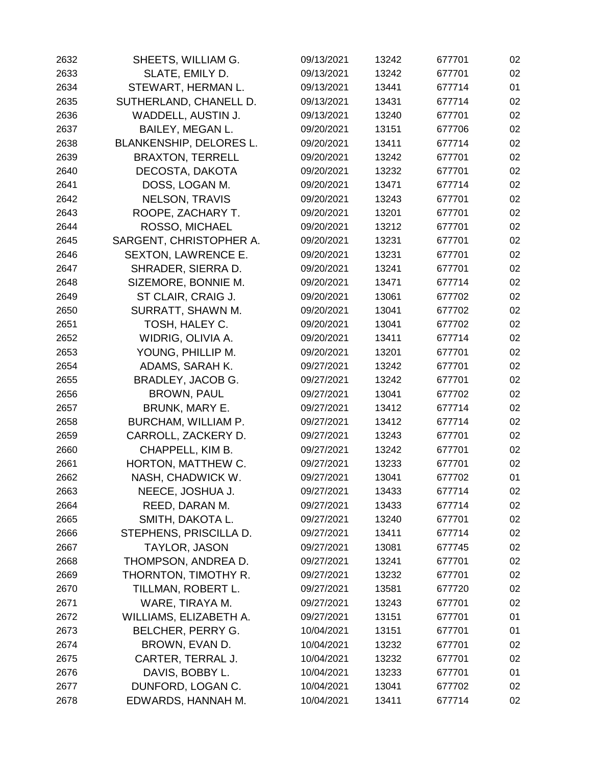| | | | | | |
|---|---|---|---|---|---|
| 2632 | SHEETS, WILLIAM G. | 09/13/2021 | 13242 | 677701 | 02 |
| 2633 | SLATE, EMILY D. | 09/13/2021 | 13242 | 677701 | 02 |
| 2634 | STEWART, HERMAN L. | 09/13/2021 | 13441 | 677714 | 01 |
| 2635 | SUTHERLAND, CHANELL D. | 09/13/2021 | 13431 | 677714 | 02 |
| 2636 | WADDELL, AUSTIN J. | 09/13/2021 | 13240 | 677701 | 02 |
| 2637 | BAILEY, MEGAN L. | 09/20/2021 | 13151 | 677706 | 02 |
| 2638 | BLANKENSHIP, DELORES L. | 09/20/2021 | 13411 | 677714 | 02 |
| 2639 | BRAXTON, TERRELL | 09/20/2021 | 13242 | 677701 | 02 |
| 2640 | DECOSTA, DAKOTA | 09/20/2021 | 13232 | 677701 | 02 |
| 2641 | DOSS, LOGAN M. | 09/20/2021 | 13471 | 677714 | 02 |
| 2642 | NELSON, TRAVIS | 09/20/2021 | 13243 | 677701 | 02 |
| 2643 | ROOPE, ZACHARY T. | 09/20/2021 | 13201 | 677701 | 02 |
| 2644 | ROSSO, MICHAEL | 09/20/2021 | 13212 | 677701 | 02 |
| 2645 | SARGENT, CHRISTOPHER A. | 09/20/2021 | 13231 | 677701 | 02 |
| 2646 | SEXTON, LAWRENCE E. | 09/20/2021 | 13231 | 677701 | 02 |
| 2647 | SHRADER, SIERRA D. | 09/20/2021 | 13241 | 677701 | 02 |
| 2648 | SIZEMORE, BONNIE M. | 09/20/2021 | 13471 | 677714 | 02 |
| 2649 | ST CLAIR, CRAIG J. | 09/20/2021 | 13061 | 677702 | 02 |
| 2650 | SURRATT, SHAWN M. | 09/20/2021 | 13041 | 677702 | 02 |
| 2651 | TOSH, HALEY C. | 09/20/2021 | 13041 | 677702 | 02 |
| 2652 | WIDRIG, OLIVIA A. | 09/20/2021 | 13411 | 677714 | 02 |
| 2653 | YOUNG, PHILLIP M. | 09/20/2021 | 13201 | 677701 | 02 |
| 2654 | ADAMS, SARAH K. | 09/27/2021 | 13242 | 677701 | 02 |
| 2655 | BRADLEY, JACOB G. | 09/27/2021 | 13242 | 677701 | 02 |
| 2656 | BROWN, PAUL | 09/27/2021 | 13041 | 677702 | 02 |
| 2657 | BRUNK, MARY E. | 09/27/2021 | 13412 | 677714 | 02 |
| 2658 | BURCHAM, WILLIAM P. | 09/27/2021 | 13412 | 677714 | 02 |
| 2659 | CARROLL, ZACKERY D. | 09/27/2021 | 13243 | 677701 | 02 |
| 2660 | CHAPPELL, KIM B. | 09/27/2021 | 13242 | 677701 | 02 |
| 2661 | HORTON, MATTHEW C. | 09/27/2021 | 13233 | 677701 | 02 |
| 2662 | NASH, CHADWICK W. | 09/27/2021 | 13041 | 677702 | 01 |
| 2663 | NEECE, JOSHUA J. | 09/27/2021 | 13433 | 677714 | 02 |
| 2664 | REED, DARAN M. | 09/27/2021 | 13433 | 677714 | 02 |
| 2665 | SMITH, DAKOTA L. | 09/27/2021 | 13240 | 677701 | 02 |
| 2666 | STEPHENS, PRISCILLA D. | 09/27/2021 | 13411 | 677714 | 02 |
| 2667 | TAYLOR, JASON | 09/27/2021 | 13081 | 677745 | 02 |
| 2668 | THOMPSON, ANDREA D. | 09/27/2021 | 13241 | 677701 | 02 |
| 2669 | THORNTON, TIMOTHY R. | 09/27/2021 | 13232 | 677701 | 02 |
| 2670 | TILLMAN, ROBERT L. | 09/27/2021 | 13581 | 677720 | 02 |
| 2671 | WARE, TIRAYA M. | 09/27/2021 | 13243 | 677701 | 02 |
| 2672 | WILLIAMS, ELIZABETH A. | 09/27/2021 | 13151 | 677701 | 01 |
| 2673 | BELCHER, PERRY G. | 10/04/2021 | 13151 | 677701 | 01 |
| 2674 | BROWN, EVAN D. | 10/04/2021 | 13232 | 677701 | 02 |
| 2675 | CARTER, TERRAL J. | 10/04/2021 | 13232 | 677701 | 02 |
| 2676 | DAVIS, BOBBY L. | 10/04/2021 | 13233 | 677701 | 01 |
| 2677 | DUNFORD, LOGAN C. | 10/04/2021 | 13041 | 677702 | 02 |
| 2678 | EDWARDS, HANNAH M. | 10/04/2021 | 13411 | 677714 | 02 |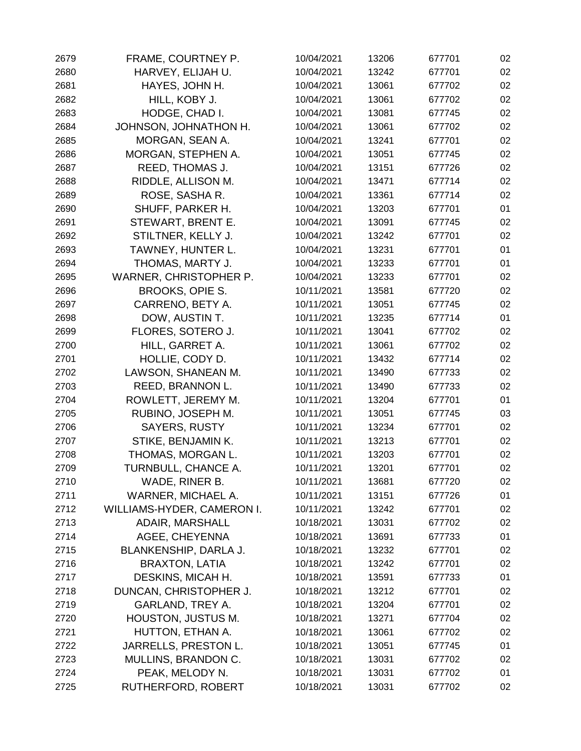| | | | | | |
|---|---|---|---|---|---|
| 2679 | FRAME, COURTNEY P. | 10/04/2021 | 13206 | 677701 | 02 |
| 2680 | HARVEY, ELIJAH U. | 10/04/2021 | 13242 | 677701 | 02 |
| 2681 | HAYES, JOHN H. | 10/04/2021 | 13061 | 677702 | 02 |
| 2682 | HILL, KOBY J. | 10/04/2021 | 13061 | 677702 | 02 |
| 2683 | HODGE, CHAD I. | 10/04/2021 | 13081 | 677745 | 02 |
| 2684 | JOHNSON, JOHNATHON H. | 10/04/2021 | 13061 | 677702 | 02 |
| 2685 | MORGAN, SEAN A. | 10/04/2021 | 13241 | 677701 | 02 |
| 2686 | MORGAN, STEPHEN A. | 10/04/2021 | 13051 | 677745 | 02 |
| 2687 | REED, THOMAS J. | 10/04/2021 | 13151 | 677726 | 02 |
| 2688 | RIDDLE, ALLISON M. | 10/04/2021 | 13471 | 677714 | 02 |
| 2689 | ROSE, SASHA R. | 10/04/2021 | 13361 | 677714 | 02 |
| 2690 | SHUFF, PARKER H. | 10/04/2021 | 13203 | 677701 | 01 |
| 2691 | STEWART, BRENT E. | 10/04/2021 | 13091 | 677745 | 02 |
| 2692 | STILTNER, KELLY J. | 10/04/2021 | 13242 | 677701 | 02 |
| 2693 | TAWNEY, HUNTER L. | 10/04/2021 | 13231 | 677701 | 01 |
| 2694 | THOMAS, MARTY J. | 10/04/2021 | 13233 | 677701 | 01 |
| 2695 | WARNER, CHRISTOPHER P. | 10/04/2021 | 13233 | 677701 | 02 |
| 2696 | BROOKS, OPIE S. | 10/11/2021 | 13581 | 677720 | 02 |
| 2697 | CARRENO, BETY A. | 10/11/2021 | 13051 | 677745 | 02 |
| 2698 | DOW, AUSTIN T. | 10/11/2021 | 13235 | 677714 | 01 |
| 2699 | FLORES, SOTERO J. | 10/11/2021 | 13041 | 677702 | 02 |
| 2700 | HILL, GARRET A. | 10/11/2021 | 13061 | 677702 | 02 |
| 2701 | HOLLIE, CODY D. | 10/11/2021 | 13432 | 677714 | 02 |
| 2702 | LAWSON, SHANEAN M. | 10/11/2021 | 13490 | 677733 | 02 |
| 2703 | REED, BRANNON L. | 10/11/2021 | 13490 | 677733 | 02 |
| 2704 | ROWLETT, JEREMY M. | 10/11/2021 | 13204 | 677701 | 01 |
| 2705 | RUBINO, JOSEPH M. | 10/11/2021 | 13051 | 677745 | 03 |
| 2706 | SAYERS, RUSTY | 10/11/2021 | 13234 | 677701 | 02 |
| 2707 | STIKE, BENJAMIN K. | 10/11/2021 | 13213 | 677701 | 02 |
| 2708 | THOMAS, MORGAN L. | 10/11/2021 | 13203 | 677701 | 02 |
| 2709 | TURNBULL, CHANCE A. | 10/11/2021 | 13201 | 677701 | 02 |
| 2710 | WADE, RINER B. | 10/11/2021 | 13681 | 677720 | 02 |
| 2711 | WARNER, MICHAEL A. | 10/11/2021 | 13151 | 677726 | 01 |
| 2712 | WILLIAMS-HYDER, CAMERON I. | 10/11/2021 | 13242 | 677701 | 02 |
| 2713 | ADAIR, MARSHALL | 10/18/2021 | 13031 | 677702 | 02 |
| 2714 | AGEE, CHEYENNA | 10/18/2021 | 13691 | 677733 | 01 |
| 2715 | BLANKENSHIP, DARLA J. | 10/18/2021 | 13232 | 677701 | 02 |
| 2716 | BRAXTON, LATIA | 10/18/2021 | 13242 | 677701 | 02 |
| 2717 | DESKINS, MICAH H. | 10/18/2021 | 13591 | 677733 | 01 |
| 2718 | DUNCAN, CHRISTOPHER J. | 10/18/2021 | 13212 | 677701 | 02 |
| 2719 | GARLAND, TREY A. | 10/18/2021 | 13204 | 677701 | 02 |
| 2720 | HOUSTON, JUSTUS M. | 10/18/2021 | 13271 | 677704 | 02 |
| 2721 | HUTTON, ETHAN A. | 10/18/2021 | 13061 | 677702 | 02 |
| 2722 | JARRELLS, PRESTON L. | 10/18/2021 | 13051 | 677745 | 01 |
| 2723 | MULLINS, BRANDON C. | 10/18/2021 | 13031 | 677702 | 02 |
| 2724 | PEAK, MELODY N. | 10/18/2021 | 13031 | 677702 | 01 |
| 2725 | RUTHERFORD, ROBERT | 10/18/2021 | 13031 | 677702 | 02 |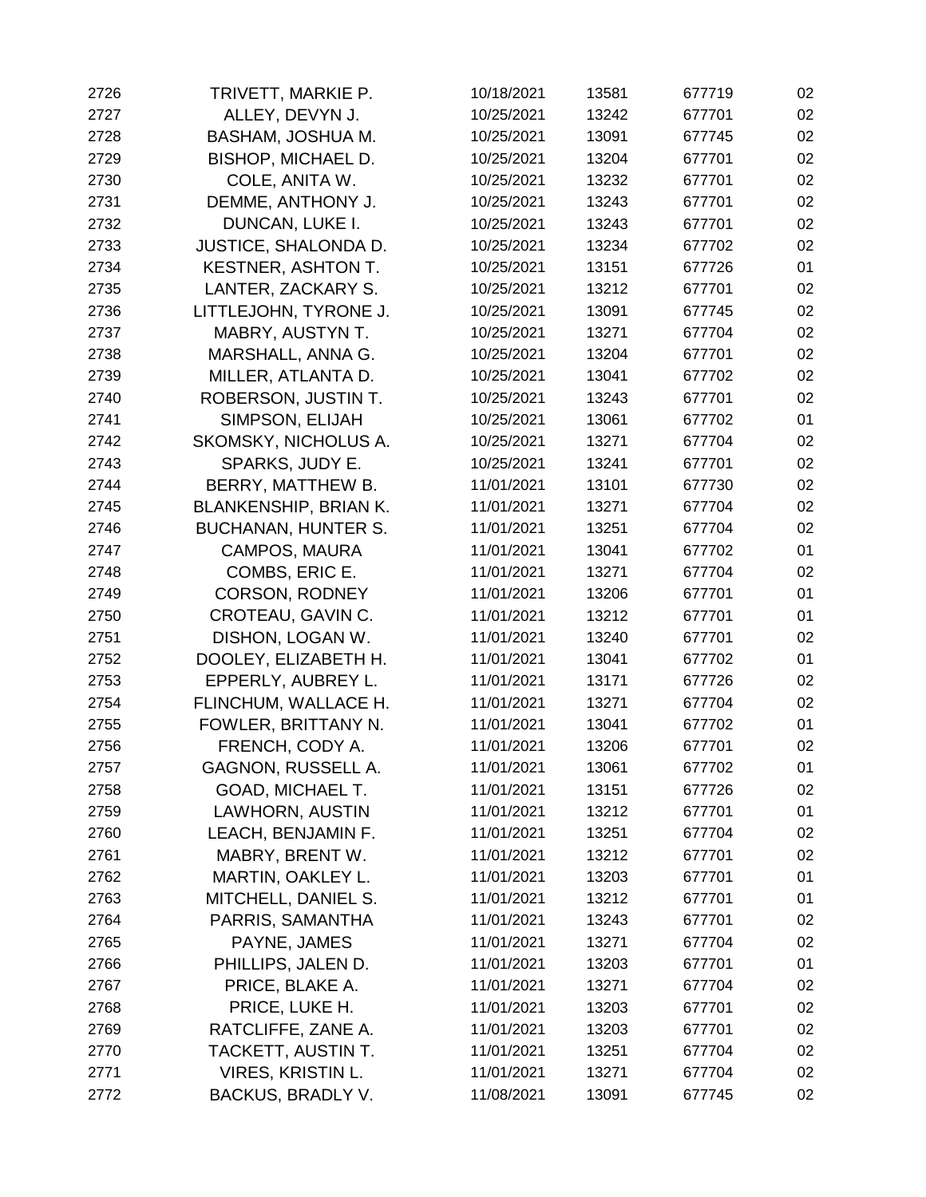| | | | | | |
|---|---|---|---|---|---|
| 2726 | TRIVETT, MARKIE P. | 10/18/2021 | 13581 | 677719 | 02 |
| 2727 | ALLEY, DEVYN J. | 10/25/2021 | 13242 | 677701 | 02 |
| 2728 | BASHAM, JOSHUA M. | 10/25/2021 | 13091 | 677745 | 02 |
| 2729 | BISHOP, MICHAEL D. | 10/25/2021 | 13204 | 677701 | 02 |
| 2730 | COLE, ANITA W. | 10/25/2021 | 13232 | 677701 | 02 |
| 2731 | DEMME, ANTHONY J. | 10/25/2021 | 13243 | 677701 | 02 |
| 2732 | DUNCAN, LUKE I. | 10/25/2021 | 13243 | 677701 | 02 |
| 2733 | JUSTICE, SHALONDA D. | 10/25/2021 | 13234 | 677702 | 02 |
| 2734 | KESTNER, ASHTON T. | 10/25/2021 | 13151 | 677726 | 01 |
| 2735 | LANTER, ZACKARY S. | 10/25/2021 | 13212 | 677701 | 02 |
| 2736 | LITTLEJOHN, TYRONE J. | 10/25/2021 | 13091 | 677745 | 02 |
| 2737 | MABRY, AUSTYN T. | 10/25/2021 | 13271 | 677704 | 02 |
| 2738 | MARSHALL, ANNA G. | 10/25/2021 | 13204 | 677701 | 02 |
| 2739 | MILLER, ATLANTA D. | 10/25/2021 | 13041 | 677702 | 02 |
| 2740 | ROBERSON, JUSTIN T. | 10/25/2021 | 13243 | 677701 | 02 |
| 2741 | SIMPSON, ELIJAH | 10/25/2021 | 13061 | 677702 | 01 |
| 2742 | SKOMSKY, NICHOLUS A. | 10/25/2021 | 13271 | 677704 | 02 |
| 2743 | SPARKS, JUDY E. | 10/25/2021 | 13241 | 677701 | 02 |
| 2744 | BERRY, MATTHEW B. | 11/01/2021 | 13101 | 677730 | 02 |
| 2745 | BLANKENSHIP, BRIAN K. | 11/01/2021 | 13271 | 677704 | 02 |
| 2746 | BUCHANAN, HUNTER S. | 11/01/2021 | 13251 | 677704 | 02 |
| 2747 | CAMPOS, MAURA | 11/01/2021 | 13041 | 677702 | 01 |
| 2748 | COMBS, ERIC E. | 11/01/2021 | 13271 | 677704 | 02 |
| 2749 | CORSON, RODNEY | 11/01/2021 | 13206 | 677701 | 01 |
| 2750 | CROTEAU, GAVIN C. | 11/01/2021 | 13212 | 677701 | 01 |
| 2751 | DISHON, LOGAN W. | 11/01/2021 | 13240 | 677701 | 02 |
| 2752 | DOOLEY, ELIZABETH H. | 11/01/2021 | 13041 | 677702 | 01 |
| 2753 | EPPERLY, AUBREY L. | 11/01/2021 | 13171 | 677726 | 02 |
| 2754 | FLINCHUM, WALLACE H. | 11/01/2021 | 13271 | 677704 | 02 |
| 2755 | FOWLER, BRITTANY N. | 11/01/2021 | 13041 | 677702 | 01 |
| 2756 | FRENCH, CODY A. | 11/01/2021 | 13206 | 677701 | 02 |
| 2757 | GAGNON, RUSSELL A. | 11/01/2021 | 13061 | 677702 | 01 |
| 2758 | GOAD, MICHAEL T. | 11/01/2021 | 13151 | 677726 | 02 |
| 2759 | LAWHORN, AUSTIN | 11/01/2021 | 13212 | 677701 | 01 |
| 2760 | LEACH, BENJAMIN F. | 11/01/2021 | 13251 | 677704 | 02 |
| 2761 | MABRY, BRENT W. | 11/01/2021 | 13212 | 677701 | 02 |
| 2762 | MARTIN, OAKLEY L. | 11/01/2021 | 13203 | 677701 | 01 |
| 2763 | MITCHELL, DANIEL S. | 11/01/2021 | 13212 | 677701 | 01 |
| 2764 | PARRIS, SAMANTHA | 11/01/2021 | 13243 | 677701 | 02 |
| 2765 | PAYNE, JAMES | 11/01/2021 | 13271 | 677704 | 02 |
| 2766 | PHILLIPS, JALEN D. | 11/01/2021 | 13203 | 677701 | 01 |
| 2767 | PRICE, BLAKE A. | 11/01/2021 | 13271 | 677704 | 02 |
| 2768 | PRICE, LUKE H. | 11/01/2021 | 13203 | 677701 | 02 |
| 2769 | RATCLIFFE, ZANE A. | 11/01/2021 | 13203 | 677701 | 02 |
| 2770 | TACKETT, AUSTIN T. | 11/01/2021 | 13251 | 677704 | 02 |
| 2771 | VIRES, KRISTIN L. | 11/01/2021 | 13271 | 677704 | 02 |
| 2772 | BACKUS, BRADLY V. | 11/08/2021 | 13091 | 677745 | 02 |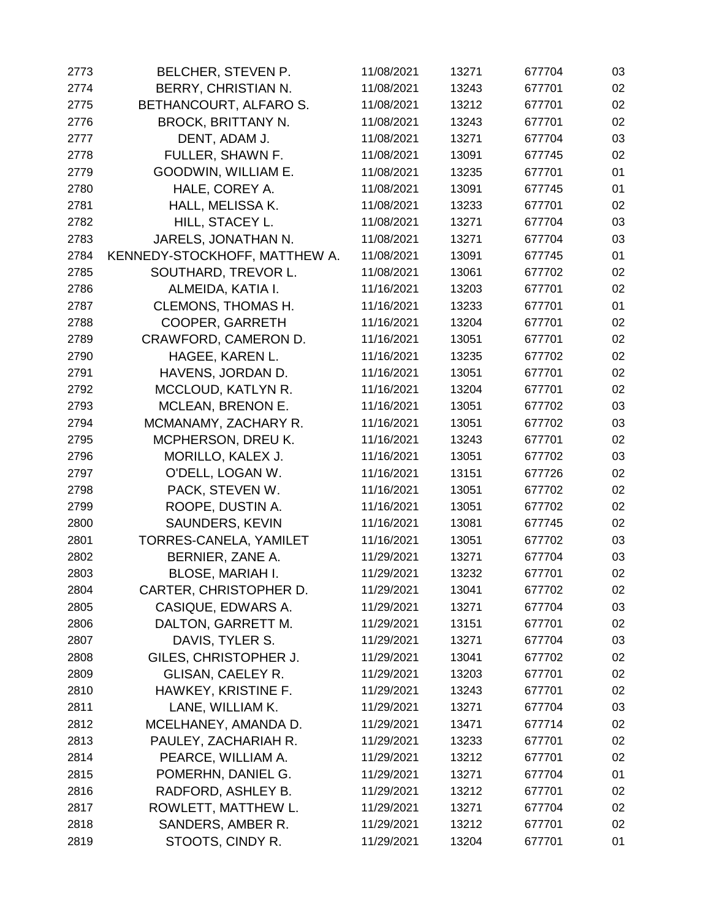| | | | | | |
|---|---|---|---|---|---|
| 2773 | BELCHER, STEVEN P. | 11/08/2021 | 13271 | 677704 | 03 |
| 2774 | BERRY, CHRISTIAN N. | 11/08/2021 | 13243 | 677701 | 02 |
| 2775 | BETHANCOURT, ALFARO S. | 11/08/2021 | 13212 | 677701 | 02 |
| 2776 | BROCK, BRITTANY N. | 11/08/2021 | 13243 | 677701 | 02 |
| 2777 | DENT, ADAM J. | 11/08/2021 | 13271 | 677704 | 03 |
| 2778 | FULLER, SHAWN F. | 11/08/2021 | 13091 | 677745 | 02 |
| 2779 | GOODWIN, WILLIAM E. | 11/08/2021 | 13235 | 677701 | 01 |
| 2780 | HALE, COREY A. | 11/08/2021 | 13091 | 677745 | 01 |
| 2781 | HALL, MELISSA K. | 11/08/2021 | 13233 | 677701 | 02 |
| 2782 | HILL, STACEY L. | 11/08/2021 | 13271 | 677704 | 03 |
| 2783 | JARELS, JONATHAN N. | 11/08/2021 | 13271 | 677704 | 03 |
| 2784 | KENNEDY-STOCKHOFF, MATTHEW A. | 11/08/2021 | 13091 | 677745 | 01 |
| 2785 | SOUTHARD, TREVOR L. | 11/08/2021 | 13061 | 677702 | 02 |
| 2786 | ALMEIDA, KATIA I. | 11/16/2021 | 13203 | 677701 | 02 |
| 2787 | CLEMONS, THOMAS H. | 11/16/2021 | 13233 | 677701 | 01 |
| 2788 | COOPER, GARRETH | 11/16/2021 | 13204 | 677701 | 02 |
| 2789 | CRAWFORD, CAMERON D. | 11/16/2021 | 13051 | 677701 | 02 |
| 2790 | HAGEE, KAREN L. | 11/16/2021 | 13235 | 677702 | 02 |
| 2791 | HAVENS, JORDAN D. | 11/16/2021 | 13051 | 677701 | 02 |
| 2792 | MCCLOUD, KATLYN R. | 11/16/2021 | 13204 | 677701 | 02 |
| 2793 | MCLEAN, BRENON E. | 11/16/2021 | 13051 | 677702 | 03 |
| 2794 | MCMANAMY, ZACHARY R. | 11/16/2021 | 13051 | 677702 | 03 |
| 2795 | MCPHERSON, DREU K. | 11/16/2021 | 13243 | 677701 | 02 |
| 2796 | MORILLO, KALEX J. | 11/16/2021 | 13051 | 677702 | 03 |
| 2797 | O'DELL, LOGAN W. | 11/16/2021 | 13151 | 677726 | 02 |
| 2798 | PACK, STEVEN W. | 11/16/2021 | 13051 | 677702 | 02 |
| 2799 | ROOPE, DUSTIN A. | 11/16/2021 | 13051 | 677702 | 02 |
| 2800 | SAUNDERS, KEVIN | 11/16/2021 | 13081 | 677745 | 02 |
| 2801 | TORRES-CANELA, YAMILET | 11/16/2021 | 13051 | 677702 | 03 |
| 2802 | BERNIER, ZANE A. | 11/29/2021 | 13271 | 677704 | 03 |
| 2803 | BLOSE, MARIAH I. | 11/29/2021 | 13232 | 677701 | 02 |
| 2804 | CARTER, CHRISTOPHER D. | 11/29/2021 | 13041 | 677702 | 02 |
| 2805 | CASIQUE, EDWARS A. | 11/29/2021 | 13271 | 677704 | 03 |
| 2806 | DALTON, GARRETT M. | 11/29/2021 | 13151 | 677701 | 02 |
| 2807 | DAVIS, TYLER S. | 11/29/2021 | 13271 | 677704 | 03 |
| 2808 | GILES, CHRISTOPHER J. | 11/29/2021 | 13041 | 677702 | 02 |
| 2809 | GLISAN, CAELEY R. | 11/29/2021 | 13203 | 677701 | 02 |
| 2810 | HAWKEY, KRISTINE F. | 11/29/2021 | 13243 | 677701 | 02 |
| 2811 | LANE, WILLIAM K. | 11/29/2021 | 13271 | 677704 | 03 |
| 2812 | MCELHANEY, AMANDA D. | 11/29/2021 | 13471 | 677714 | 02 |
| 2813 | PAULEY, ZACHARIAH R. | 11/29/2021 | 13233 | 677701 | 02 |
| 2814 | PEARCE, WILLIAM A. | 11/29/2021 | 13212 | 677701 | 02 |
| 2815 | POMERHN, DANIEL G. | 11/29/2021 | 13271 | 677704 | 01 |
| 2816 | RADFORD, ASHLEY B. | 11/29/2021 | 13212 | 677701 | 02 |
| 2817 | ROWLETT, MATTHEW L. | 11/29/2021 | 13271 | 677704 | 02 |
| 2818 | SANDERS, AMBER R. | 11/29/2021 | 13212 | 677701 | 02 |
| 2819 | STOOTS, CINDY R. | 11/29/2021 | 13204 | 677701 | 01 |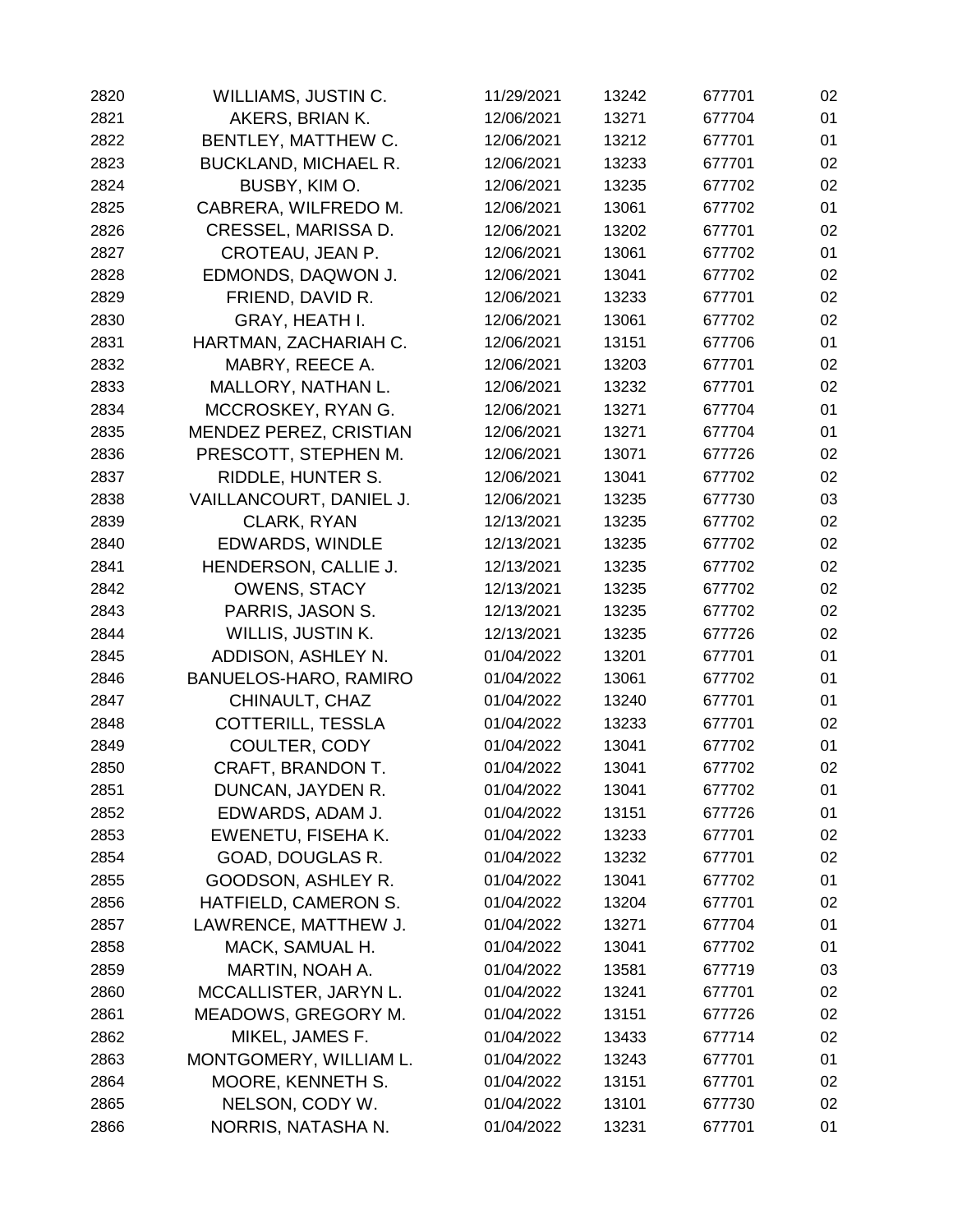| | | | | | |
|---|---|---|---|---|---|
| 2820 | WILLIAMS, JUSTIN C. | 11/29/2021 | 13242 | 677701 | 02 |
| 2821 | AKERS, BRIAN K. | 12/06/2021 | 13271 | 677704 | 01 |
| 2822 | BENTLEY, MATTHEW C. | 12/06/2021 | 13212 | 677701 | 01 |
| 2823 | BUCKLAND, MICHAEL R. | 12/06/2021 | 13233 | 677701 | 02 |
| 2824 | BUSBY, KIM O. | 12/06/2021 | 13235 | 677702 | 02 |
| 2825 | CABRERA, WILFREDO M. | 12/06/2021 | 13061 | 677702 | 01 |
| 2826 | CRESSEL, MARISSA D. | 12/06/2021 | 13202 | 677701 | 02 |
| 2827 | CROTEAU, JEAN P. | 12/06/2021 | 13061 | 677702 | 01 |
| 2828 | EDMONDS, DAQWON J. | 12/06/2021 | 13041 | 677702 | 02 |
| 2829 | FRIEND, DAVID R. | 12/06/2021 | 13233 | 677701 | 02 |
| 2830 | GRAY, HEATH I. | 12/06/2021 | 13061 | 677702 | 02 |
| 2831 | HARTMAN, ZACHARIAH C. | 12/06/2021 | 13151 | 677706 | 01 |
| 2832 | MABRY, REECE A. | 12/06/2021 | 13203 | 677701 | 02 |
| 2833 | MALLORY, NATHAN L. | 12/06/2021 | 13232 | 677701 | 02 |
| 2834 | MCCROSKEY, RYAN G. | 12/06/2021 | 13271 | 677704 | 01 |
| 2835 | MENDEZ PEREZ, CRISTIAN | 12/06/2021 | 13271 | 677704 | 01 |
| 2836 | PRESCOTT, STEPHEN M. | 12/06/2021 | 13071 | 677726 | 02 |
| 2837 | RIDDLE, HUNTER S. | 12/06/2021 | 13041 | 677702 | 02 |
| 2838 | VAILLANCOURT, DANIEL J. | 12/06/2021 | 13235 | 677730 | 03 |
| 2839 | CLARK, RYAN | 12/13/2021 | 13235 | 677702 | 02 |
| 2840 | EDWARDS, WINDLE | 12/13/2021 | 13235 | 677702 | 02 |
| 2841 | HENDERSON, CALLIE J. | 12/13/2021 | 13235 | 677702 | 02 |
| 2842 | OWENS, STACY | 12/13/2021 | 13235 | 677702 | 02 |
| 2843 | PARRIS, JASON S. | 12/13/2021 | 13235 | 677702 | 02 |
| 2844 | WILLIS, JUSTIN K. | 12/13/2021 | 13235 | 677726 | 02 |
| 2845 | ADDISON, ASHLEY N. | 01/04/2022 | 13201 | 677701 | 01 |
| 2846 | BANUELOS-HARO, RAMIRO | 01/04/2022 | 13061 | 677702 | 01 |
| 2847 | CHINAULT, CHAZ | 01/04/2022 | 13240 | 677701 | 01 |
| 2848 | COTTERILL, TESSLA | 01/04/2022 | 13233 | 677701 | 02 |
| 2849 | COULTER, CODY | 01/04/2022 | 13041 | 677702 | 01 |
| 2850 | CRAFT, BRANDON T. | 01/04/2022 | 13041 | 677702 | 02 |
| 2851 | DUNCAN, JAYDEN R. | 01/04/2022 | 13041 | 677702 | 01 |
| 2852 | EDWARDS, ADAM J. | 01/04/2022 | 13151 | 677726 | 01 |
| 2853 | EWENETU, FISEHA K. | 01/04/2022 | 13233 | 677701 | 02 |
| 2854 | GOAD, DOUGLAS R. | 01/04/2022 | 13232 | 677701 | 02 |
| 2855 | GOODSON, ASHLEY R. | 01/04/2022 | 13041 | 677702 | 01 |
| 2856 | HATFIELD, CAMERON S. | 01/04/2022 | 13204 | 677701 | 02 |
| 2857 | LAWRENCE, MATTHEW J. | 01/04/2022 | 13271 | 677704 | 01 |
| 2858 | MACK, SAMUAL H. | 01/04/2022 | 13041 | 677702 | 01 |
| 2859 | MARTIN, NOAH A. | 01/04/2022 | 13581 | 677719 | 03 |
| 2860 | MCCALLISTER, JARYN L. | 01/04/2022 | 13241 | 677701 | 02 |
| 2861 | MEADOWS, GREGORY M. | 01/04/2022 | 13151 | 677726 | 02 |
| 2862 | MIKEL, JAMES F. | 01/04/2022 | 13433 | 677714 | 02 |
| 2863 | MONTGOMERY, WILLIAM L. | 01/04/2022 | 13243 | 677701 | 01 |
| 2864 | MOORE, KENNETH S. | 01/04/2022 | 13151 | 677701 | 02 |
| 2865 | NELSON, CODY W. | 01/04/2022 | 13101 | 677730 | 02 |
| 2866 | NORRIS, NATASHA N. | 01/04/2022 | 13231 | 677701 | 01 |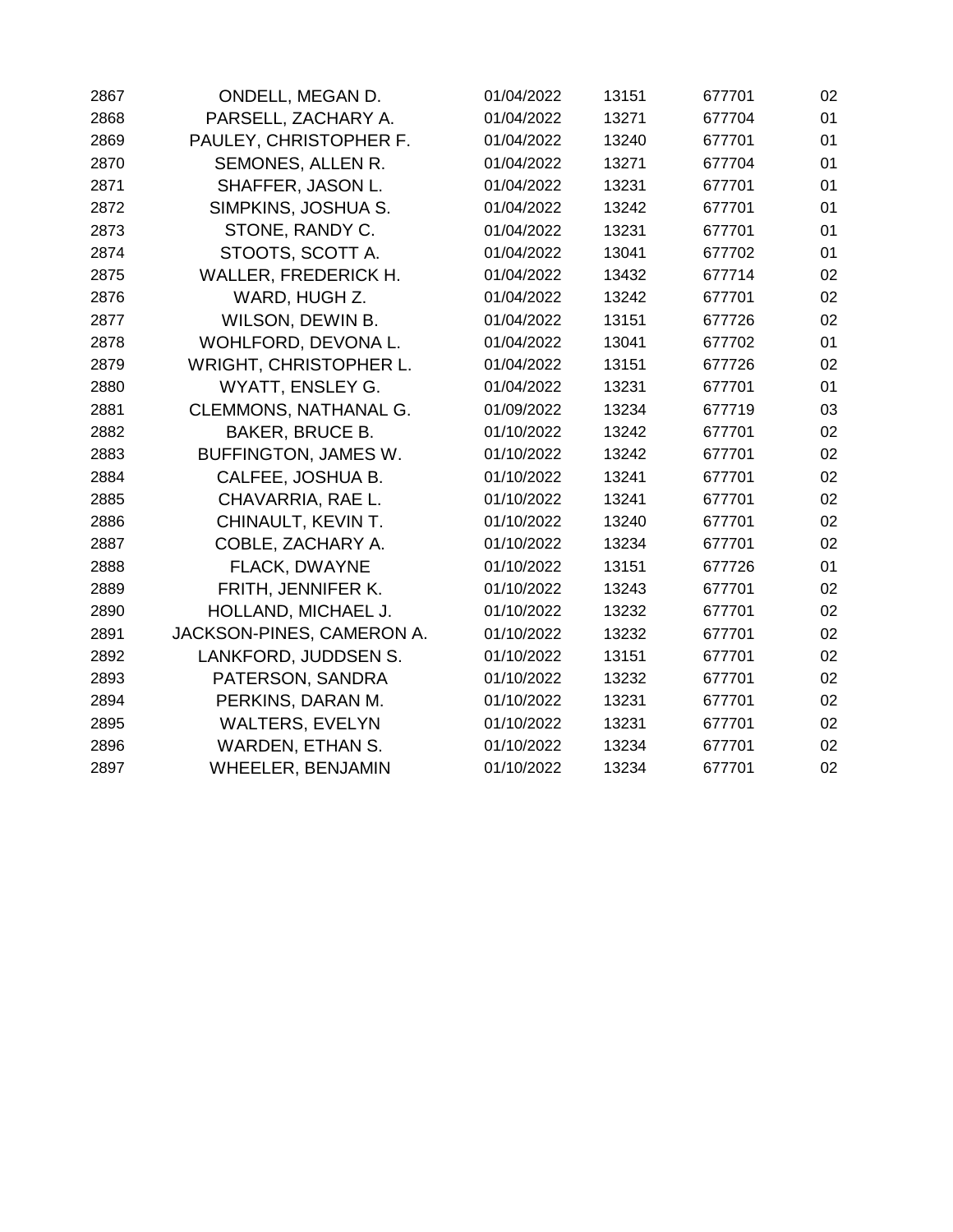| | | | | | |
|---|---|---|---|---|---|
| 2867 | ONDELL, MEGAN D. | 01/04/2022 | 13151 | 677701 | 02 |
| 2868 | PARSELL, ZACHARY A. | 01/04/2022 | 13271 | 677704 | 01 |
| 2869 | PAULEY, CHRISTOPHER F. | 01/04/2022 | 13240 | 677701 | 01 |
| 2870 | SEMONES, ALLEN R. | 01/04/2022 | 13271 | 677704 | 01 |
| 2871 | SHAFFER, JASON L. | 01/04/2022 | 13231 | 677701 | 01 |
| 2872 | SIMPKINS, JOSHUA S. | 01/04/2022 | 13242 | 677701 | 01 |
| 2873 | STONE, RANDY C. | 01/04/2022 | 13231 | 677701 | 01 |
| 2874 | STOOTS, SCOTT A. | 01/04/2022 | 13041 | 677702 | 01 |
| 2875 | WALLER, FREDERICK H. | 01/04/2022 | 13432 | 677714 | 02 |
| 2876 | WARD, HUGH Z. | 01/04/2022 | 13242 | 677701 | 02 |
| 2877 | WILSON, DEWIN B. | 01/04/2022 | 13151 | 677726 | 02 |
| 2878 | WOHLFORD, DEVONA L. | 01/04/2022 | 13041 | 677702 | 01 |
| 2879 | WRIGHT, CHRISTOPHER L. | 01/04/2022 | 13151 | 677726 | 02 |
| 2880 | WYATT, ENSLEY G. | 01/04/2022 | 13231 | 677701 | 01 |
| 2881 | CLEMMONS, NATHANAL G. | 01/09/2022 | 13234 | 677719 | 03 |
| 2882 | BAKER, BRUCE B. | 01/10/2022 | 13242 | 677701 | 02 |
| 2883 | BUFFINGTON, JAMES W. | 01/10/2022 | 13242 | 677701 | 02 |
| 2884 | CALFEE, JOSHUA B. | 01/10/2022 | 13241 | 677701 | 02 |
| 2885 | CHAVARRIA, RAE L. | 01/10/2022 | 13241 | 677701 | 02 |
| 2886 | CHINAULT, KEVIN T. | 01/10/2022 | 13240 | 677701 | 02 |
| 2887 | COBLE, ZACHARY A. | 01/10/2022 | 13234 | 677701 | 02 |
| 2888 | FLACK, DWAYNE | 01/10/2022 | 13151 | 677726 | 01 |
| 2889 | FRITH, JENNIFER K. | 01/10/2022 | 13243 | 677701 | 02 |
| 2890 | HOLLAND, MICHAEL J. | 01/10/2022 | 13232 | 677701 | 02 |
| 2891 | JACKSON-PINES, CAMERON A. | 01/10/2022 | 13232 | 677701 | 02 |
| 2892 | LANKFORD, JUDDSEN S. | 01/10/2022 | 13151 | 677701 | 02 |
| 2893 | PATERSON, SANDRA | 01/10/2022 | 13232 | 677701 | 02 |
| 2894 | PERKINS, DARAN M. | 01/10/2022 | 13231 | 677701 | 02 |
| 2895 | WALTERS, EVELYN | 01/10/2022 | 13231 | 677701 | 02 |
| 2896 | WARDEN, ETHAN S. | 01/10/2022 | 13234 | 677701 | 02 |
| 2897 | WHEELER, BENJAMIN | 01/10/2022 | 13234 | 677701 | 02 |